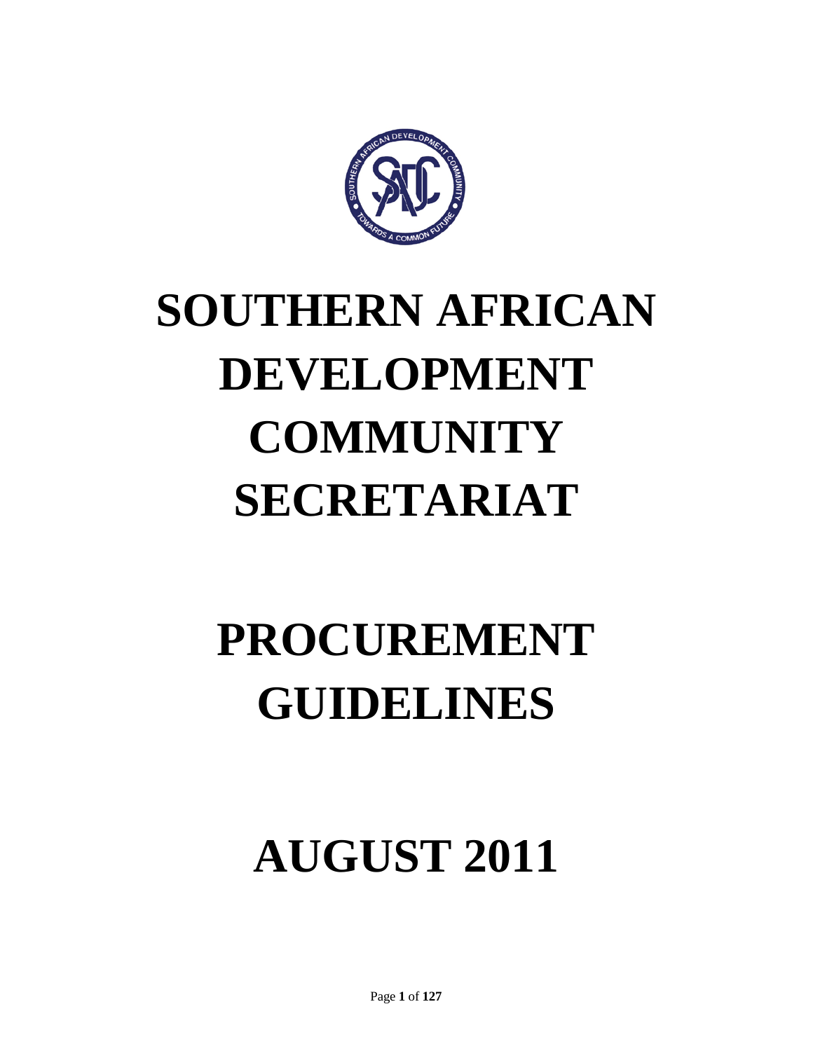# SOUTHERN AFRICAN DEVELOPMENT COMMUNITY SECRETARIAT

# PROCUREMENT GUIDELINES

# AUGUST 2011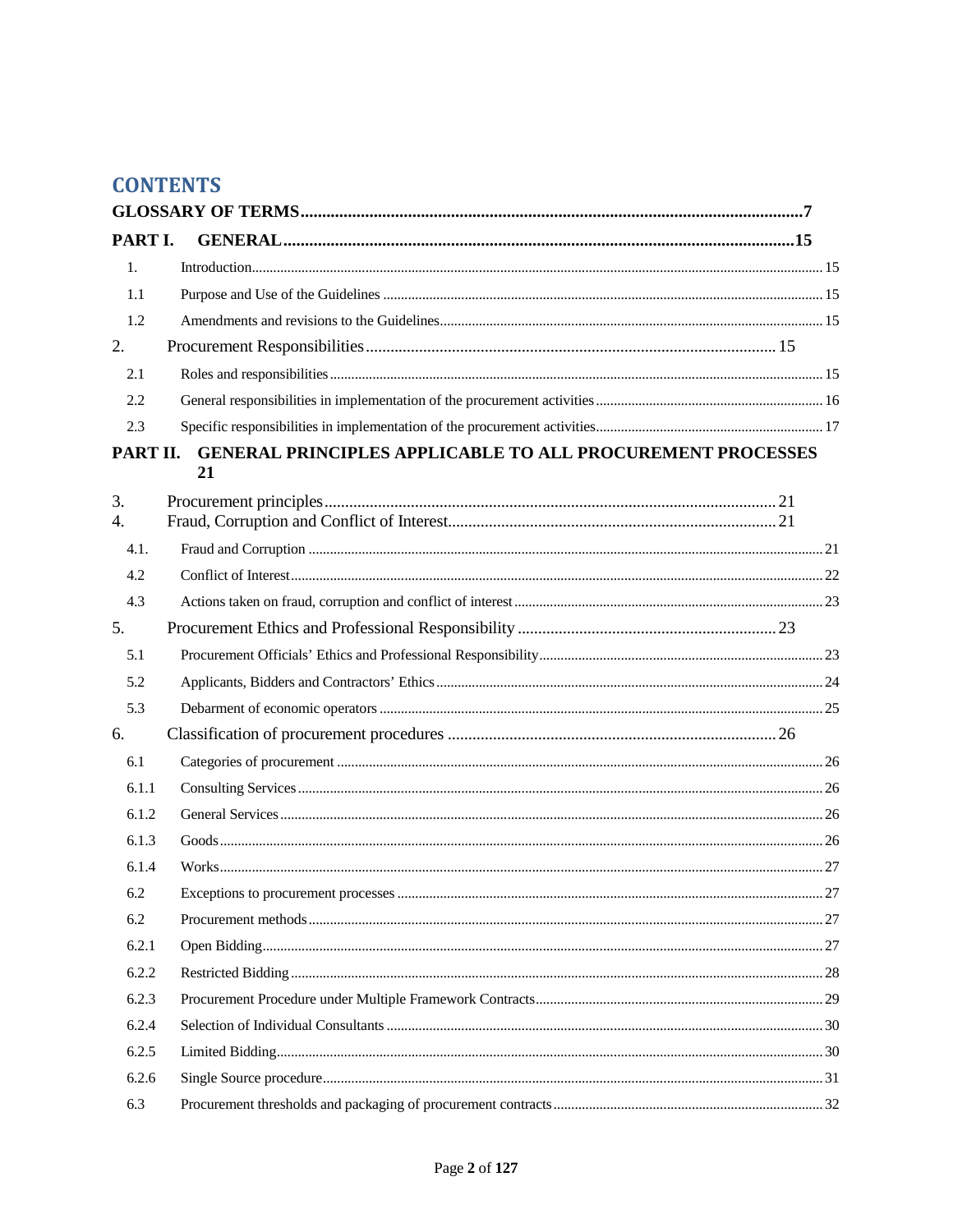# CONTENTS

**GLOSSARY OF TERMS** .......... 7

**PART I. GENERAL** .......... 15

1. Introduction .......... 15

1.1 Purpose and Use of the Guidelines .......... 15

1.2 Amendments and revisions to the Guidelines .......... 15

2. Procurement Responsibilities .......... 15

2.1 Roles and responsibilities .......... 15

2.2 General responsibilities in implementation of the procurement activities .......... 16

2.3 Specific responsibilities in implementation of the procurement activities .......... 17

**PART II. GENERAL PRINCIPLES APPLICABLE TO ALL PROCUREMENT PROCESSES** 21

3. Procurement principles .......... 21

4. Fraud, Corruption and Conflict of Interest .......... 21

4.1. Fraud and Corruption .......... 21

4.2 Conflict of Interest .......... 22

4.3 Actions taken on fraud, corruption and conflict of interest .......... 23

5. Procurement Ethics and Professional Responsibility .......... 23

5.1 Procurement Officials' Ethics and Professional Responsibility .......... 23

5.2 Applicants, Bidders and Contractors' Ethics .......... 24

5.3 Debarment of economic operators .......... 25

6. Classification of procurement procedures .......... 26

6.1 Categories of procurement .......... 26

6.1.1 Consulting Services .......... 26

6.1.2 General Services .......... 26

6.1.3 Goods .......... 26

6.1.4 Works .......... 27

6.2 Exceptions to procurement processes .......... 27

6.2 Procurement methods .......... 27

6.2.1 Open Bidding .......... 27

6.2.2 Restricted Bidding .......... 28

6.2.3 Procurement Procedure under Multiple Framework Contracts .......... 29

6.2.4 Selection of Individual Consultants .......... 30

6.2.5 Limited Bidding .......... 30

6.2.6 Single Source procedure .......... 31

6.3 Procurement thresholds and packaging of procurement contracts .......... 32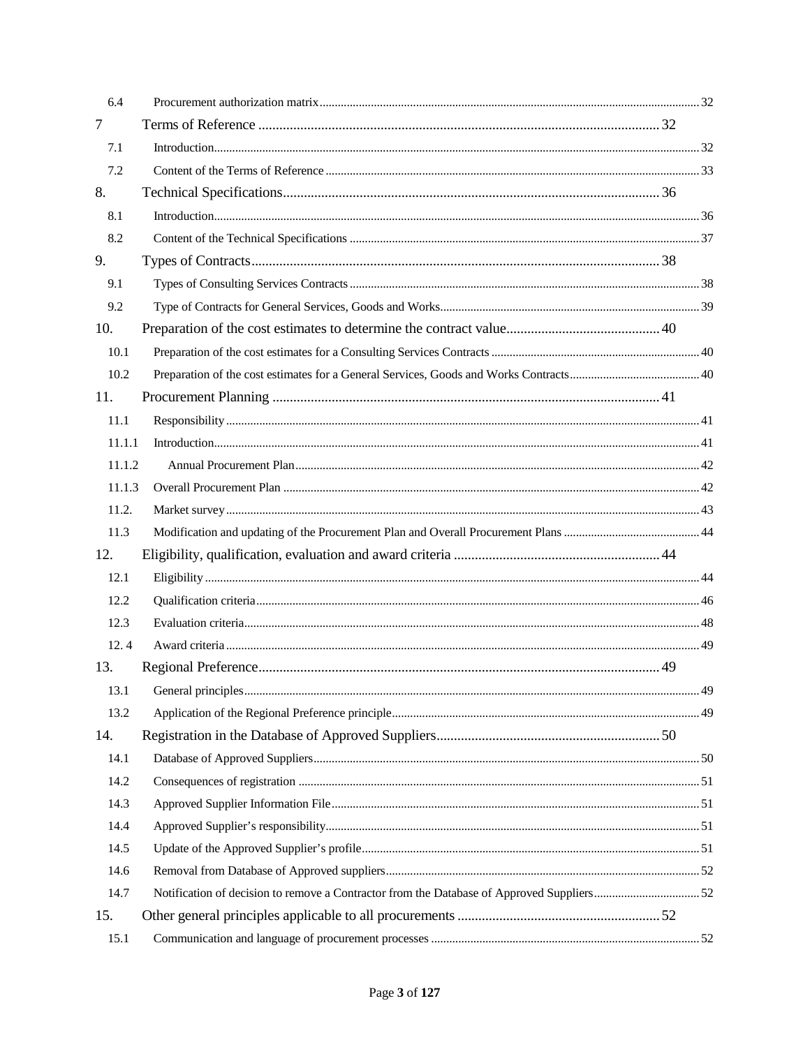| | | |
|---|---|---|
| 6.4 | Procurement authorization matrix | 32 |
| 7 | Terms of Reference | 32 |
| 7.1 | Introduction | 32 |
| 7.2 | Content of the Terms of Reference | 33 |
| 8. | Technical Specifications | 36 |
| 8.1 | Introduction | 36 |
| 8.2 | Content of the Technical Specifications | 37 |
| 9. | Types of Contracts | 38 |
| 9.1 | Types of Consulting Services Contracts | 38 |
| 9.2 | Type of Contracts for General Services, Goods and Works | 39 |
| 10. | Preparation of the cost estimates to determine the contract value | 40 |
| 10.1 | Preparation of the cost estimates for a Consulting Services Contracts | 40 |
| 10.2 | Preparation of the cost estimates for a General Services, Goods and Works Contracts | 40 |
| 11. | Procurement Planning | 41 |
| 11.1 | Responsibility | 41 |
| 11.1.1 | Introduction | 41 |
| 11.1.2 | Annual Procurement Plan | 42 |
| 11.1.3 | Overall Procurement Plan | 42 |
| 11.2. | Market survey | 43 |
| 11.3 | Modification and updating of the Procurement Plan and Overall Procurement Plans | 44 |
| 12. | Eligibility, qualification, evaluation and award criteria | 44 |
| 12.1 | Eligibility | 44 |
| 12.2 | Qualification criteria | 46 |
| 12.3 | Evaluation criteria | 48 |
| 12. 4 | Award criteria | 49 |
| 13. | Regional Preference | 49 |
| 13.1 | General principles | 49 |
| 13.2 | Application of the Regional Preference principle | 49 |
| 14. | Registration in the Database of Approved Suppliers | 50 |
| 14.1 | Database of Approved Suppliers | 50 |
| 14.2 | Consequences of registration | 51 |
| 14.3 | Approved Supplier Information File | 51 |
| 14.4 | Approved Supplier's responsibility | 51 |
| 14.5 | Update of the Approved Supplier's profile | 51 |
| 14.6 | Removal from Database of Approved suppliers | 52 |
| 14.7 | Notification of decision to remove a Contractor from the Database of Approved Suppliers | 52 |
| 15. | Other general principles applicable to all procurements | 52 |
| 15.1 | Communication and language of procurement processes | 52 |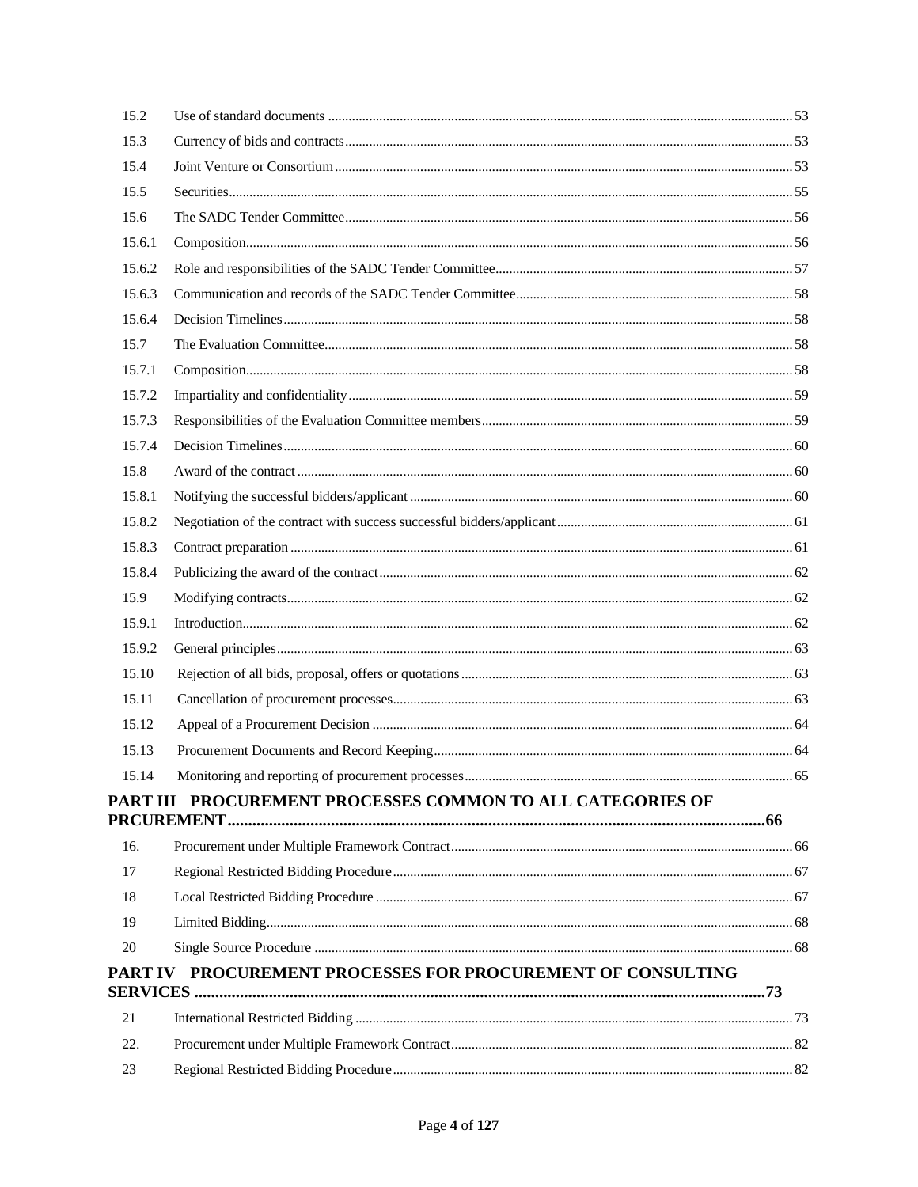| | | |
|---|---|---|
| 15.2 | Use of standard documents | 53 |
| 15.3 | Currency of bids and contracts | 53 |
| 15.4 | Joint Venture or Consortium | 53 |
| 15.5 | Securities | 55 |
| 15.6 | The SADC Tender Committee | 56 |
| 15.6.1 | Composition | 56 |
| 15.6.2 | Role and responsibilities of the SADC Tender Committee | 57 |
| 15.6.3 | Communication and records of the SADC Tender Committee | 58 |
| 15.6.4 | Decision Timelines | 58 |
| 15.7 | The Evaluation Committee | 58 |
| 15.7.1 | Composition | 58 |
| 15.7.2 | Impartiality and confidentiality | 59 |
| 15.7.3 | Responsibilities of the Evaluation Committee members | 59 |
| 15.7.4 | Decision Timelines | 60 |
| 15.8 | Award of the contract | 60 |
| 15.8.1 | Notifying the successful bidders/applicant | 60 |
| 15.8.2 | Negotiation of the contract with success successful bidders/applicant | 61 |
| 15.8.3 | Contract preparation | 61 |
| 15.8.4 | Publicizing the award of the contract | 62 |
| 15.9 | Modifying contracts | 62 |
| 15.9.1 | Introduction | 62 |
| 15.9.2 | General principles | 63 |
| 15.10 | Rejection of all bids, proposal, offers or quotations | 63 |
| 15.11 | Cancellation of procurement processes | 63 |
| 15.12 | Appeal of a Procurement Decision | 64 |
| 15.13 | Procurement Documents and Record Keeping | 64 |
| 15.14 | Monitoring and reporting of procurement processes | 65 |

**PART III PROCUREMENT PROCESSES COMMON TO ALL CATEGORIES OF PRCUREMENT .......... 66**

| | | |
|---|---|---|
| 16. | Procurement under Multiple Framework Contract | 66 |
| 17 | Regional Restricted Bidding Procedure | 67 |
| 18 | Local Restricted Bidding Procedure | 67 |
| 19 | Limited Bidding | 68 |
| 20 | Single Source Procedure | 68 |

**PART IV PROCUREMENT PROCESSES FOR PROCUREMENT OF CONSULTING SERVICES .......... 73**

| | | |
|---|---|---|
| 21 | International Restricted Bidding | 73 |
| 22. | Procurement under Multiple Framework Contract | 82 |
| 23 | Regional Restricted Bidding Procedure | 82 |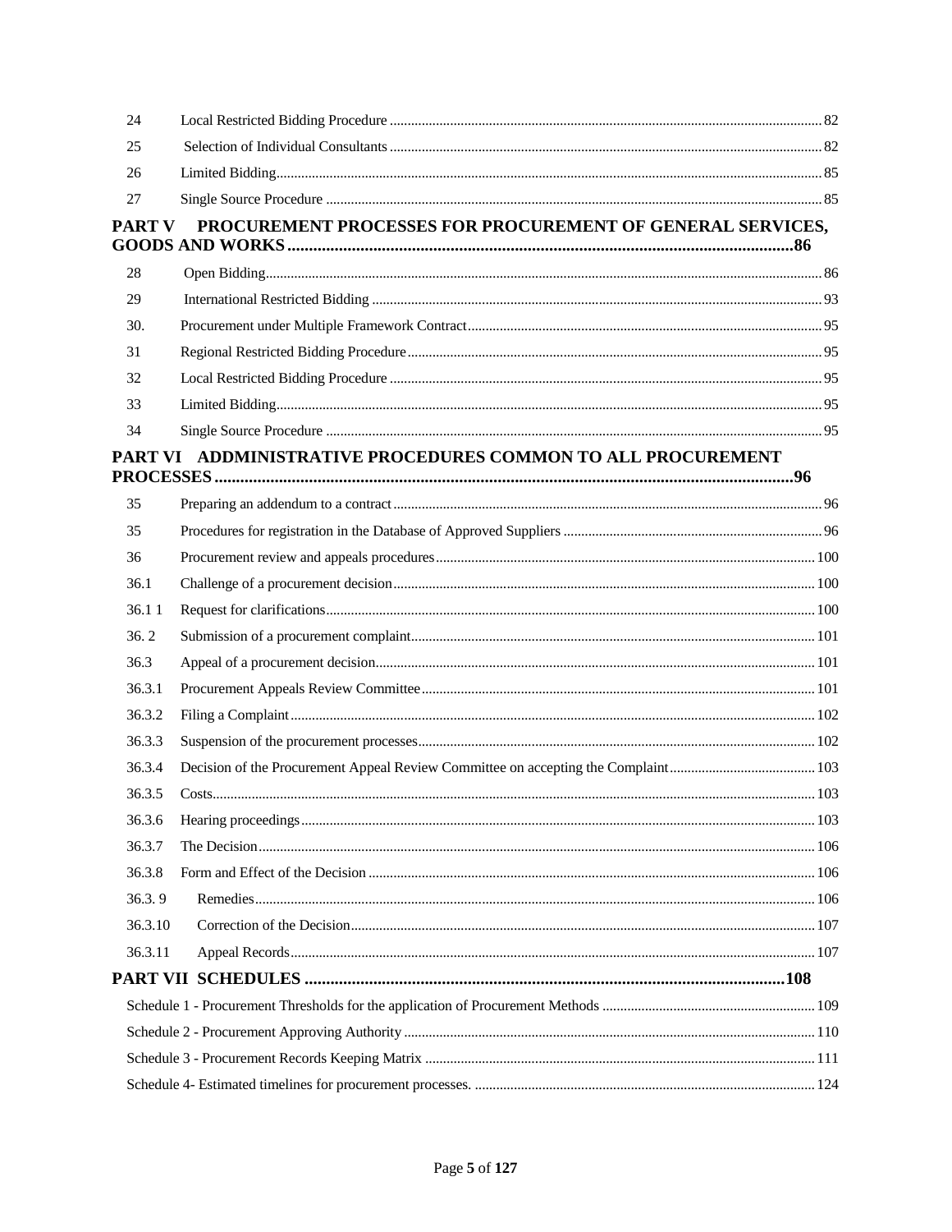| | | |
|---|---|---|
| 24 | Local Restricted Bidding Procedure | 82 |
| 25 | Selection of Individual Consultants | 82 |
| 26 | Limited Bidding | 85 |
| 27 | Single Source Procedure | 85 |

**PART V PROCUREMENT PROCESSES FOR PROCUREMENT OF GENERAL SERVICES, GOODS AND WORKS ....86**

| | | |
|---|---|---|
| 28 | Open Bidding | 86 |
| 29 | International Restricted Bidding | 93 |
| 30. | Procurement under Multiple Framework Contract | 95 |
| 31 | Regional Restricted Bidding Procedure | 95 |
| 32 | Local Restricted Bidding Procedure | 95 |
| 33 | Limited Bidding | 95 |
| 34 | Single Source Procedure | 95 |

**PART VI ADDMINISTRATIVE PROCEDURES COMMON TO ALL PROCUREMENT PROCESSES ....96**

| | | |
|---|---|---|
| 35 | Preparing an addendum to a contract | 96 |
| 35 | Procedures for registration in the Database of Approved Suppliers | 96 |
| 36 | Procurement review and appeals procedures | 100 |
| 36.1 | Challenge of a procurement decision | 100 |
| 36.1 1 | Request for clarifications | 100 |
| 36. 2 | Submission of a procurement complaint | 101 |
| 36.3 | Appeal of a procurement decision | 101 |
| 36.3.1 | Procurement Appeals Review Committee | 101 |
| 36.3.2 | Filing a Complaint | 102 |
| 36.3.3 | Suspension of the procurement processes | 102 |
| 36.3.4 | Decision of the Procurement Appeal Review Committee on accepting the Complaint | 103 |
| 36.3.5 | Costs | 103 |
| 36.3.6 | Hearing proceedings | 103 |
| 36.3.7 | The Decision | 106 |
| 36.3.8 | Form and Effect of the Decision | 106 |
| 36.3. 9 | Remedies | 106 |
| 36.3.10 | Correction of the Decision | 107 |
| 36.3.11 | Appeal Records | 107 |

**PART VII SCHEDULES ....108**

| | |
|---|---|
| Schedule 1 - Procurement Thresholds for the application of Procurement Methods | 109 |
| Schedule 2 - Procurement Approving Authority | 110 |
| Schedule 3 - Procurement Records Keeping Matrix | 111 |
| Schedule 4- Estimated timelines for procurement processes. | 124 |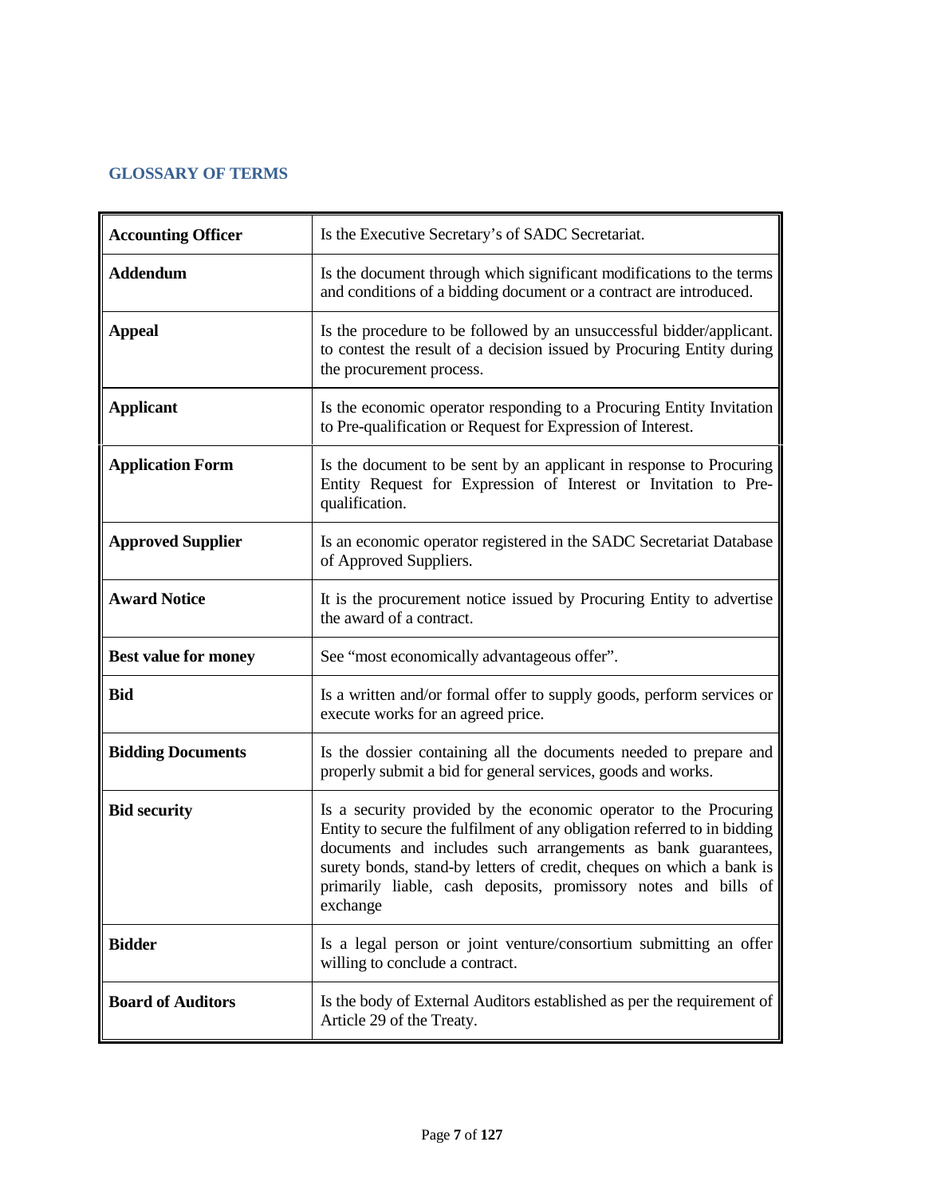## GLOSSARY OF TERMS

| | |
|---|---|
| **Accounting Officer** | Is the Executive Secretary's of SADC Secretariat. |
| **Addendum** | Is the document through which significant modifications to the terms and conditions of a bidding document or a contract are introduced. |
| **Appeal** | Is the procedure to be followed by an unsuccessful bidder/applicant. to contest the result of a decision issued by Procuring Entity during the procurement process. |
| **Applicant** | Is the economic operator responding to a Procuring Entity Invitation to Pre-qualification or Request for Expression of Interest. |
| **Application Form** | Is the document to be sent by an applicant in response to Procuring Entity Request for Expression of Interest or Invitation to Pre-qualification. |
| **Approved Supplier** | Is an economic operator registered in the SADC Secretariat Database of Approved Suppliers. |
| **Award Notice** | It is the procurement notice issued by Procuring Entity to advertise the award of a contract. |
| **Best value for money** | See "most economically advantageous offer". |
| **Bid** | Is a written and/or formal offer to supply goods, perform services or execute works for an agreed price. |
| **Bidding Documents** | Is the dossier containing all the documents needed to prepare and properly submit a bid for general services, goods and works. |
| **Bid security** | Is a security provided by the economic operator to the Procuring Entity to secure the fulfilment of any obligation referred to in bidding documents and includes such arrangements as bank guarantees, surety bonds, stand-by letters of credit, cheques on which a bank is primarily liable, cash deposits, promissory notes and bills of exchange |
| **Bidder** | Is a legal person or joint venture/consortium submitting an offer willing to conclude a contract. |
| **Board of Auditors** | Is the body of External Auditors established as per the requirement of Article 29 of the Treaty. |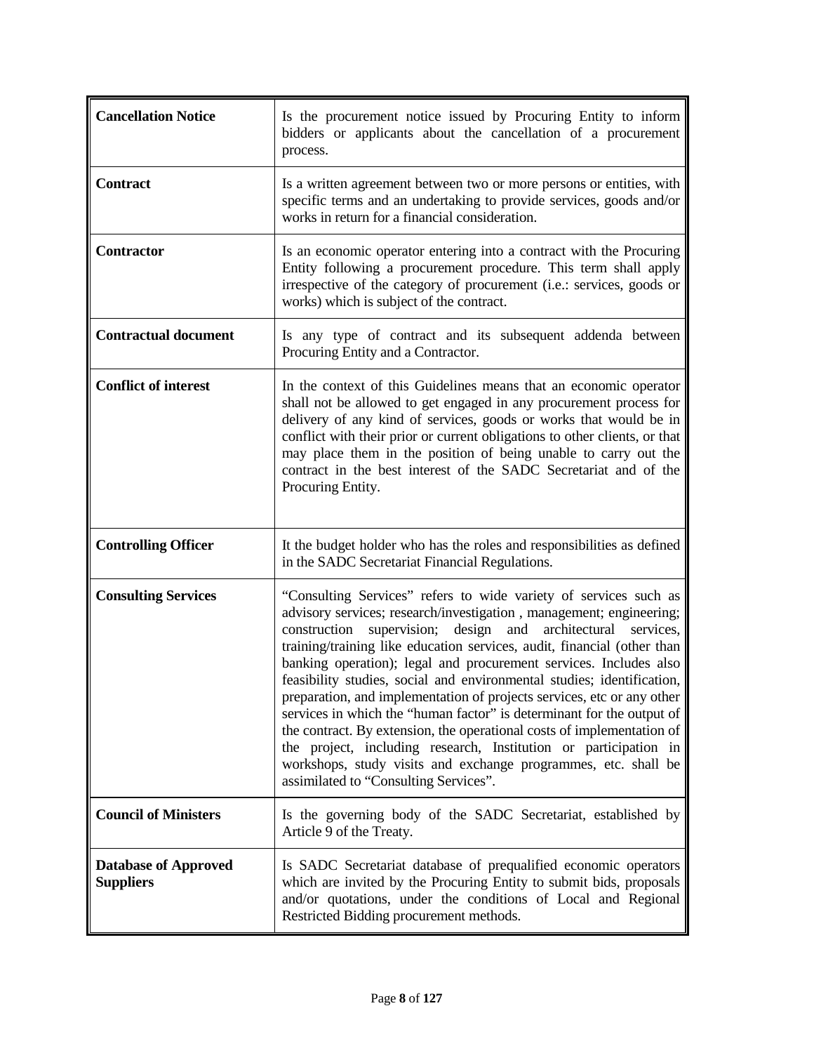| | |
|---|---|
| **Cancellation Notice** | Is the procurement notice issued by Procuring Entity to inform bidders or applicants about the cancellation of a procurement process. |
| **Contract** | Is a written agreement between two or more persons or entities, with specific terms and an undertaking to provide services, goods and/or works in return for a financial consideration. |
| **Contractor** | Is an economic operator entering into a contract with the Procuring Entity following a procurement procedure. This term shall apply irrespective of the category of procurement (i.e.: services, goods or works) which is subject of the contract. |
| **Contractual document** | Is any type of contract and its subsequent addenda between Procuring Entity and a Contractor. |
| **Conflict of interest** | In the context of this Guidelines means that an economic operator shall not be allowed to get engaged in any procurement process for delivery of any kind of services, goods or works that would be in conflict with their prior or current obligations to other clients, or that may place them in the position of being unable to carry out the contract in the best interest of the SADC Secretariat and of the Procuring Entity. |
| **Controlling Officer** | It the budget holder who has the roles and responsibilities as defined in the SADC Secretariat Financial Regulations. |
| **Consulting Services** | "Consulting Services" refers to wide variety of services such as advisory services; research/investigation , management; engineering; construction supervision; design and architectural services, training/training like education services, audit, financial (other than banking operation); legal and procurement services. Includes also feasibility studies, social and environmental studies; identification, preparation, and implementation of projects services, etc or any other services in which the "human factor" is determinant for the output of the contract. By extension, the operational costs of implementation of the project, including research, Institution or participation in workshops, study visits and exchange programmes, etc. shall be assimilated to "Consulting Services". |
| **Council of Ministers** | Is the governing body of the SADC Secretariat, established by Article 9 of the Treaty. |
| **Database of Approved Suppliers** | Is SADC Secretariat database of prequalified economic operators which are invited by the Procuring Entity to submit bids, proposals and/or quotations, under the conditions of Local and Regional Restricted Bidding procurement methods. |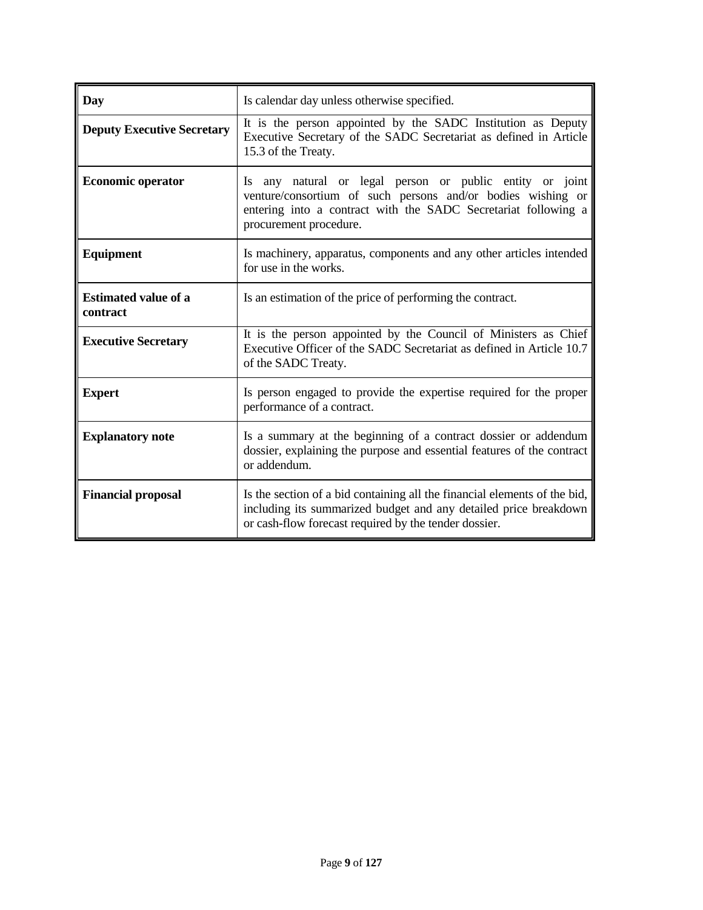| **Day** | Is calendar day unless otherwise specified. |
|---|---|
| **Deputy Executive Secretary** | It is the person appointed by the SADC Institution as Deputy Executive Secretary of the SADC Secretariat as defined in Article 15.3 of the Treaty. |
| **Economic operator** | Is any natural or legal person or public entity or joint venture/consortium of such persons and/or bodies wishing or entering into a contract with the SADC Secretariat following a procurement procedure. |
| **Equipment** | Is machinery, apparatus, components and any other articles intended for use in the works. |
| **Estimated value of a contract** | Is an estimation of the price of performing the contract. |
| **Executive Secretary** | It is the person appointed by the Council of Ministers as Chief Executive Officer of the SADC Secretariat as defined in Article 10.7 of the SADC Treaty. |
| **Expert** | Is person engaged to provide the expertise required for the proper performance of a contract. |
| **Explanatory note** | Is a summary at the beginning of a contract dossier or addendum dossier, explaining the purpose and essential features of the contract or addendum. |
| **Financial proposal** | Is the section of a bid containing all the financial elements of the bid, including its summarized budget and any detailed price breakdown or cash-flow forecast required by the tender dossier. |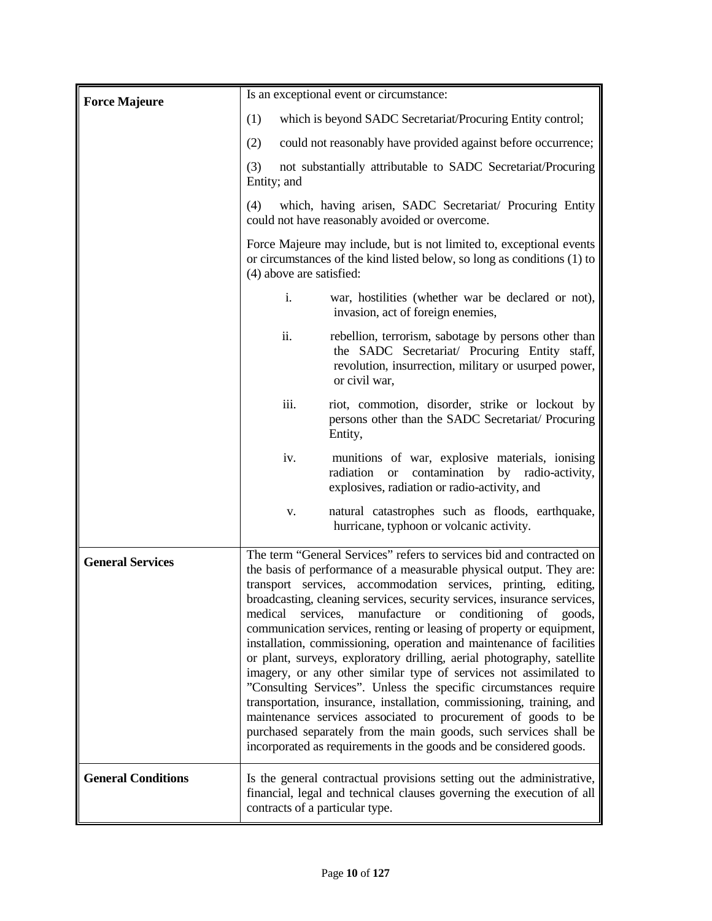| | |
|---|---|
| **Force Majeure** | Is an exceptional event or circumstance:<br><br>(1) which is beyond SADC Secretariat/Procuring Entity control;<br><br>(2) could not reasonably have provided against before occurrence;<br><br>(3) not substantially attributable to SADC Secretariat/Procuring Entity; and<br><br>(4) which, having arisen, SADC Secretariat/ Procuring Entity could not have reasonably avoided or overcome.<br><br>Force Majeure may include, but is not limited to, exceptional events or circumstances of the kind listed below, so long as conditions (1) to (4) above are satisfied:<br><br>i. war, hostilities (whether war be declared or not), invasion, act of foreign enemies,<br><br>ii. rebellion, terrorism, sabotage by persons other than the SADC Secretariat/ Procuring Entity staff, revolution, insurrection, military or usurped power, or civil war,<br><br>iii. riot, commotion, disorder, strike or lockout by persons other than the SADC Secretariat/ Procuring Entity,<br><br>iv. munitions of war, explosive materials, ionising radiation or contamination by radio-activity, explosives, radiation or radio-activity, and<br><br>v. natural catastrophes such as floods, earthquake, hurricane, typhoon or volcanic activity. |
| **General Services** | The term "General Services" refers to services bid and contracted on the basis of performance of a measurable physical output. They are: transport services, accommodation services, printing, editing, broadcasting, cleaning services, security services, insurance services, medical services, manufacture or conditioning of goods, communication services, renting or leasing of property or equipment, installation, commissioning, operation and maintenance of facilities or plant, surveys, exploratory drilling, aerial photography, satellite imagery, or any other similar type of services not assimilated to "Consulting Services". Unless the specific circumstances require transportation, insurance, installation, commissioning, training, and maintenance services associated to procurement of goods to be purchased separately from the main goods, such services shall be incorporated as requirements in the goods and be considered goods. |
| **General Conditions** | Is the general contractual provisions setting out the administrative, financial, legal and technical clauses governing the execution of all contracts of a particular type. |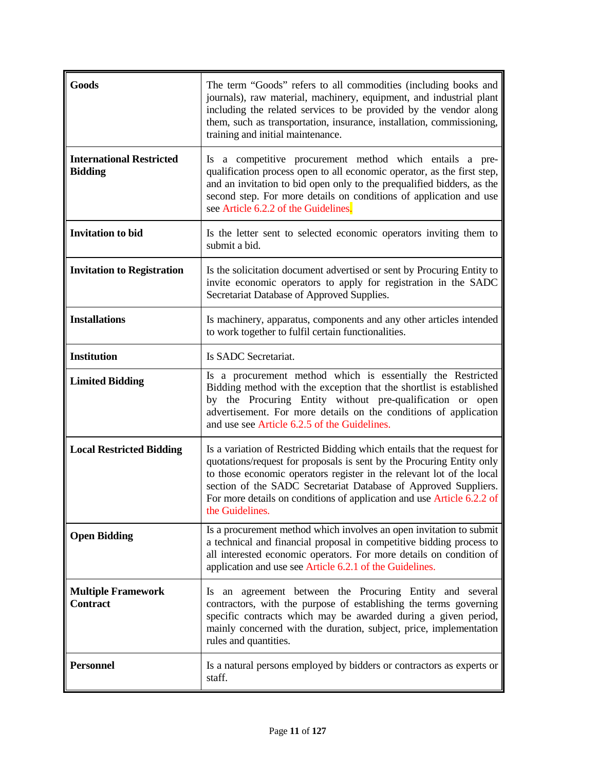| | |
|---|---|
| **Goods** | The term "Goods" refers to all commodities (including books and journals), raw material, machinery, equipment, and industrial plant including the related services to be provided by the vendor along them, such as transportation, insurance, installation, commissioning, training and initial maintenance. |
| **International Restricted Bidding** | Is a competitive procurement method which entails a pre-qualification process open to all economic operator, as the first step, and an invitation to bid open only to the prequalified bidders, as the second step. For more details on conditions of application and use see Article 6.2.2 of the Guidelines. |
| **Invitation to bid** | Is the letter sent to selected economic operators inviting them to submit a bid. |
| **Invitation to Registration** | Is the solicitation document advertised or sent by Procuring Entity to invite economic operators to apply for registration in the SADC Secretariat Database of Approved Supplies. |
| **Installations** | Is machinery, apparatus, components and any other articles intended to work together to fulfil certain functionalities. |
| **Institution** | Is SADC Secretariat. |
| **Limited Bidding** | Is a procurement method which is essentially the Restricted Bidding method with the exception that the shortlist is established by the Procuring Entity without pre-qualification or open advertisement. For more details on the conditions of application and use see Article 6.2.5 of the Guidelines. |
| **Local Restricted Bidding** | Is a variation of Restricted Bidding which entails that the request for quotations/request for proposals is sent by the Procuring Entity only to those economic operators register in the relevant lot of the local section of the SADC Secretariat Database of Approved Suppliers. For more details on conditions of application and use Article 6.2.2 of the Guidelines. |
| **Open Bidding** | Is a procurement method which involves an open invitation to submit a technical and financial proposal in competitive bidding process to all interested economic operators. For more details on condition of application and use see Article 6.2.1 of the Guidelines. |
| **Multiple Framework Contract** | Is an agreement between the Procuring Entity and several contractors, with the purpose of establishing the terms governing specific contracts which may be awarded during a given period, mainly concerned with the duration, subject, price, implementation rules and quantities. |
| **Personnel** | Is a natural persons employed by bidders or contractors as experts or staff. |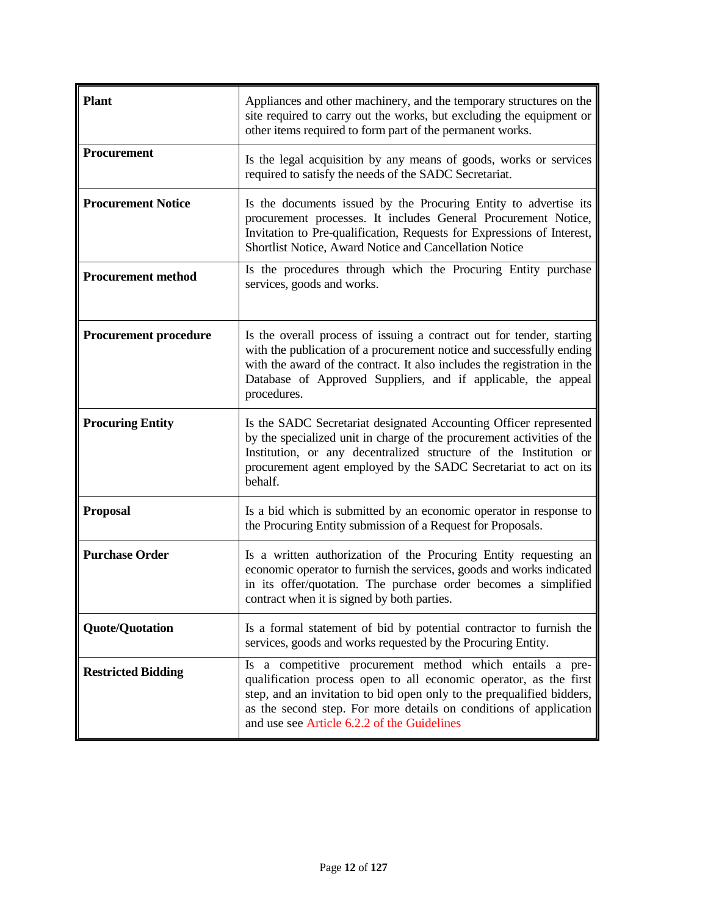| | |
|---|---|
| **Plant** | Appliances and other machinery, and the temporary structures on the site required to carry out the works, but excluding the equipment or other items required to form part of the permanent works. |
| **Procurement** | Is the legal acquisition by any means of goods, works or services required to satisfy the needs of the SADC Secretariat. |
| **Procurement Notice** | Is the documents issued by the Procuring Entity to advertise its procurement processes. It includes General Procurement Notice, Invitation to Pre-qualification, Requests for Expressions of Interest, Shortlist Notice, Award Notice and Cancellation Notice |
| **Procurement method** | Is the procedures through which the Procuring Entity purchase services, goods and works. |
| **Procurement procedure** | Is the overall process of issuing a contract out for tender, starting with the publication of a procurement notice and successfully ending with the award of the contract. It also includes the registration in the Database of Approved Suppliers, and if applicable, the appeal procedures. |
| **Procuring Entity** | Is the SADC Secretariat designated Accounting Officer represented by the specialized unit in charge of the procurement activities of the Institution, or any decentralized structure of the Institution or procurement agent employed by the SADC Secretariat to act on its behalf. |
| **Proposal** | Is a bid which is submitted by an economic operator in response to the Procuring Entity submission of a Request for Proposals. |
| **Purchase Order** | Is a written authorization of the Procuring Entity requesting an economic operator to furnish the services, goods and works indicated in its offer/quotation. The purchase order becomes a simplified contract when it is signed by both parties. |
| **Quote/Quotation** | Is a formal statement of bid by potential contractor to furnish the services, goods and works requested by the Procuring Entity. |
| **Restricted Bidding** | Is a competitive procurement method which entails a pre-qualification process open to all economic operator, as the first step, and an invitation to bid open only to the prequalified bidders, as the second step. For more details on conditions of application and use see Article 6.2.2 of the Guidelines |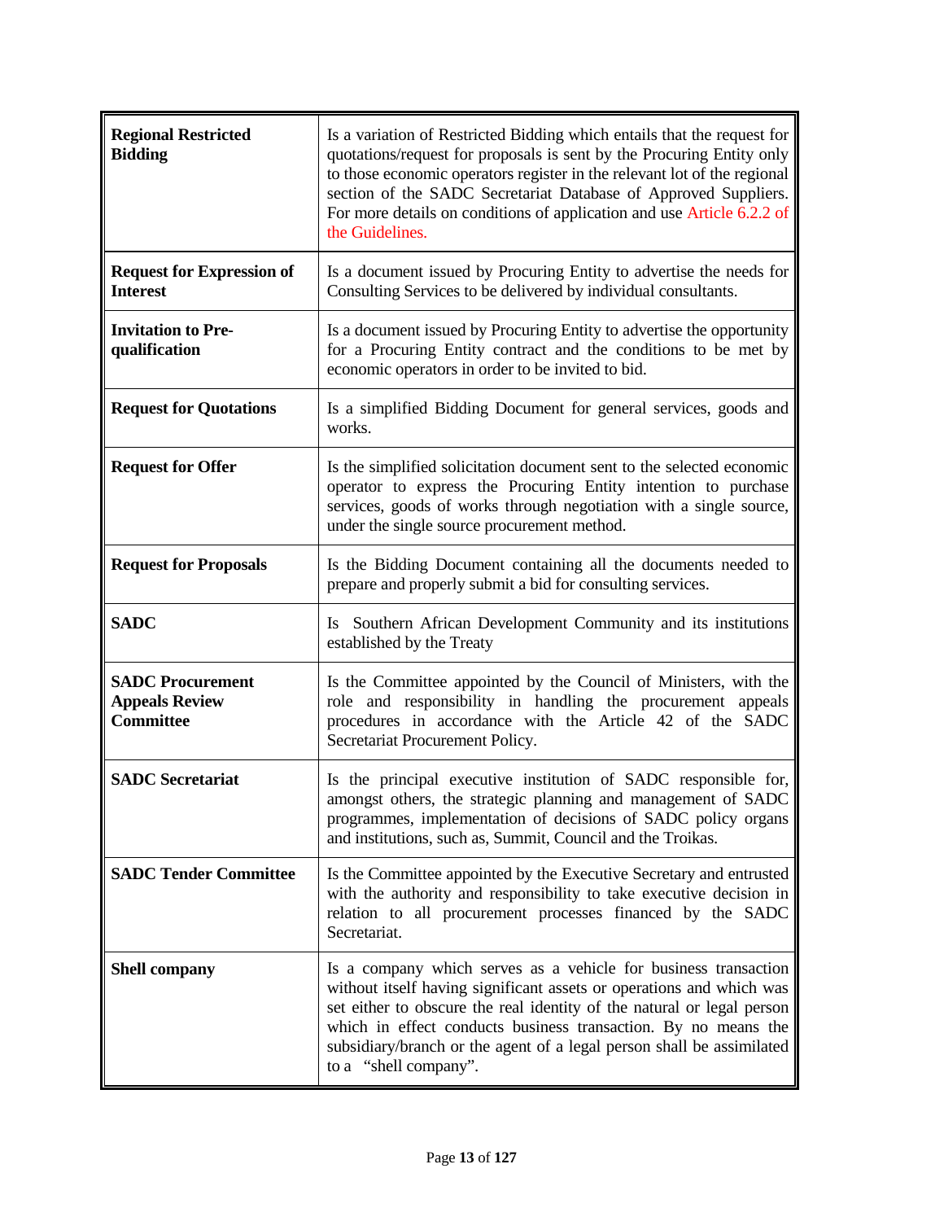| | |
|---|---|
| **Regional Restricted Bidding** | Is a variation of Restricted Bidding which entails that the request for quotations/request for proposals is sent by the Procuring Entity only to those economic operators register in the relevant lot of the regional section of the SADC Secretariat Database of Approved Suppliers. For more details on conditions of application and use Article 6.2.2 of the Guidelines. |
| **Request for Expression of Interest** | Is a document issued by Procuring Entity to advertise the needs for Consulting Services to be delivered by individual consultants. |
| **Invitation to Pre-qualification** | Is a document issued by Procuring Entity to advertise the opportunity for a Procuring Entity contract and the conditions to be met by economic operators in order to be invited to bid. |
| **Request for Quotations** | Is a simplified Bidding Document for general services, goods and works. |
| **Request for Offer** | Is the simplified solicitation document sent to the selected economic operator to express the Procuring Entity intention to purchase services, goods of works through negotiation with a single source, under the single source procurement method. |
| **Request for Proposals** | Is the Bidding Document containing all the documents needed to prepare and properly submit a bid for consulting services. |
| **SADC** | Is Southern African Development Community and its institutions established by the Treaty |
| **SADC Procurement Appeals Review Committee** | Is the Committee appointed by the Council of Ministers, with the role and responsibility in handling the procurement appeals procedures in accordance with the Article 42 of the SADC Secretariat Procurement Policy. |
| **SADC Secretariat** | Is the principal executive institution of SADC responsible for, amongst others, the strategic planning and management of SADC programmes, implementation of decisions of SADC policy organs and institutions, such as, Summit, Council and the Troikas. |
| **SADC Tender Committee** | Is the Committee appointed by the Executive Secretary and entrusted with the authority and responsibility to take executive decision in relation to all procurement processes financed by the SADC Secretariat. |
| **Shell company** | Is a company which serves as a vehicle for business transaction without itself having significant assets or operations and which was set either to obscure the real identity of the natural or legal person which in effect conducts business transaction. By no means the subsidiary/branch or the agent of a legal person shall be assimilated to a "shell company". |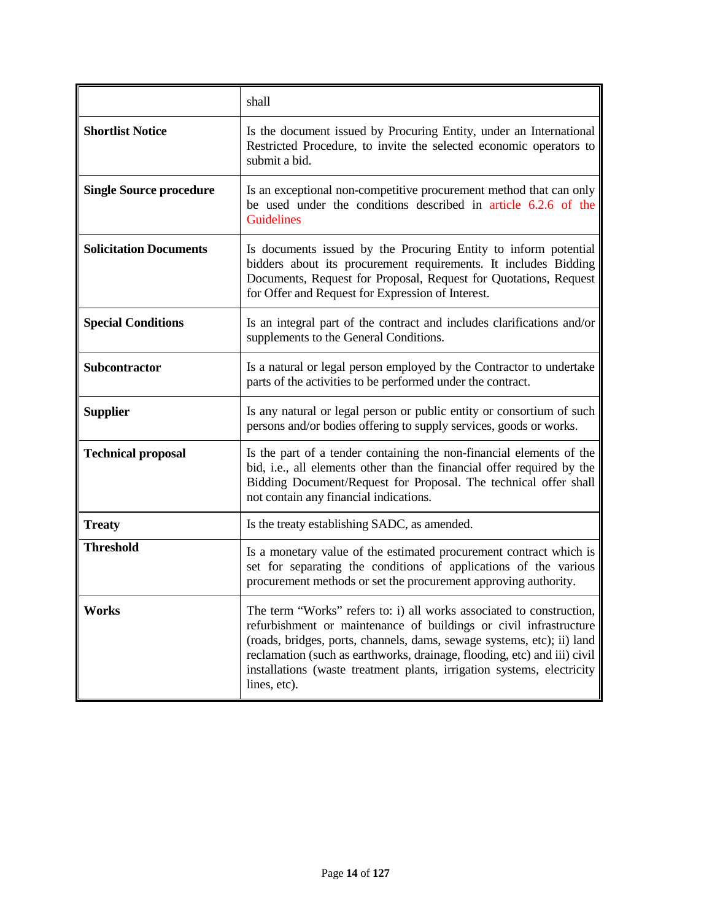| | |
|---|---|
| | shall |
| **Shortlist Notice** | Is the document issued by Procuring Entity, under an International Restricted Procedure, to invite the selected economic operators to submit a bid. |
| **Single Source procedure** | Is an exceptional non-competitive procurement method that can only be used under the conditions described in article 6.2.6 of the Guidelines |
| **Solicitation Documents** | Is documents issued by the Procuring Entity to inform potential bidders about its procurement requirements. It includes Bidding Documents, Request for Proposal, Request for Quotations, Request for Offer and Request for Expression of Interest. |
| **Special Conditions** | Is an integral part of the contract and includes clarifications and/or supplements to the General Conditions. |
| **Subcontractor** | Is a natural or legal person employed by the Contractor to undertake parts of the activities to be performed under the contract. |
| **Supplier** | Is any natural or legal person or public entity or consortium of such persons and/or bodies offering to supply services, goods or works. |
| **Technical proposal** | Is the part of a tender containing the non-financial elements of the bid, i.e., all elements other than the financial offer required by the Bidding Document/Request for Proposal. The technical offer shall not contain any financial indications. |
| **Treaty** | Is the treaty establishing SADC, as amended. |
| **Threshold** | Is a monetary value of the estimated procurement contract which is set for separating the conditions of applications of the various procurement methods or set the procurement approving authority. |
| **Works** | The term "Works" refers to: i) all works associated to construction, refurbishment or maintenance of buildings or civil infrastructure (roads, bridges, ports, channels, dams, sewage systems, etc); ii) land reclamation (such as earthworks, drainage, flooding, etc) and iii) civil installations (waste treatment plants, irrigation systems, electricity lines, etc). |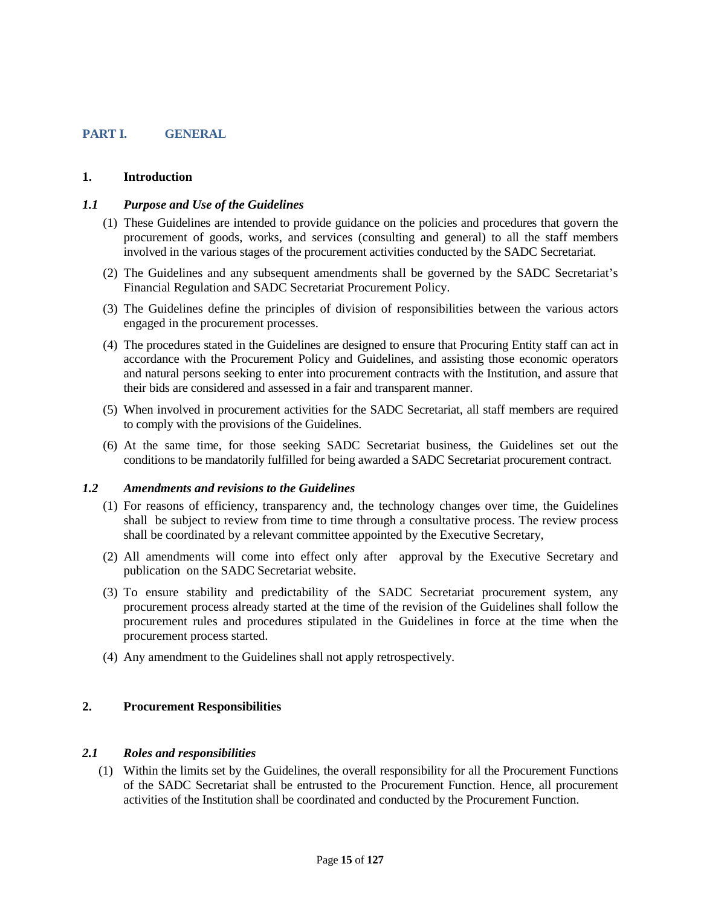# PART I. GENERAL

## 1. Introduction

### *1.1 Purpose and Use of the Guidelines*

(1) These Guidelines are intended to provide guidance on the policies and procedures that govern the procurement of goods, works, and services (consulting and general) to all the staff members involved in the various stages of the procurement activities conducted by the SADC Secretariat.

(2) The Guidelines and any subsequent amendments shall be governed by the SADC Secretariat's Financial Regulation and SADC Secretariat Procurement Policy.

(3) The Guidelines define the principles of division of responsibilities between the various actors engaged in the procurement processes.

(4) The procedures stated in the Guidelines are designed to ensure that Procuring Entity staff can act in accordance with the Procurement Policy and Guidelines, and assisting those economic operators and natural persons seeking to enter into procurement contracts with the Institution, and assure that their bids are considered and assessed in a fair and transparent manner.

(5) When involved in procurement activities for the SADC Secretariat, all staff members are required to comply with the provisions of the Guidelines.

(6) At the same time, for those seeking SADC Secretariat business, the Guidelines set out the conditions to be mandatorily fulfilled for being awarded a SADC Secretariat procurement contract.

### *1.2 Amendments and revisions to the Guidelines*

(1) For reasons of efficiency, transparency and, the technology changes over time, the Guidelines shall be subject to review from time to time through a consultative process. The review process shall be coordinated by a relevant committee appointed by the Executive Secretary,

(2) All amendments will come into effect only after approval by the Executive Secretary and publication on the SADC Secretariat website.

(3) To ensure stability and predictability of the SADC Secretariat procurement system, any procurement process already started at the time of the revision of the Guidelines shall follow the procurement rules and procedures stipulated in the Guidelines in force at the time when the procurement process started.

(4) Any amendment to the Guidelines shall not apply retrospectively.

## 2. Procurement Responsibilities

### *2.1 Roles and responsibilities*

(1) Within the limits set by the Guidelines, the overall responsibility for all the Procurement Functions of the SADC Secretariat shall be entrusted to the Procurement Function. Hence, all procurement activities of the Institution shall be coordinated and conducted by the Procurement Function.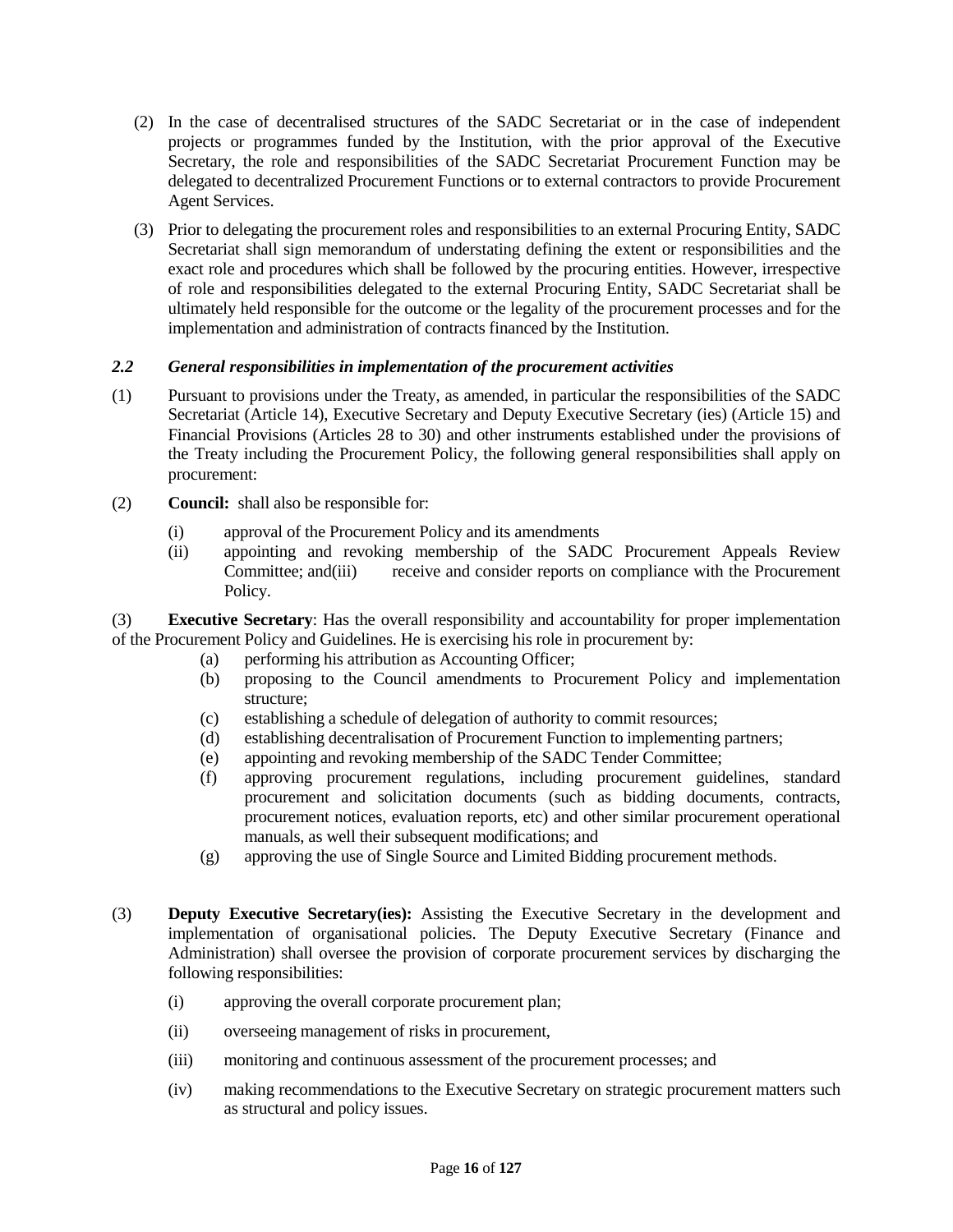(2) In the case of decentralised structures of the SADC Secretariat or in the case of independent projects or programmes funded by the Institution, with the prior approval of the Executive Secretary, the role and responsibilities of the SADC Secretariat Procurement Function may be delegated to decentralized Procurement Functions or to external contractors to provide Procurement Agent Services.

(3) Prior to delegating the procurement roles and responsibilities to an external Procuring Entity, SADC Secretariat shall sign memorandum of understating defining the extent or responsibilities and the exact role and procedures which shall be followed by the procuring entities. However, irrespective of role and responsibilities delegated to the external Procuring Entity, SADC Secretariat shall be ultimately held responsible for the outcome or the legality of the procurement processes and for the implementation and administration of contracts financed by the Institution.

### *2.2 General responsibilities in implementation of the procurement activities*

(1) Pursuant to provisions under the Treaty, as amended, in particular the responsibilities of the SADC Secretariat (Article 14), Executive Secretary and Deputy Executive Secretary (ies) (Article 15) and Financial Provisions (Articles 28 to 30) and other instruments established under the provisions of the Treaty including the Procurement Policy, the following general responsibilities shall apply on procurement:

(2) **Council:** shall also be responsible for:

- (i) approval of the Procurement Policy and its amendments
- (ii) appointing and revoking membership of the SADC Procurement Appeals Review Committee; and(iii) receive and consider reports on compliance with the Procurement Policy.

(3) **Executive Secretary**: Has the overall responsibility and accountability for proper implementation of the Procurement Policy and Guidelines. He is exercising his role in procurement by:

- (a) performing his attribution as Accounting Officer;
- (b) proposing to the Council amendments to Procurement Policy and implementation structure;
- (c) establishing a schedule of delegation of authority to commit resources;
- (d) establishing decentralisation of Procurement Function to implementing partners;
- (e) appointing and revoking membership of the SADC Tender Committee;
- (f) approving procurement regulations, including procurement guidelines, standard procurement and solicitation documents (such as bidding documents, contracts, procurement notices, evaluation reports, etc) and other similar procurement operational manuals, as well their subsequent modifications; and
- (g) approving the use of Single Source and Limited Bidding procurement methods.

(3) **Deputy Executive Secretary(ies):** Assisting the Executive Secretary in the development and implementation of organisational policies. The Deputy Executive Secretary (Finance and Administration) shall oversee the provision of corporate procurement services by discharging the following responsibilities:

- (i) approving the overall corporate procurement plan;
- (ii) overseeing management of risks in procurement,
- (iii) monitoring and continuous assessment of the procurement processes; and
- (iv) making recommendations to the Executive Secretary on strategic procurement matters such as structural and policy issues.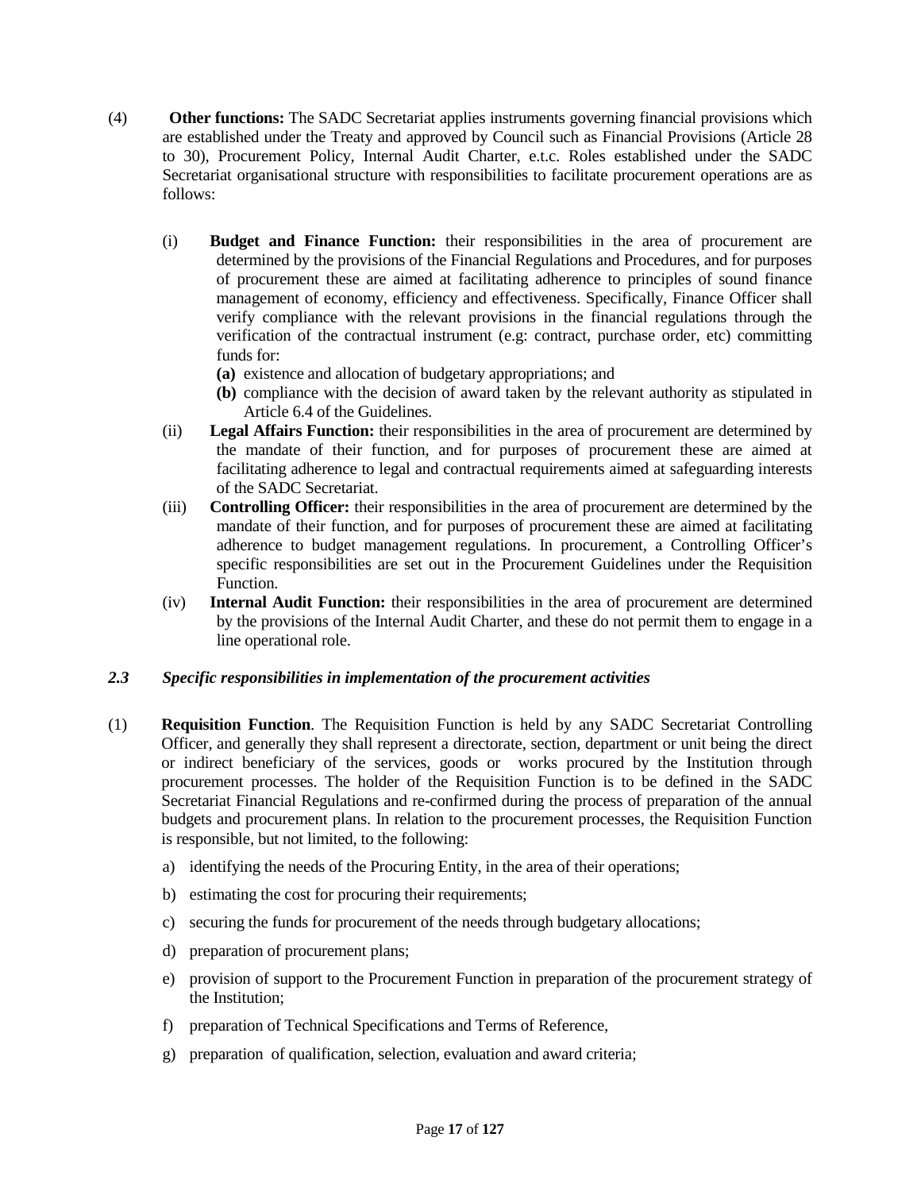(4) **Other functions:** The SADC Secretariat applies instruments governing financial provisions which are established under the Treaty and approved by Council such as Financial Provisions (Article 28 to 30), Procurement Policy, Internal Audit Charter, e.t.c. Roles established under the SADC Secretariat organisational structure with responsibilities to facilitate procurement operations are as follows:

(i) **Budget and Finance Function:** their responsibilities in the area of procurement are determined by the provisions of the Financial Regulations and Procedures, and for purposes of procurement these are aimed at facilitating adherence to principles of sound finance management of economy, efficiency and effectiveness. Specifically, Finance Officer shall verify compliance with the relevant provisions in the financial regulations through the verification of the contractual instrument (e.g: contract, purchase order, etc) committing funds for:

**(a)** existence and allocation of budgetary appropriations; and

**(b)** compliance with the decision of award taken by the relevant authority as stipulated in Article 6.4 of the Guidelines.

(ii) **Legal Affairs Function:** their responsibilities in the area of procurement are determined by the mandate of their function, and for purposes of procurement these are aimed at facilitating adherence to legal and contractual requirements aimed at safeguarding interests of the SADC Secretariat.

(iii) **Controlling Officer:** their responsibilities in the area of procurement are determined by the mandate of their function, and for purposes of procurement these are aimed at facilitating adherence to budget management regulations. In procurement, a Controlling Officer's specific responsibilities are set out in the Procurement Guidelines under the Requisition Function.

(iv) **Internal Audit Function:** their responsibilities in the area of procurement are determined by the provisions of the Internal Audit Charter, and these do not permit them to engage in a line operational role.

### *2.3 Specific responsibilities in implementation of the procurement activities*

(1) **Requisition Function**. The Requisition Function is held by any SADC Secretariat Controlling Officer, and generally they shall represent a directorate, section, department or unit being the direct or indirect beneficiary of the services, goods or works procured by the Institution through procurement processes. The holder of the Requisition Function is to be defined in the SADC Secretariat Financial Regulations and re-confirmed during the process of preparation of the annual budgets and procurement plans. In relation to the procurement processes, the Requisition Function is responsible, but not limited, to the following:

a) identifying the needs of the Procuring Entity, in the area of their operations;

b) estimating the cost for procuring their requirements;

c) securing the funds for procurement of the needs through budgetary allocations;

d) preparation of procurement plans;

e) provision of support to the Procurement Function in preparation of the procurement strategy of the Institution;

f) preparation of Technical Specifications and Terms of Reference,

g) preparation of qualification, selection, evaluation and award criteria;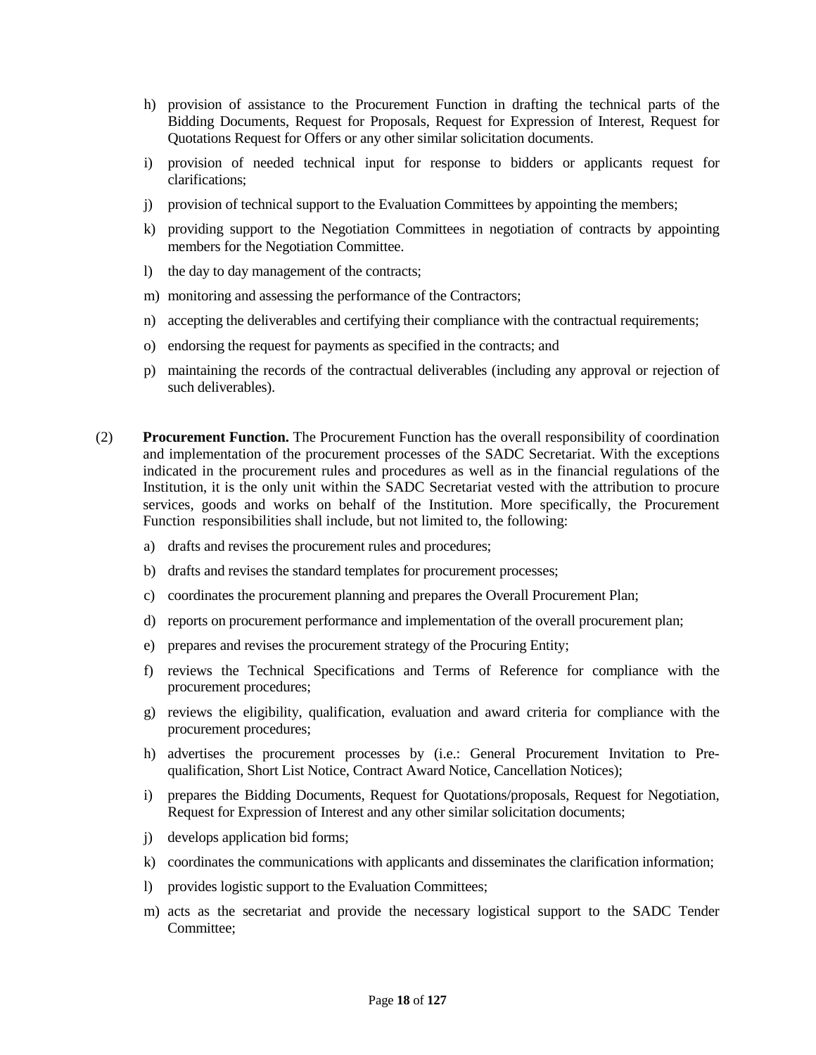h) provision of assistance to the Procurement Function in drafting the technical parts of the Bidding Documents, Request for Proposals, Request for Expression of Interest, Request for Quotations Request for Offers or any other similar solicitation documents.

i) provision of needed technical input for response to bidders or applicants request for clarifications;

j) provision of technical support to the Evaluation Committees by appointing the members;

k) providing support to the Negotiation Committees in negotiation of contracts by appointing members for the Negotiation Committee.

l) the day to day management of the contracts;

m) monitoring and assessing the performance of the Contractors;

n) accepting the deliverables and certifying their compliance with the contractual requirements;

o) endorsing the request for payments as specified in the contracts; and

p) maintaining the records of the contractual deliverables (including any approval or rejection of such deliverables).

(2) **Procurement Function.** The Procurement Function has the overall responsibility of coordination and implementation of the procurement processes of the SADC Secretariat. With the exceptions indicated in the procurement rules and procedures as well as in the financial regulations of the Institution, it is the only unit within the SADC Secretariat vested with the attribution to procure services, goods and works on behalf of the Institution. More specifically, the Procurement Function responsibilities shall include, but not limited to, the following:

a) drafts and revises the procurement rules and procedures;

b) drafts and revises the standard templates for procurement processes;

c) coordinates the procurement planning and prepares the Overall Procurement Plan;

d) reports on procurement performance and implementation of the overall procurement plan;

e) prepares and revises the procurement strategy of the Procuring Entity;

f) reviews the Technical Specifications and Terms of Reference for compliance with the procurement procedures;

g) reviews the eligibility, qualification, evaluation and award criteria for compliance with the procurement procedures;

h) advertises the procurement processes by (i.e.: General Procurement Invitation to Pre-qualification, Short List Notice, Contract Award Notice, Cancellation Notices);

i) prepares the Bidding Documents, Request for Quotations/proposals, Request for Negotiation, Request for Expression of Interest and any other similar solicitation documents;

j) develops application bid forms;

k) coordinates the communications with applicants and disseminates the clarification information;

l) provides logistic support to the Evaluation Committees;

m) acts as the secretariat and provide the necessary logistical support to the SADC Tender Committee;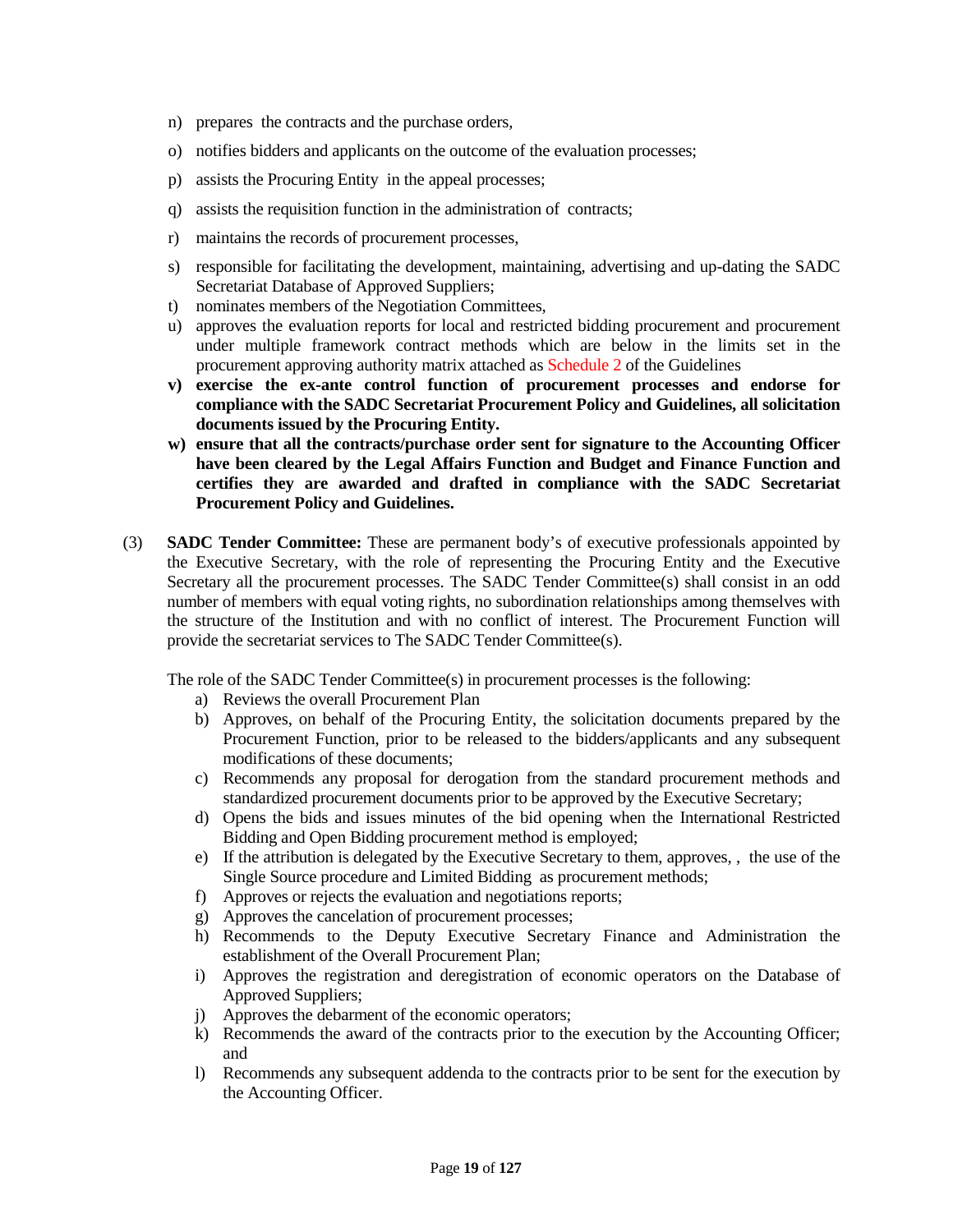n) prepares  the contracts and the purchase orders,

o) notifies bidders and applicants on the outcome of the evaluation processes;

p) assists the Procuring Entity  in the appeal processes;

q) assists the requisition function in the administration of  contracts;

r) maintains the records of procurement processes,

s) responsible for facilitating the development, maintaining, advertising and up-dating the SADC Secretariat Database of Approved Suppliers;

t) nominates members of the Negotiation Committees,

u) approves the evaluation reports for local and restricted bidding procurement and procurement under multiple framework contract methods which are below in the limits set in the procurement approving authority matrix attached as Schedule 2 of the Guidelines

**v) exercise the ex-ante control function of procurement processes and endorse for compliance with the SADC Secretariat Procurement Policy and Guidelines, all solicitation documents issued by the Procuring Entity.**

**w) ensure that all the contracts/purchase order sent for signature to the Accounting Officer have been cleared by the Legal Affairs Function and Budget and Finance Function and certifies they are awarded and drafted in compliance with the SADC Secretariat Procurement Policy and Guidelines.**

(3) **SADC Tender Committee:** These are permanent body's of executive professionals appointed by the Executive Secretary, with the role of representing the Procuring Entity and the Executive Secretary all the procurement processes. The SADC Tender Committee(s) shall consist in an odd number of members with equal voting rights, no subordination relationships among themselves with the structure of the Institution and with no conflict of interest. The Procurement Function will provide the secretariat services to The SADC Tender Committee(s).

The role of the SADC Tender Committee(s) in procurement processes is the following:

a) Reviews the overall Procurement Plan
b) Approves, on behalf of the Procuring Entity, the solicitation documents prepared by the Procurement Function, prior to be released to the bidders/applicants and any subsequent modifications of these documents;
c) Recommends any proposal for derogation from the standard procurement methods and standardized procurement documents prior to be approved by the Executive Secretary;
d) Opens the bids and issues minutes of the bid opening when the International Restricted Bidding and Open Bidding procurement method is employed;
e) If the attribution is delegated by the Executive Secretary to them, approves, ,  the use of the Single Source procedure and Limited Bidding  as procurement methods;
f) Approves or rejects the evaluation and negotiations reports;
g) Approves the cancelation of procurement processes;
h) Recommends to the Deputy Executive Secretary Finance and Administration the establishment of the Overall Procurement Plan;
i) Approves the registration and deregistration of economic operators on the Database of Approved Suppliers;
j) Approves the debarment of the economic operators;
k) Recommends the award of the contracts prior to the execution by the Accounting Officer; and
l) Recommends any subsequent addenda to the contracts prior to be sent for the execution by the Accounting Officer.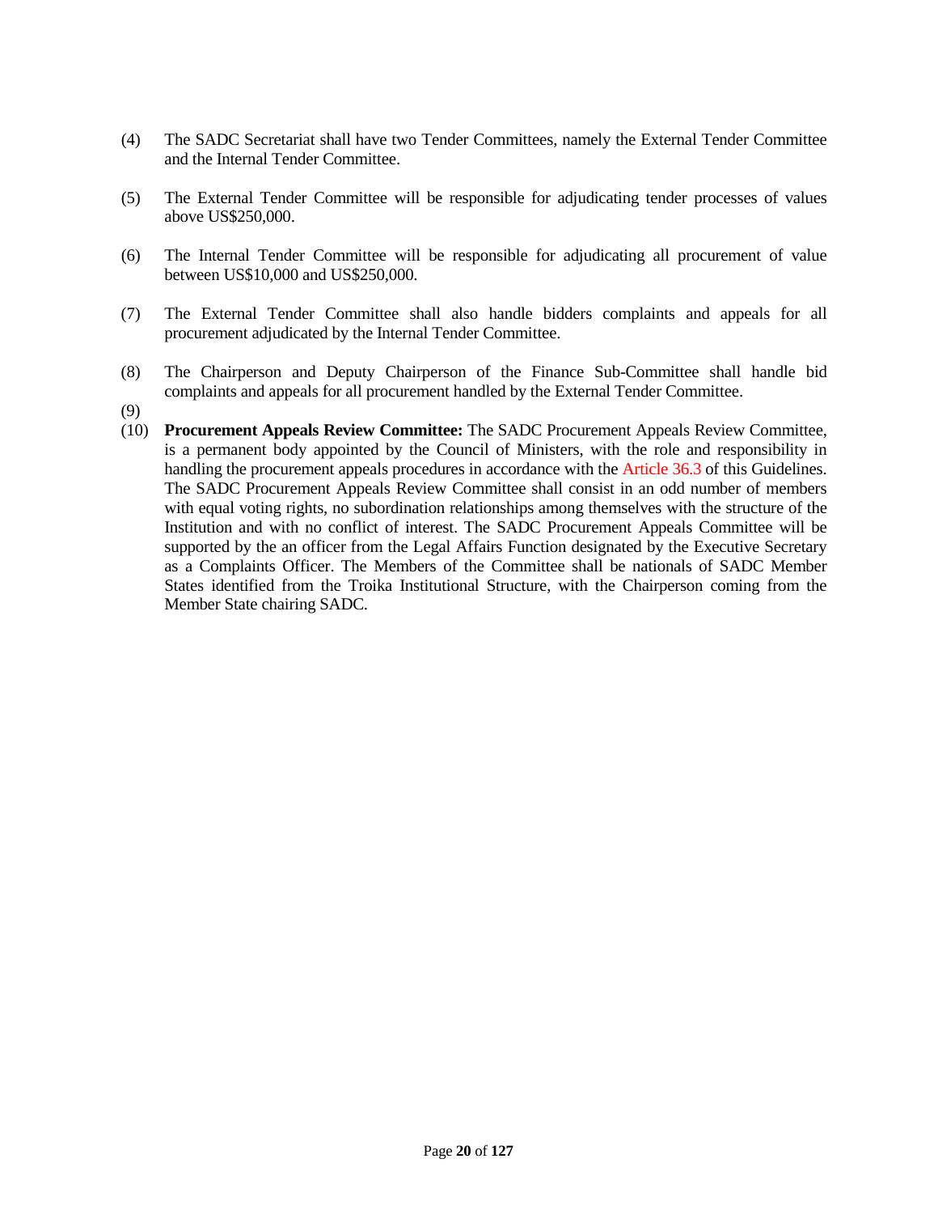(4) The SADC Secretariat shall have two Tender Committees, namely the External Tender Committee and the Internal Tender Committee.

(5) The External Tender Committee will be responsible for adjudicating tender processes of values above US$250,000.

(6) The Internal Tender Committee will be responsible for adjudicating all procurement of value between US$10,000 and US$250,000.

(7) The External Tender Committee shall also handle bidders complaints and appeals for all procurement adjudicated by the Internal Tender Committee.

(8) The Chairperson and Deputy Chairperson of the Finance Sub-Committee shall handle bid complaints and appeals for all procurement handled by the External Tender Committee.

(9)

(10) **Procurement Appeals Review Committee:** The SADC Procurement Appeals Review Committee, is a permanent body appointed by the Council of Ministers, with the role and responsibility in handling the procurement appeals procedures in accordance with the Article 36.3 of this Guidelines. The SADC Procurement Appeals Review Committee shall consist in an odd number of members with equal voting rights, no subordination relationships among themselves with the structure of the Institution and with no conflict of interest. The SADC Procurement Appeals Committee will be supported by the an officer from the Legal Affairs Function designated by the Executive Secretary as a Complaints Officer. The Members of the Committee shall be nationals of SADC Member States identified from the Troika Institutional Structure, with the Chairperson coming from the Member State chairing SADC.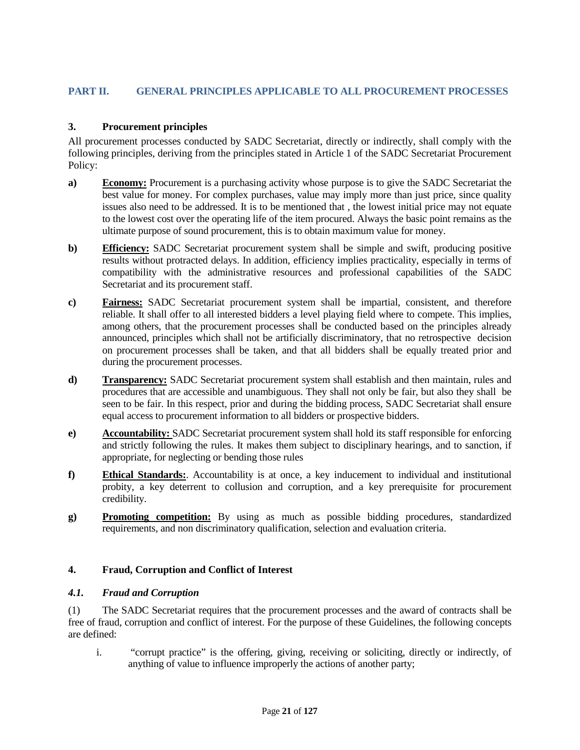## PART II. GENERAL PRINCIPLES APPLICABLE TO ALL PROCUREMENT PROCESSES

### 3. Procurement principles

All procurement processes conducted by SADC Secretariat, directly or indirectly, shall comply with the following principles, deriving from the principles stated in Article 1 of the SADC Secretariat Procurement Policy:

**a)** **Economy:** Procurement is a purchasing activity whose purpose is to give the SADC Secretariat the best value for money. For complex purchases, value may imply more than just price, since quality issues also need to be addressed. It is to be mentioned that , the lowest initial price may not equate to the lowest cost over the operating life of the item procured. Always the basic point remains as the ultimate purpose of sound procurement, this is to obtain maximum value for money.

**b)** **Efficiency:** SADC Secretariat procurement system shall be simple and swift, producing positive results without protracted delays. In addition, efficiency implies practicality, especially in terms of compatibility with the administrative resources and professional capabilities of the SADC Secretariat and its procurement staff.

**c)** **Fairness:** SADC Secretariat procurement system shall be impartial, consistent, and therefore reliable. It shall offer to all interested bidders a level playing field where to compete. This implies, among others, that the procurement processes shall be conducted based on the principles already announced, principles which shall not be artificially discriminatory, that no retrospective decision on procurement processes shall be taken, and that all bidders shall be equally treated prior and during the procurement processes.

**d)** **Transparency:** SADC Secretariat procurement system shall establish and then maintain, rules and procedures that are accessible and unambiguous. They shall not only be fair, but also they shall be seen to be fair. In this respect, prior and during the bidding process, SADC Secretariat shall ensure equal access to procurement information to all bidders or prospective bidders.

**e)** **Accountability:** SADC Secretariat procurement system shall hold its staff responsible for enforcing and strictly following the rules. It makes them subject to disciplinary hearings, and to sanction, if appropriate, for neglecting or bending those rules

**f)** **Ethical Standards:**. Accountability is at once, a key inducement to individual and institutional probity, a key deterrent to collusion and corruption, and a key prerequisite for procurement credibility.

**g)** **Promoting competition:** By using as much as possible bidding procedures, standardized requirements, and non discriminatory qualification, selection and evaluation criteria.

### 4. Fraud, Corruption and Conflict of Interest

#### *4.1. Fraud and Corruption*

(1) The SADC Secretariat requires that the procurement processes and the award of contracts shall be free of fraud, corruption and conflict of interest. For the purpose of these Guidelines, the following concepts are defined:

i. "corrupt practice" is the offering, giving, receiving or soliciting, directly or indirectly, of anything of value to influence improperly the actions of another party;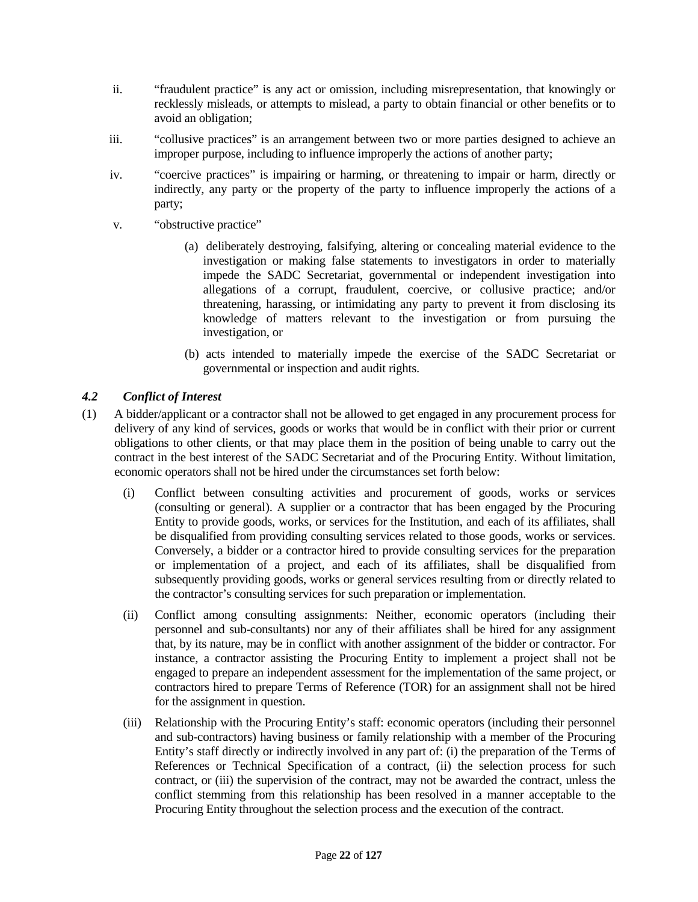ii. "fraudulent practice" is any act or omission, including misrepresentation, that knowingly or recklessly misleads, or attempts to mislead, a party to obtain financial or other benefits or to avoid an obligation;

iii. "collusive practices" is an arrangement between two or more parties designed to achieve an improper purpose, including to influence improperly the actions of another party;

iv. "coercive practices" is impairing or harming, or threatening to impair or harm, directly or indirectly, any party or the property of the party to influence improperly the actions of a party;

v. "obstructive practice"

   (a) deliberately destroying, falsifying, altering or concealing material evidence to the investigation or making false statements to investigators in order to materially impede the SADC Secretariat, governmental or independent investigation into allegations of a corrupt, fraudulent, coercive, or collusive practice; and/or threatening, harassing, or intimidating any party to prevent it from disclosing its knowledge of matters relevant to the investigation or from pursuing the investigation, or

   (b) acts intended to materially impede the exercise of the SADC Secretariat or governmental or inspection and audit rights.

### *4.2 Conflict of Interest*

(1) A bidder/applicant or a contractor shall not be allowed to get engaged in any procurement process for delivery of any kind of services, goods or works that would be in conflict with their prior or current obligations to other clients, or that may place them in the position of being unable to carry out the contract in the best interest of the SADC Secretariat and of the Procuring Entity. Without limitation, economic operators shall not be hired under the circumstances set forth below:

   (i) Conflict between consulting activities and procurement of goods, works or services (consulting or general). A supplier or a contractor that has been engaged by the Procuring Entity to provide goods, works, or services for the Institution, and each of its affiliates, shall be disqualified from providing consulting services related to those goods, works or services. Conversely, a bidder or a contractor hired to provide consulting services for the preparation or implementation of a project, and each of its affiliates, shall be disqualified from subsequently providing goods, works or general services resulting from or directly related to the contractor's consulting services for such preparation or implementation.

   (ii) Conflict among consulting assignments: Neither, economic operators (including their personnel and sub-consultants) nor any of their affiliates shall be hired for any assignment that, by its nature, may be in conflict with another assignment of the bidder or contractor. For instance, a contractor assisting the Procuring Entity to implement a project shall not be engaged to prepare an independent assessment for the implementation of the same project, or contractors hired to prepare Terms of Reference (TOR) for an assignment shall not be hired for the assignment in question.

   (iii) Relationship with the Procuring Entity's staff: economic operators (including their personnel and sub-contractors) having business or family relationship with a member of the Procuring Entity's staff directly or indirectly involved in any part of: (i) the preparation of the Terms of References or Technical Specification of a contract, (ii) the selection process for such contract, or (iii) the supervision of the contract, may not be awarded the contract, unless the conflict stemming from this relationship has been resolved in a manner acceptable to the Procuring Entity throughout the selection process and the execution of the contract.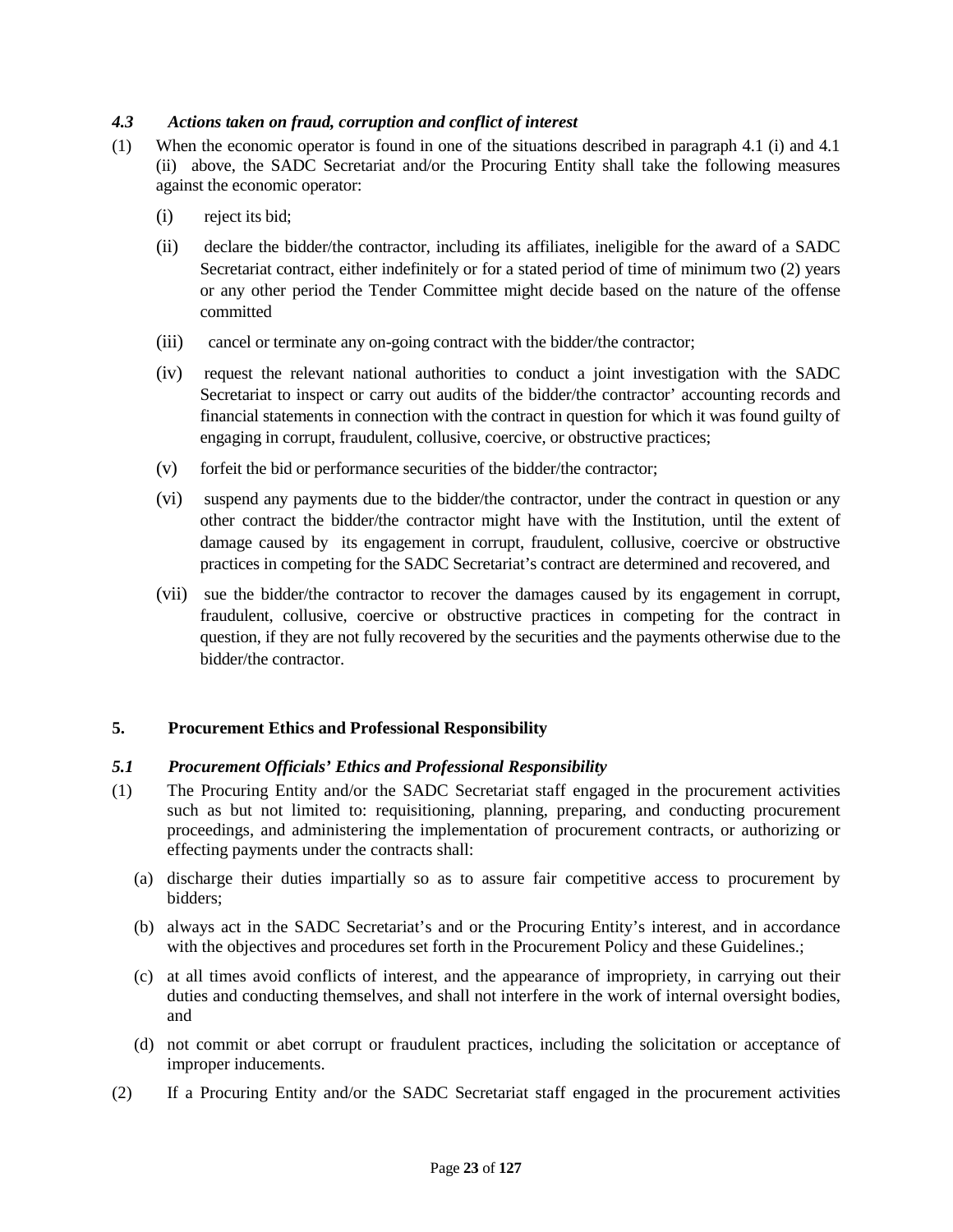### *4.3 Actions taken on fraud, corruption and conflict of interest*

(1) When the economic operator is found in one of the situations described in paragraph 4.1 (i) and 4.1 (ii) above, the SADC Secretariat and/or the Procuring Entity shall take the following measures against the economic operator:

(i) reject its bid;

(ii) declare the bidder/the contractor, including its affiliates, ineligible for the award of a SADC Secretariat contract, either indefinitely or for a stated period of time of minimum two (2) years or any other period the Tender Committee might decide based on the nature of the offense committed

(iii) cancel or terminate any on-going contract with the bidder/the contractor;

(iv) request the relevant national authorities to conduct a joint investigation with the SADC Secretariat to inspect or carry out audits of the bidder/the contractor' accounting records and financial statements in connection with the contract in question for which it was found guilty of engaging in corrupt, fraudulent, collusive, coercive, or obstructive practices;

(v) forfeit the bid or performance securities of the bidder/the contractor;

(vi) suspend any payments due to the bidder/the contractor, under the contract in question or any other contract the bidder/the contractor might have with the Institution, until the extent of damage caused by its engagement in corrupt, fraudulent, collusive, coercive or obstructive practices in competing for the SADC Secretariat's contract are determined and recovered, and

(vii) sue the bidder/the contractor to recover the damages caused by its engagement in corrupt, fraudulent, collusive, coercive or obstructive practices in competing for the contract in question, if they are not fully recovered by the securities and the payments otherwise due to the bidder/the contractor.

## 5. Procurement Ethics and Professional Responsibility

### *5.1 Procurement Officials' Ethics and Professional Responsibility*

(1) The Procuring Entity and/or the SADC Secretariat staff engaged in the procurement activities such as but not limited to: requisitioning, planning, preparing, and conducting procurement proceedings, and administering the implementation of procurement contracts, or authorizing or effecting payments under the contracts shall:

(a) discharge their duties impartially so as to assure fair competitive access to procurement by bidders;

(b) always act in the SADC Secretariat's and or the Procuring Entity's interest, and in accordance with the objectives and procedures set forth in the Procurement Policy and these Guidelines.;

(c) at all times avoid conflicts of interest, and the appearance of impropriety, in carrying out their duties and conducting themselves, and shall not interfere in the work of internal oversight bodies, and

(d) not commit or abet corrupt or fraudulent practices, including the solicitation or acceptance of improper inducements.

(2) If a Procuring Entity and/or the SADC Secretariat staff engaged in the procurement activities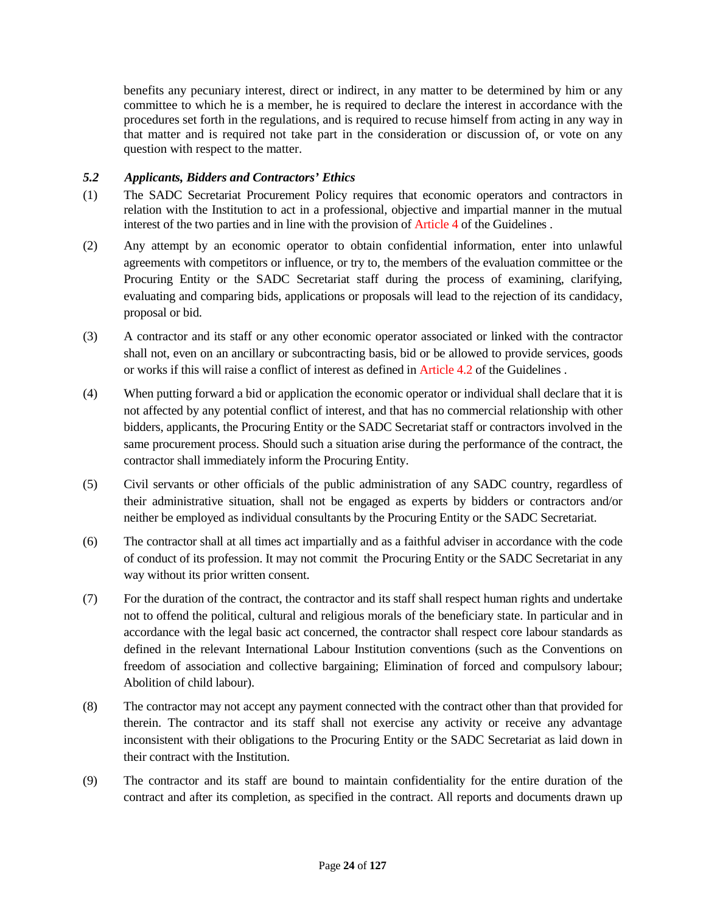benefits any pecuniary interest, direct or indirect, in any matter to be determined by him or any committee to which he is a member, he is required to declare the interest in accordance with the procedures set forth in the regulations, and is required to recuse himself from acting in any way in that matter and is required not take part in the consideration or discussion of, or vote on any question with respect to the matter.

### *5.2 Applicants, Bidders and Contractors' Ethics*

(1) The SADC Secretariat Procurement Policy requires that economic operators and contractors in relation with the Institution to act in a professional, objective and impartial manner in the mutual interest of the two parties and in line with the provision of Article 4 of the Guidelines .

(2) Any attempt by an economic operator to obtain confidential information, enter into unlawful agreements with competitors or influence, or try to, the members of the evaluation committee or the Procuring Entity or the SADC Secretariat staff during the process of examining, clarifying, evaluating and comparing bids, applications or proposals will lead to the rejection of its candidacy, proposal or bid.

(3) A contractor and its staff or any other economic operator associated or linked with the contractor shall not, even on an ancillary or subcontracting basis, bid or be allowed to provide services, goods or works if this will raise a conflict of interest as defined in Article 4.2 of the Guidelines .

(4) When putting forward a bid or application the economic operator or individual shall declare that it is not affected by any potential conflict of interest, and that has no commercial relationship with other bidders, applicants, the Procuring Entity or the SADC Secretariat staff or contractors involved in the same procurement process. Should such a situation arise during the performance of the contract, the contractor shall immediately inform the Procuring Entity.

(5) Civil servants or other officials of the public administration of any SADC country, regardless of their administrative situation, shall not be engaged as experts by bidders or contractors and/or neither be employed as individual consultants by the Procuring Entity or the SADC Secretariat.

(6) The contractor shall at all times act impartially and as a faithful adviser in accordance with the code of conduct of its profession. It may not commit the Procuring Entity or the SADC Secretariat in any way without its prior written consent.

(7) For the duration of the contract, the contractor and its staff shall respect human rights and undertake not to offend the political, cultural and religious morals of the beneficiary state. In particular and in accordance with the legal basic act concerned, the contractor shall respect core labour standards as defined in the relevant International Labour Institution conventions (such as the Conventions on freedom of association and collective bargaining; Elimination of forced and compulsory labour; Abolition of child labour).

(8) The contractor may not accept any payment connected with the contract other than that provided for therein. The contractor and its staff shall not exercise any activity or receive any advantage inconsistent with their obligations to the Procuring Entity or the SADC Secretariat as laid down in their contract with the Institution.

(9) The contractor and its staff are bound to maintain confidentiality for the entire duration of the contract and after its completion, as specified in the contract. All reports and documents drawn up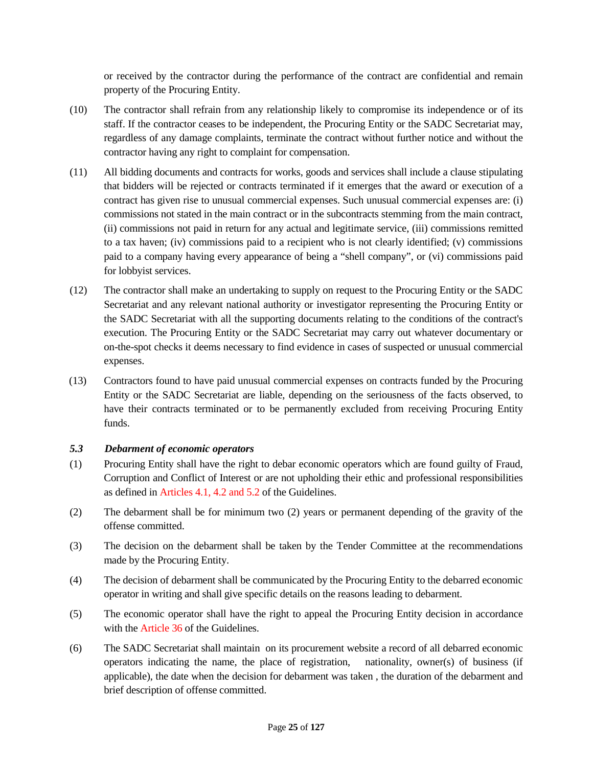or received by the contractor during the performance of the contract are confidential and remain property of the Procuring Entity.

(10) The contractor shall refrain from any relationship likely to compromise its independence or of its staff. If the contractor ceases to be independent, the Procuring Entity or the SADC Secretariat may, regardless of any damage complaints, terminate the contract without further notice and without the contractor having any right to complaint for compensation.

(11) All bidding documents and contracts for works, goods and services shall include a clause stipulating that bidders will be rejected or contracts terminated if it emerges that the award or execution of a contract has given rise to unusual commercial expenses. Such unusual commercial expenses are: (i) commissions not stated in the main contract or in the subcontracts stemming from the main contract, (ii) commissions not paid in return for any actual and legitimate service, (iii) commissions remitted to a tax haven; (iv) commissions paid to a recipient who is not clearly identified; (v) commissions paid to a company having every appearance of being a "shell company", or (vi) commissions paid for lobbyist services.

(12) The contractor shall make an undertaking to supply on request to the Procuring Entity or the SADC Secretariat and any relevant national authority or investigator representing the Procuring Entity or the SADC Secretariat with all the supporting documents relating to the conditions of the contract's execution. The Procuring Entity or the SADC Secretariat may carry out whatever documentary or on-the-spot checks it deems necessary to find evidence in cases of suspected or unusual commercial expenses.

(13) Contractors found to have paid unusual commercial expenses on contracts funded by the Procuring Entity or the SADC Secretariat are liable, depending on the seriousness of the facts observed, to have their contracts terminated or to be permanently excluded from receiving Procuring Entity funds.

### *5.3 Debarment of economic operators*

(1) Procuring Entity shall have the right to debar economic operators which are found guilty of Fraud, Corruption and Conflict of Interest or are not upholding their ethic and professional responsibilities as defined in Articles 4.1, 4.2 and 5.2 of the Guidelines.

(2) The debarment shall be for minimum two (2) years or permanent depending of the gravity of the offense committed.

(3) The decision on the debarment shall be taken by the Tender Committee at the recommendations made by the Procuring Entity.

(4) The decision of debarment shall be communicated by the Procuring Entity to the debarred economic operator in writing and shall give specific details on the reasons leading to debarment.

(5) The economic operator shall have the right to appeal the Procuring Entity decision in accordance with the Article 36 of the Guidelines.

(6) The SADC Secretariat shall maintain on its procurement website a record of all debarred economic operators indicating the name, the place of registration, nationality, owner(s) of business (if applicable), the date when the decision for debarment was taken , the duration of the debarment and brief description of offense committed.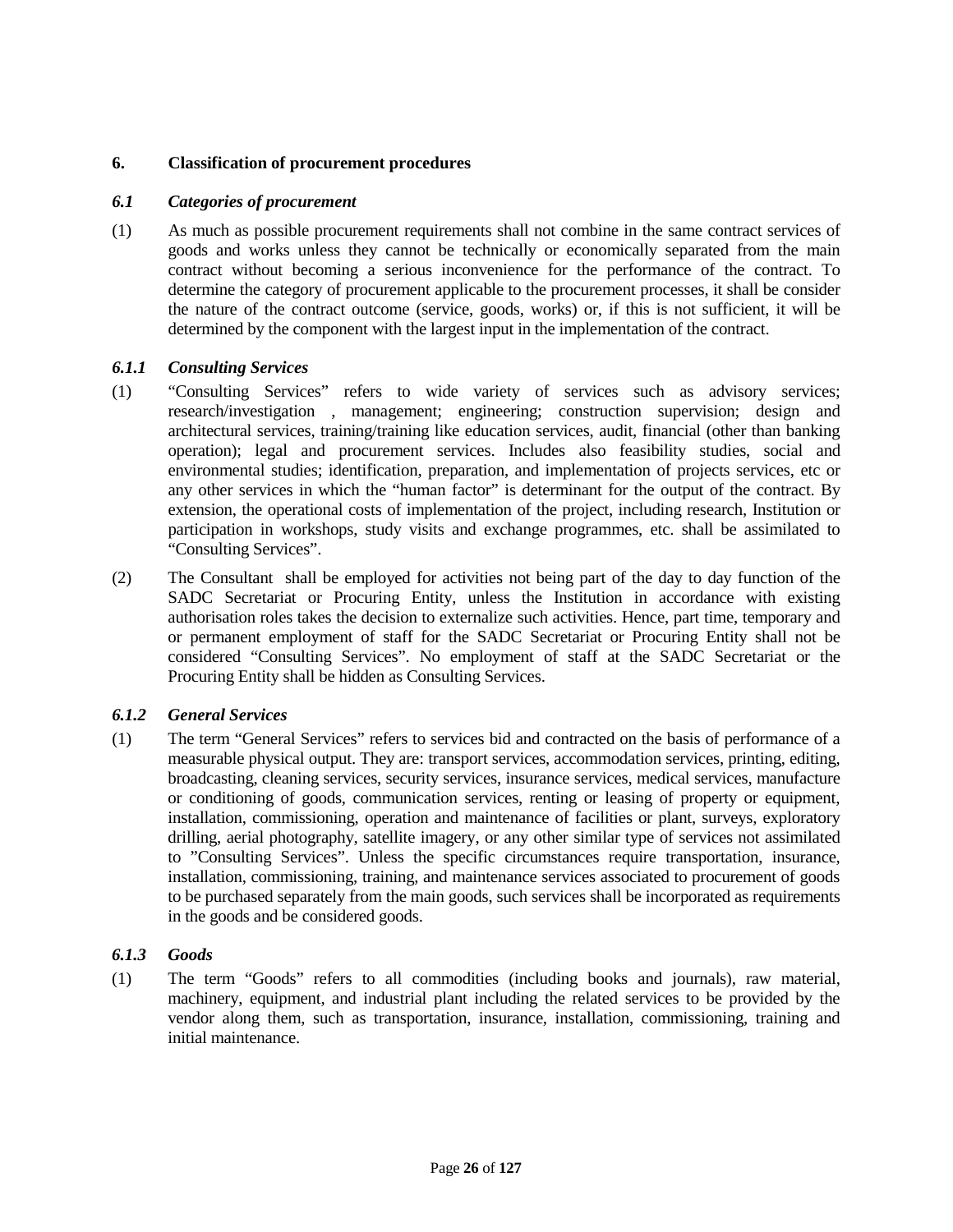## 6. Classification of procurement procedures

### *6.1 Categories of procurement*

(1) As much as possible procurement requirements shall not combine in the same contract services of goods and works unless they cannot be technically or economically separated from the main contract without becoming a serious inconvenience for the performance of the contract. To determine the category of procurement applicable to the procurement processes, it shall be consider the nature of the contract outcome (service, goods, works) or, if this is not sufficient, it will be determined by the component with the largest input in the implementation of the contract.

#### *6.1.1 Consulting Services*

(1) "Consulting Services" refers to wide variety of services such as advisory services; research/investigation , management; engineering; construction supervision; design and architectural services, training/training like education services, audit, financial (other than banking operation); legal and procurement services. Includes also feasibility studies, social and environmental studies; identification, preparation, and implementation of projects services, etc or any other services in which the "human factor" is determinant for the output of the contract. By extension, the operational costs of implementation of the project, including research, Institution or participation in workshops, study visits and exchange programmes, etc. shall be assimilated to "Consulting Services".

(2) The Consultant shall be employed for activities not being part of the day to day function of the SADC Secretariat or Procuring Entity, unless the Institution in accordance with existing authorisation roles takes the decision to externalize such activities. Hence, part time, temporary and or permanent employment of staff for the SADC Secretariat or Procuring Entity shall not be considered "Consulting Services". No employment of staff at the SADC Secretariat or the Procuring Entity shall be hidden as Consulting Services.

#### *6.1.2 General Services*

(1) The term "General Services" refers to services bid and contracted on the basis of performance of a measurable physical output. They are: transport services, accommodation services, printing, editing, broadcasting, cleaning services, security services, insurance services, medical services, manufacture or conditioning of goods, communication services, renting or leasing of property or equipment, installation, commissioning, operation and maintenance of facilities or plant, surveys, exploratory drilling, aerial photography, satellite imagery, or any other similar type of services not assimilated to "Consulting Services". Unless the specific circumstances require transportation, insurance, installation, commissioning, training, and maintenance services associated to procurement of goods to be purchased separately from the main goods, such services shall be incorporated as requirements in the goods and be considered goods.

#### *6.1.3 Goods*

(1) The term "Goods" refers to all commodities (including books and journals), raw material, machinery, equipment, and industrial plant including the related services to be provided by the vendor along them, such as transportation, insurance, installation, commissioning, training and initial maintenance.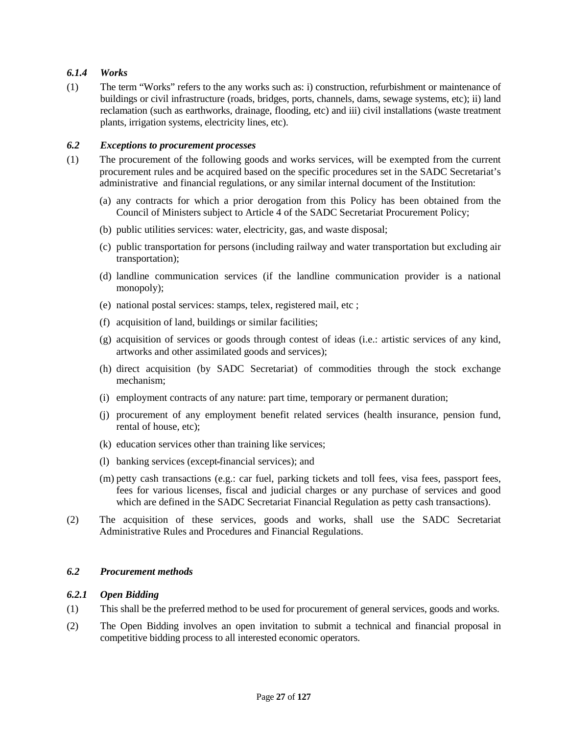### *6.1.4 Works*

(1) The term "Works" refers to the any works such as: i) construction, refurbishment or maintenance of buildings or civil infrastructure (roads, bridges, ports, channels, dams, sewage systems, etc); ii) land reclamation (such as earthworks, drainage, flooding, etc) and iii) civil installations (waste treatment plants, irrigation systems, electricity lines, etc).

### *6.2 Exceptions to procurement processes*

(1) The procurement of the following goods and works services, will be exempted from the current procurement rules and be acquired based on the specific procedures set in the SADC Secretariat's administrative and financial regulations, or any similar internal document of the Institution:

(a) any contracts for which a prior derogation from this Policy has been obtained from the Council of Ministers subject to Article 4 of the SADC Secretariat Procurement Policy;

(b) public utilities services: water, electricity, gas, and waste disposal;

(c) public transportation for persons (including railway and water transportation but excluding air transportation);

(d) landline communication services (if the landline communication provider is a national monopoly);

(e) national postal services: stamps, telex, registered mail, etc ;

(f) acquisition of land, buildings or similar facilities;

(g) acquisition of services or goods through contest of ideas (i.e.: artistic services of any kind, artworks and other assimilated goods and services);

(h) direct acquisition (by SADC Secretariat) of commodities through the stock exchange mechanism;

(i) employment contracts of any nature: part time, temporary or permanent duration;

(j) procurement of any employment benefit related services (health insurance, pension fund, rental of house, etc);

(k) education services other than training like services;

(l) banking services (except financial services); and

(m) petty cash transactions (e.g.: car fuel, parking tickets and toll fees, visa fees, passport fees, fees for various licenses, fiscal and judicial charges or any purchase of services and good which are defined in the SADC Secretariat Financial Regulation as petty cash transactions).

(2) The acquisition of these services, goods and works, shall use the SADC Secretariat Administrative Rules and Procedures and Financial Regulations.

### *6.2 Procurement methods*

### *6.2.1 Open Bidding*

(1) This shall be the preferred method to be used for procurement of general services, goods and works.

(2) The Open Bidding involves an open invitation to submit a technical and financial proposal in competitive bidding process to all interested economic operators.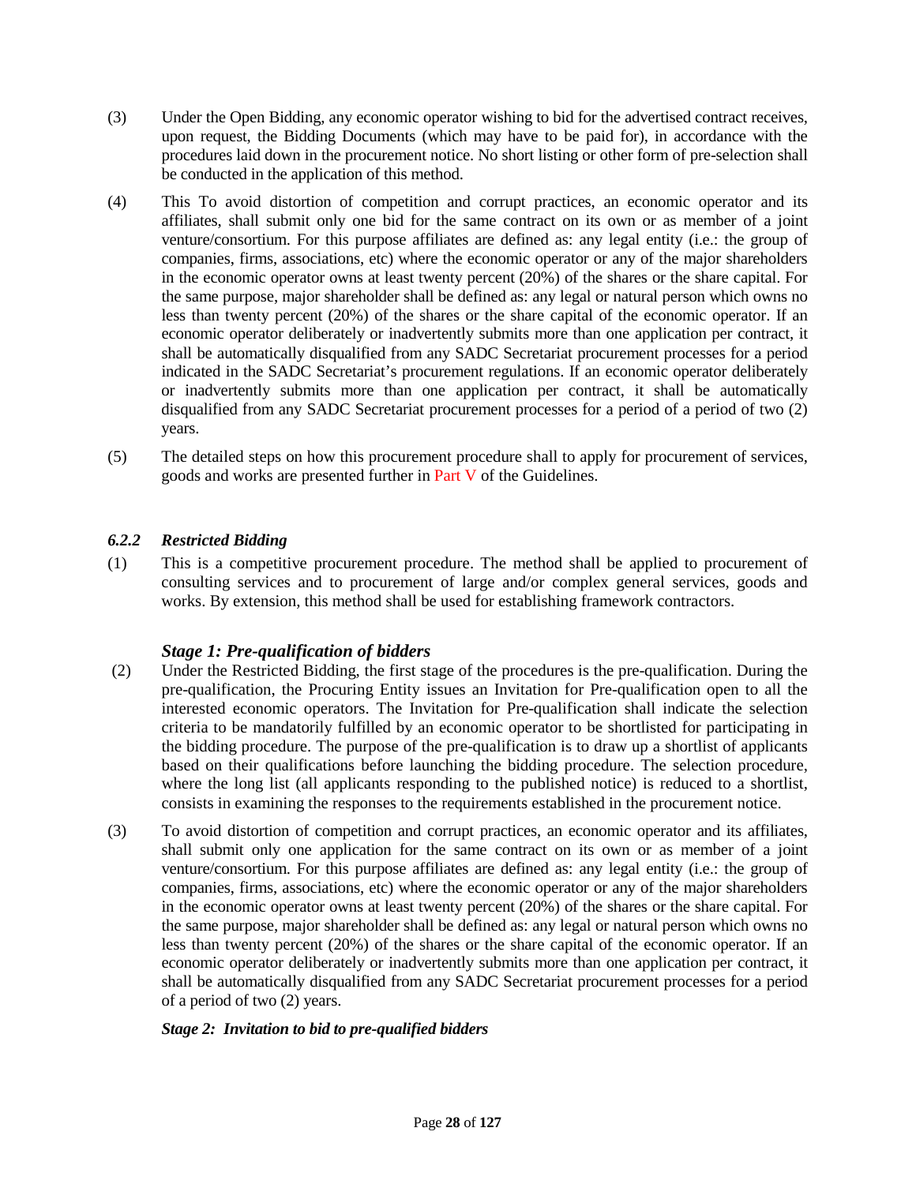(3) Under the Open Bidding, any economic operator wishing to bid for the advertised contract receives, upon request, the Bidding Documents (which may have to be paid for), in accordance with the procedures laid down in the procurement notice. No short listing or other form of pre-selection shall be conducted in the application of this method.

(4) This To avoid distortion of competition and corrupt practices, an economic operator and its affiliates, shall submit only one bid for the same contract on its own or as member of a joint venture/consortium. For this purpose affiliates are defined as: any legal entity (i.e.: the group of companies, firms, associations, etc) where the economic operator or any of the major shareholders in the economic operator owns at least twenty percent (20%) of the shares or the share capital. For the same purpose, major shareholder shall be defined as: any legal or natural person which owns no less than twenty percent (20%) of the shares or the share capital of the economic operator. If an economic operator deliberately or inadvertently submits more than one application per contract, it shall be automatically disqualified from any SADC Secretariat procurement processes for a period indicated in the SADC Secretariat's procurement regulations. If an economic operator deliberately or inadvertently submits more than one application per contract, it shall be automatically disqualified from any SADC Secretariat procurement processes for a period of a period of two (2) years.

(5) The detailed steps on how this procurement procedure shall to apply for procurement of services, goods and works are presented further in Part V of the Guidelines.

### *6.2.2 Restricted Bidding*

(1) This is a competitive procurement procedure. The method shall be applied to procurement of consulting services and to procurement of large and/or complex general services, goods and works. By extension, this method shall be used for establishing framework contractors.

#### *Stage 1: Pre-qualification of bidders*

(2) Under the Restricted Bidding, the first stage of the procedures is the pre-qualification. During the pre-qualification, the Procuring Entity issues an Invitation for Pre-qualification open to all the interested economic operators. The Invitation for Pre-qualification shall indicate the selection criteria to be mandatorily fulfilled by an economic operator to be shortlisted for participating in the bidding procedure. The purpose of the pre-qualification is to draw up a shortlist of applicants based on their qualifications before launching the bidding procedure. The selection procedure, where the long list (all applicants responding to the published notice) is reduced to a shortlist, consists in examining the responses to the requirements established in the procurement notice.

(3) To avoid distortion of competition and corrupt practices, an economic operator and its affiliates, shall submit only one application for the same contract on its own or as member of a joint venture/consortium. For this purpose affiliates are defined as: any legal entity (i.e.: the group of companies, firms, associations, etc) where the economic operator or any of the major shareholders in the economic operator owns at least twenty percent (20%) of the shares or the share capital. For the same purpose, major shareholder shall be defined as: any legal or natural person which owns no less than twenty percent (20%) of the shares or the share capital of the economic operator. If an economic operator deliberately or inadvertently submits more than one application per contract, it shall be automatically disqualified from any SADC Secretariat procurement processes for a period of a period of two (2) years.

***Stage 2: Invitation to bid to pre-qualified bidders***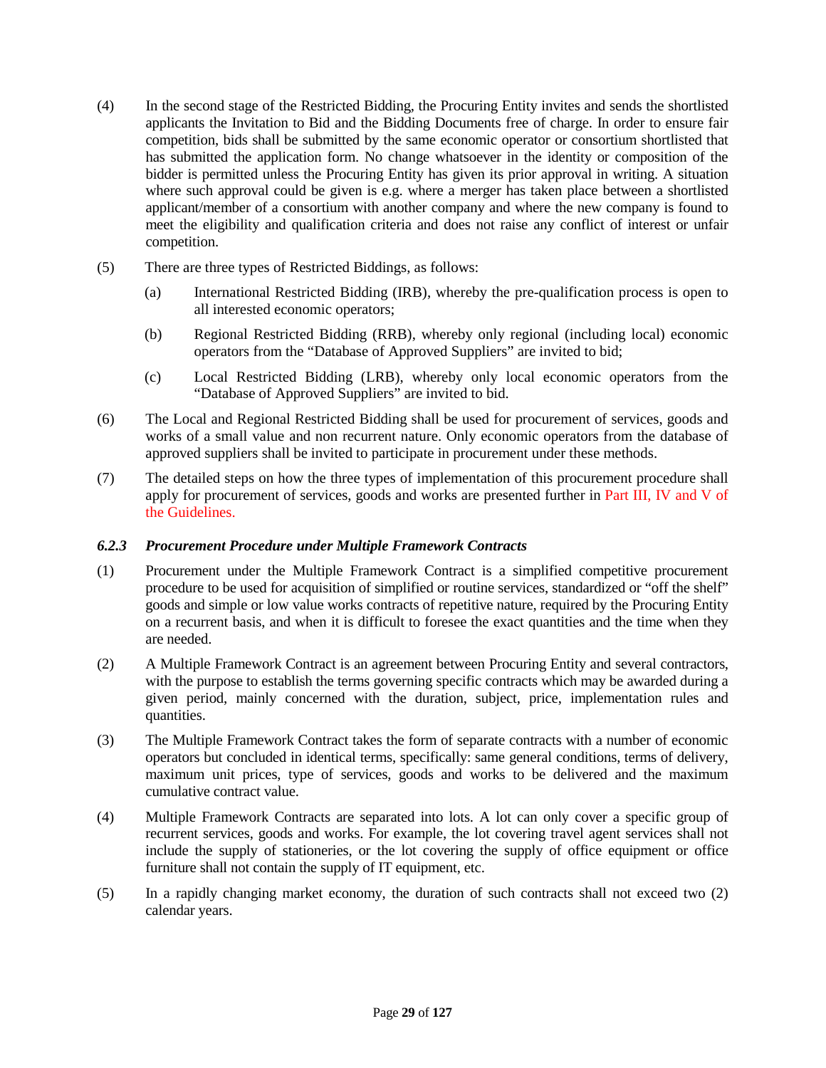(4) In the second stage of the Restricted Bidding, the Procuring Entity invites and sends the shortlisted applicants the Invitation to Bid and the Bidding Documents free of charge. In order to ensure fair competition, bids shall be submitted by the same economic operator or consortium shortlisted that has submitted the application form. No change whatsoever in the identity or composition of the bidder is permitted unless the Procuring Entity has given its prior approval in writing. A situation where such approval could be given is e.g. where a merger has taken place between a shortlisted applicant/member of a consortium with another company and where the new company is found to meet the eligibility and qualification criteria and does not raise any conflict of interest or unfair competition.

(5) There are three types of Restricted Biddings, as follows:

(a) International Restricted Bidding (IRB), whereby the pre-qualification process is open to all interested economic operators;

(b) Regional Restricted Bidding (RRB), whereby only regional (including local) economic operators from the "Database of Approved Suppliers" are invited to bid;

(c) Local Restricted Bidding (LRB), whereby only local economic operators from the "Database of Approved Suppliers" are invited to bid.

(6) The Local and Regional Restricted Bidding shall be used for procurement of services, goods and works of a small value and non recurrent nature. Only economic operators from the database of approved suppliers shall be invited to participate in procurement under these methods.

(7) The detailed steps on how the three types of implementation of this procurement procedure shall apply for procurement of services, goods and works are presented further in Part III, IV and V of the Guidelines.

### *6.2.3 Procurement Procedure under Multiple Framework Contracts*

(1) Procurement under the Multiple Framework Contract is a simplified competitive procurement procedure to be used for acquisition of simplified or routine services, standardized or "off the shelf" goods and simple or low value works contracts of repetitive nature, required by the Procuring Entity on a recurrent basis, and when it is difficult to foresee the exact quantities and the time when they are needed.

(2) A Multiple Framework Contract is an agreement between Procuring Entity and several contractors, with the purpose to establish the terms governing specific contracts which may be awarded during a given period, mainly concerned with the duration, subject, price, implementation rules and quantities.

(3) The Multiple Framework Contract takes the form of separate contracts with a number of economic operators but concluded in identical terms, specifically: same general conditions, terms of delivery, maximum unit prices, type of services, goods and works to be delivered and the maximum cumulative contract value.

(4) Multiple Framework Contracts are separated into lots. A lot can only cover a specific group of recurrent services, goods and works. For example, the lot covering travel agent services shall not include the supply of stationeries, or the lot covering the supply of office equipment or office furniture shall not contain the supply of IT equipment, etc.

(5) In a rapidly changing market economy, the duration of such contracts shall not exceed two (2) calendar years.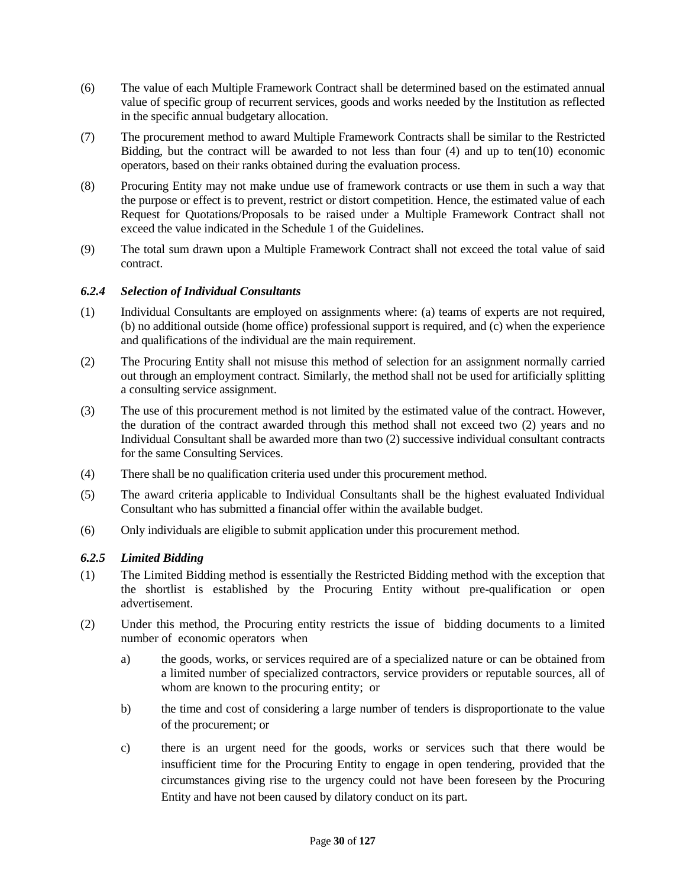(6) The value of each Multiple Framework Contract shall be determined based on the estimated annual value of specific group of recurrent services, goods and works needed by the Institution as reflected in the specific annual budgetary allocation.

(7) The procurement method to award Multiple Framework Contracts shall be similar to the Restricted Bidding, but the contract will be awarded to not less than four (4) and up to ten(10) economic operators, based on their ranks obtained during the evaluation process.

(8) Procuring Entity may not make undue use of framework contracts or use them in such a way that the purpose or effect is to prevent, restrict or distort competition. Hence, the estimated value of each Request for Quotations/Proposals to be raised under a Multiple Framework Contract shall not exceed the value indicated in the Schedule 1 of the Guidelines.

(9) The total sum drawn upon a Multiple Framework Contract shall not exceed the total value of said contract.

### *6.2.4 Selection of Individual Consultants*

(1) Individual Consultants are employed on assignments where: (a) teams of experts are not required, (b) no additional outside (home office) professional support is required, and (c) when the experience and qualifications of the individual are the main requirement.

(2) The Procuring Entity shall not misuse this method of selection for an assignment normally carried out through an employment contract. Similarly, the method shall not be used for artificially splitting a consulting service assignment.

(3) The use of this procurement method is not limited by the estimated value of the contract. However, the duration of the contract awarded through this method shall not exceed two (2) years and no Individual Consultant shall be awarded more than two (2) successive individual consultant contracts for the same Consulting Services.

(4) There shall be no qualification criteria used under this procurement method.

(5) The award criteria applicable to Individual Consultants shall be the highest evaluated Individual Consultant who has submitted a financial offer within the available budget.

(6) Only individuals are eligible to submit application under this procurement method.

### *6.2.5 Limited Bidding*

(1) The Limited Bidding method is essentially the Restricted Bidding method with the exception that the shortlist is established by the Procuring Entity without pre-qualification or open advertisement.

(2) Under this method, the Procuring entity restricts the issue of bidding documents to a limited number of economic operators when

a) the goods, works, or services required are of a specialized nature or can be obtained from a limited number of specialized contractors, service providers or reputable sources, all of whom are known to the procuring entity; or

b) the time and cost of considering a large number of tenders is disproportionate to the value of the procurement; or

c) there is an urgent need for the goods, works or services such that there would be insufficient time for the Procuring Entity to engage in open tendering, provided that the circumstances giving rise to the urgency could not have been foreseen by the Procuring Entity and have not been caused by dilatory conduct on its part.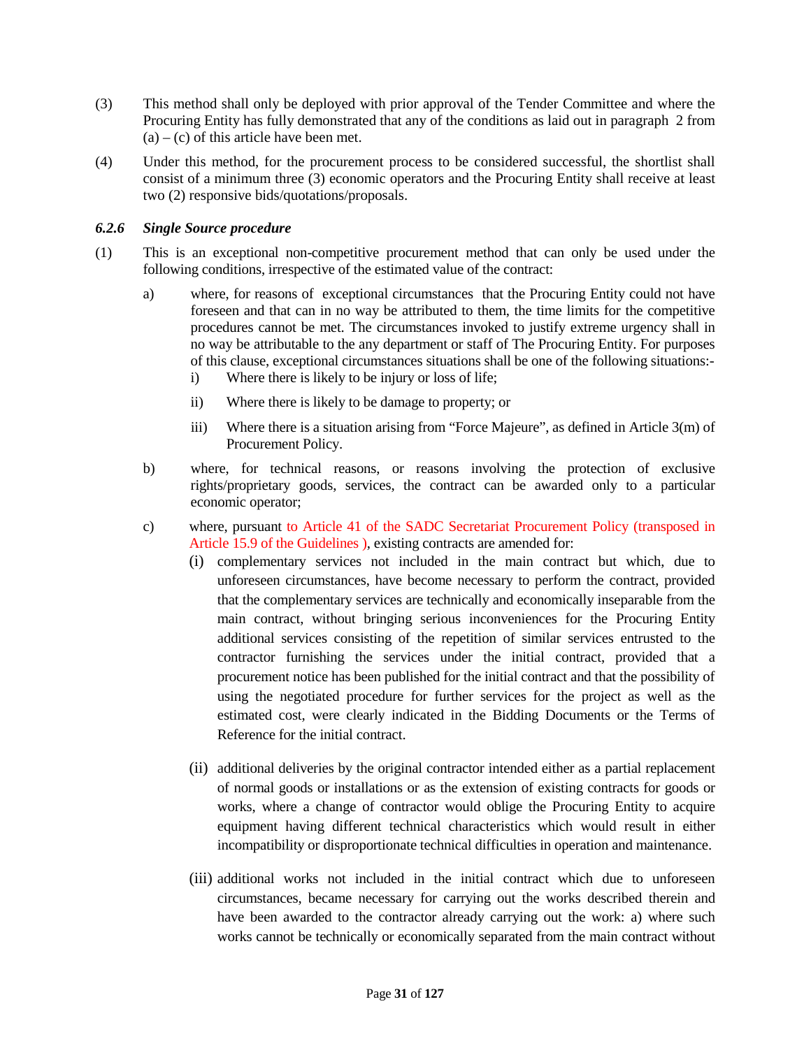(3) This method shall only be deployed with prior approval of the Tender Committee and where the Procuring Entity has fully demonstrated that any of the conditions as laid out in paragraph 2 from (a) – (c) of this article have been met.

(4) Under this method, for the procurement process to be considered successful, the shortlist shall consist of a minimum three (3) economic operators and the Procuring Entity shall receive at least two (2) responsive bids/quotations/proposals.

### *6.2.6 Single Source procedure*

(1) This is an exceptional non-competitive procurement method that can only be used under the following conditions, irrespective of the estimated value of the contract:

a) where, for reasons of exceptional circumstances that the Procuring Entity could not have foreseen and that can in no way be attributed to them, the time limits for the competitive procedures cannot be met. The circumstances invoked to justify extreme urgency shall in no way be attributable to the any department or staff of The Procuring Entity. For purposes of this clause, exceptional circumstances situations shall be one of the following situations:-

   i) Where there is likely to be injury or loss of life;

   ii) Where there is likely to be damage to property; or

   iii) Where there is a situation arising from "Force Majeure", as defined in Article 3(m) of Procurement Policy.

b) where, for technical reasons, or reasons involving the protection of exclusive rights/proprietary goods, services, the contract can be awarded only to a particular economic operator;

c) where, pursuant to Article 41 of the SADC Secretariat Procurement Policy (transposed in Article 15.9 of the Guidelines ), existing contracts are amended for:

   (i) complementary services not included in the main contract but which, due to unforeseen circumstances, have become necessary to perform the contract, provided that the complementary services are technically and economically inseparable from the main contract, without bringing serious inconveniences for the Procuring Entity additional services consisting of the repetition of similar services entrusted to the contractor furnishing the services under the initial contract, provided that a procurement notice has been published for the initial contract and that the possibility of using the negotiated procedure for further services for the project as well as the estimated cost, were clearly indicated in the Bidding Documents or the Terms of Reference for the initial contract.

   (ii) additional deliveries by the original contractor intended either as a partial replacement of normal goods or installations or as the extension of existing contracts for goods or works, where a change of contractor would oblige the Procuring Entity to acquire equipment having different technical characteristics which would result in either incompatibility or disproportionate technical difficulties in operation and maintenance.

   (iii) additional works not included in the initial contract which due to unforeseen circumstances, became necessary for carrying out the works described therein and have been awarded to the contractor already carrying out the work: a) where such works cannot be technically or economically separated from the main contract without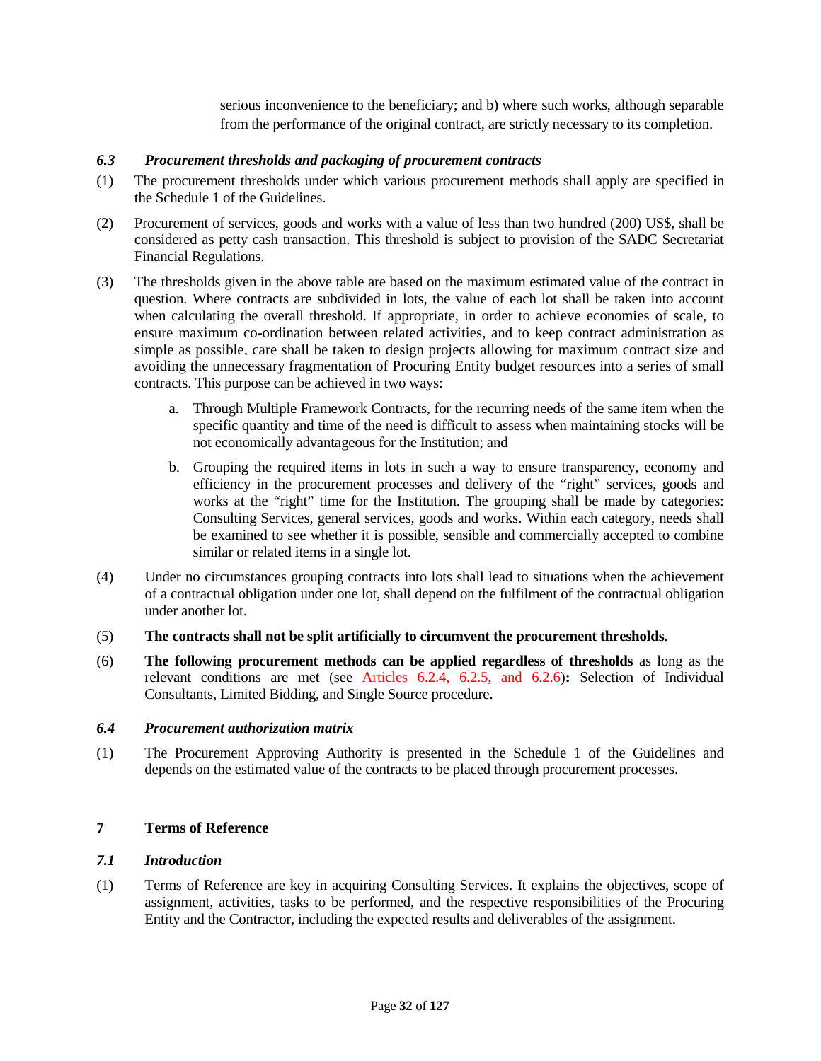serious inconvenience to the beneficiary; and b) where such works, although separable from the performance of the original contract, are strictly necessary to its completion.

### *6.3 Procurement thresholds and packaging of procurement contracts*

(1) The procurement thresholds under which various procurement methods shall apply are specified in the Schedule 1 of the Guidelines.

(2) Procurement of services, goods and works with a value of less than two hundred (200) US$, shall be considered as petty cash transaction. This threshold is subject to provision of the SADC Secretariat Financial Regulations.

(3) The thresholds given in the above table are based on the maximum estimated value of the contract in question. Where contracts are subdivided in lots, the value of each lot shall be taken into account when calculating the overall threshold. If appropriate, in order to achieve economies of scale, to ensure maximum co-ordination between related activities, and to keep contract administration as simple as possible, care shall be taken to design projects allowing for maximum contract size and avoiding the unnecessary fragmentation of Procuring Entity budget resources into a series of small contracts. This purpose can be achieved in two ways:

   a. Through Multiple Framework Contracts, for the recurring needs of the same item when the specific quantity and time of the need is difficult to assess when maintaining stocks will be not economically advantageous for the Institution; and

   b. Grouping the required items in lots in such a way to ensure transparency, economy and efficiency in the procurement processes and delivery of the "right" services, goods and works at the "right" time for the Institution. The grouping shall be made by categories: Consulting Services, general services, goods and works. Within each category, needs shall be examined to see whether it is possible, sensible and commercially accepted to combine similar or related items in a single lot.

(4) Under no circumstances grouping contracts into lots shall lead to situations when the achievement of a contractual obligation under one lot, shall depend on the fulfilment of the contractual obligation under another lot.

(5) **The contracts shall not be split artificially to circumvent the procurement thresholds.**

(6) **The following procurement methods can be applied regardless of thresholds** as long as the relevant conditions are met (see Articles 6.2.4, 6.2.5, and 6.2.6)**:** Selection of Individual Consultants, Limited Bidding, and Single Source procedure.

### *6.4 Procurement authorization matrix*

(1) The Procurement Approving Authority is presented in the Schedule 1 of the Guidelines and depends on the estimated value of the contracts to be placed through procurement processes.

## 7 Terms of Reference

### *7.1 Introduction*

(1) Terms of Reference are key in acquiring Consulting Services. It explains the objectives, scope of assignment, activities, tasks to be performed, and the respective responsibilities of the Procuring Entity and the Contractor, including the expected results and deliverables of the assignment.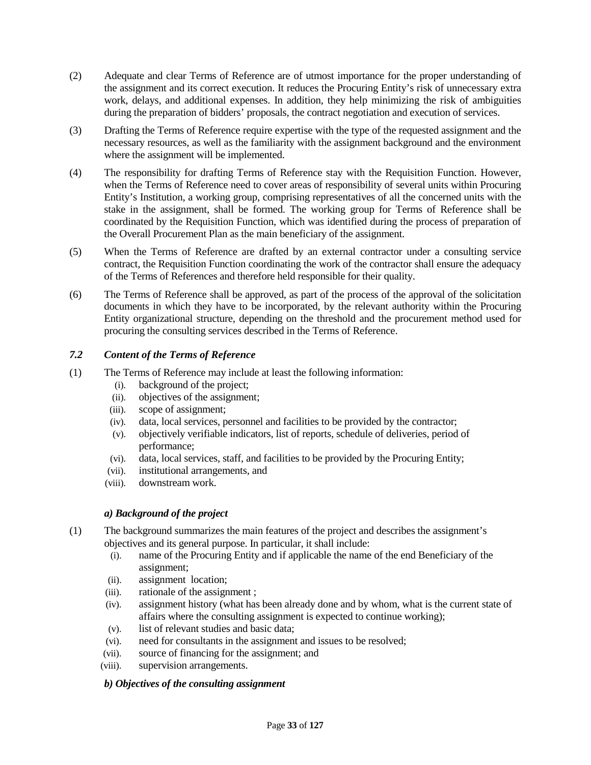(2) Adequate and clear Terms of Reference are of utmost importance for the proper understanding of the assignment and its correct execution. It reduces the Procuring Entity's risk of unnecessary extra work, delays, and additional expenses. In addition, they help minimizing the risk of ambiguities during the preparation of bidders' proposals, the contract negotiation and execution of services.

(3) Drafting the Terms of Reference require expertise with the type of the requested assignment and the necessary resources, as well as the familiarity with the assignment background and the environment where the assignment will be implemented.

(4) The responsibility for drafting Terms of Reference stay with the Requisition Function. However, when the Terms of Reference need to cover areas of responsibility of several units within Procuring Entity's Institution, a working group, comprising representatives of all the concerned units with the stake in the assignment, shall be formed. The working group for Terms of Reference shall be coordinated by the Requisition Function, which was identified during the process of preparation of the Overall Procurement Plan as the main beneficiary of the assignment.

(5) When the Terms of Reference are drafted by an external contractor under a consulting service contract, the Requisition Function coordinating the work of the contractor shall ensure the adequacy of the Terms of References and therefore held responsible for their quality.

(6) The Terms of Reference shall be approved, as part of the process of the approval of the solicitation documents in which they have to be incorporated, by the relevant authority within the Procuring Entity organizational structure, depending on the threshold and the procurement method used for procuring the consulting services described in the Terms of Reference.

### *7.2 Content of the Terms of Reference*

(1) The Terms of Reference may include at least the following information:

- (i). background of the project;
- (ii). objectives of the assignment;
- (iii). scope of assignment;
- (iv). data, local services, personnel and facilities to be provided by the contractor;
- (v). objectively verifiable indicators, list of reports, schedule of deliveries, period of performance;
- (vi). data, local services, staff, and facilities to be provided by the Procuring Entity;
- (vii). institutional arrangements, and
- (viii). downstream work.

#### *a) Background of the project*

(1) The background summarizes the main features of the project and describes the assignment's objectives and its general purpose. In particular, it shall include:

- (i). name of the Procuring Entity and if applicable the name of the end Beneficiary of the assignment;
- (ii). assignment location;
- (iii). rationale of the assignment ;
- (iv). assignment history (what has been already done and by whom, what is the current state of affairs where the consulting assignment is expected to continue working);
- (v). list of relevant studies and basic data;
- (vi). need for consultants in the assignment and issues to be resolved;
- (vii). source of financing for the assignment; and
- (viii). supervision arrangements.

#### *b) Objectives of the consulting assignment*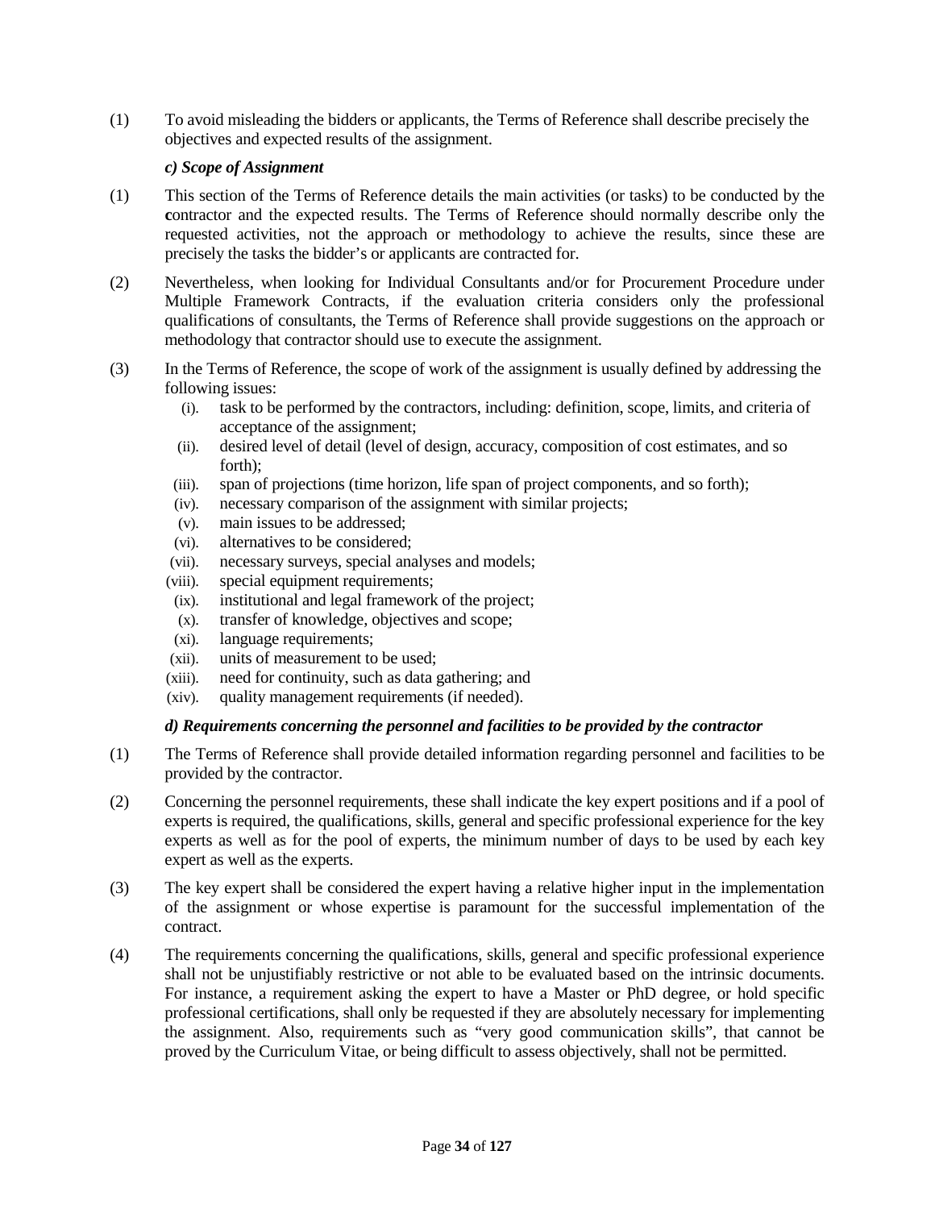(1) To avoid misleading the bidders or applicants, the Terms of Reference shall describe precisely the objectives and expected results of the assignment.

***c) Scope of Assignment***

(1) This section of the Terms of Reference details the main activities (or tasks) to be conducted by the **c**ontractor and the expected results. The Terms of Reference should normally describe only the requested activities, not the approach or methodology to achieve the results, since these are precisely the tasks the bidder's or applicants are contracted for.

(2) Nevertheless, when looking for Individual Consultants and/or for Procurement Procedure under Multiple Framework Contracts, if the evaluation criteria considers only the professional qualifications of consultants, the Terms of Reference shall provide suggestions on the approach or methodology that contractor should use to execute the assignment.

(3) In the Terms of Reference, the scope of work of the assignment is usually defined by addressing the following issues:

(i). task to be performed by the contractors, including: definition, scope, limits, and criteria of acceptance of the assignment;
(ii). desired level of detail (level of design, accuracy, composition of cost estimates, and so forth);
(iii). span of projections (time horizon, life span of project components, and so forth);
(iv). necessary comparison of the assignment with similar projects;
(v). main issues to be addressed;
(vi). alternatives to be considered;
(vii). necessary surveys, special analyses and models;
(viii). special equipment requirements;
(ix). institutional and legal framework of the project;
(x). transfer of knowledge, objectives and scope;
(xi). language requirements;
(xii). units of measurement to be used;
(xiii). need for continuity, such as data gathering; and
(xiv). quality management requirements (if needed).

***d) Requirements concerning the personnel and facilities to be provided by the contractor***

(1) The Terms of Reference shall provide detailed information regarding personnel and facilities to be provided by the contractor.

(2) Concerning the personnel requirements, these shall indicate the key expert positions and if a pool of experts is required, the qualifications, skills, general and specific professional experience for the key experts as well as for the pool of experts, the minimum number of days to be used by each key expert as well as the experts.

(3) The key expert shall be considered the expert having a relative higher input in the implementation of the assignment or whose expertise is paramount for the successful implementation of the contract.

(4) The requirements concerning the qualifications, skills, general and specific professional experience shall not be unjustifiably restrictive or not able to be evaluated based on the intrinsic documents. For instance, a requirement asking the expert to have a Master or PhD degree, or hold specific professional certifications, shall only be requested if they are absolutely necessary for implementing the assignment. Also, requirements such as "very good communication skills", that cannot be proved by the Curriculum Vitae, or being difficult to assess objectively, shall not be permitted.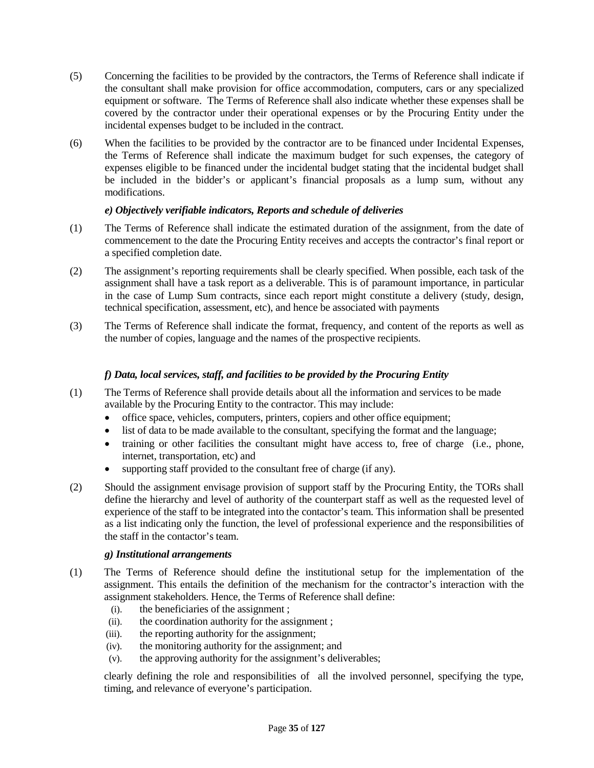(5) Concerning the facilities to be provided by the contractors, the Terms of Reference shall indicate if the consultant shall make provision for office accommodation, computers, cars or any specialized equipment or software. The Terms of Reference shall also indicate whether these expenses shall be covered by the contractor under their operational expenses or by the Procuring Entity under the incidental expenses budget to be included in the contract.

(6) When the facilities to be provided by the contractor are to be financed under Incidental Expenses, the Terms of Reference shall indicate the maximum budget for such expenses, the category of expenses eligible to be financed under the incidental budget stating that the incidental budget shall be included in the bidder's or applicant's financial proposals as a lump sum, without any modifications.

***e) Objectively verifiable indicators, Reports and schedule of deliveries***

(1) The Terms of Reference shall indicate the estimated duration of the assignment, from the date of commencement to the date the Procuring Entity receives and accepts the contractor's final report or a specified completion date.

(2) The assignment's reporting requirements shall be clearly specified. When possible, each task of the assignment shall have a task report as a deliverable. This is of paramount importance, in particular in the case of Lump Sum contracts, since each report might constitute a delivery (study, design, technical specification, assessment, etc), and hence be associated with payments

(3) The Terms of Reference shall indicate the format, frequency, and content of the reports as well as the number of copies, language and the names of the prospective recipients.

***f) Data, local services, staff, and facilities to be provided by the Procuring Entity***

(1) The Terms of Reference shall provide details about all the information and services to be made available by the Procuring Entity to the contractor. This may include:

- office space, vehicles, computers, printers, copiers and other office equipment;
- list of data to be made available to the consultant, specifying the format and the language;
- training or other facilities the consultant might have access to, free of charge (i.e., phone, internet, transportation, etc) and
- supporting staff provided to the consultant free of charge (if any).

(2) Should the assignment envisage provision of support staff by the Procuring Entity, the TORs shall define the hierarchy and level of authority of the counterpart staff as well as the requested level of experience of the staff to be integrated into the contactor's team. This information shall be presented as a list indicating only the function, the level of professional experience and the responsibilities of the staff in the contactor's team.

***g) Institutional arrangements***

(1) The Terms of Reference should define the institutional setup for the implementation of the assignment. This entails the definition of the mechanism for the contractor's interaction with the assignment stakeholders. Hence, the Terms of Reference shall define:

   (i). the beneficiaries of the assignment ;
   (ii). the coordination authority for the assignment ;
   (iii). the reporting authority for the assignment;
   (iv). the monitoring authority for the assignment; and
   (v). the approving authority for the assignment's deliverables;

clearly defining the role and responsibilities of all the involved personnel, specifying the type, timing, and relevance of everyone's participation.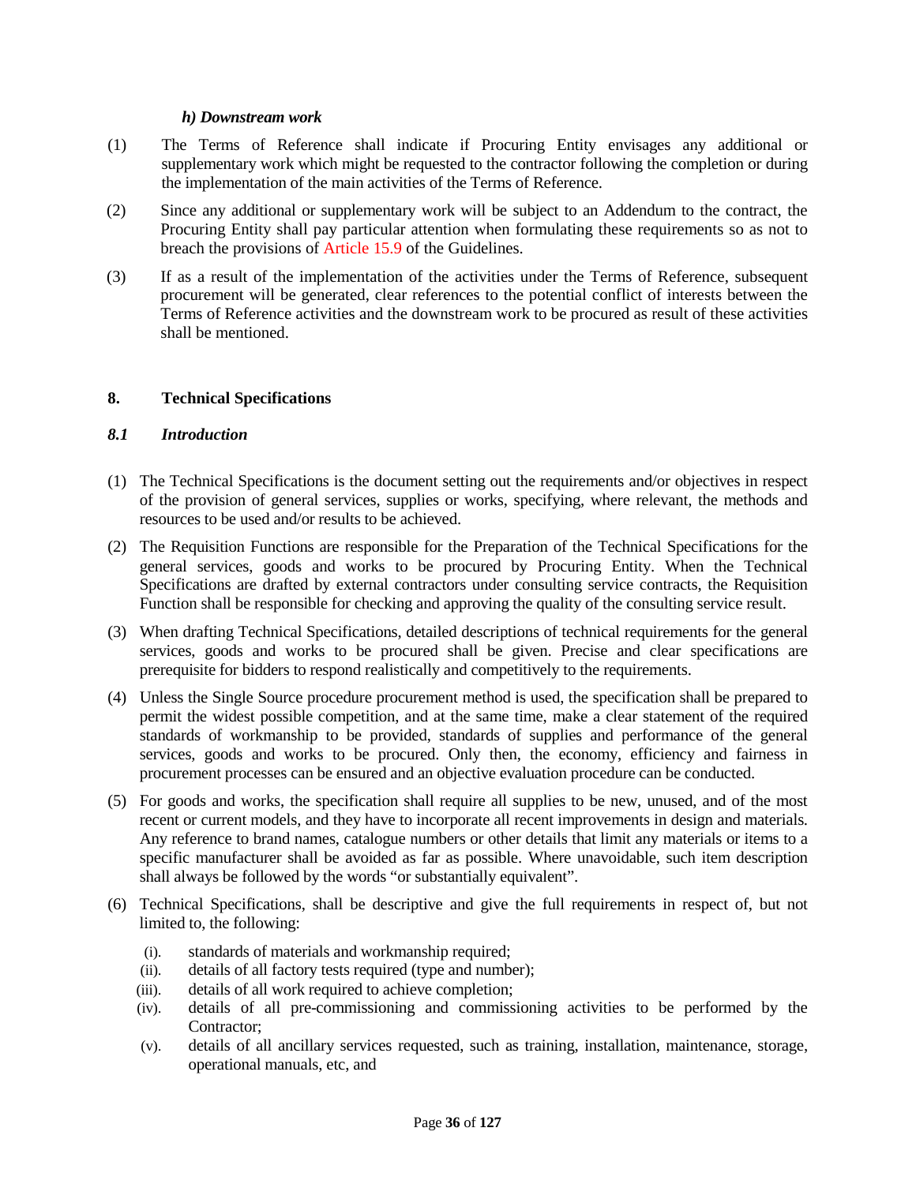*h) Downstream work*

(1) The Terms of Reference shall indicate if Procuring Entity envisages any additional or supplementary work which might be requested to the contractor following the completion or during the implementation of the main activities of the Terms of Reference.

(2) Since any additional or supplementary work will be subject to an Addendum to the contract, the Procuring Entity shall pay particular attention when formulating these requirements so as not to breach the provisions of Article 15.9 of the Guidelines.

(3) If as a result of the implementation of the activities under the Terms of Reference, subsequent procurement will be generated, clear references to the potential conflict of interests between the Terms of Reference activities and the downstream work to be procured as result of these activities shall be mentioned.

## 8. Technical Specifications

### *8.1 Introduction*

(1) The Technical Specifications is the document setting out the requirements and/or objectives in respect of the provision of general services, supplies or works, specifying, where relevant, the methods and resources to be used and/or results to be achieved.

(2) The Requisition Functions are responsible for the Preparation of the Technical Specifications for the general services, goods and works to be procured by Procuring Entity. When the Technical Specifications are drafted by external contractors under consulting service contracts, the Requisition Function shall be responsible for checking and approving the quality of the consulting service result.

(3) When drafting Technical Specifications, detailed descriptions of technical requirements for the general services, goods and works to be procured shall be given. Precise and clear specifications are prerequisite for bidders to respond realistically and competitively to the requirements.

(4) Unless the Single Source procedure procurement method is used, the specification shall be prepared to permit the widest possible competition, and at the same time, make a clear statement of the required standards of workmanship to be provided, standards of supplies and performance of the general services, goods and works to be procured. Only then, the economy, efficiency and fairness in procurement processes can be ensured and an objective evaluation procedure can be conducted.

(5) For goods and works, the specification shall require all supplies to be new, unused, and of the most recent or current models, and they have to incorporate all recent improvements in design and materials. Any reference to brand names, catalogue numbers or other details that limit any materials or items to a specific manufacturer shall be avoided as far as possible. Where unavoidable, such item description shall always be followed by the words "or substantially equivalent".

(6) Technical Specifications, shall be descriptive and give the full requirements in respect of, but not limited to, the following:

(i). standards of materials and workmanship required;
(ii). details of all factory tests required (type and number);
(iii). details of all work required to achieve completion;
(iv). details of all pre-commissioning and commissioning activities to be performed by the Contractor;
(v). details of all ancillary services requested, such as training, installation, maintenance, storage, operational manuals, etc, and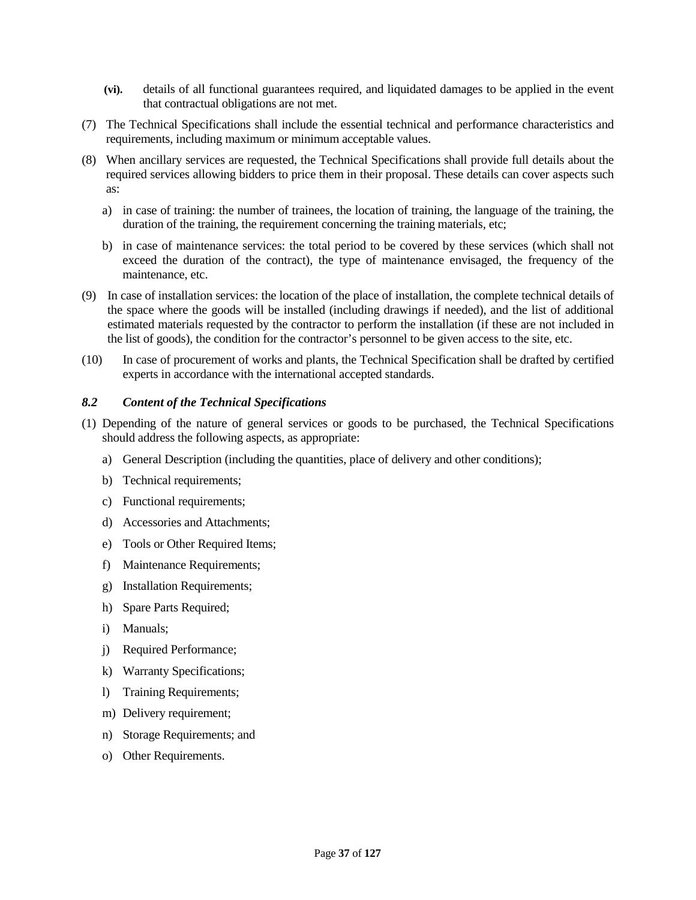**(vi).** details of all functional guarantees required, and liquidated damages to be applied in the event that contractual obligations are not met.

(7) The Technical Specifications shall include the essential technical and performance characteristics and requirements, including maximum or minimum acceptable values.

(8) When ancillary services are requested, the Technical Specifications shall provide full details about the required services allowing bidders to price them in their proposal. These details can cover aspects such as:

a) in case of training: the number of trainees, the location of training, the language of the training, the duration of the training, the requirement concerning the training materials, etc;

b) in case of maintenance services: the total period to be covered by these services (which shall not exceed the duration of the contract), the type of maintenance envisaged, the frequency of the maintenance, etc.

(9) In case of installation services: the location of the place of installation, the complete technical details of the space where the goods will be installed (including drawings if needed), and the list of additional estimated materials requested by the contractor to perform the installation (if these are not included in the list of goods), the condition for the contractor's personnel to be given access to the site, etc.

(10) In case of procurement of works and plants, the Technical Specification shall be drafted by certified experts in accordance with the international accepted standards.

### *8.2 Content of the Technical Specifications*

(1) Depending of the nature of general services or goods to be purchased, the Technical Specifications should address the following aspects, as appropriate:

a) General Description (including the quantities, place of delivery and other conditions);

b) Technical requirements;

c) Functional requirements;

d) Accessories and Attachments;

e) Tools or Other Required Items;

f) Maintenance Requirements;

g) Installation Requirements;

h) Spare Parts Required;

i) Manuals;

j) Required Performance;

k) Warranty Specifications;

l) Training Requirements;

m) Delivery requirement;

n) Storage Requirements; and

o) Other Requirements.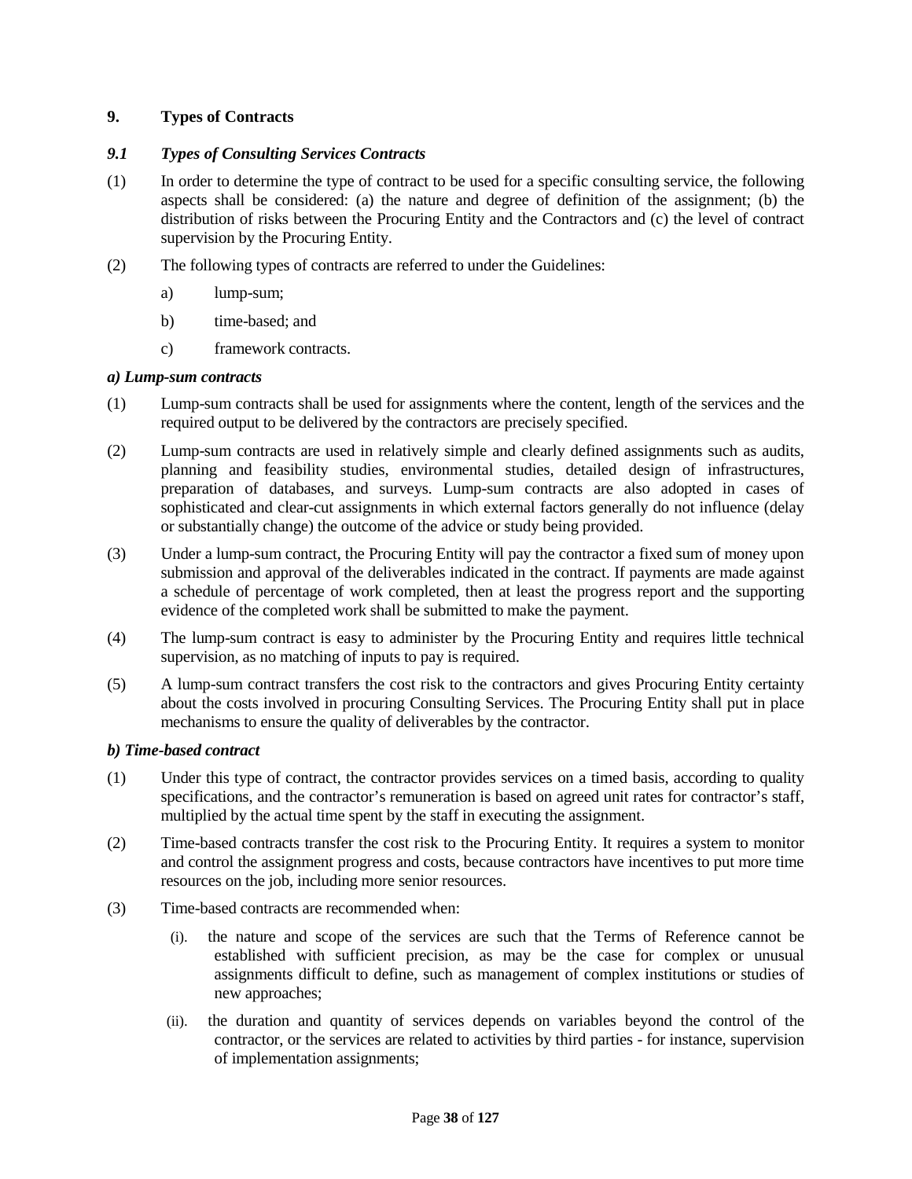## 9. Types of Contracts

### *9.1 Types of Consulting Services Contracts*

(1) In order to determine the type of contract to be used for a specific consulting service, the following aspects shall be considered: (a) the nature and degree of definition of the assignment; (b) the distribution of risks between the Procuring Entity and the Contractors and (c) the level of contract supervision by the Procuring Entity.

(2) The following types of contracts are referred to under the Guidelines:

a) lump-sum;

b) time-based; and

c) framework contracts.

***a) Lump-sum contracts***

(1) Lump-sum contracts shall be used for assignments where the content, length of the services and the required output to be delivered by the contractors are precisely specified.

(2) Lump-sum contracts are used in relatively simple and clearly defined assignments such as audits, planning and feasibility studies, environmental studies, detailed design of infrastructures, preparation of databases, and surveys. Lump-sum contracts are also adopted in cases of sophisticated and clear-cut assignments in which external factors generally do not influence (delay or substantially change) the outcome of the advice or study being provided.

(3) Under a lump-sum contract, the Procuring Entity will pay the contractor a fixed sum of money upon submission and approval of the deliverables indicated in the contract. If payments are made against a schedule of percentage of work completed, then at least the progress report and the supporting evidence of the completed work shall be submitted to make the payment.

(4) The lump-sum contract is easy to administer by the Procuring Entity and requires little technical supervision, as no matching of inputs to pay is required.

(5) A lump-sum contract transfers the cost risk to the contractors and gives Procuring Entity certainty about the costs involved in procuring Consulting Services. The Procuring Entity shall put in place mechanisms to ensure the quality of deliverables by the contractor.

***b) Time-based contract***

(1) Under this type of contract, the contractor provides services on a timed basis, according to quality specifications, and the contractor's remuneration is based on agreed unit rates for contractor's staff, multiplied by the actual time spent by the staff in executing the assignment.

(2) Time-based contracts transfer the cost risk to the Procuring Entity. It requires a system to monitor and control the assignment progress and costs, because contractors have incentives to put more time resources on the job, including more senior resources.

(3) Time-based contracts are recommended when:

(i). the nature and scope of the services are such that the Terms of Reference cannot be established with sufficient precision, as may be the case for complex or unusual assignments difficult to define, such as management of complex institutions or studies of new approaches;

(ii). the duration and quantity of services depends on variables beyond the control of the contractor, or the services are related to activities by third parties - for instance, supervision of implementation assignments;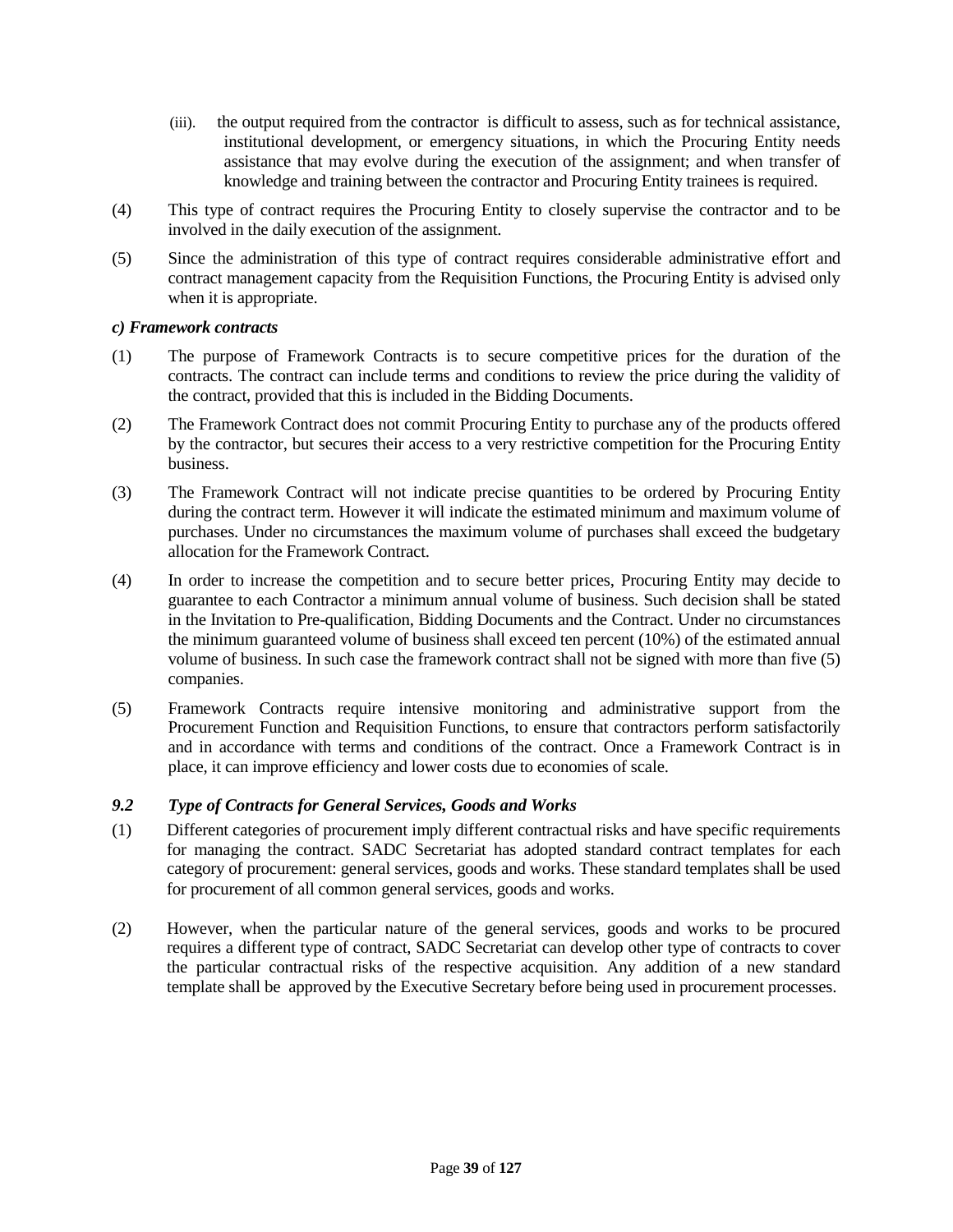(iii). the output required from the contractor is difficult to assess, such as for technical assistance, institutional development, or emergency situations, in which the Procuring Entity needs assistance that may evolve during the execution of the assignment; and when transfer of knowledge and training between the contractor and Procuring Entity trainees is required.

(4) This type of contract requires the Procuring Entity to closely supervise the contractor and to be involved in the daily execution of the assignment.

(5) Since the administration of this type of contract requires considerable administrative effort and contract management capacity from the Requisition Functions, the Procuring Entity is advised only when it is appropriate.

***c) Framework contracts***

(1) The purpose of Framework Contracts is to secure competitive prices for the duration of the contracts. The contract can include terms and conditions to review the price during the validity of the contract, provided that this is included in the Bidding Documents.

(2) The Framework Contract does not commit Procuring Entity to purchase any of the products offered by the contractor, but secures their access to a very restrictive competition for the Procuring Entity business.

(3) The Framework Contract will not indicate precise quantities to be ordered by Procuring Entity during the contract term. However it will indicate the estimated minimum and maximum volume of purchases. Under no circumstances the maximum volume of purchases shall exceed the budgetary allocation for the Framework Contract.

(4) In order to increase the competition and to secure better prices, Procuring Entity may decide to guarantee to each Contractor a minimum annual volume of business. Such decision shall be stated in the Invitation to Pre-qualification, Bidding Documents and the Contract. Under no circumstances the minimum guaranteed volume of business shall exceed ten percent (10%) of the estimated annual volume of business. In such case the framework contract shall not be signed with more than five (5) companies.

(5) Framework Contracts require intensive monitoring and administrative support from the Procurement Function and Requisition Functions, to ensure that contractors perform satisfactorily and in accordance with terms and conditions of the contract. Once a Framework Contract is in place, it can improve efficiency and lower costs due to economies of scale.

### *9.2 Type of Contracts for General Services, Goods and Works*

(1) Different categories of procurement imply different contractual risks and have specific requirements for managing the contract. SADC Secretariat has adopted standard contract templates for each category of procurement: general services, goods and works. These standard templates shall be used for procurement of all common general services, goods and works.

(2) However, when the particular nature of the general services, goods and works to be procured requires a different type of contract, SADC Secretariat can develop other type of contracts to cover the particular contractual risks of the respective acquisition. Any addition of a new standard template shall be approved by the Executive Secretary before being used in procurement processes.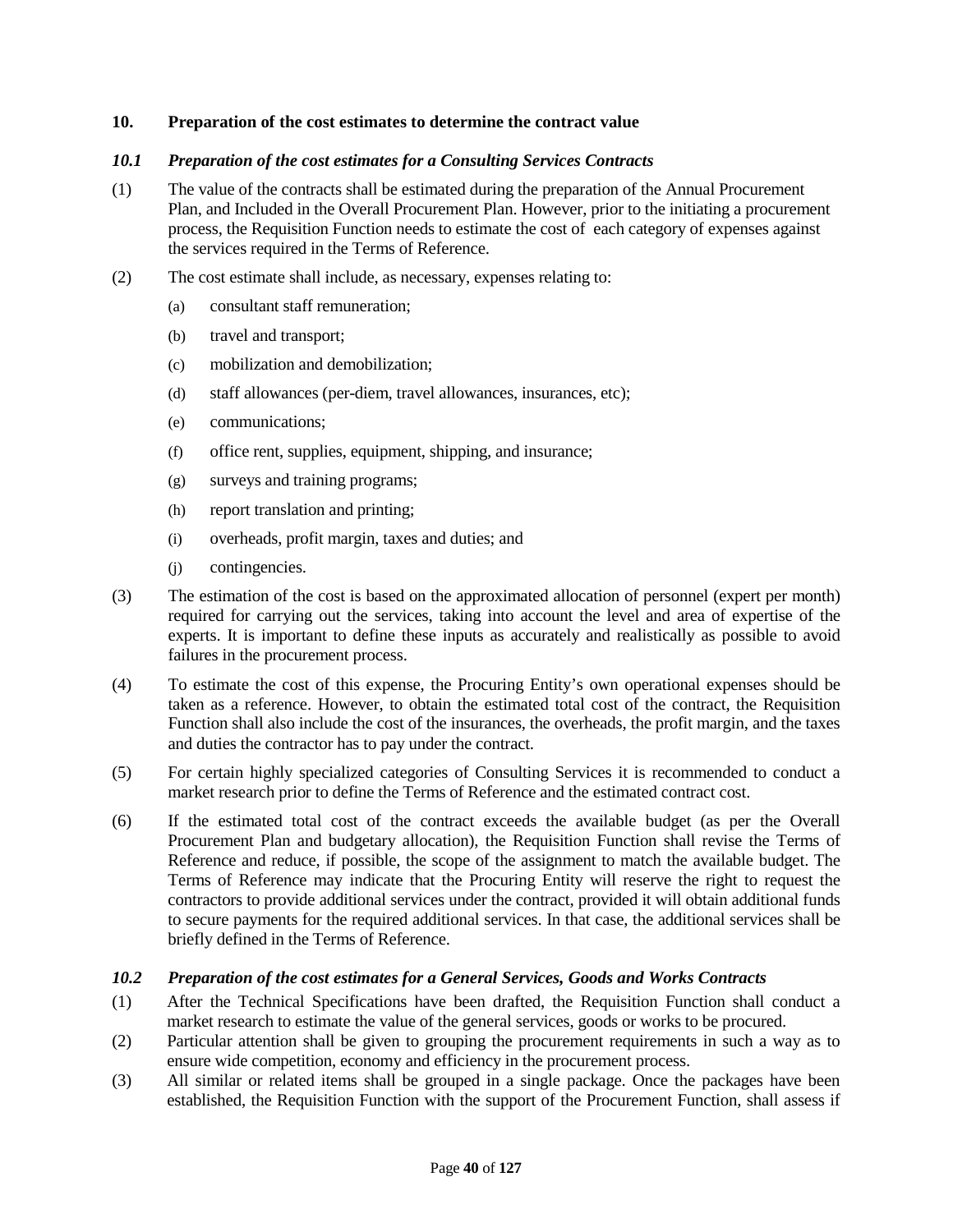## 10. Preparation of the cost estimates to determine the contract value

### *10.1 Preparation of the cost estimates for a Consulting Services Contracts*

(1) The value of the contracts shall be estimated during the preparation of the Annual Procurement Plan, and Included in the Overall Procurement Plan. However, prior to the initiating a procurement process, the Requisition Function needs to estimate the cost of each category of expenses against the services required in the Terms of Reference.

(2) The cost estimate shall include, as necessary, expenses relating to:

- (a) consultant staff remuneration;
- (b) travel and transport;
- (c) mobilization and demobilization;
- (d) staff allowances (per-diem, travel allowances, insurances, etc);
- (e) communications;
- (f) office rent, supplies, equipment, shipping, and insurance;
- (g) surveys and training programs;
- (h) report translation and printing;
- (i) overheads, profit margin, taxes and duties; and
- (j) contingencies.

(3) The estimation of the cost is based on the approximated allocation of personnel (expert per month) required for carrying out the services, taking into account the level and area of expertise of the experts. It is important to define these inputs as accurately and realistically as possible to avoid failures in the procurement process.

(4) To estimate the cost of this expense, the Procuring Entity's own operational expenses should be taken as a reference. However, to obtain the estimated total cost of the contract, the Requisition Function shall also include the cost of the insurances, the overheads, the profit margin, and the taxes and duties the contractor has to pay under the contract.

(5) For certain highly specialized categories of Consulting Services it is recommended to conduct a market research prior to define the Terms of Reference and the estimated contract cost.

(6) If the estimated total cost of the contract exceeds the available budget (as per the Overall Procurement Plan and budgetary allocation), the Requisition Function shall revise the Terms of Reference and reduce, if possible, the scope of the assignment to match the available budget. The Terms of Reference may indicate that the Procuring Entity will reserve the right to request the contractors to provide additional services under the contract, provided it will obtain additional funds to secure payments for the required additional services. In that case, the additional services shall be briefly defined in the Terms of Reference.

### *10.2 Preparation of the cost estimates for a General Services, Goods and Works Contracts*

(1) After the Technical Specifications have been drafted, the Requisition Function shall conduct a market research to estimate the value of the general services, goods or works to be procured.

(2) Particular attention shall be given to grouping the procurement requirements in such a way as to ensure wide competition, economy and efficiency in the procurement process.

(3) All similar or related items shall be grouped in a single package. Once the packages have been established, the Requisition Function with the support of the Procurement Function, shall assess if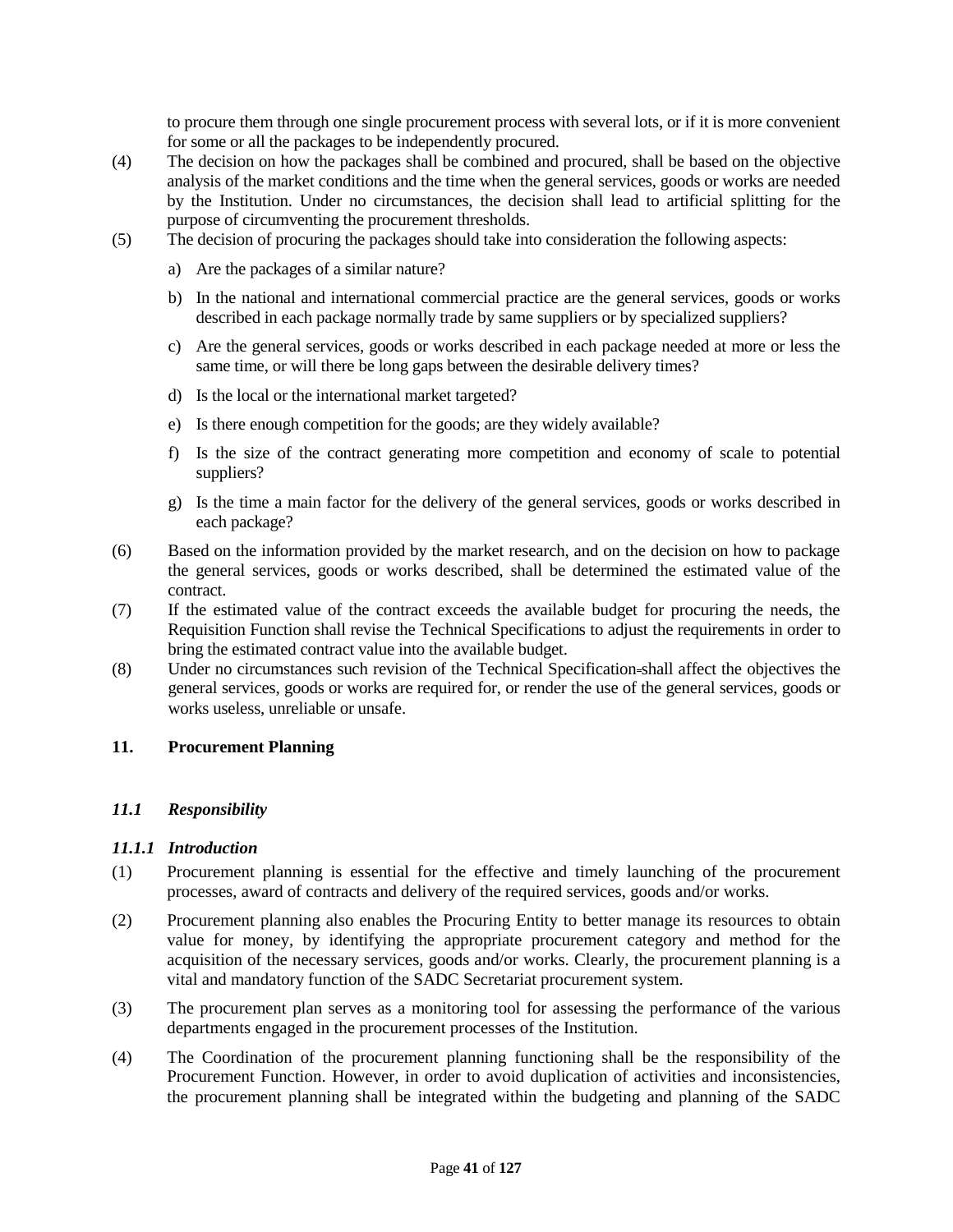to procure them through one single procurement process with several lots, or if it is more convenient for some or all the packages to be independently procured.

(4) The decision on how the packages shall be combined and procured, shall be based on the objective analysis of the market conditions and the time when the general services, goods or works are needed by the Institution. Under no circumstances, the decision shall lead to artificial splitting for the purpose of circumventing the procurement thresholds.

(5) The decision of procuring the packages should take into consideration the following aspects:

a) Are the packages of a similar nature?

b) In the national and international commercial practice are the general services, goods or works described in each package normally trade by same suppliers or by specialized suppliers?

c) Are the general services, goods or works described in each package needed at more or less the same time, or will there be long gaps between the desirable delivery times?

d) Is the local or the international market targeted?

e) Is there enough competition for the goods; are they widely available?

f) Is the size of the contract generating more competition and economy of scale to potential suppliers?

g) Is the time a main factor for the delivery of the general services, goods or works described in each package?

(6) Based on the information provided by the market research, and on the decision on how to package the general services, goods or works described, shall be determined the estimated value of the contract.

(7) If the estimated value of the contract exceeds the available budget for procuring the needs, the Requisition Function shall revise the Technical Specifications to adjust the requirements in order to bring the estimated contract value into the available budget.

(8) Under no circumstances such revision of the Technical Specification shall affect the objectives the general services, goods or works are required for, or render the use of the general services, goods or works useless, unreliable or unsafe.

## 11. Procurement Planning

### *11.1 Responsibility*

#### *11.1.1 Introduction*

(1) Procurement planning is essential for the effective and timely launching of the procurement processes, award of contracts and delivery of the required services, goods and/or works.

(2) Procurement planning also enables the Procuring Entity to better manage its resources to obtain value for money, by identifying the appropriate procurement category and method for the acquisition of the necessary services, goods and/or works. Clearly, the procurement planning is a vital and mandatory function of the SADC Secretariat procurement system.

(3) The procurement plan serves as a monitoring tool for assessing the performance of the various departments engaged in the procurement processes of the Institution.

(4) The Coordination of the procurement planning functioning shall be the responsibility of the Procurement Function. However, in order to avoid duplication of activities and inconsistencies, the procurement planning shall be integrated within the budgeting and planning of the SADC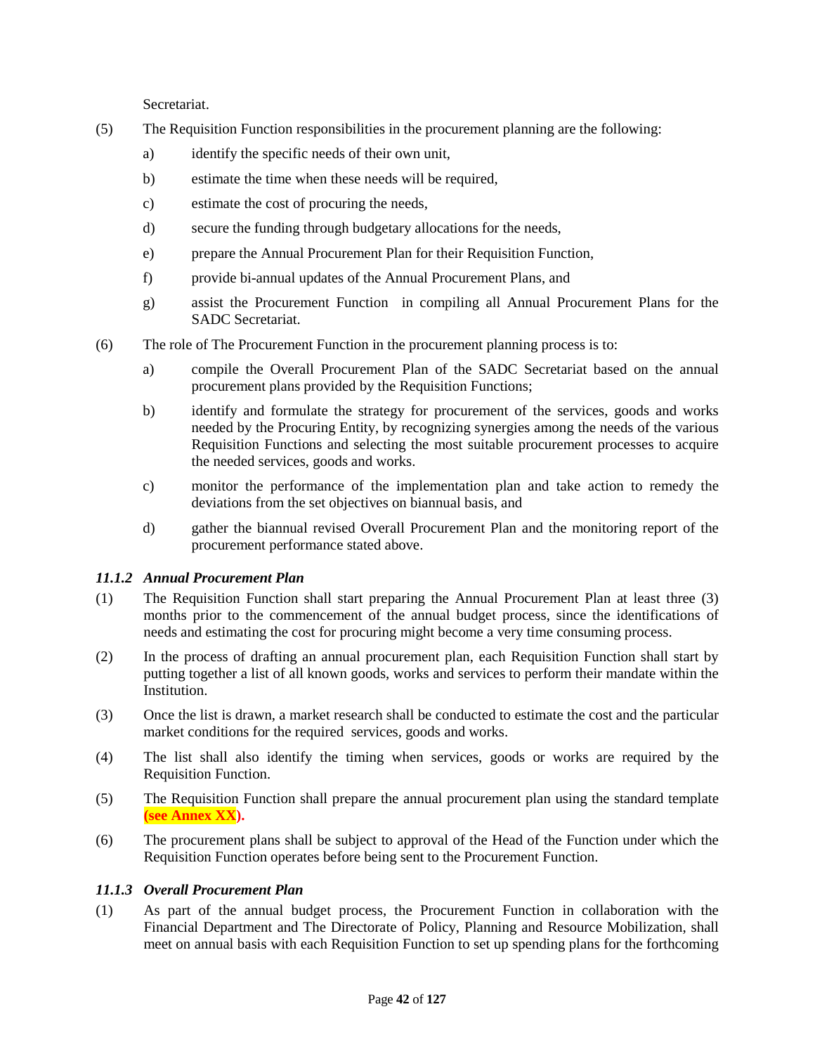Secretariat.

(5) The Requisition Function responsibilities in the procurement planning are the following:

a) identify the specific needs of their own unit,

b) estimate the time when these needs will be required,

c) estimate the cost of procuring the needs,

d) secure the funding through budgetary allocations for the needs,

e) prepare the Annual Procurement Plan for their Requisition Function,

f) provide bi-annual updates of the Annual Procurement Plans, and

g) assist the Procurement Function in compiling all Annual Procurement Plans for the SADC Secretariat.

(6) The role of The Procurement Function in the procurement planning process is to:

a) compile the Overall Procurement Plan of the SADC Secretariat based on the annual procurement plans provided by the Requisition Functions;

b) identify and formulate the strategy for procurement of the services, goods and works needed by the Procuring Entity, by recognizing synergies among the needs of the various Requisition Functions and selecting the most suitable procurement processes to acquire the needed services, goods and works.

c) monitor the performance of the implementation plan and take action to remedy the deviations from the set objectives on biannual basis, and

d) gather the biannual revised Overall Procurement Plan and the monitoring report of the procurement performance stated above.

### *11.1.2 Annual Procurement Plan*

(1) The Requisition Function shall start preparing the Annual Procurement Plan at least three (3) months prior to the commencement of the annual budget process, since the identifications of needs and estimating the cost for procuring might become a very time consuming process.

(2) In the process of drafting an annual procurement plan, each Requisition Function shall start by putting together a list of all known goods, works and services to perform their mandate within the Institution.

(3) Once the list is drawn, a market research shall be conducted to estimate the cost and the particular market conditions for the required services, goods and works.

(4) The list shall also identify the timing when services, goods or works are required by the Requisition Function.

(5) The Requisition Function shall prepare the annual procurement plan using the standard template **(see Annex XX).**

(6) The procurement plans shall be subject to approval of the Head of the Function under which the Requisition Function operates before being sent to the Procurement Function.

### *11.1.3 Overall Procurement Plan*

(1) As part of the annual budget process, the Procurement Function in collaboration with the Financial Department and The Directorate of Policy, Planning and Resource Mobilization, shall meet on annual basis with each Requisition Function to set up spending plans for the forthcoming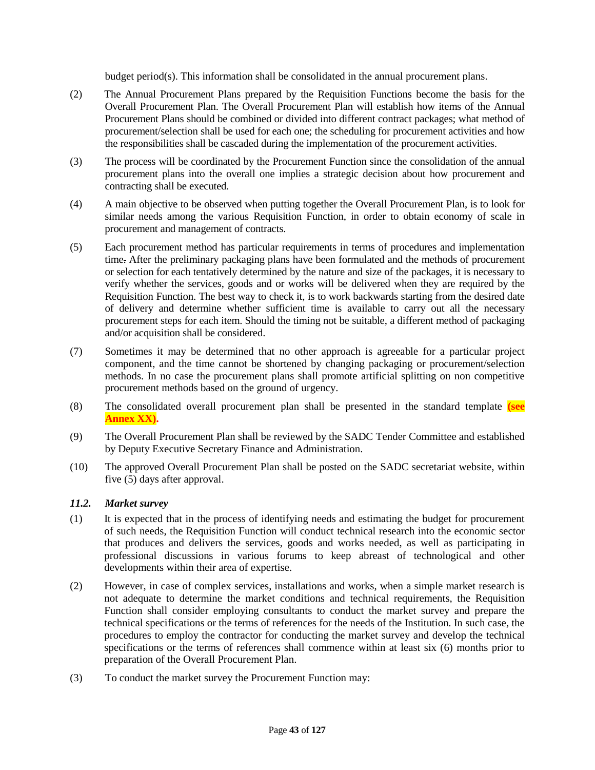budget period(s). This information shall be consolidated in the annual procurement plans.

(2) The Annual Procurement Plans prepared by the Requisition Functions become the basis for the Overall Procurement Plan. The Overall Procurement Plan will establish how items of the Annual Procurement Plans should be combined or divided into different contract packages; what method of procurement/selection shall be used for each one; the scheduling for procurement activities and how the responsibilities shall be cascaded during the implementation of the procurement activities.

(3) The process will be coordinated by the Procurement Function since the consolidation of the annual procurement plans into the overall one implies a strategic decision about how procurement and contracting shall be executed.

(4) A main objective to be observed when putting together the Overall Procurement Plan, is to look for similar needs among the various Requisition Function, in order to obtain economy of scale in procurement and management of contracts.

(5) Each procurement method has particular requirements in terms of procedures and implementation time. After the preliminary packaging plans have been formulated and the methods of procurement or selection for each tentatively determined by the nature and size of the packages, it is necessary to verify whether the services, goods and or works will be delivered when they are required by the Requisition Function. The best way to check it, is to work backwards starting from the desired date of delivery and determine whether sufficient time is available to carry out all the necessary procurement steps for each item. Should the timing not be suitable, a different method of packaging and/or acquisition shall be considered.

(7) Sometimes it may be determined that no other approach is agreeable for a particular project component, and the time cannot be shortened by changing packaging or procurement/selection methods. In no case the procurement plans shall promote artificial splitting on non competitive procurement methods based on the ground of urgency.

(8) The consolidated overall procurement plan shall be presented in the standard template **(see Annex XX).**

(9) The Overall Procurement Plan shall be reviewed by the SADC Tender Committee and established by Deputy Executive Secretary Finance and Administration.

(10) The approved Overall Procurement Plan shall be posted on the SADC secretariat website, within five (5) days after approval.

### *11.2. Market survey*

(1) It is expected that in the process of identifying needs and estimating the budget for procurement of such needs, the Requisition Function will conduct technical research into the economic sector that produces and delivers the services, goods and works needed, as well as participating in professional discussions in various forums to keep abreast of technological and other developments within their area of expertise.

(2) However, in case of complex services, installations and works, when a simple market research is not adequate to determine the market conditions and technical requirements, the Requisition Function shall consider employing consultants to conduct the market survey and prepare the technical specifications or the terms of references for the needs of the Institution. In such case, the procedures to employ the contractor for conducting the market survey and develop the technical specifications or the terms of references shall commence within at least six (6) months prior to preparation of the Overall Procurement Plan.

(3) To conduct the market survey the Procurement Function may: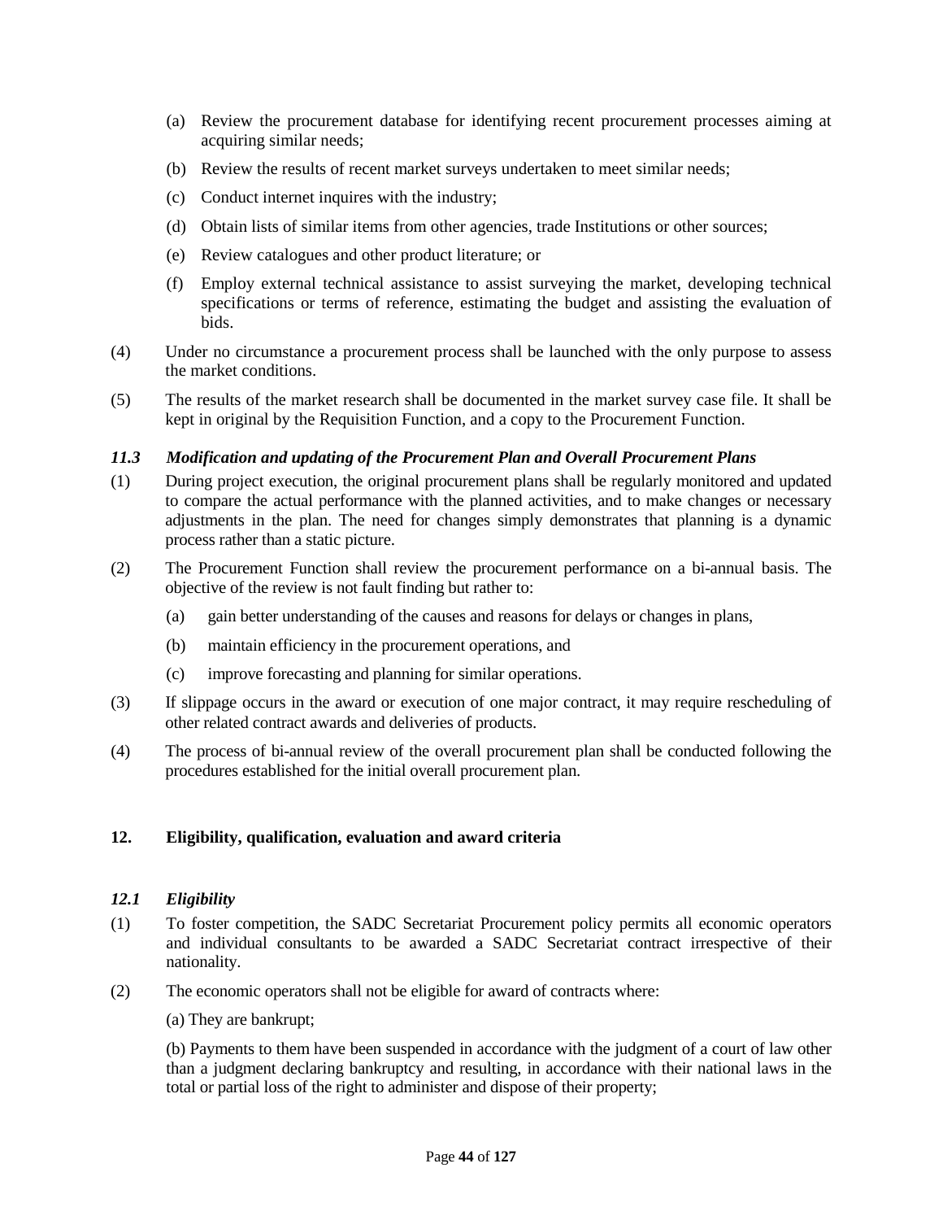(a) Review the procurement database for identifying recent procurement processes aiming at acquiring similar needs;

(b) Review the results of recent market surveys undertaken to meet similar needs;

(c) Conduct internet inquires with the industry;

(d) Obtain lists of similar items from other agencies, trade Institutions or other sources;

(e) Review catalogues and other product literature; or

(f) Employ external technical assistance to assist surveying the market, developing technical specifications or terms of reference, estimating the budget and assisting the evaluation of bids.

(4) Under no circumstance a procurement process shall be launched with the only purpose to assess the market conditions.

(5) The results of the market research shall be documented in the market survey case file. It shall be kept in original by the Requisition Function, and a copy to the Procurement Function.

### *11.3 Modification and updating of the Procurement Plan and Overall Procurement Plans*

(1) During project execution, the original procurement plans shall be regularly monitored and updated to compare the actual performance with the planned activities, and to make changes or necessary adjustments in the plan. The need for changes simply demonstrates that planning is a dynamic process rather than a static picture.

(2) The Procurement Function shall review the procurement performance on a bi-annual basis. The objective of the review is not fault finding but rather to:

(a) gain better understanding of the causes and reasons for delays or changes in plans,

(b) maintain efficiency in the procurement operations, and

(c) improve forecasting and planning for similar operations.

(3) If slippage occurs in the award or execution of one major contract, it may require rescheduling of other related contract awards and deliveries of products.

(4) The process of bi-annual review of the overall procurement plan shall be conducted following the procedures established for the initial overall procurement plan.

## 12. Eligibility, qualification, evaluation and award criteria

### *12.1 Eligibility*

(1) To foster competition, the SADC Secretariat Procurement policy permits all economic operators and individual consultants to be awarded a SADC Secretariat contract irrespective of their nationality.

(2) The economic operators shall not be eligible for award of contracts where:

(a) They are bankrupt;

(b) Payments to them have been suspended in accordance with the judgment of a court of law other than a judgment declaring bankruptcy and resulting, in accordance with their national laws in the total or partial loss of the right to administer and dispose of their property;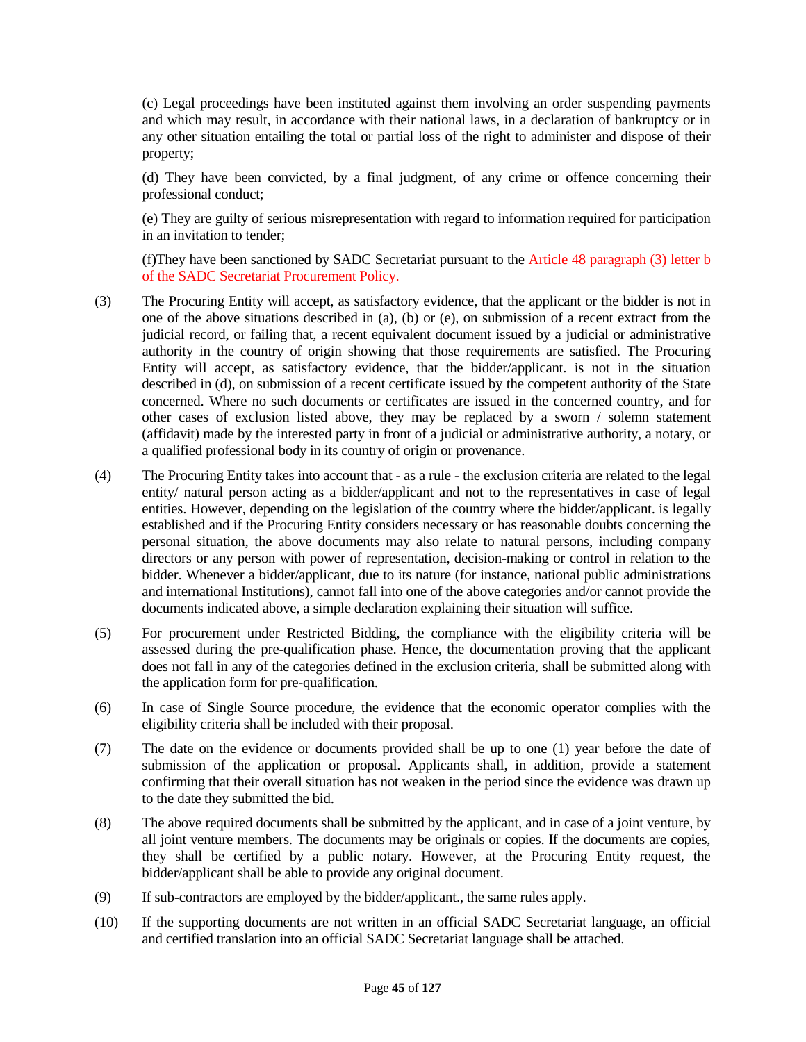(c) Legal proceedings have been instituted against them involving an order suspending payments and which may result, in accordance with their national laws, in a declaration of bankruptcy or in any other situation entailing the total or partial loss of the right to administer and dispose of their property;

(d) They have been convicted, by a final judgment, of any crime or offence concerning their professional conduct;

(e) They are guilty of serious misrepresentation with regard to information required for participation in an invitation to tender;

(f)They have been sanctioned by SADC Secretariat pursuant to the Article 48 paragraph (3) letter b of the SADC Secretariat Procurement Policy.

(3) The Procuring Entity will accept, as satisfactory evidence, that the applicant or the bidder is not in one of the above situations described in (a), (b) or (e), on submission of a recent extract from the judicial record, or failing that, a recent equivalent document issued by a judicial or administrative authority in the country of origin showing that those requirements are satisfied. The Procuring Entity will accept, as satisfactory evidence, that the bidder/applicant. is not in the situation described in (d), on submission of a recent certificate issued by the competent authority of the State concerned. Where no such documents or certificates are issued in the concerned country, and for other cases of exclusion listed above, they may be replaced by a sworn / solemn statement (affidavit) made by the interested party in front of a judicial or administrative authority, a notary, or a qualified professional body in its country of origin or provenance.

(4) The Procuring Entity takes into account that - as a rule - the exclusion criteria are related to the legal entity/ natural person acting as a bidder/applicant and not to the representatives in case of legal entities. However, depending on the legislation of the country where the bidder/applicant. is legally established and if the Procuring Entity considers necessary or has reasonable doubts concerning the personal situation, the above documents may also relate to natural persons, including company directors or any person with power of representation, decision-making or control in relation to the bidder. Whenever a bidder/applicant, due to its nature (for instance, national public administrations and international Institutions), cannot fall into one of the above categories and/or cannot provide the documents indicated above, a simple declaration explaining their situation will suffice.

(5) For procurement under Restricted Bidding, the compliance with the eligibility criteria will be assessed during the pre-qualification phase. Hence, the documentation proving that the applicant does not fall in any of the categories defined in the exclusion criteria, shall be submitted along with the application form for pre-qualification.

(6) In case of Single Source procedure, the evidence that the economic operator complies with the eligibility criteria shall be included with their proposal.

(7) The date on the evidence or documents provided shall be up to one (1) year before the date of submission of the application or proposal. Applicants shall, in addition, provide a statement confirming that their overall situation has not weaken in the period since the evidence was drawn up to the date they submitted the bid.

(8) The above required documents shall be submitted by the applicant, and in case of a joint venture, by all joint venture members. The documents may be originals or copies. If the documents are copies, they shall be certified by a public notary. However, at the Procuring Entity request, the bidder/applicant shall be able to provide any original document.

(9) If sub-contractors are employed by the bidder/applicant., the same rules apply.

(10) If the supporting documents are not written in an official SADC Secretariat language, an official and certified translation into an official SADC Secretariat language shall be attached.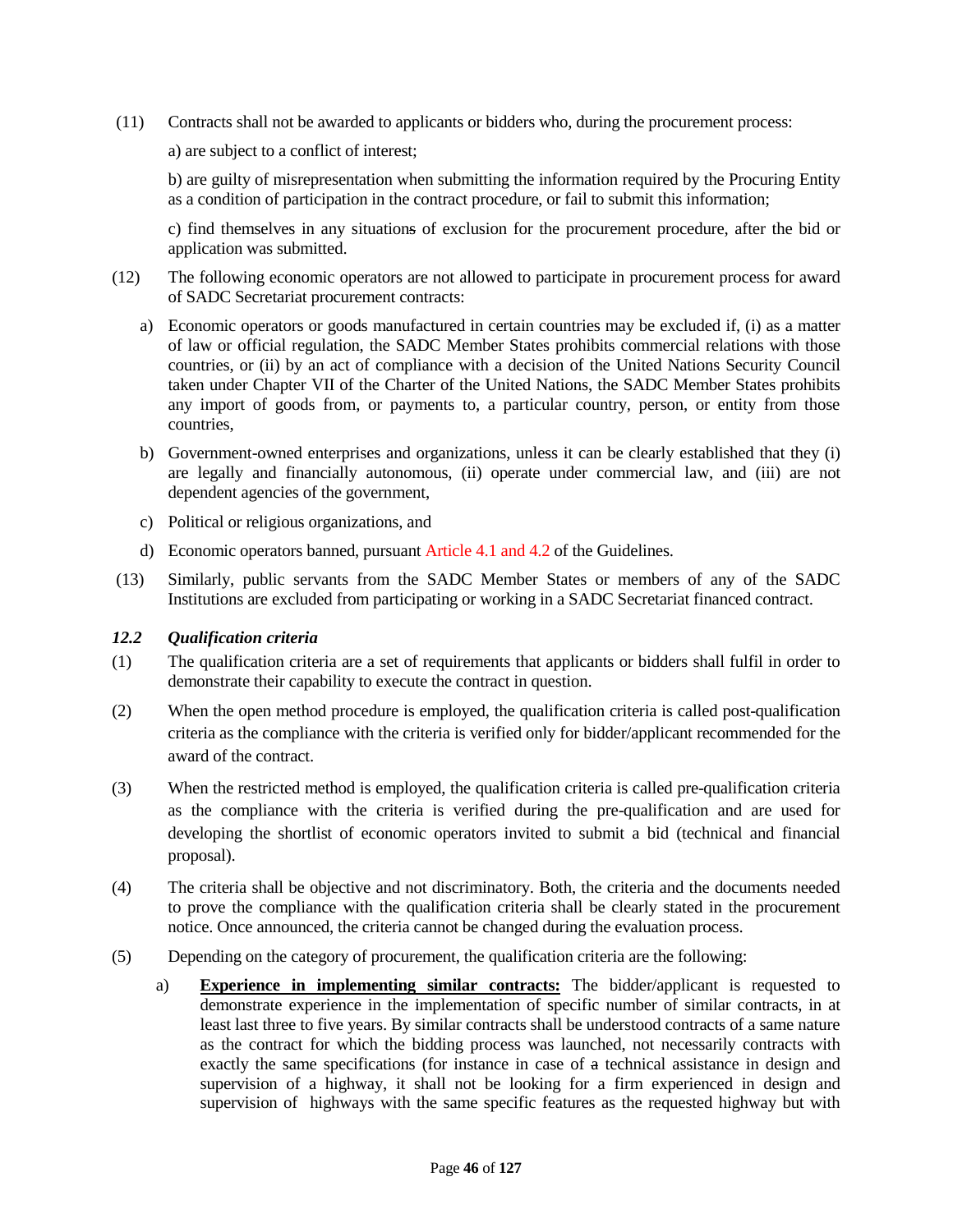(11) Contracts shall not be awarded to applicants or bidders who, during the procurement process:

a) are subject to a conflict of interest;

b) are guilty of misrepresentation when submitting the information required by the Procuring Entity as a condition of participation in the contract procedure, or fail to submit this information;

c) find themselves in any situations of exclusion for the procurement procedure, after the bid or application was submitted.

(12) The following economic operators are not allowed to participate in procurement process for award of SADC Secretariat procurement contracts:

a) Economic operators or goods manufactured in certain countries may be excluded if, (i) as a matter of law or official regulation, the SADC Member States prohibits commercial relations with those countries, or (ii) by an act of compliance with a decision of the United Nations Security Council taken under Chapter VII of the Charter of the United Nations, the SADC Member States prohibits any import of goods from, or payments to, a particular country, person, or entity from those countries,

b) Government-owned enterprises and organizations, unless it can be clearly established that they (i) are legally and financially autonomous, (ii) operate under commercial law, and (iii) are not dependent agencies of the government,

c) Political or religious organizations, and

d) Economic operators banned, pursuant Article 4.1 and 4.2 of the Guidelines.

(13) Similarly, public servants from the SADC Member States or members of any of the SADC Institutions are excluded from participating or working in a SADC Secretariat financed contract.

### *12.2 Qualification criteria*

(1) The qualification criteria are a set of requirements that applicants or bidders shall fulfil in order to demonstrate their capability to execute the contract in question.

(2) When the open method procedure is employed, the qualification criteria is called post-qualification criteria as the compliance with the criteria is verified only for bidder/applicant recommended for the award of the contract.

(3) When the restricted method is employed, the qualification criteria is called pre-qualification criteria as the compliance with the criteria is verified during the pre-qualification and are used for developing the shortlist of economic operators invited to submit a bid (technical and financial proposal).

(4) The criteria shall be objective and not discriminatory. Both, the criteria and the documents needed to prove the compliance with the qualification criteria shall be clearly stated in the procurement notice. Once announced, the criteria cannot be changed during the evaluation process.

(5) Depending on the category of procurement, the qualification criteria are the following:

a) **Experience in implementing similar contracts:** The bidder/applicant is requested to demonstrate experience in the implementation of specific number of similar contracts, in at least last three to five years. By similar contracts shall be understood contracts of a same nature as the contract for which the bidding process was launched, not necessarily contracts with exactly the same specifications (for instance in case of a technical assistance in design and supervision of a highway, it shall not be looking for a firm experienced in design and supervision of highways with the same specific features as the requested highway but with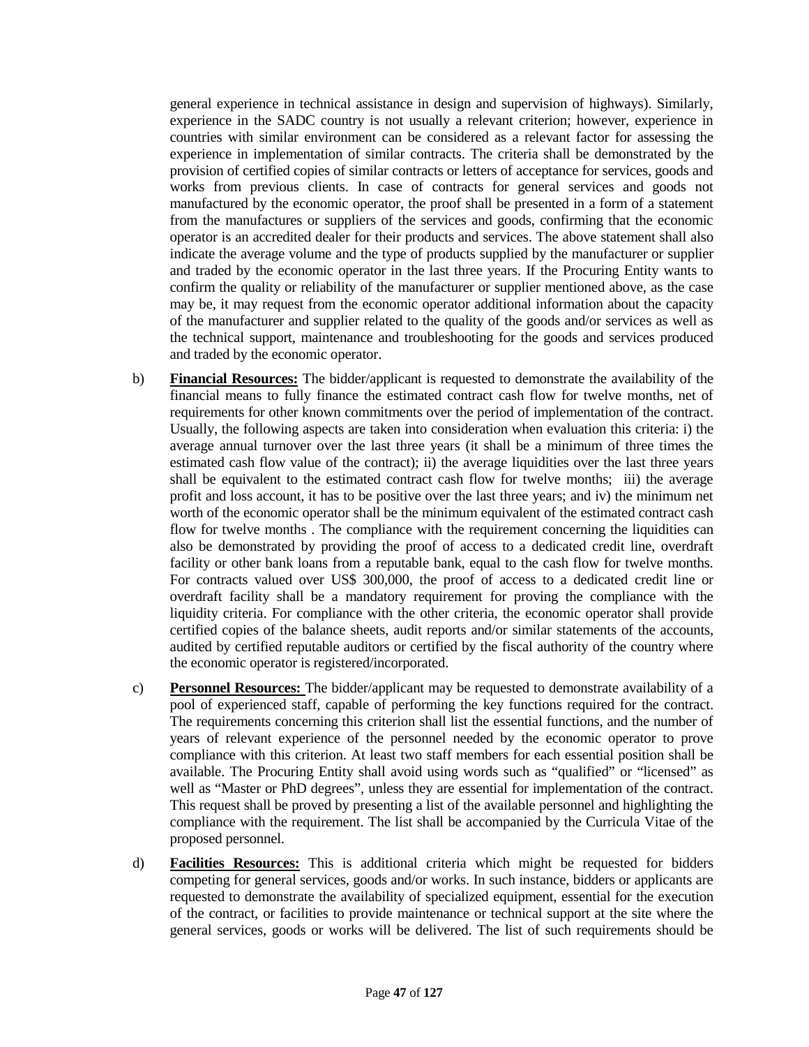general experience in technical assistance in design and supervision of highways). Similarly, experience in the SADC country is not usually a relevant criterion; however, experience in countries with similar environment can be considered as a relevant factor for assessing the experience in implementation of similar contracts. The criteria shall be demonstrated by the provision of certified copies of similar contracts or letters of acceptance for services, goods and works from previous clients. In case of contracts for general services and goods not manufactured by the economic operator, the proof shall be presented in a form of a statement from the manufactures or suppliers of the services and goods, confirming that the economic operator is an accredited dealer for their products and services. The above statement shall also indicate the average volume and the type of products supplied by the manufacturer or supplier and traded by the economic operator in the last three years. If the Procuring Entity wants to confirm the quality or reliability of the manufacturer or supplier mentioned above, as the case may be, it may request from the economic operator additional information about the capacity of the manufacturer and supplier related to the quality of the goods and/or services as well as the technical support, maintenance and troubleshooting for the goods and services produced and traded by the economic operator.

b) **Financial Resources:** The bidder/applicant is requested to demonstrate the availability of the financial means to fully finance the estimated contract cash flow for twelve months, net of requirements for other known commitments over the period of implementation of the contract. Usually, the following aspects are taken into consideration when evaluation this criteria: i) the average annual turnover over the last three years (it shall be a minimum of three times the estimated cash flow value of the contract); ii) the average liquidities over the last three years shall be equivalent to the estimated contract cash flow for twelve months; iii) the average profit and loss account, it has to be positive over the last three years; and iv) the minimum net worth of the economic operator shall be the minimum equivalent of the estimated contract cash flow for twelve months . The compliance with the requirement concerning the liquidities can also be demonstrated by providing the proof of access to a dedicated credit line, overdraft facility or other bank loans from a reputable bank, equal to the cash flow for twelve months. For contracts valued over US$ 300,000, the proof of access to a dedicated credit line or overdraft facility shall be a mandatory requirement for proving the compliance with the liquidity criteria. For compliance with the other criteria, the economic operator shall provide certified copies of the balance sheets, audit reports and/or similar statements of the accounts, audited by certified reputable auditors or certified by the fiscal authority of the country where the economic operator is registered/incorporated.

c) **Personnel Resources:** The bidder/applicant may be requested to demonstrate availability of a pool of experienced staff, capable of performing the key functions required for the contract. The requirements concerning this criterion shall list the essential functions, and the number of years of relevant experience of the personnel needed by the economic operator to prove compliance with this criterion. At least two staff members for each essential position shall be available. The Procuring Entity shall avoid using words such as "qualified" or "licensed" as well as "Master or PhD degrees", unless they are essential for implementation of the contract. This request shall be proved by presenting a list of the available personnel and highlighting the compliance with the requirement. The list shall be accompanied by the Curricula Vitae of the proposed personnel.

d) **Facilities Resources:** This is additional criteria which might be requested for bidders competing for general services, goods and/or works. In such instance, bidders or applicants are requested to demonstrate the availability of specialized equipment, essential for the execution of the contract, or facilities to provide maintenance or technical support at the site where the general services, goods or works will be delivered. The list of such requirements should be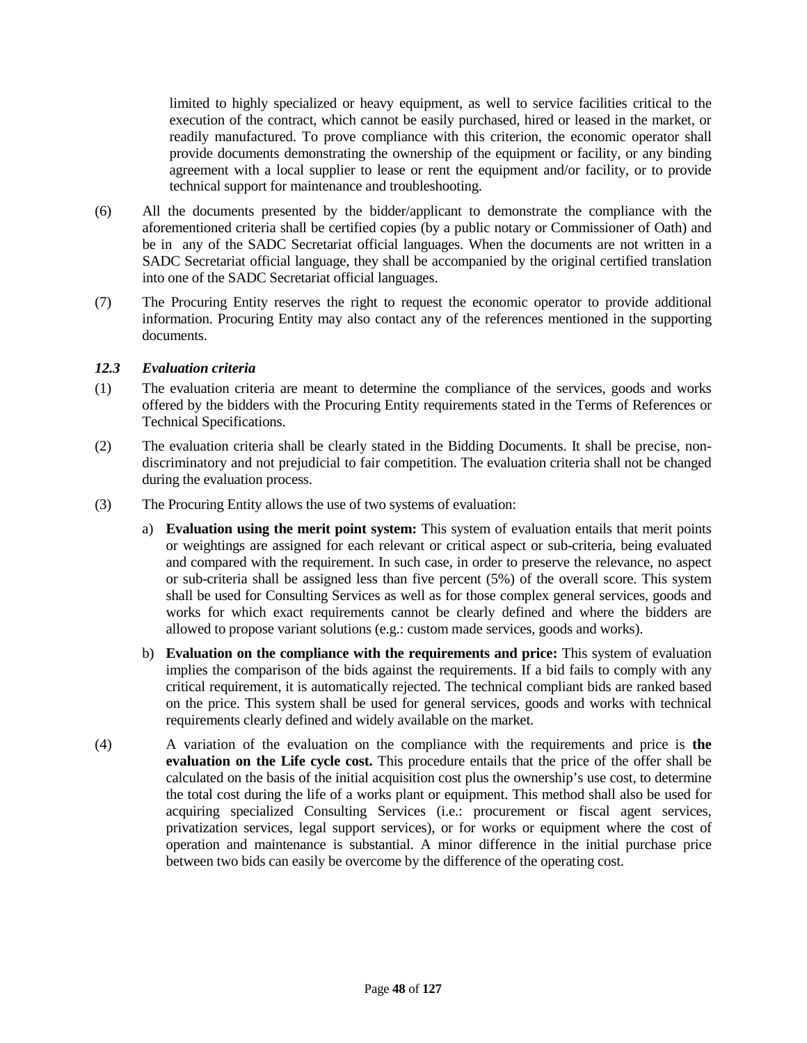limited to highly specialized or heavy equipment, as well to service facilities critical to the execution of the contract, which cannot be easily purchased, hired or leased in the market, or readily manufactured. To prove compliance with this criterion, the economic operator shall provide documents demonstrating the ownership of the equipment or facility, or any binding agreement with a local supplier to lease or rent the equipment and/or facility, or to provide technical support for maintenance and troubleshooting.

(6) All the documents presented by the bidder/applicant to demonstrate the compliance with the aforementioned criteria shall be certified copies (by a public notary or Commissioner of Oath) and be in any of the SADC Secretariat official languages. When the documents are not written in a SADC Secretariat official language, they shall be accompanied by the original certified translation into one of the SADC Secretariat official languages.

(7) The Procuring Entity reserves the right to request the economic operator to provide additional information. Procuring Entity may also contact any of the references mentioned in the supporting documents.

### *12.3 Evaluation criteria*

(1) The evaluation criteria are meant to determine the compliance of the services, goods and works offered by the bidders with the Procuring Entity requirements stated in the Terms of References or Technical Specifications.

(2) The evaluation criteria shall be clearly stated in the Bidding Documents. It shall be precise, non-discriminatory and not prejudicial to fair competition. The evaluation criteria shall not be changed during the evaluation process.

(3) The Procuring Entity allows the use of two systems of evaluation:

a) **Evaluation using the merit point system:** This system of evaluation entails that merit points or weightings are assigned for each relevant or critical aspect or sub-criteria, being evaluated and compared with the requirement. In such case, in order to preserve the relevance, no aspect or sub-criteria shall be assigned less than five percent (5%) of the overall score. This system shall be used for Consulting Services as well as for those complex general services, goods and works for which exact requirements cannot be clearly defined and where the bidders are allowed to propose variant solutions (e.g.: custom made services, goods and works).

b) **Evaluation on the compliance with the requirements and price:** This system of evaluation implies the comparison of the bids against the requirements. If a bid fails to comply with any critical requirement, it is automatically rejected. The technical compliant bids are ranked based on the price. This system shall be used for general services, goods and works with technical requirements clearly defined and widely available on the market.

(4) A variation of the evaluation on the compliance with the requirements and price is **the evaluation on the Life cycle cost.** This procedure entails that the price of the offer shall be calculated on the basis of the initial acquisition cost plus the ownership's use cost, to determine the total cost during the life of a works plant or equipment. This method shall also be used for acquiring specialized Consulting Services (i.e.: procurement or fiscal agent services, privatization services, legal support services), or for works or equipment where the cost of operation and maintenance is substantial. A minor difference in the initial purchase price between two bids can easily be overcome by the difference of the operating cost.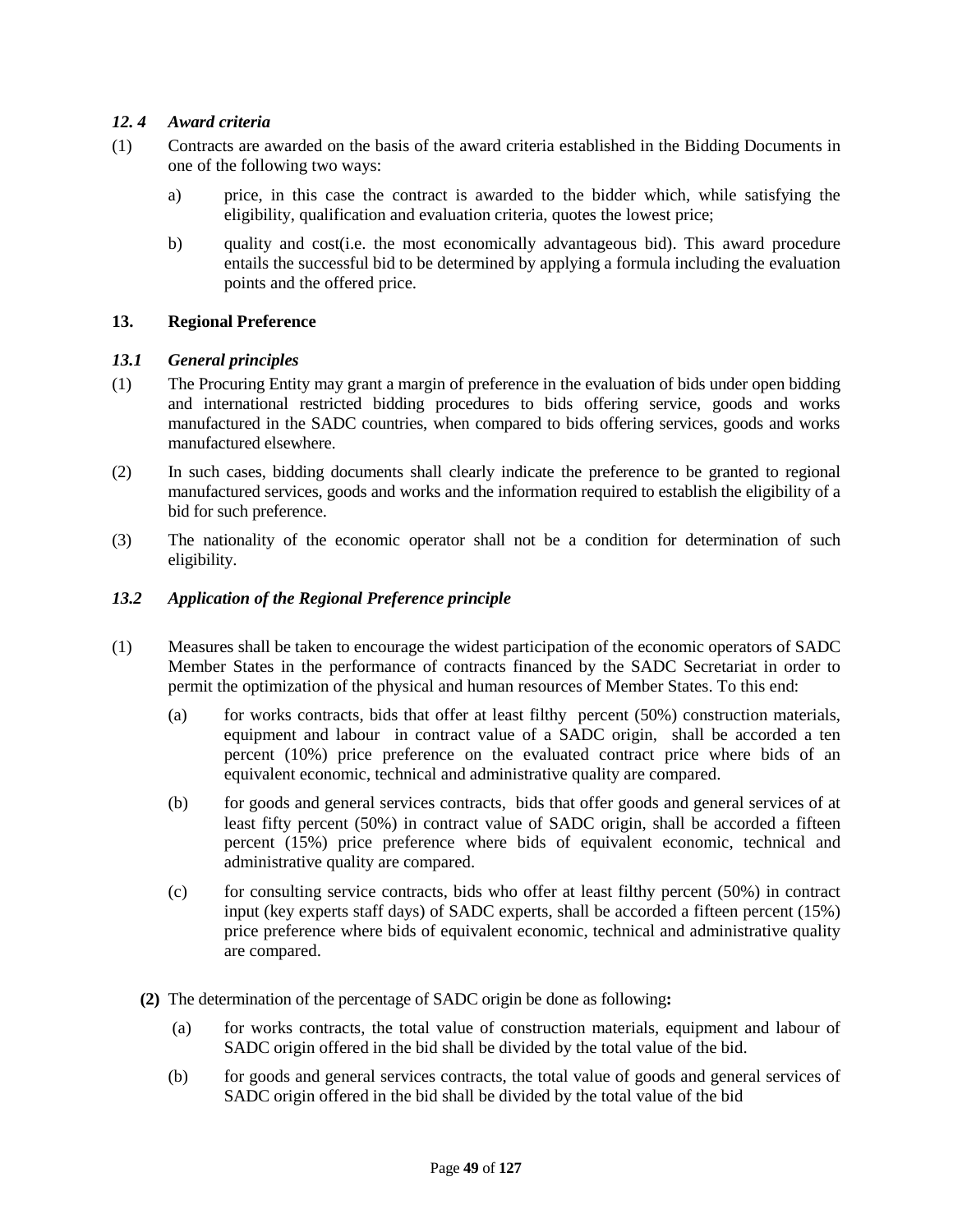### *12. 4 Award criteria*

(1) Contracts are awarded on the basis of the award criteria established in the Bidding Documents in one of the following two ways:

a) price, in this case the contract is awarded to the bidder which, while satisfying the eligibility, qualification and evaluation criteria, quotes the lowest price;

b) quality and cost(i.e. the most economically advantageous bid). This award procedure entails the successful bid to be determined by applying a formula including the evaluation points and the offered price.

## 13. Regional Preference

### *13.1 General principles*

(1) The Procuring Entity may grant a margin of preference in the evaluation of bids under open bidding and international restricted bidding procedures to bids offering service, goods and works manufactured in the SADC countries, when compared to bids offering services, goods and works manufactured elsewhere.

(2) In such cases, bidding documents shall clearly indicate the preference to be granted to regional manufactured services, goods and works and the information required to establish the eligibility of a bid for such preference.

(3) The nationality of the economic operator shall not be a condition for determination of such eligibility.

### *13.2 Application of the Regional Preference principle*

(1) Measures shall be taken to encourage the widest participation of the economic operators of SADC Member States in the performance of contracts financed by the SADC Secretariat in order to permit the optimization of the physical and human resources of Member States. To this end:

(a) for works contracts, bids that offer at least filthy percent (50%) construction materials, equipment and labour in contract value of a SADC origin, shall be accorded a ten percent (10%) price preference on the evaluated contract price where bids of an equivalent economic, technical and administrative quality are compared.

(b) for goods and general services contracts, bids that offer goods and general services of at least fifty percent (50%) in contract value of SADC origin, shall be accorded a fifteen percent (15%) price preference where bids of equivalent economic, technical and administrative quality are compared.

(c) for consulting service contracts, bids who offer at least filthy percent (50%) in contract input (key experts staff days) of SADC experts, shall be accorded a fifteen percent (15%) price preference where bids of equivalent economic, technical and administrative quality are compared.

**(2)** The determination of the percentage of SADC origin be done as following**:**

(a) for works contracts, the total value of construction materials, equipment and labour of SADC origin offered in the bid shall be divided by the total value of the bid.

(b) for goods and general services contracts, the total value of goods and general services of SADC origin offered in the bid shall be divided by the total value of the bid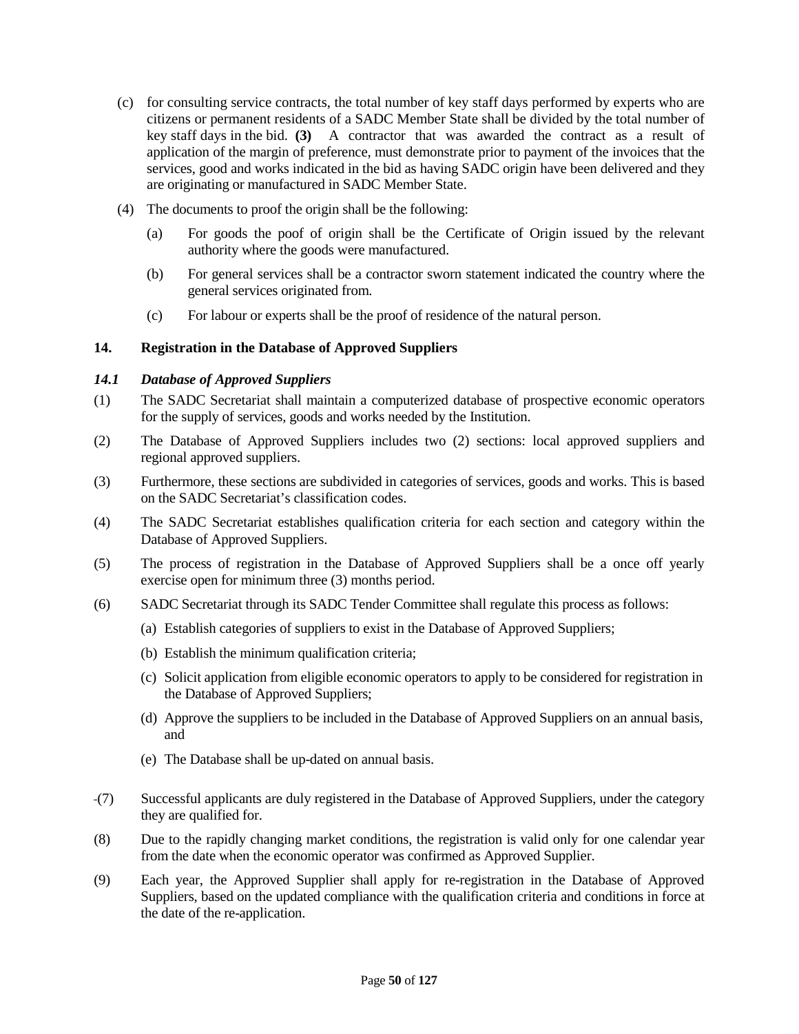(c) for consulting service contracts, the total number of key staff days performed by experts who are citizens or permanent residents of a SADC Member State shall be divided by the total number of key staff days in the bid. **(3)** A contractor that was awarded the contract as a result of application of the margin of preference, must demonstrate prior to payment of the invoices that the services, good and works indicated in the bid as having SADC origin have been delivered and they are originating or manufactured in SADC Member State.

(4) The documents to proof the origin shall be the following:

(a) For goods the poof of origin shall be the Certificate of Origin issued by the relevant authority where the goods were manufactured.

(b) For general services shall be a contractor sworn statement indicated the country where the general services originated from.

(c) For labour or experts shall be the proof of residence of the natural person.

## 14. Registration in the Database of Approved Suppliers

### *14.1 Database of Approved Suppliers*

(1) The SADC Secretariat shall maintain a computerized database of prospective economic operators for the supply of services, goods and works needed by the Institution.

(2) The Database of Approved Suppliers includes two (2) sections: local approved suppliers and regional approved suppliers.

(3) Furthermore, these sections are subdivided in categories of services, goods and works. This is based on the SADC Secretariat's classification codes.

(4) The SADC Secretariat establishes qualification criteria for each section and category within the Database of Approved Suppliers.

(5) The process of registration in the Database of Approved Suppliers shall be a once off yearly exercise open for minimum three (3) months period.

(6) SADC Secretariat through its SADC Tender Committee shall regulate this process as follows:

(a) Establish categories of suppliers to exist in the Database of Approved Suppliers;

(b) Establish the minimum qualification criteria;

(c) Solicit application from eligible economic operators to apply to be considered for registration in the Database of Approved Suppliers;

(d) Approve the suppliers to be included in the Database of Approved Suppliers on an annual basis, and

(e) The Database shall be up-dated on annual basis.

(7) Successful applicants are duly registered in the Database of Approved Suppliers, under the category they are qualified for.

(8) Due to the rapidly changing market conditions, the registration is valid only for one calendar year from the date when the economic operator was confirmed as Approved Supplier.

(9) Each year, the Approved Supplier shall apply for re-registration in the Database of Approved Suppliers, based on the updated compliance with the qualification criteria and conditions in force at the date of the re-application.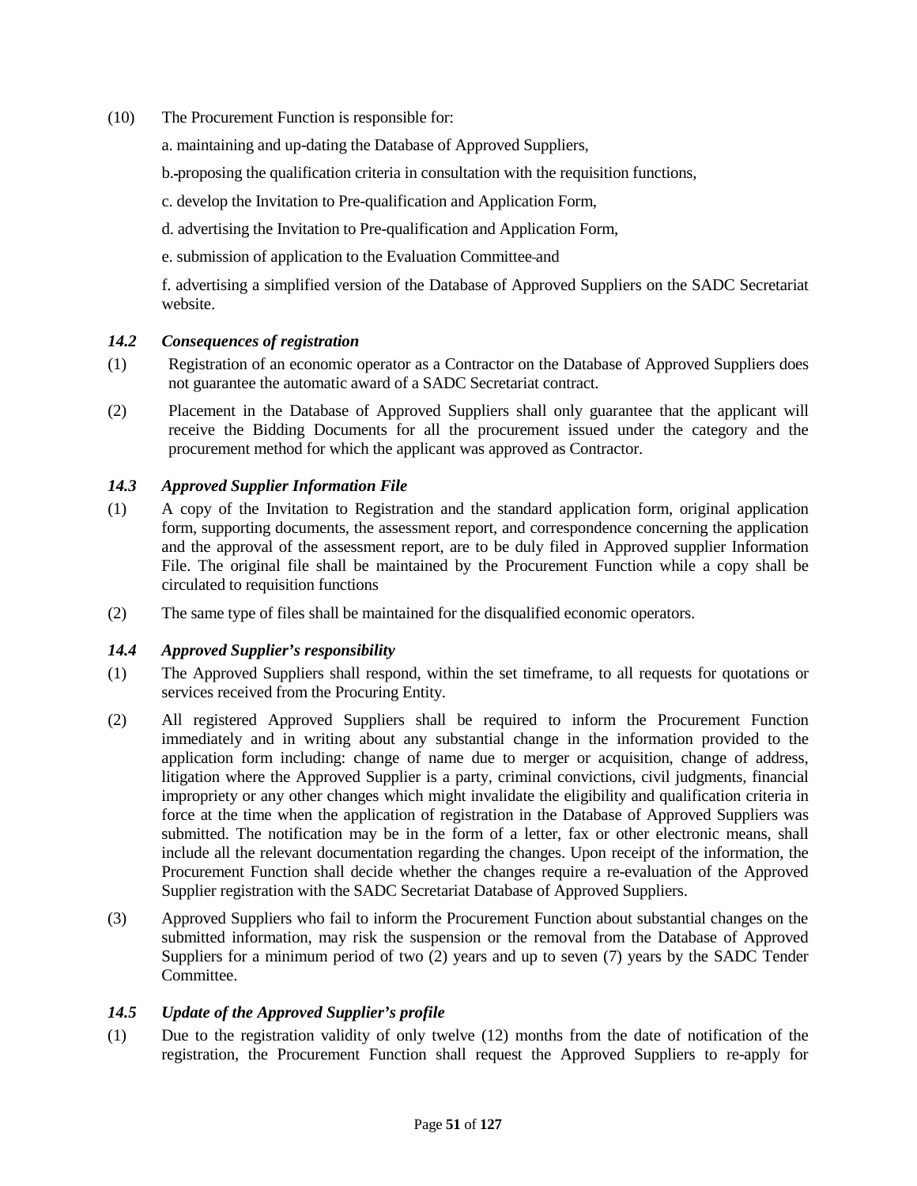(10) The Procurement Function is responsible for:

a. maintaining and up-dating the Database of Approved Suppliers,

b. proposing the qualification criteria in consultation with the requisition functions,

c. develop the Invitation to Pre-qualification and Application Form,

d. advertising the Invitation to Pre-qualification and Application Form,

e. submission of application to the Evaluation Committee and

f. advertising a simplified version of the Database of Approved Suppliers on the SADC Secretariat website.

### *14.2 Consequences of registration*

(1) Registration of an economic operator as a Contractor on the Database of Approved Suppliers does not guarantee the automatic award of a SADC Secretariat contract.

(2) Placement in the Database of Approved Suppliers shall only guarantee that the applicant will receive the Bidding Documents for all the procurement issued under the category and the procurement method for which the applicant was approved as Contractor.

### *14.3 Approved Supplier Information File*

(1) A copy of the Invitation to Registration and the standard application form, original application form, supporting documents, the assessment report, and correspondence concerning the application and the approval of the assessment report, are to be duly filed in Approved supplier Information File. The original file shall be maintained by the Procurement Function while a copy shall be circulated to requisition functions

(2) The same type of files shall be maintained for the disqualified economic operators.

### *14.4 Approved Supplier's responsibility*

(1) The Approved Suppliers shall respond, within the set timeframe, to all requests for quotations or services received from the Procuring Entity.

(2) All registered Approved Suppliers shall be required to inform the Procurement Function immediately and in writing about any substantial change in the information provided to the application form including: change of name due to merger or acquisition, change of address, litigation where the Approved Supplier is a party, criminal convictions, civil judgments, financial impropriety or any other changes which might invalidate the eligibility and qualification criteria in force at the time when the application of registration in the Database of Approved Suppliers was submitted. The notification may be in the form of a letter, fax or other electronic means, shall include all the relevant documentation regarding the changes. Upon receipt of the information, the Procurement Function shall decide whether the changes require a re-evaluation of the Approved Supplier registration with the SADC Secretariat Database of Approved Suppliers.

(3) Approved Suppliers who fail to inform the Procurement Function about substantial changes on the submitted information, may risk the suspension or the removal from the Database of Approved Suppliers for a minimum period of two (2) years and up to seven (7) years by the SADC Tender Committee.

### *14.5 Update of the Approved Supplier's profile*

(1) Due to the registration validity of only twelve (12) months from the date of notification of the registration, the Procurement Function shall request the Approved Suppliers to re-apply for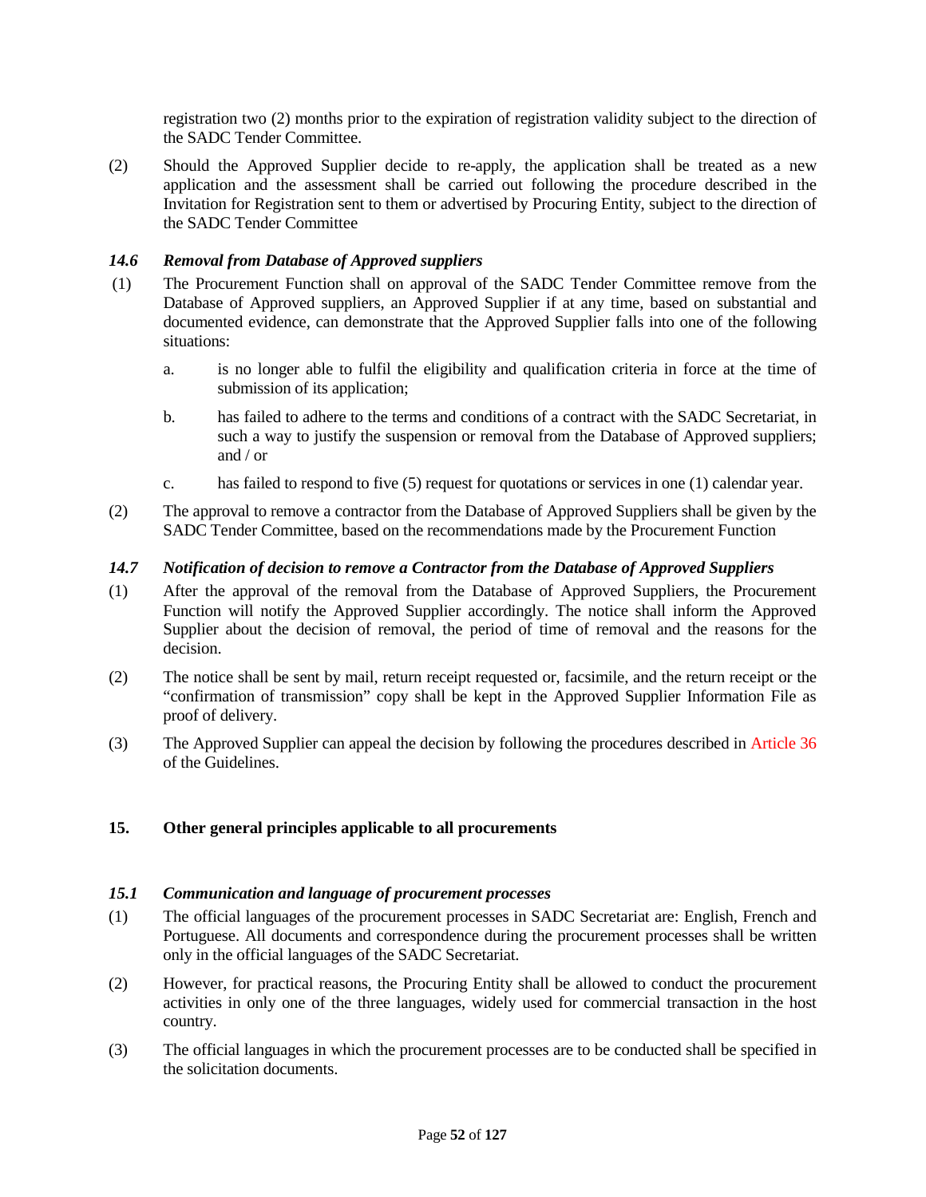registration two (2) months prior to the expiration of registration validity subject to the direction of the SADC Tender Committee.

(2) Should the Approved Supplier decide to re-apply, the application shall be treated as a new application and the assessment shall be carried out following the procedure described in the Invitation for Registration sent to them or advertised by Procuring Entity, subject to the direction of the SADC Tender Committee

### *14.6 Removal from Database of Approved suppliers*

(1) The Procurement Function shall on approval of the SADC Tender Committee remove from the Database of Approved suppliers, an Approved Supplier if at any time, based on substantial and documented evidence, can demonstrate that the Approved Supplier falls into one of the following situations:

a. is no longer able to fulfil the eligibility and qualification criteria in force at the time of submission of its application;

b. has failed to adhere to the terms and conditions of a contract with the SADC Secretariat, in such a way to justify the suspension or removal from the Database of Approved suppliers; and / or

c. has failed to respond to five (5) request for quotations or services in one (1) calendar year.

(2) The approval to remove a contractor from the Database of Approved Suppliers shall be given by the SADC Tender Committee, based on the recommendations made by the Procurement Function

### *14.7 Notification of decision to remove a Contractor from the Database of Approved Suppliers*

(1) After the approval of the removal from the Database of Approved Suppliers, the Procurement Function will notify the Approved Supplier accordingly. The notice shall inform the Approved Supplier about the decision of removal, the period of time of removal and the reasons for the decision.

(2) The notice shall be sent by mail, return receipt requested or, facsimile, and the return receipt or the "confirmation of transmission" copy shall be kept in the Approved Supplier Information File as proof of delivery.

(3) The Approved Supplier can appeal the decision by following the procedures described in Article 36 of the Guidelines.

## **15. Other general principles applicable to all procurements**

### *15.1 Communication and language of procurement processes*

(1) The official languages of the procurement processes in SADC Secretariat are: English, French and Portuguese. All documents and correspondence during the procurement processes shall be written only in the official languages of the SADC Secretariat.

(2) However, for practical reasons, the Procuring Entity shall be allowed to conduct the procurement activities in only one of the three languages, widely used for commercial transaction in the host country.

(3) The official languages in which the procurement processes are to be conducted shall be specified in the solicitation documents.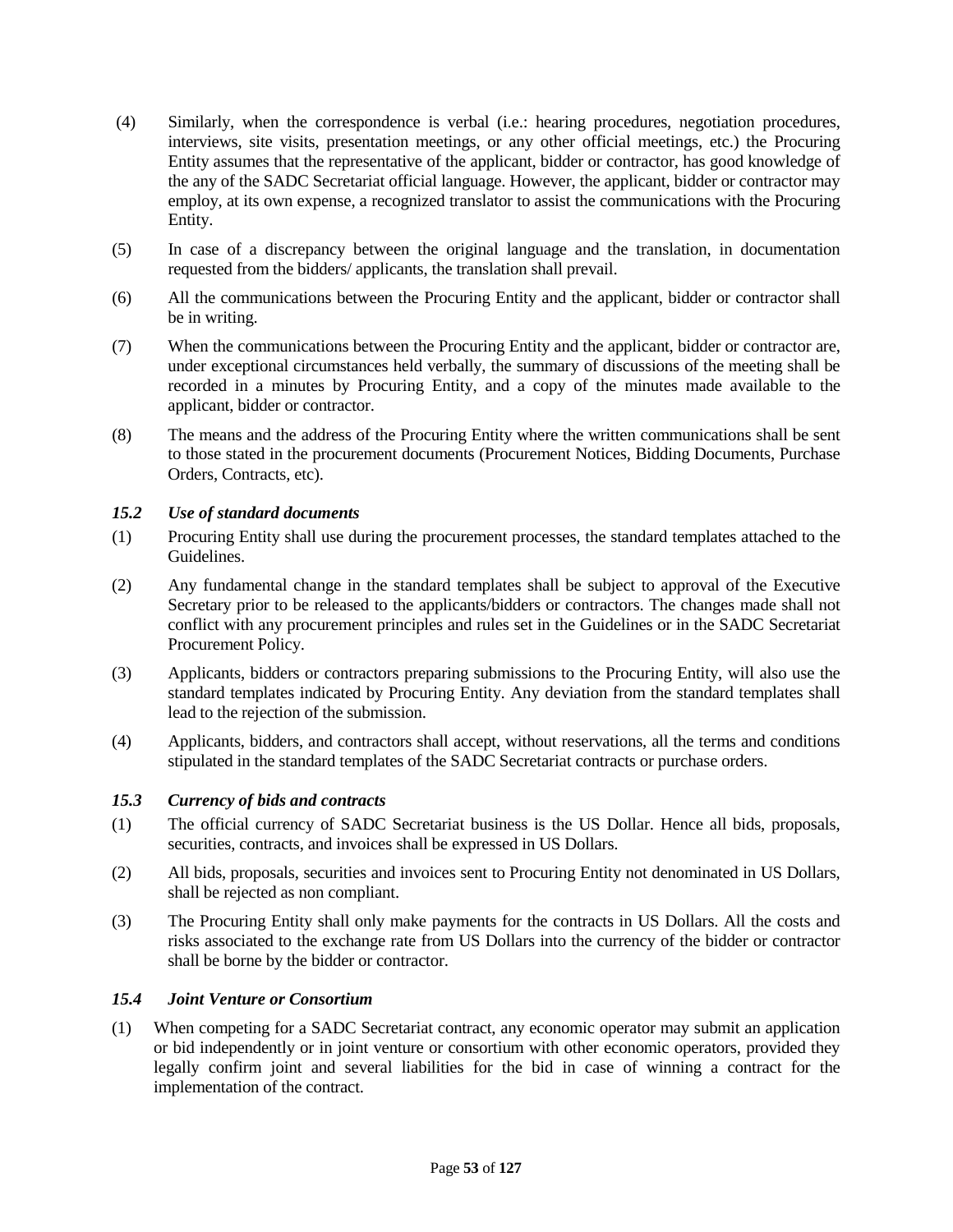(4) Similarly, when the correspondence is verbal (i.e.: hearing procedures, negotiation procedures, interviews, site visits, presentation meetings, or any other official meetings, etc.) the Procuring Entity assumes that the representative of the applicant, bidder or contractor, has good knowledge of the any of the SADC Secretariat official language. However, the applicant, bidder or contractor may employ, at its own expense, a recognized translator to assist the communications with the Procuring Entity.

(5) In case of a discrepancy between the original language and the translation, in documentation requested from the bidders/ applicants, the translation shall prevail.

(6) All the communications between the Procuring Entity and the applicant, bidder or contractor shall be in writing.

(7) When the communications between the Procuring Entity and the applicant, bidder or contractor are, under exceptional circumstances held verbally, the summary of discussions of the meeting shall be recorded in a minutes by Procuring Entity, and a copy of the minutes made available to the applicant, bidder or contractor.

(8) The means and the address of the Procuring Entity where the written communications shall be sent to those stated in the procurement documents (Procurement Notices, Bidding Documents, Purchase Orders, Contracts, etc).

### *15.2 Use of standard documents*

(1) Procuring Entity shall use during the procurement processes, the standard templates attached to the Guidelines.

(2) Any fundamental change in the standard templates shall be subject to approval of the Executive Secretary prior to be released to the applicants/bidders or contractors. The changes made shall not conflict with any procurement principles and rules set in the Guidelines or in the SADC Secretariat Procurement Policy.

(3) Applicants, bidders or contractors preparing submissions to the Procuring Entity, will also use the standard templates indicated by Procuring Entity. Any deviation from the standard templates shall lead to the rejection of the submission.

(4) Applicants, bidders, and contractors shall accept, without reservations, all the terms and conditions stipulated in the standard templates of the SADC Secretariat contracts or purchase orders.

### *15.3 Currency of bids and contracts*

(1) The official currency of SADC Secretariat business is the US Dollar. Hence all bids, proposals, securities, contracts, and invoices shall be expressed in US Dollars.

(2) All bids, proposals, securities and invoices sent to Procuring Entity not denominated in US Dollars, shall be rejected as non compliant.

(3) The Procuring Entity shall only make payments for the contracts in US Dollars. All the costs and risks associated to the exchange rate from US Dollars into the currency of the bidder or contractor shall be borne by the bidder or contractor.

### *15.4 Joint Venture or Consortium*

(1) When competing for a SADC Secretariat contract, any economic operator may submit an application or bid independently or in joint venture or consortium with other economic operators, provided they legally confirm joint and several liabilities for the bid in case of winning a contract for the implementation of the contract.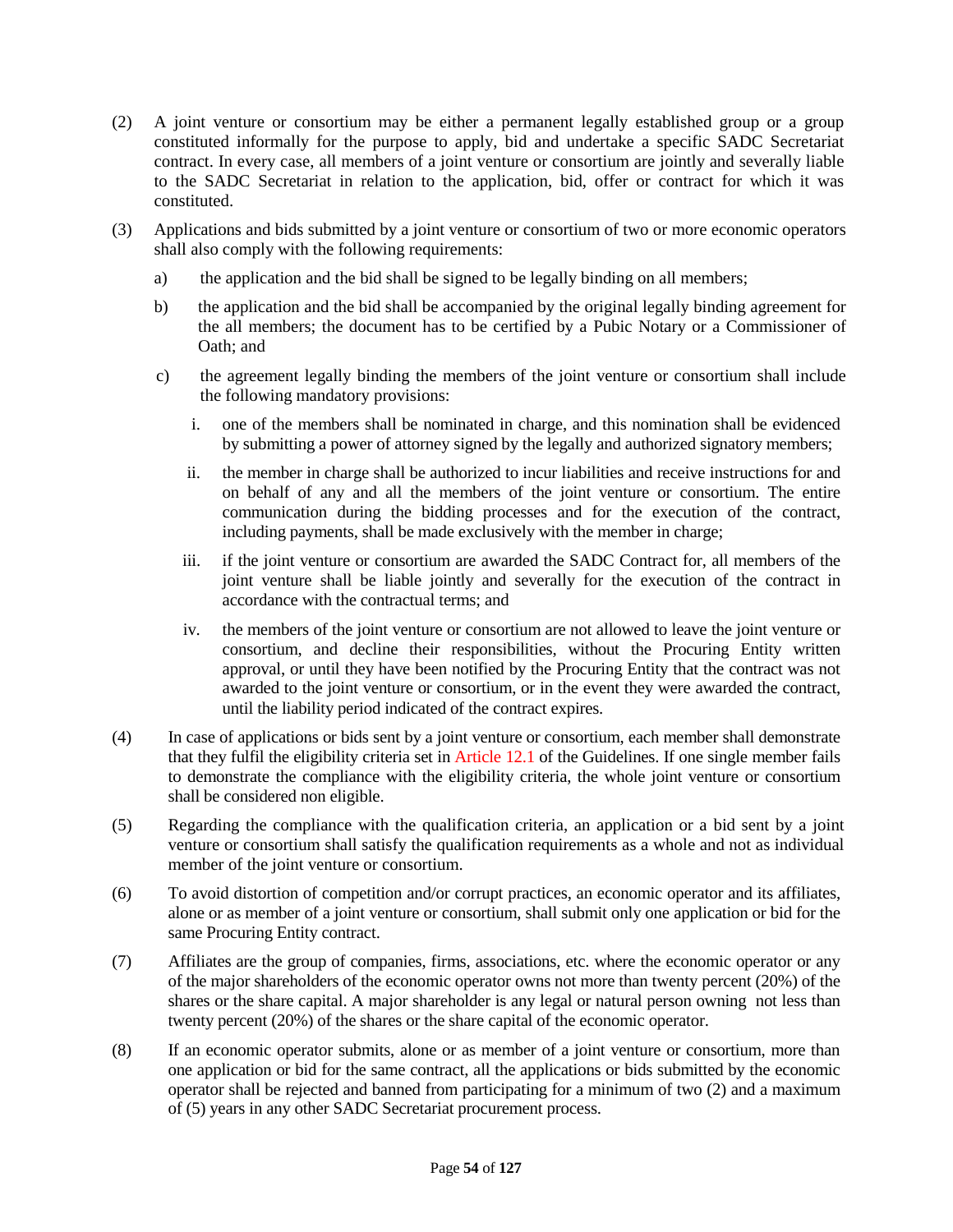(2) A joint venture or consortium may be either a permanent legally established group or a group constituted informally for the purpose to apply, bid and undertake a specific SADC Secretariat contract. In every case, all members of a joint venture or consortium are jointly and severally liable to the SADC Secretariat in relation to the application, bid, offer or contract for which it was constituted.

(3) Applications and bids submitted by a joint venture or consortium of two or more economic operators shall also comply with the following requirements:

a) the application and the bid shall be signed to be legally binding on all members;

b) the application and the bid shall be accompanied by the original legally binding agreement for the all members; the document has to be certified by a Pubic Notary or a Commissioner of Oath; and

c) the agreement legally binding the members of the joint venture or consortium shall include the following mandatory provisions:

i. one of the members shall be nominated in charge, and this nomination shall be evidenced by submitting a power of attorney signed by the legally and authorized signatory members;

ii. the member in charge shall be authorized to incur liabilities and receive instructions for and on behalf of any and all the members of the joint venture or consortium. The entire communication during the bidding processes and for the execution of the contract, including payments, shall be made exclusively with the member in charge;

iii. if the joint venture or consortium are awarded the SADC Contract for, all members of the joint venture shall be liable jointly and severally for the execution of the contract in accordance with the contractual terms; and

iv. the members of the joint venture or consortium are not allowed to leave the joint venture or consortium, and decline their responsibilities, without the Procuring Entity written approval, or until they have been notified by the Procuring Entity that the contract was not awarded to the joint venture or consortium, or in the event they were awarded the contract, until the liability period indicated of the contract expires.

(4) In case of applications or bids sent by a joint venture or consortium, each member shall demonstrate that they fulfil the eligibility criteria set in Article 12.1 of the Guidelines. If one single member fails to demonstrate the compliance with the eligibility criteria, the whole joint venture or consortium shall be considered non eligible.

(5) Regarding the compliance with the qualification criteria, an application or a bid sent by a joint venture or consortium shall satisfy the qualification requirements as a whole and not as individual member of the joint venture or consortium.

(6) To avoid distortion of competition and/or corrupt practices, an economic operator and its affiliates, alone or as member of a joint venture or consortium, shall submit only one application or bid for the same Procuring Entity contract.

(7) Affiliates are the group of companies, firms, associations, etc. where the economic operator or any of the major shareholders of the economic operator owns not more than twenty percent (20%) of the shares or the share capital. A major shareholder is any legal or natural person owning not less than twenty percent (20%) of the shares or the share capital of the economic operator.

(8) If an economic operator submits, alone or as member of a joint venture or consortium, more than one application or bid for the same contract, all the applications or bids submitted by the economic operator shall be rejected and banned from participating for a minimum of two (2) and a maximum of (5) years in any other SADC Secretariat procurement process.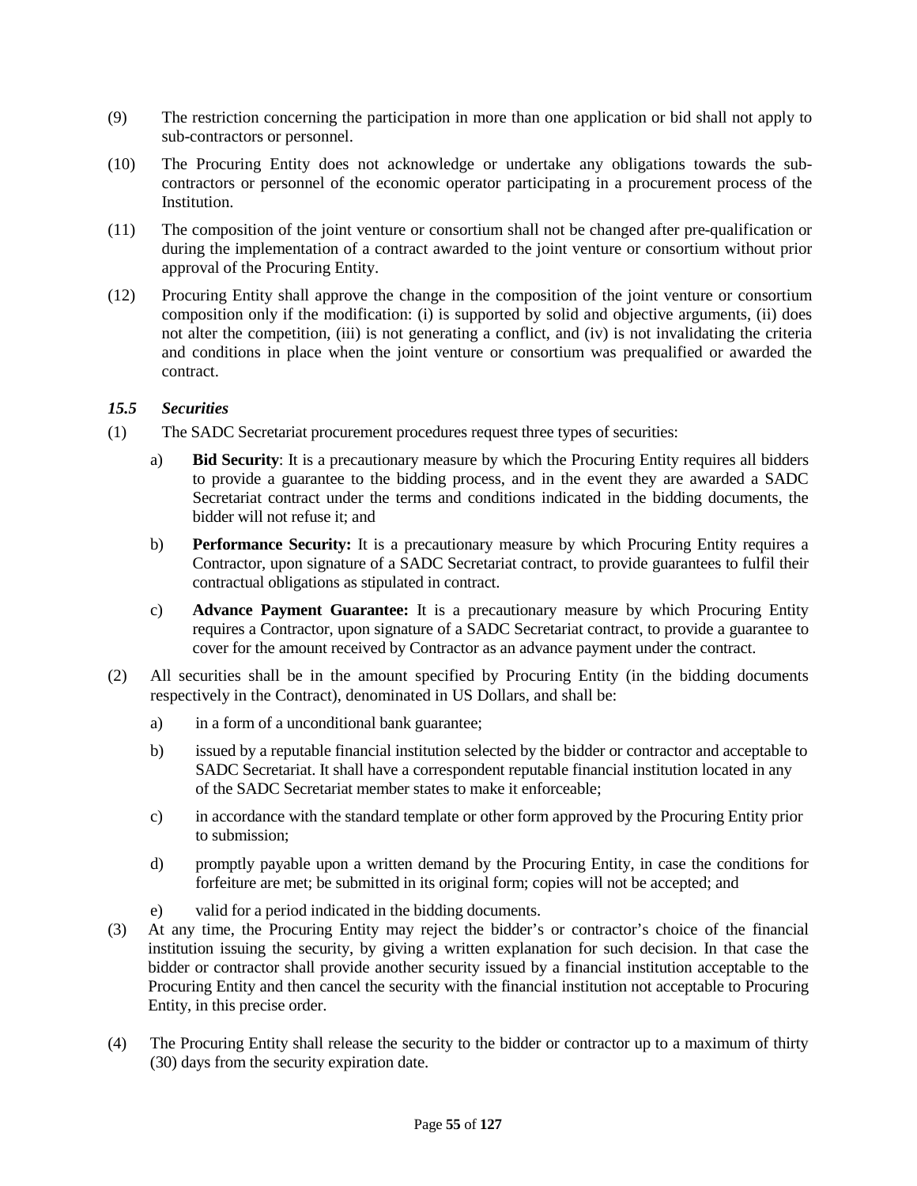(9) The restriction concerning the participation in more than one application or bid shall not apply to sub-contractors or personnel.

(10) The Procuring Entity does not acknowledge or undertake any obligations towards the sub-contractors or personnel of the economic operator participating in a procurement process of the Institution.

(11) The composition of the joint venture or consortium shall not be changed after pre-qualification or during the implementation of a contract awarded to the joint venture or consortium without prior approval of the Procuring Entity.

(12) Procuring Entity shall approve the change in the composition of the joint venture or consortium composition only if the modification: (i) is supported by solid and objective arguments, (ii) does not alter the competition, (iii) is not generating a conflict, and (iv) is not invalidating the criteria and conditions in place when the joint venture or consortium was prequalified or awarded the contract.

### *15.5 Securities*

(1) The SADC Secretariat procurement procedures request three types of securities:

a) **Bid Security**: It is a precautionary measure by which the Procuring Entity requires all bidders to provide a guarantee to the bidding process, and in the event they are awarded a SADC Secretariat contract under the terms and conditions indicated in the bidding documents, the bidder will not refuse it; and

b) **Performance Security:** It is a precautionary measure by which Procuring Entity requires a Contractor, upon signature of a SADC Secretariat contract, to provide guarantees to fulfil their contractual obligations as stipulated in contract.

c) **Advance Payment Guarantee:** It is a precautionary measure by which Procuring Entity requires a Contractor, upon signature of a SADC Secretariat contract, to provide a guarantee to cover for the amount received by Contractor as an advance payment under the contract.

(2) All securities shall be in the amount specified by Procuring Entity (in the bidding documents respectively in the Contract), denominated in US Dollars, and shall be:

a) in a form of a unconditional bank guarantee;

b) issued by a reputable financial institution selected by the bidder or contractor and acceptable to SADC Secretariat. It shall have a correspondent reputable financial institution located in any of the SADC Secretariat member states to make it enforceable;

c) in accordance with the standard template or other form approved by the Procuring Entity prior to submission;

d) promptly payable upon a written demand by the Procuring Entity, in case the conditions for forfeiture are met; be submitted in its original form; copies will not be accepted; and

e) valid for a period indicated in the bidding documents.

(3) At any time, the Procuring Entity may reject the bidder's or contractor's choice of the financial institution issuing the security, by giving a written explanation for such decision. In that case the bidder or contractor shall provide another security issued by a financial institution acceptable to the Procuring Entity and then cancel the security with the financial institution not acceptable to Procuring Entity, in this precise order.

(4) The Procuring Entity shall release the security to the bidder or contractor up to a maximum of thirty (30) days from the security expiration date.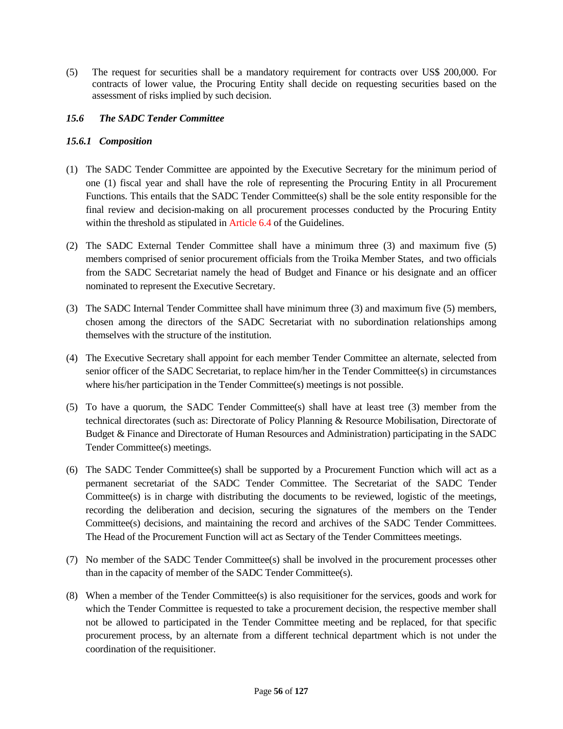(5) The request for securities shall be a mandatory requirement for contracts over US$ 200,000. For contracts of lower value, the Procuring Entity shall decide on requesting securities based on the assessment of risks implied by such decision.

### *15.6 The SADC Tender Committee*

#### *15.6.1 Composition*

(1) The SADC Tender Committee are appointed by the Executive Secretary for the minimum period of one (1) fiscal year and shall have the role of representing the Procuring Entity in all Procurement Functions. This entails that the SADC Tender Committee(s) shall be the sole entity responsible for the final review and decision-making on all procurement processes conducted by the Procuring Entity within the threshold as stipulated in Article 6.4 of the Guidelines.

(2) The SADC External Tender Committee shall have a minimum three (3) and maximum five (5) members comprised of senior procurement officials from the Troika Member States, and two officials from the SADC Secretariat namely the head of Budget and Finance or his designate and an officer nominated to represent the Executive Secretary.

(3) The SADC Internal Tender Committee shall have minimum three (3) and maximum five (5) members, chosen among the directors of the SADC Secretariat with no subordination relationships among themselves with the structure of the institution.

(4) The Executive Secretary shall appoint for each member Tender Committee an alternate, selected from senior officer of the SADC Secretariat, to replace him/her in the Tender Committee(s) in circumstances where his/her participation in the Tender Committee(s) meetings is not possible.

(5) To have a quorum, the SADC Tender Committee(s) shall have at least tree (3) member from the technical directorates (such as: Directorate of Policy Planning & Resource Mobilisation, Directorate of Budget & Finance and Directorate of Human Resources and Administration) participating in the SADC Tender Committee(s) meetings.

(6) The SADC Tender Committee(s) shall be supported by a Procurement Function which will act as a permanent secretariat of the SADC Tender Committee. The Secretariat of the SADC Tender Committee(s) is in charge with distributing the documents to be reviewed, logistic of the meetings, recording the deliberation and decision, securing the signatures of the members on the Tender Committee(s) decisions, and maintaining the record and archives of the SADC Tender Committees. The Head of the Procurement Function will act as Sectary of the Tender Committees meetings.

(7) No member of the SADC Tender Committee(s) shall be involved in the procurement processes other than in the capacity of member of the SADC Tender Committee(s).

(8) When a member of the Tender Committee(s) is also requisitioner for the services, goods and work for which the Tender Committee is requested to take a procurement decision, the respective member shall not be allowed to participated in the Tender Committee meeting and be replaced, for that specific procurement process, by an alternate from a different technical department which is not under the coordination of the requisitioner.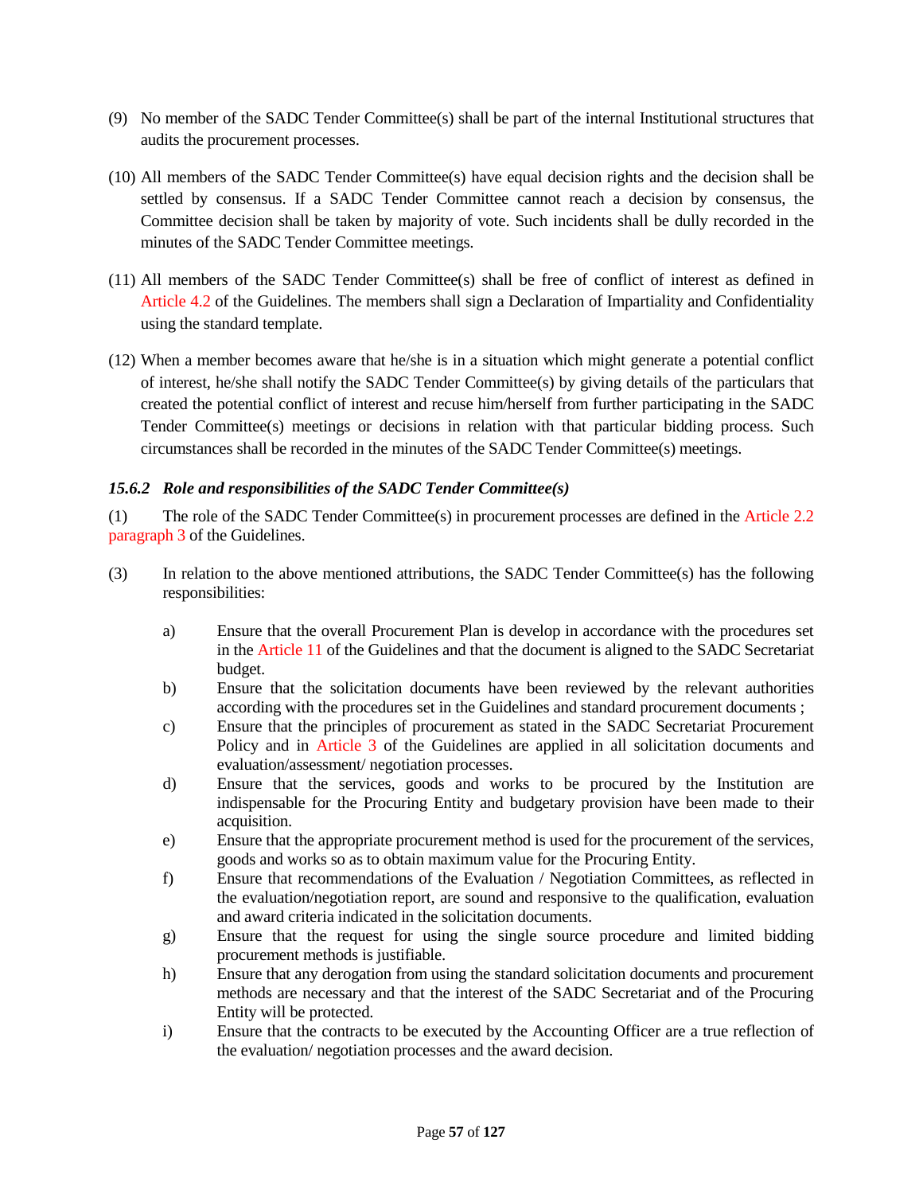(9) No member of the SADC Tender Committee(s) shall be part of the internal Institutional structures that audits the procurement processes.

(10) All members of the SADC Tender Committee(s) have equal decision rights and the decision shall be settled by consensus. If a SADC Tender Committee cannot reach a decision by consensus, the Committee decision shall be taken by majority of vote. Such incidents shall be dully recorded in the minutes of the SADC Tender Committee meetings.

(11) All members of the SADC Tender Committee(s) shall be free of conflict of interest as defined in Article 4.2 of the Guidelines. The members shall sign a Declaration of Impartiality and Confidentiality using the standard template.

(12) When a member becomes aware that he/she is in a situation which might generate a potential conflict of interest, he/she shall notify the SADC Tender Committee(s) by giving details of the particulars that created the potential conflict of interest and recuse him/herself from further participating in the SADC Tender Committee(s) meetings or decisions in relation with that particular bidding process. Such circumstances shall be recorded in the minutes of the SADC Tender Committee(s) meetings.

#### *15.6.2 Role and responsibilities of the SADC Tender Committee(s)*

(1) The role of the SADC Tender Committee(s) in procurement processes are defined in the Article 2.2 paragraph 3 of the Guidelines.

(3) In relation to the above mentioned attributions, the SADC Tender Committee(s) has the following responsibilities:

- a) Ensure that the overall Procurement Plan is develop in accordance with the procedures set in the Article 11 of the Guidelines and that the document is aligned to the SADC Secretariat budget.
- b) Ensure that the solicitation documents have been reviewed by the relevant authorities according with the procedures set in the Guidelines and standard procurement documents ;
- c) Ensure that the principles of procurement as stated in the SADC Secretariat Procurement Policy and in Article 3 of the Guidelines are applied in all solicitation documents and evaluation/assessment/ negotiation processes.
- d) Ensure that the services, goods and works to be procured by the Institution are indispensable for the Procuring Entity and budgetary provision have been made to their acquisition.
- e) Ensure that the appropriate procurement method is used for the procurement of the services, goods and works so as to obtain maximum value for the Procuring Entity.
- f) Ensure that recommendations of the Evaluation / Negotiation Committees, as reflected in the evaluation/negotiation report, are sound and responsive to the qualification, evaluation and award criteria indicated in the solicitation documents.
- g) Ensure that the request for using the single source procedure and limited bidding procurement methods is justifiable.
- h) Ensure that any derogation from using the standard solicitation documents and procurement methods are necessary and that the interest of the SADC Secretariat and of the Procuring Entity will be protected.
- i) Ensure that the contracts to be executed by the Accounting Officer are a true reflection of the evaluation/ negotiation processes and the award decision.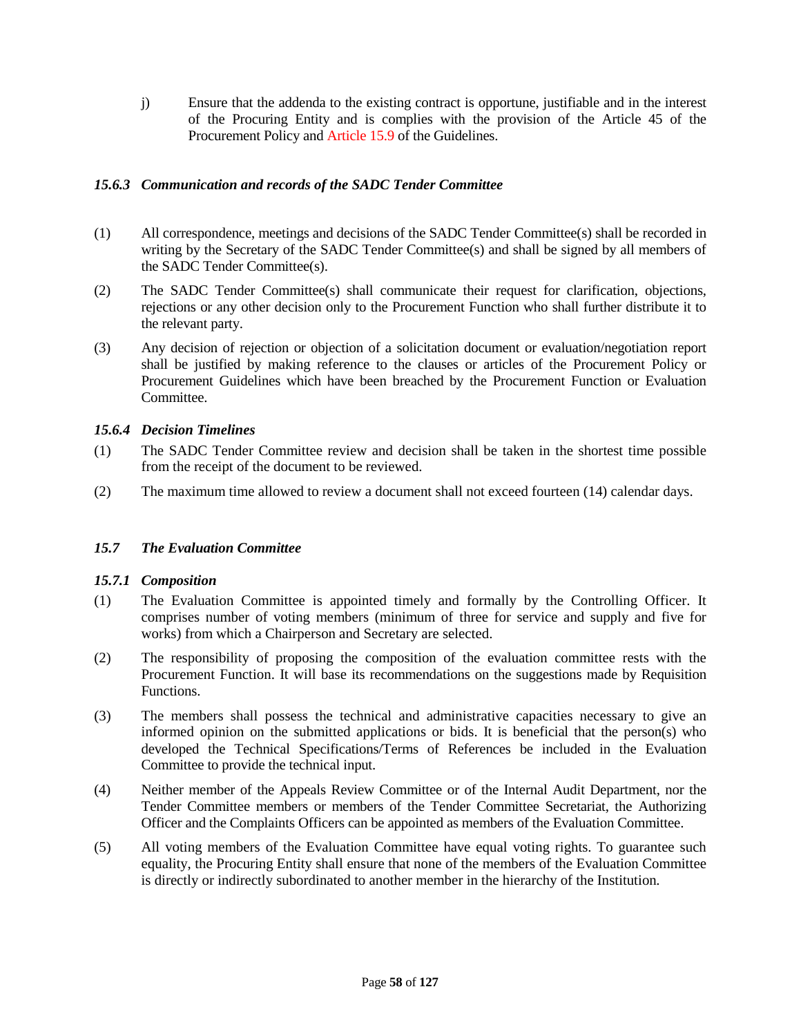j) Ensure that the addenda to the existing contract is opportune, justifiable and in the interest of the Procuring Entity and is complies with the provision of the Article 45 of the Procurement Policy and Article 15.9 of the Guidelines.

### *15.6.3 Communication and records of the SADC Tender Committee*

(1) All correspondence, meetings and decisions of the SADC Tender Committee(s) shall be recorded in writing by the Secretary of the SADC Tender Committee(s) and shall be signed by all members of the SADC Tender Committee(s).

(2) The SADC Tender Committee(s) shall communicate their request for clarification, objections, rejections or any other decision only to the Procurement Function who shall further distribute it to the relevant party.

(3) Any decision of rejection or objection of a solicitation document or evaluation/negotiation report shall be justified by making reference to the clauses or articles of the Procurement Policy or Procurement Guidelines which have been breached by the Procurement Function or Evaluation Committee.

### *15.6.4 Decision Timelines*

(1) The SADC Tender Committee review and decision shall be taken in the shortest time possible from the receipt of the document to be reviewed.

(2) The maximum time allowed to review a document shall not exceed fourteen (14) calendar days.

## *15.7 The Evaluation Committee*

### *15.7.1 Composition*

(1) The Evaluation Committee is appointed timely and formally by the Controlling Officer. It comprises number of voting members (minimum of three for service and supply and five for works) from which a Chairperson and Secretary are selected.

(2) The responsibility of proposing the composition of the evaluation committee rests with the Procurement Function. It will base its recommendations on the suggestions made by Requisition Functions.

(3) The members shall possess the technical and administrative capacities necessary to give an informed opinion on the submitted applications or bids. It is beneficial that the person(s) who developed the Technical Specifications/Terms of References be included in the Evaluation Committee to provide the technical input.

(4) Neither member of the Appeals Review Committee or of the Internal Audit Department, nor the Tender Committee members or members of the Tender Committee Secretariat, the Authorizing Officer and the Complaints Officers can be appointed as members of the Evaluation Committee.

(5) All voting members of the Evaluation Committee have equal voting rights. To guarantee such equality, the Procuring Entity shall ensure that none of the members of the Evaluation Committee is directly or indirectly subordinated to another member in the hierarchy of the Institution.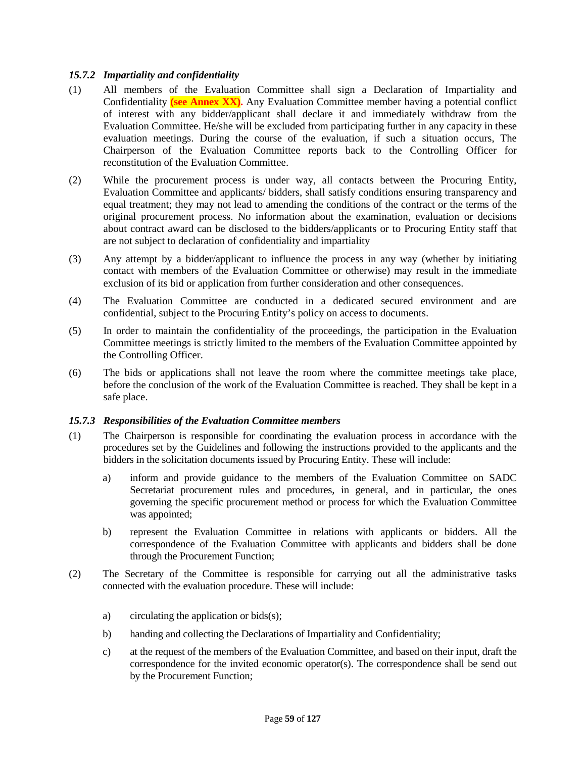### *15.7.2 Impartiality and confidentiality*

(1) All members of the Evaluation Committee shall sign a Declaration of Impartiality and Confidentiality **(see Annex XX).** Any Evaluation Committee member having a potential conflict of interest with any bidder/applicant shall declare it and immediately withdraw from the Evaluation Committee. He/she will be excluded from participating further in any capacity in these evaluation meetings. During the course of the evaluation, if such a situation occurs, The Chairperson of the Evaluation Committee reports back to the Controlling Officer for reconstitution of the Evaluation Committee.

(2) While the procurement process is under way, all contacts between the Procuring Entity, Evaluation Committee and applicants/ bidders, shall satisfy conditions ensuring transparency and equal treatment; they may not lead to amending the conditions of the contract or the terms of the original procurement process. No information about the examination, evaluation or decisions about contract award can be disclosed to the bidders/applicants or to Procuring Entity staff that are not subject to declaration of confidentiality and impartiality

(3) Any attempt by a bidder/applicant to influence the process in any way (whether by initiating contact with members of the Evaluation Committee or otherwise) may result in the immediate exclusion of its bid or application from further consideration and other consequences.

(4) The Evaluation Committee are conducted in a dedicated secured environment and are confidential, subject to the Procuring Entity's policy on access to documents.

(5) In order to maintain the confidentiality of the proceedings, the participation in the Evaluation Committee meetings is strictly limited to the members of the Evaluation Committee appointed by the Controlling Officer.

(6) The bids or applications shall not leave the room where the committee meetings take place, before the conclusion of the work of the Evaluation Committee is reached. They shall be kept in a safe place.

### *15.7.3 Responsibilities of the Evaluation Committee members*

(1) The Chairperson is responsible for coordinating the evaluation process in accordance with the procedures set by the Guidelines and following the instructions provided to the applicants and the bidders in the solicitation documents issued by Procuring Entity. These will include:

   a) inform and provide guidance to the members of the Evaluation Committee on SADC Secretariat procurement rules and procedures, in general, and in particular, the ones governing the specific procurement method or process for which the Evaluation Committee was appointed;

   b) represent the Evaluation Committee in relations with applicants or bidders. All the correspondence of the Evaluation Committee with applicants and bidders shall be done through the Procurement Function;

(2) The Secretary of the Committee is responsible for carrying out all the administrative tasks connected with the evaluation procedure. These will include:

   a) circulating the application or bids(s);

   b) handing and collecting the Declarations of Impartiality and Confidentiality;

   c) at the request of the members of the Evaluation Committee, and based on their input, draft the correspondence for the invited economic operator(s). The correspondence shall be send out by the Procurement Function;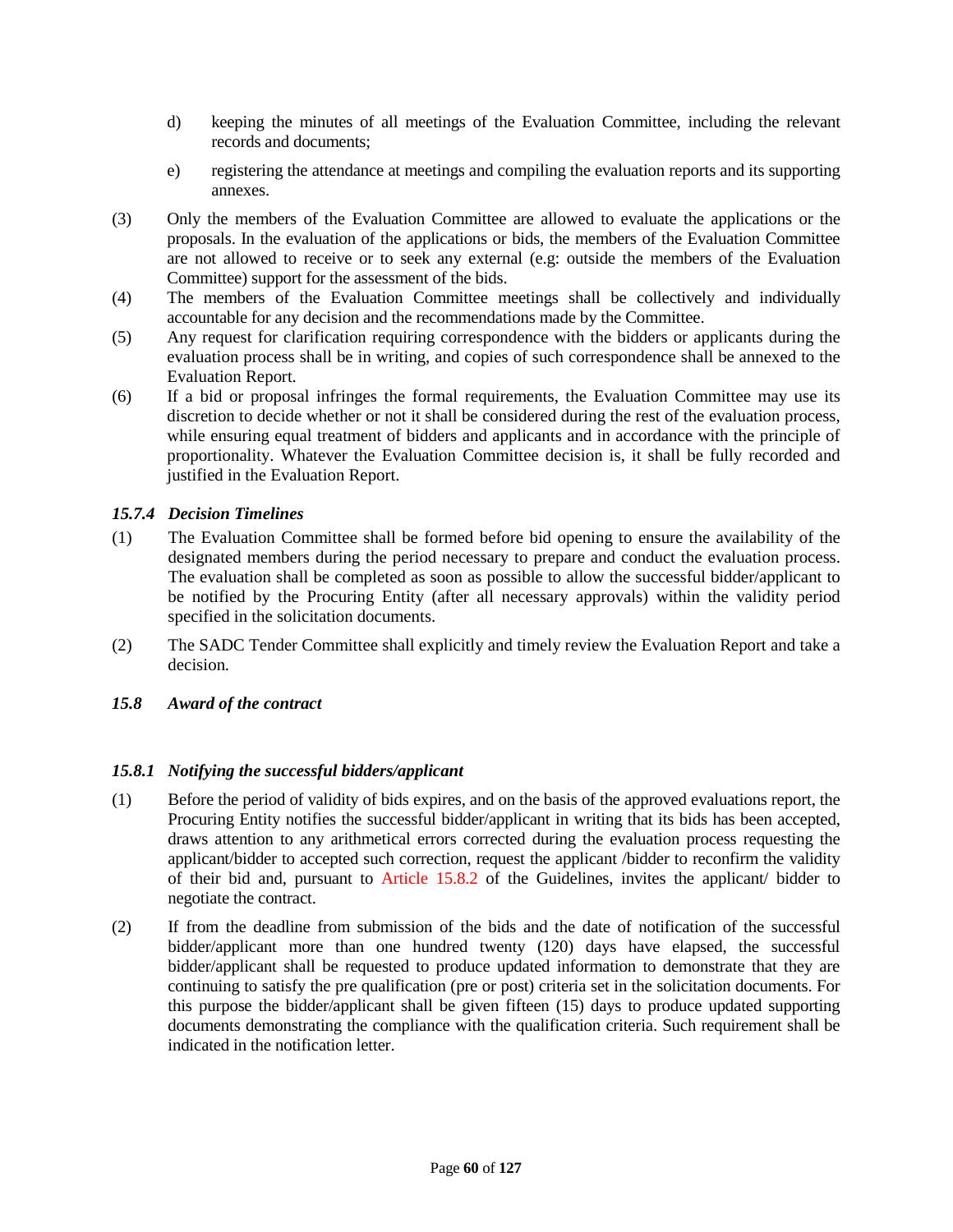d) keeping the minutes of all meetings of the Evaluation Committee, including the relevant records and documents;

e) registering the attendance at meetings and compiling the evaluation reports and its supporting annexes.

(3) Only the members of the Evaluation Committee are allowed to evaluate the applications or the proposals. In the evaluation of the applications or bids, the members of the Evaluation Committee are not allowed to receive or to seek any external (e.g: outside the members of the Evaluation Committee) support for the assessment of the bids.

(4) The members of the Evaluation Committee meetings shall be collectively and individually accountable for any decision and the recommendations made by the Committee.

(5) Any request for clarification requiring correspondence with the bidders or applicants during the evaluation process shall be in writing, and copies of such correspondence shall be annexed to the Evaluation Report.

(6) If a bid or proposal infringes the formal requirements, the Evaluation Committee may use its discretion to decide whether or not it shall be considered during the rest of the evaluation process, while ensuring equal treatment of bidders and applicants and in accordance with the principle of proportionality. Whatever the Evaluation Committee decision is, it shall be fully recorded and justified in the Evaluation Report.

### *15.7.4 Decision Timelines*

(1) The Evaluation Committee shall be formed before bid opening to ensure the availability of the designated members during the period necessary to prepare and conduct the evaluation process. The evaluation shall be completed as soon as possible to allow the successful bidder/applicant to be notified by the Procuring Entity (after all necessary approvals) within the validity period specified in the solicitation documents.

(2) The SADC Tender Committee shall explicitly and timely review the Evaluation Report and take a decision.

## *15.8 Award of the contract*

### *15.8.1 Notifying the successful bidders/applicant*

(1) Before the period of validity of bids expires, and on the basis of the approved evaluations report, the Procuring Entity notifies the successful bidder/applicant in writing that its bids has been accepted, draws attention to any arithmetical errors corrected during the evaluation process requesting the applicant/bidder to accepted such correction, request the applicant /bidder to reconfirm the validity of their bid and, pursuant to Article 15.8.2 of the Guidelines, invites the applicant/ bidder to negotiate the contract.

(2) If from the deadline from submission of the bids and the date of notification of the successful bidder/applicant more than one hundred twenty (120) days have elapsed, the successful bidder/applicant shall be requested to produce updated information to demonstrate that they are continuing to satisfy the pre qualification (pre or post) criteria set in the solicitation documents. For this purpose the bidder/applicant shall be given fifteen (15) days to produce updated supporting documents demonstrating the compliance with the qualification criteria. Such requirement shall be indicated in the notification letter.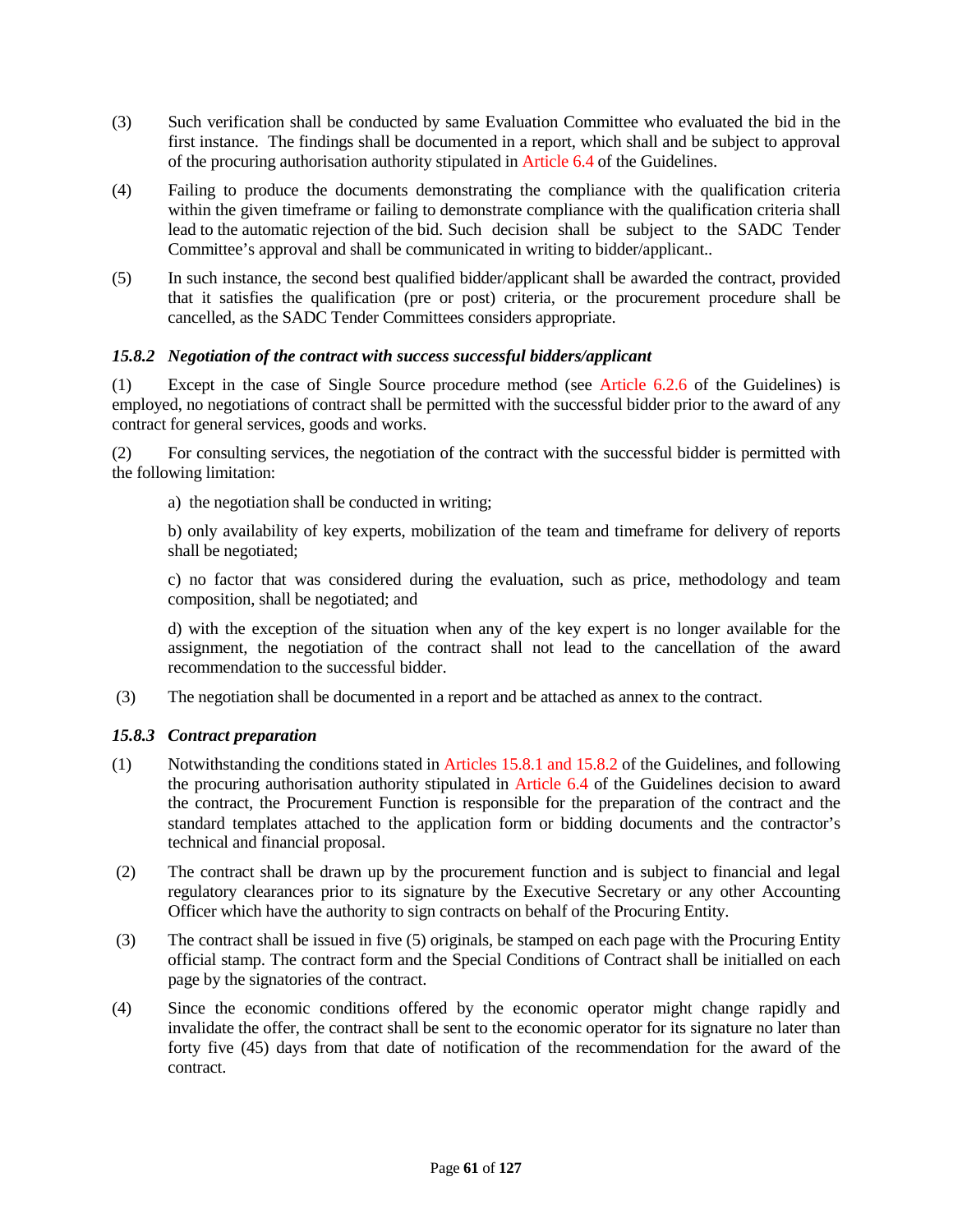(3) Such verification shall be conducted by same Evaluation Committee who evaluated the bid in the first instance. The findings shall be documented in a report, which shall and be subject to approval of the procuring authorisation authority stipulated in Article 6.4 of the Guidelines.

(4) Failing to produce the documents demonstrating the compliance with the qualification criteria within the given timeframe or failing to demonstrate compliance with the qualification criteria shall lead to the automatic rejection of the bid. Such decision shall be subject to the SADC Tender Committee's approval and shall be communicated in writing to bidder/applicant..

(5) In such instance, the second best qualified bidder/applicant shall be awarded the contract, provided that it satisfies the qualification (pre or post) criteria, or the procurement procedure shall be cancelled, as the SADC Tender Committees considers appropriate.

### *15.8.2 Negotiation of the contract with success successful bidders/applicant*

(1) Except in the case of Single Source procedure method (see Article 6.2.6 of the Guidelines) is employed, no negotiations of contract shall be permitted with the successful bidder prior to the award of any contract for general services, goods and works.

(2) For consulting services, the negotiation of the contract with the successful bidder is permitted with the following limitation:

a) the negotiation shall be conducted in writing;

b) only availability of key experts, mobilization of the team and timeframe for delivery of reports shall be negotiated;

c) no factor that was considered during the evaluation, such as price, methodology and team composition, shall be negotiated; and

d) with the exception of the situation when any of the key expert is no longer available for the assignment, the negotiation of the contract shall not lead to the cancellation of the award recommendation to the successful bidder.

(3) The negotiation shall be documented in a report and be attached as annex to the contract.

### *15.8.3 Contract preparation*

(1) Notwithstanding the conditions stated in Articles 15.8.1 and 15.8.2 of the Guidelines, and following the procuring authorisation authority stipulated in Article 6.4 of the Guidelines decision to award the contract, the Procurement Function is responsible for the preparation of the contract and the standard templates attached to the application form or bidding documents and the contractor's technical and financial proposal.

(2) The contract shall be drawn up by the procurement function and is subject to financial and legal regulatory clearances prior to its signature by the Executive Secretary or any other Accounting Officer which have the authority to sign contracts on behalf of the Procuring Entity.

(3) The contract shall be issued in five (5) originals, be stamped on each page with the Procuring Entity official stamp. The contract form and the Special Conditions of Contract shall be initialled on each page by the signatories of the contract.

(4) Since the economic conditions offered by the economic operator might change rapidly and invalidate the offer, the contract shall be sent to the economic operator for its signature no later than forty five (45) days from that date of notification of the recommendation for the award of the contract.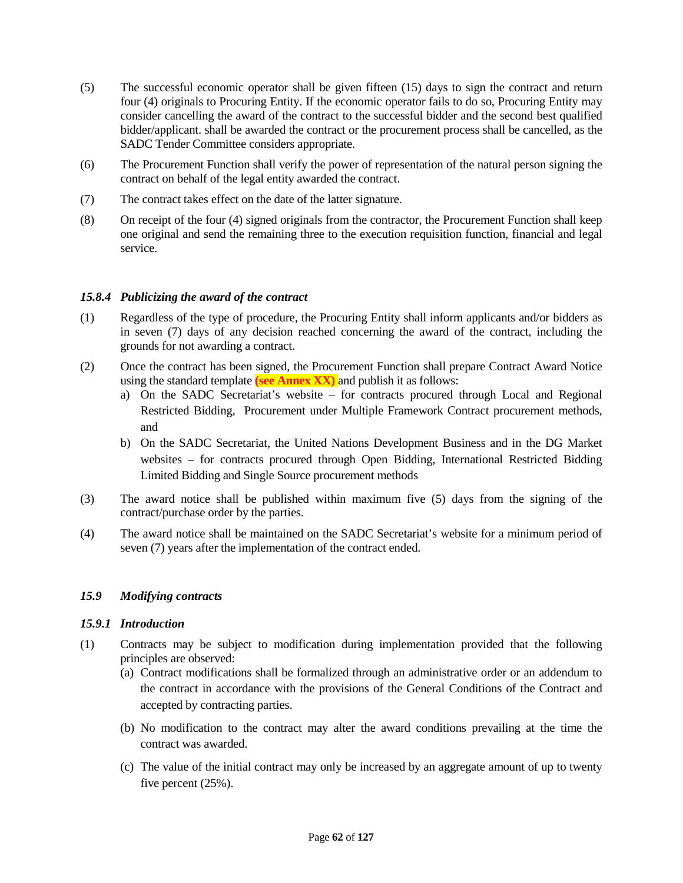(5) The successful economic operator shall be given fifteen (15) days to sign the contract and return four (4) originals to Procuring Entity. If the economic operator fails to do so, Procuring Entity may consider cancelling the award of the contract to the successful bidder and the second best qualified bidder/applicant. shall be awarded the contract or the procurement process shall be cancelled, as the SADC Tender Committee considers appropriate.

(6) The Procurement Function shall verify the power of representation of the natural person signing the contract on behalf of the legal entity awarded the contract.

(7) The contract takes effect on the date of the latter signature.

(8) On receipt of the four (4) signed originals from the contractor, the Procurement Function shall keep one original and send the remaining three to the execution requisition function, financial and legal service.

#### *15.8.4 Publicizing the award of the contract*

(1) Regardless of the type of procedure, the Procuring Entity shall inform applicants and/or bidders as in seven (7) days of any decision reached concerning the award of the contract, including the grounds for not awarding a contract.

(2) Once the contract has been signed, the Procurement Function shall prepare Contract Award Notice using the standard template **(see Annex XX)** and publish it as follows:

   a) On the SADC Secretariat's website – for contracts procured through Local and Regional Restricted Bidding, Procurement under Multiple Framework Contract procurement methods, and

   b) On the SADC Secretariat, the United Nations Development Business and in the DG Market websites – for contracts procured through Open Bidding, International Restricted Bidding Limited Bidding and Single Source procurement methods

(3) The award notice shall be published within maximum five (5) days from the signing of the contract/purchase order by the parties.

(4) The award notice shall be maintained on the SADC Secretariat's website for a minimum period of seven (7) years after the implementation of the contract ended.

### *15.9 Modifying contracts*

#### *15.9.1 Introduction*

(1) Contracts may be subject to modification during implementation provided that the following principles are observed:

   (a) Contract modifications shall be formalized through an administrative order or an addendum to the contract in accordance with the provisions of the General Conditions of the Contract and accepted by contracting parties.

   (b) No modification to the contract may alter the award conditions prevailing at the time the contract was awarded.

   (c) The value of the initial contract may only be increased by an aggregate amount of up to twenty five percent (25%).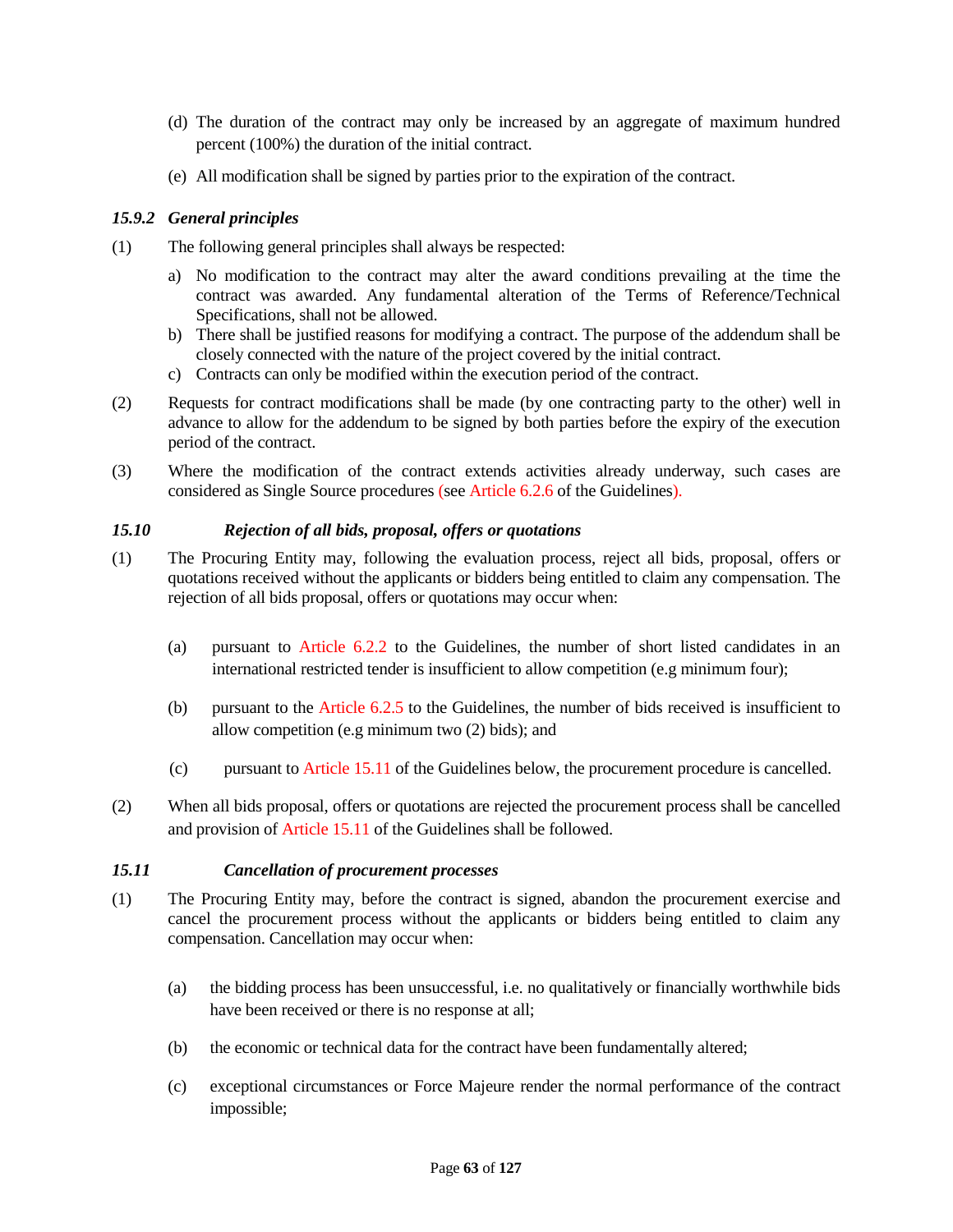(d) The duration of the contract may only be increased by an aggregate of maximum hundred percent (100%) the duration of the initial contract.

(e) All modification shall be signed by parties prior to the expiration of the contract.

### *15.9.2 General principles*

(1) The following general principles shall always be respected:

a) No modification to the contract may alter the award conditions prevailing at the time the contract was awarded. Any fundamental alteration of the Terms of Reference/Technical Specifications, shall not be allowed.
b) There shall be justified reasons for modifying a contract. The purpose of the addendum shall be closely connected with the nature of the project covered by the initial contract.
c) Contracts can only be modified within the execution period of the contract.

(2) Requests for contract modifications shall be made (by one contracting party to the other) well in advance to allow for the addendum to be signed by both parties before the expiry of the execution period of the contract.

(3) Where the modification of the contract extends activities already underway, such cases are considered as Single Source procedures (see Article 6.2.6 of the Guidelines).

### *15.10 Rejection of all bids, proposal, offers or quotations*

(1) The Procuring Entity may, following the evaluation process, reject all bids, proposal, offers or quotations received without the applicants or bidders being entitled to claim any compensation. The rejection of all bids proposal, offers or quotations may occur when:

(a) pursuant to Article 6.2.2 to the Guidelines, the number of short listed candidates in an international restricted tender is insufficient to allow competition (e.g minimum four);

(b) pursuant to the Article 6.2.5 to the Guidelines, the number of bids received is insufficient to allow competition (e.g minimum two (2) bids); and

(c) pursuant to Article 15.11 of the Guidelines below, the procurement procedure is cancelled.

(2) When all bids proposal, offers or quotations are rejected the procurement process shall be cancelled and provision of Article 15.11 of the Guidelines shall be followed.

### *15.11 Cancellation of procurement processes*

(1) The Procuring Entity may, before the contract is signed, abandon the procurement exercise and cancel the procurement process without the applicants or bidders being entitled to claim any compensation. Cancellation may occur when:

(a) the bidding process has been unsuccessful, i.e. no qualitatively or financially worthwhile bids have been received or there is no response at all;

(b) the economic or technical data for the contract have been fundamentally altered;

(c) exceptional circumstances or Force Majeure render the normal performance of the contract impossible;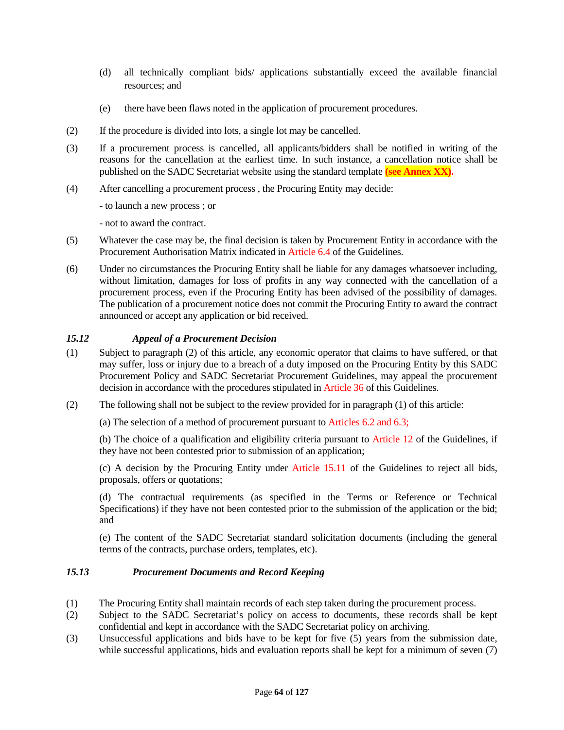(d) all technically compliant bids/ applications substantially exceed the available financial resources; and

(e) there have been flaws noted in the application of procurement procedures.

(2) If the procedure is divided into lots, a single lot may be cancelled.

(3) If a procurement process is cancelled, all applicants/bidders shall be notified in writing of the reasons for the cancellation at the earliest time. In such instance, a cancellation notice shall be published on the SADC Secretariat website using the standard template **(see Annex XX)**.

(4) After cancelling a procurement process , the Procuring Entity may decide:

- to launch a new process ; or

- not to award the contract.

(5) Whatever the case may be, the final decision is taken by Procurement Entity in accordance with the Procurement Authorisation Matrix indicated in Article 6.4 of the Guidelines.

(6) Under no circumstances the Procuring Entity shall be liable for any damages whatsoever including, without limitation, damages for loss of profits in any way connected with the cancellation of a procurement process, even if the Procuring Entity has been advised of the possibility of damages. The publication of a procurement notice does not commit the Procuring Entity to award the contract announced or accept any application or bid received.

### *15.12 Appeal of a Procurement Decision*

(1) Subject to paragraph (2) of this article, any economic operator that claims to have suffered, or that may suffer, loss or injury due to a breach of a duty imposed on the Procuring Entity by this SADC Procurement Policy and SADC Secretariat Procurement Guidelines, may appeal the procurement decision in accordance with the procedures stipulated in Article 36 of this Guidelines.

(2) The following shall not be subject to the review provided for in paragraph (1) of this article:

(a) The selection of a method of procurement pursuant to Articles 6.2 and 6.3;

(b) The choice of a qualification and eligibility criteria pursuant to Article 12 of the Guidelines, if they have not been contested prior to submission of an application;

(c) A decision by the Procuring Entity under Article 15.11 of the Guidelines to reject all bids, proposals, offers or quotations;

(d) The contractual requirements (as specified in the Terms or Reference or Technical Specifications) if they have not been contested prior to the submission of the application or the bid; and

(e) The content of the SADC Secretariat standard solicitation documents (including the general terms of the contracts, purchase orders, templates, etc).

### *15.13 Procurement Documents and Record Keeping*

(1) The Procuring Entity shall maintain records of each step taken during the procurement process.

(2) Subject to the SADC Secretariat's policy on access to documents, these records shall be kept confidential and kept in accordance with the SADC Secretariat policy on archiving.

(3) Unsuccessful applications and bids have to be kept for five (5) years from the submission date, while successful applications, bids and evaluation reports shall be kept for a minimum of seven (7)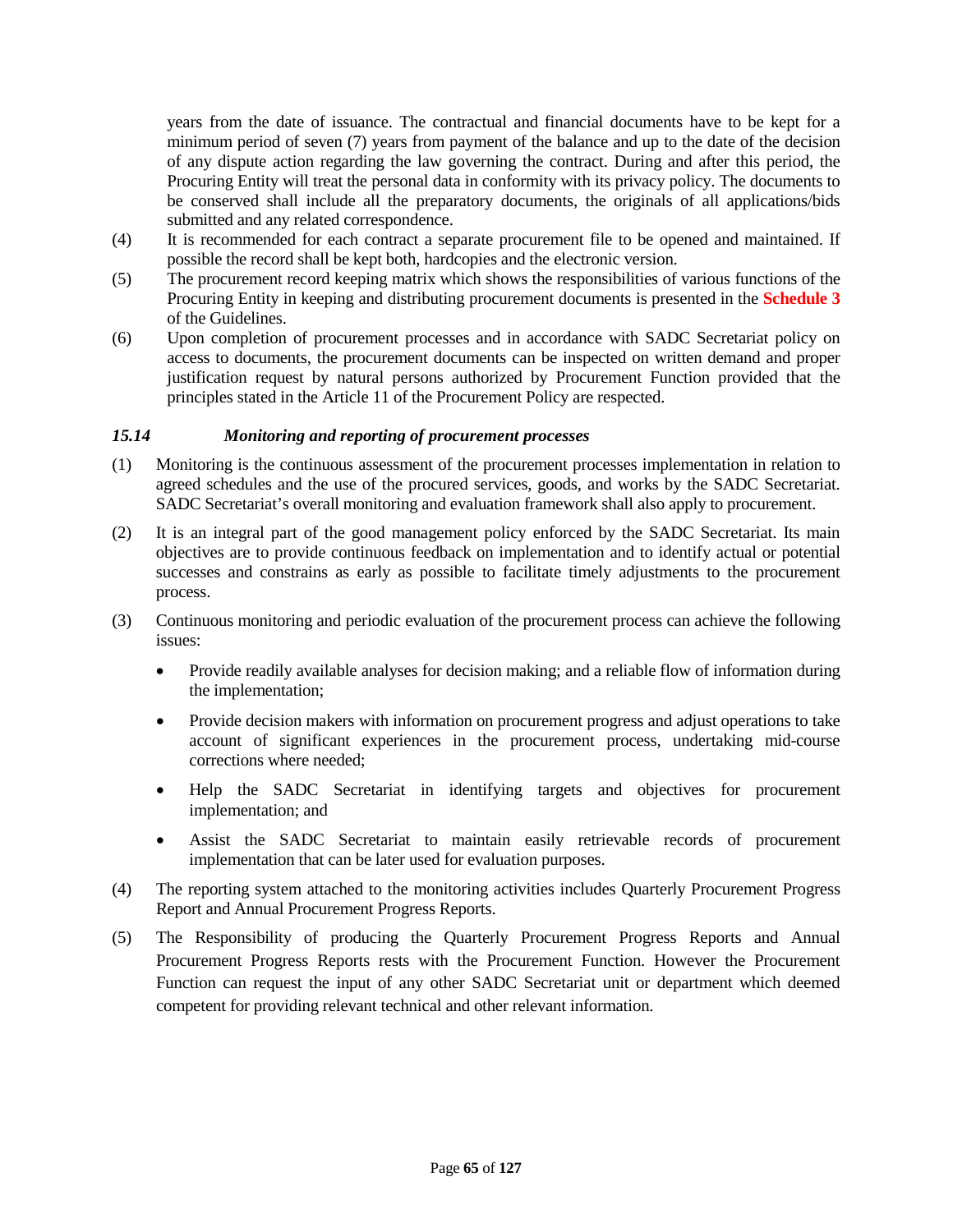years from the date of issuance. The contractual and financial documents have to be kept for a minimum period of seven (7) years from payment of the balance and up to the date of the decision of any dispute action regarding the law governing the contract. During and after this period, the Procuring Entity will treat the personal data in conformity with its privacy policy. The documents to be conserved shall include all the preparatory documents, the originals of all applications/bids submitted and any related correspondence.

(4) It is recommended for each contract a separate procurement file to be opened and maintained. If possible the record shall be kept both, hardcopies and the electronic version.

(5) The procurement record keeping matrix which shows the responsibilities of various functions of the Procuring Entity in keeping and distributing procurement documents is presented in the **Schedule 3** of the Guidelines.

(6) Upon completion of procurement processes and in accordance with SADC Secretariat policy on access to documents, the procurement documents can be inspected on written demand and proper justification request by natural persons authorized by Procurement Function provided that the principles stated in the Article 11 of the Procurement Policy are respected.

### *15.14 Monitoring and reporting of procurement processes*

(1) Monitoring is the continuous assessment of the procurement processes implementation in relation to agreed schedules and the use of the procured services, goods, and works by the SADC Secretariat. SADC Secretariat's overall monitoring and evaluation framework shall also apply to procurement.

(2) It is an integral part of the good management policy enforced by the SADC Secretariat. Its main objectives are to provide continuous feedback on implementation and to identify actual or potential successes and constrains as early as possible to facilitate timely adjustments to the procurement process.

(3) Continuous monitoring and periodic evaluation of the procurement process can achieve the following issues:

- Provide readily available analyses for decision making; and a reliable flow of information during the implementation;
- Provide decision makers with information on procurement progress and adjust operations to take account of significant experiences in the procurement process, undertaking mid-course corrections where needed;
- Help the SADC Secretariat in identifying targets and objectives for procurement implementation; and
- Assist the SADC Secretariat to maintain easily retrievable records of procurement implementation that can be later used for evaluation purposes.

(4) The reporting system attached to the monitoring activities includes Quarterly Procurement Progress Report and Annual Procurement Progress Reports.

(5) The Responsibility of producing the Quarterly Procurement Progress Reports and Annual Procurement Progress Reports rests with the Procurement Function. However the Procurement Function can request the input of any other SADC Secretariat unit or department which deemed competent for providing relevant technical and other relevant information.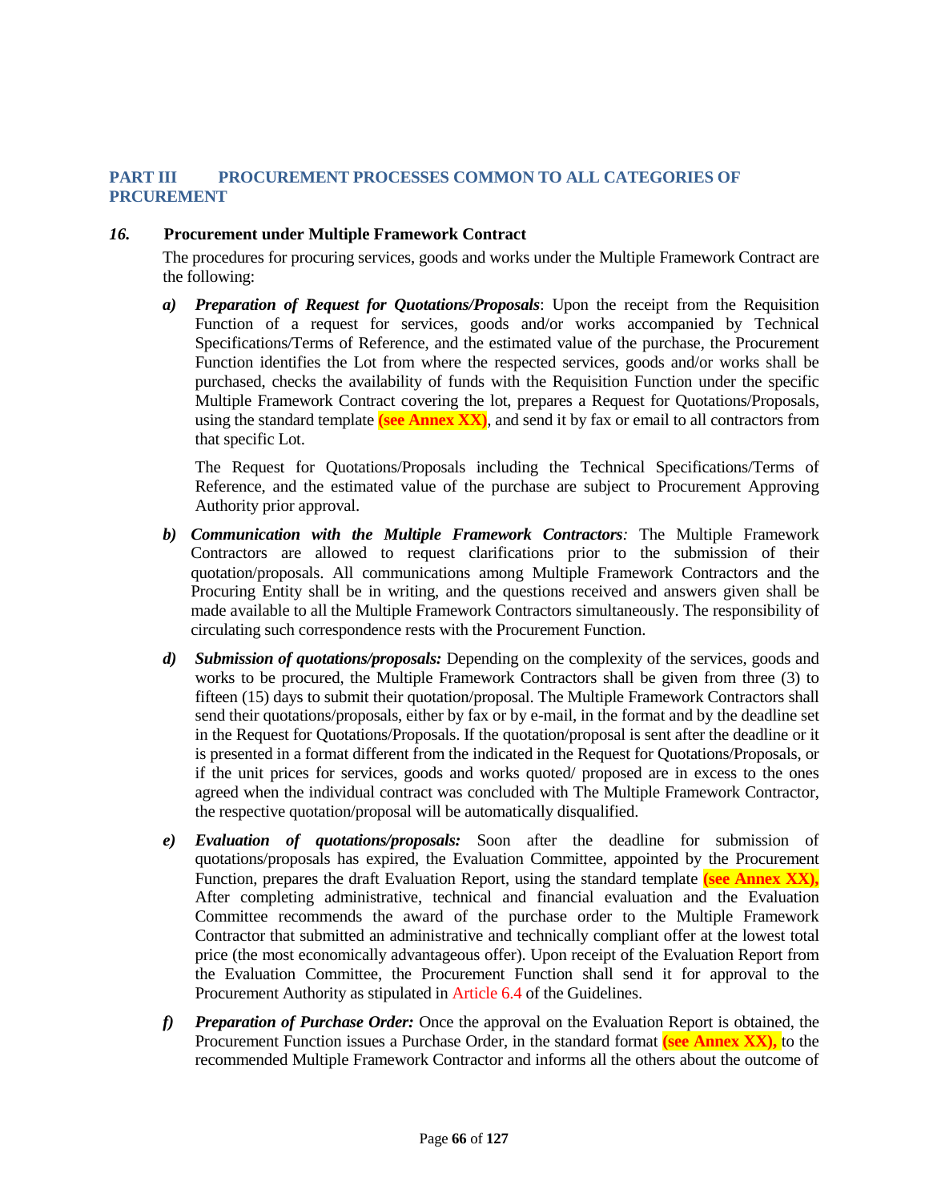## PART III PROCUREMENT PROCESSES COMMON TO ALL CATEGORIES OF PRCUREMENT

### *16.* Procurement under Multiple Framework Contract

The procedures for procuring services, goods and works under the Multiple Framework Contract are the following:

*a)* ***Preparation of Request for Quotations/Proposals***: Upon the receipt from the Requisition Function of a request for services, goods and/or works accompanied by Technical Specifications/Terms of Reference, and the estimated value of the purchase, the Procurement Function identifies the Lot from where the respected services, goods and/or works shall be purchased, checks the availability of funds with the Requisition Function under the specific Multiple Framework Contract covering the lot, prepares a Request for Quotations/Proposals, using the standard template **(see Annex XX)**, and send it by fax or email to all contractors from that specific Lot.

The Request for Quotations/Proposals including the Technical Specifications/Terms of Reference, and the estimated value of the purchase are subject to Procurement Approving Authority prior approval.

*b)* ***Communication with the Multiple Framework Contractors****:* The Multiple Framework Contractors are allowed to request clarifications prior to the submission of their quotation/proposals. All communications among Multiple Framework Contractors and the Procuring Entity shall be in writing, and the questions received and answers given shall be made available to all the Multiple Framework Contractors simultaneously. The responsibility of circulating such correspondence rests with the Procurement Function.

*d)* ***Submission of quotations/proposals:*** Depending on the complexity of the services, goods and works to be procured, the Multiple Framework Contractors shall be given from three (3) to fifteen (15) days to submit their quotation/proposal. The Multiple Framework Contractors shall send their quotations/proposals, either by fax or by e-mail, in the format and by the deadline set in the Request for Quotations/Proposals. If the quotation/proposal is sent after the deadline or it is presented in a format different from the indicated in the Request for Quotations/Proposals, or if the unit prices for services, goods and works quoted/ proposed are in excess to the ones agreed when the individual contract was concluded with The Multiple Framework Contractor, the respective quotation/proposal will be automatically disqualified.

*e)* ***Evaluation of quotations/proposals:*** Soon after the deadline for submission of quotations/proposals has expired, the Evaluation Committee, appointed by the Procurement Function, prepares the draft Evaluation Report, using the standard template **(see Annex XX),** After completing administrative, technical and financial evaluation and the Evaluation Committee recommends the award of the purchase order to the Multiple Framework Contractor that submitted an administrative and technically compliant offer at the lowest total price (the most economically advantageous offer). Upon receipt of the Evaluation Report from the Evaluation Committee, the Procurement Function shall send it for approval to the Procurement Authority as stipulated in Article 6.4 of the Guidelines.

*f)* ***Preparation of Purchase Order:*** Once the approval on the Evaluation Report is obtained, the Procurement Function issues a Purchase Order, in the standard format **(see Annex XX),** to the recommended Multiple Framework Contractor and informs all the others about the outcome of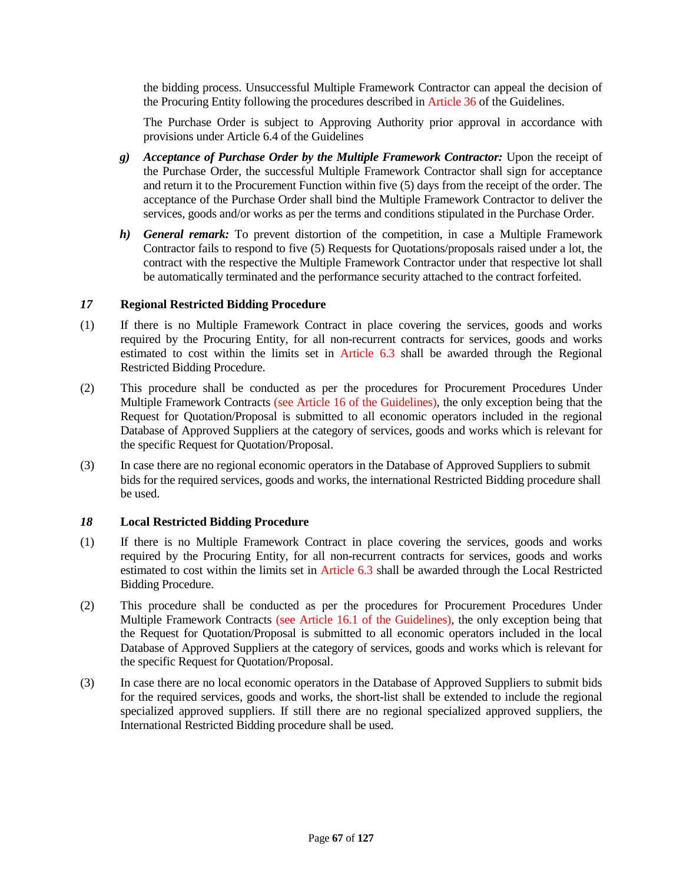the bidding process. Unsuccessful Multiple Framework Contractor can appeal the decision of the Procuring Entity following the procedures described in Article 36 of the Guidelines.

The Purchase Order is subject to Approving Authority prior approval in accordance with provisions under Article 6.4 of the Guidelines

***g) Acceptance of Purchase Order by the Multiple Framework Contractor:*** Upon the receipt of the Purchase Order, the successful Multiple Framework Contractor shall sign for acceptance and return it to the Procurement Function within five (5) days from the receipt of the order. The acceptance of the Purchase Order shall bind the Multiple Framework Contractor to deliver the services, goods and/or works as per the terms and conditions stipulated in the Purchase Order.

***h) General remark:*** To prevent distortion of the competition, in case a Multiple Framework Contractor fails to respond to five (5) Requests for Quotations/proposals raised under a lot, the contract with the respective the Multiple Framework Contractor under that respective lot shall be automatically terminated and the performance security attached to the contract forfeited.

## *17* Regional Restricted Bidding Procedure

(1) If there is no Multiple Framework Contract in place covering the services, goods and works required by the Procuring Entity, for all non-recurrent contracts for services, goods and works estimated to cost within the limits set in Article 6.3 shall be awarded through the Regional Restricted Bidding Procedure.

(2) This procedure shall be conducted as per the procedures for Procurement Procedures Under Multiple Framework Contracts (see Article 16 of the Guidelines), the only exception being that the Request for Quotation/Proposal is submitted to all economic operators included in the regional Database of Approved Suppliers at the category of services, goods and works which is relevant for the specific Request for Quotation/Proposal.

(3) In case there are no regional economic operators in the Database of Approved Suppliers to submit bids for the required services, goods and works, the international Restricted Bidding procedure shall be used.

## *18* Local Restricted Bidding Procedure

(1) If there is no Multiple Framework Contract in place covering the services, goods and works required by the Procuring Entity, for all non-recurrent contracts for services, goods and works estimated to cost within the limits set in Article 6.3 shall be awarded through the Local Restricted Bidding Procedure.

(2) This procedure shall be conducted as per the procedures for Procurement Procedures Under Multiple Framework Contracts (see Article 16.1 of the Guidelines), the only exception being that the Request for Quotation/Proposal is submitted to all economic operators included in the local Database of Approved Suppliers at the category of services, goods and works which is relevant for the specific Request for Quotation/Proposal.

(3) In case there are no local economic operators in the Database of Approved Suppliers to submit bids for the required services, goods and works, the short-list shall be extended to include the regional specialized approved suppliers. If still there are no regional specialized approved suppliers, the International Restricted Bidding procedure shall be used.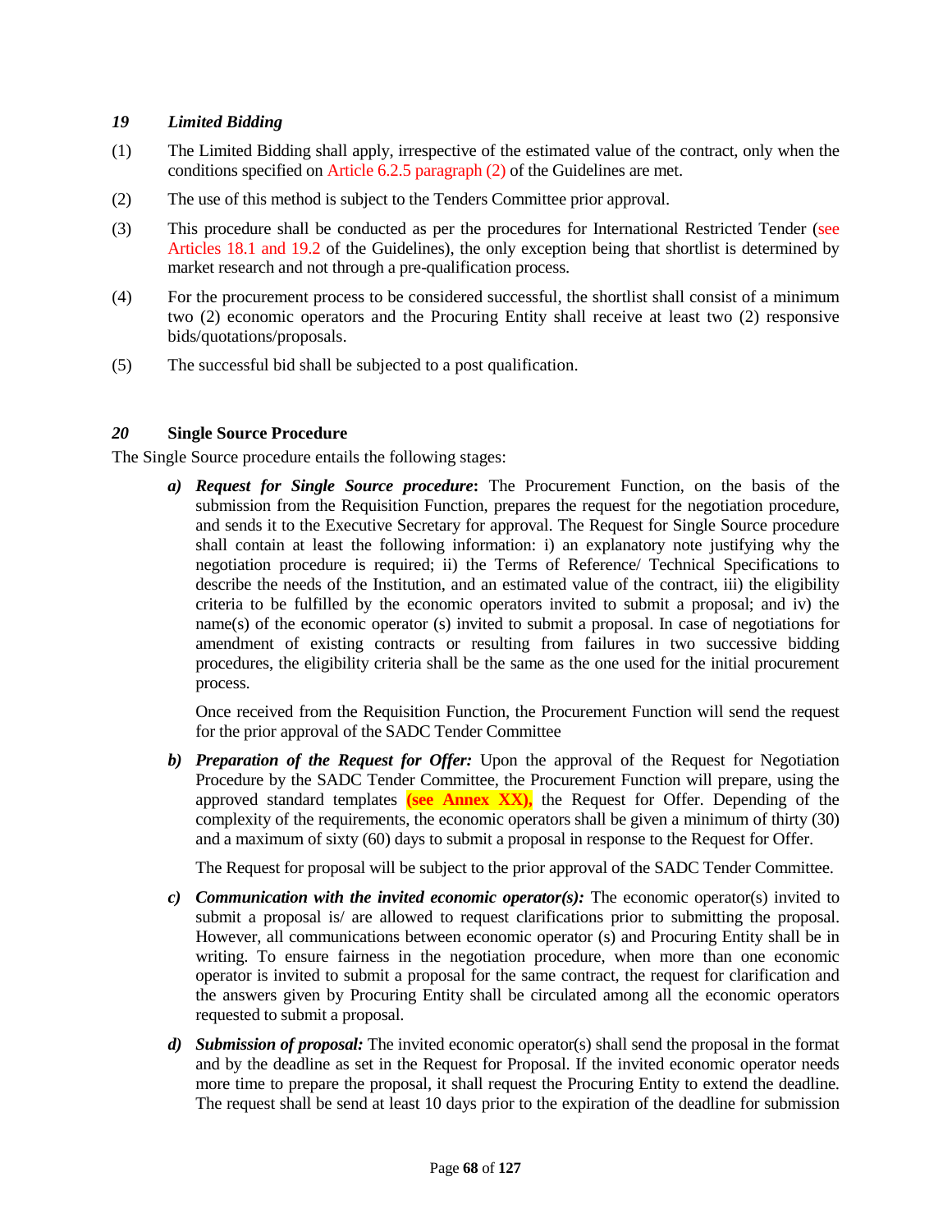### *19 Limited Bidding*

(1) The Limited Bidding shall apply, irrespective of the estimated value of the contract, only when the conditions specified on Article 6.2.5 paragraph (2) of the Guidelines are met.

(2) The use of this method is subject to the Tenders Committee prior approval.

(3) This procedure shall be conducted as per the procedures for International Restricted Tender (see Articles 18.1 and 19.2 of the Guidelines), the only exception being that shortlist is determined by market research and not through a pre-qualification process.

(4) For the procurement process to be considered successful, the shortlist shall consist of a minimum two (2) economic operators and the Procuring Entity shall receive at least two (2) responsive bids/quotations/proposals.

(5) The successful bid shall be subjected to a post qualification.

### *20* **Single Source Procedure**

The Single Source procedure entails the following stages:

a) ***Request for Single Source procedure*:** The Procurement Function, on the basis of the submission from the Requisition Function, prepares the request for the negotiation procedure, and sends it to the Executive Secretary for approval. The Request for Single Source procedure shall contain at least the following information: i) an explanatory note justifying why the negotiation procedure is required; ii) the Terms of Reference/ Technical Specifications to describe the needs of the Institution, and an estimated value of the contract, iii) the eligibility criteria to be fulfilled by the economic operators invited to submit a proposal; and iv) the name(s) of the economic operator (s) invited to submit a proposal. In case of negotiations for amendment of existing contracts or resulting from failures in two successive bidding procedures, the eligibility criteria shall be the same as the one used for the initial procurement process.

   Once received from the Requisition Function, the Procurement Function will send the request for the prior approval of the SADC Tender Committee

b) ***Preparation of the Request for Offer:*** Upon the approval of the Request for Negotiation Procedure by the SADC Tender Committee, the Procurement Function will prepare, using the approved standard templates **(see Annex XX),** the Request for Offer. Depending of the complexity of the requirements, the economic operators shall be given a minimum of thirty (30) and a maximum of sixty (60) days to submit a proposal in response to the Request for Offer.

   The Request for proposal will be subject to the prior approval of the SADC Tender Committee.

c) ***Communication with the invited economic operator(s):*** The economic operator(s) invited to submit a proposal is/ are allowed to request clarifications prior to submitting the proposal. However, all communications between economic operator (s) and Procuring Entity shall be in writing. To ensure fairness in the negotiation procedure, when more than one economic operator is invited to submit a proposal for the same contract, the request for clarification and the answers given by Procuring Entity shall be circulated among all the economic operators requested to submit a proposal.

d) ***Submission of proposal:*** The invited economic operator(s) shall send the proposal in the format and by the deadline as set in the Request for Proposal. If the invited economic operator needs more time to prepare the proposal, it shall request the Procuring Entity to extend the deadline. The request shall be send at least 10 days prior to the expiration of the deadline for submission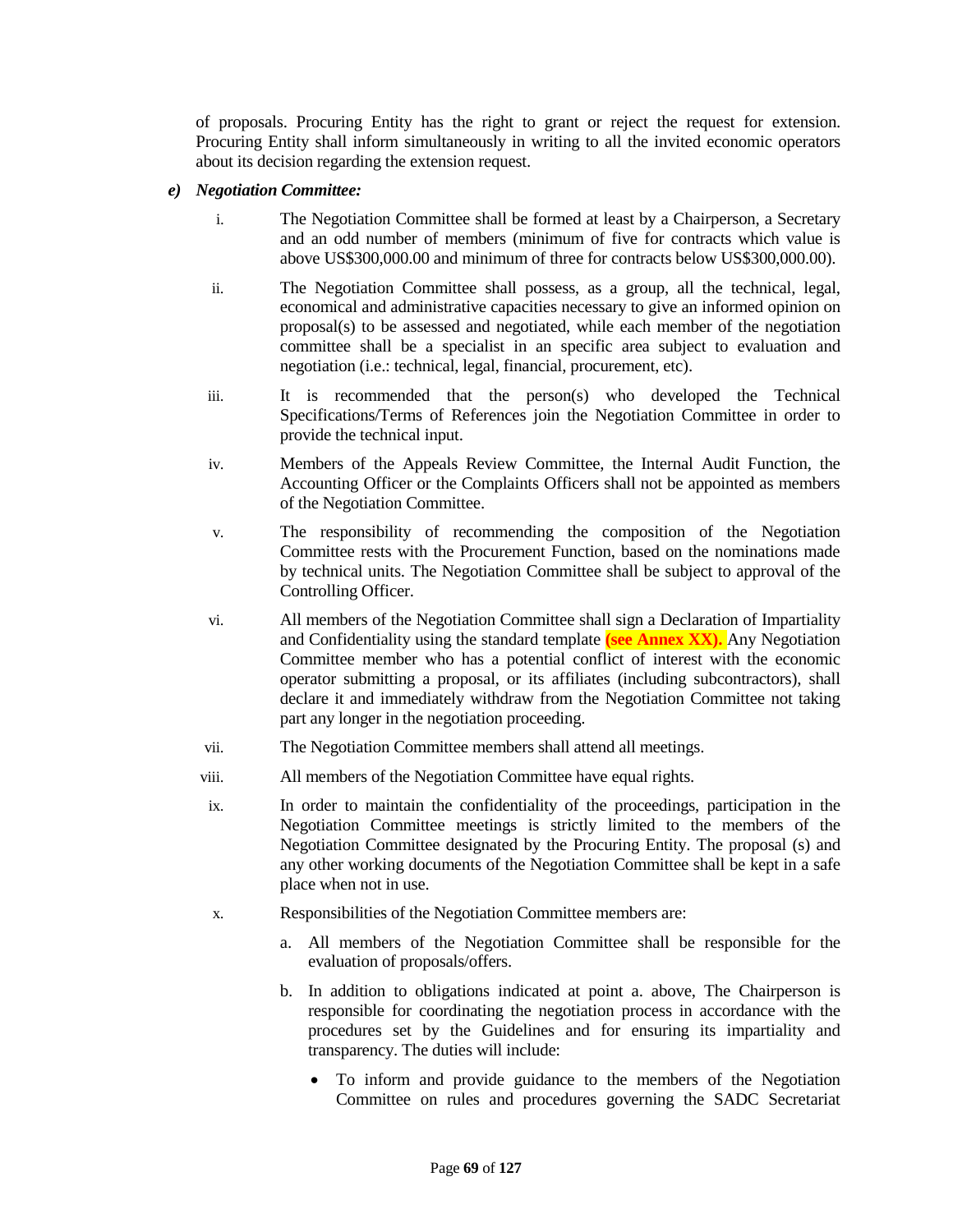of proposals. Procuring Entity has the right to grant or reject the request for extension. Procuring Entity shall inform simultaneously in writing to all the invited economic operators about its decision regarding the extension request.

***e) Negotiation Committee:***

i. The Negotiation Committee shall be formed at least by a Chairperson, a Secretary and an odd number of members (minimum of five for contracts which value is above US$300,000.00 and minimum of three for contracts below US$300,000.00).

ii. The Negotiation Committee shall possess, as a group, all the technical, legal, economical and administrative capacities necessary to give an informed opinion on proposal(s) to be assessed and negotiated, while each member of the negotiation committee shall be a specialist in an specific area subject to evaluation and negotiation (i.e.: technical, legal, financial, procurement, etc).

iii. It is recommended that the person(s) who developed the Technical Specifications/Terms of References join the Negotiation Committee in order to provide the technical input.

iv. Members of the Appeals Review Committee, the Internal Audit Function, the Accounting Officer or the Complaints Officers shall not be appointed as members of the Negotiation Committee.

v. The responsibility of recommending the composition of the Negotiation Committee rests with the Procurement Function, based on the nominations made by technical units. The Negotiation Committee shall be subject to approval of the Controlling Officer.

vi. All members of the Negotiation Committee shall sign a Declaration of Impartiality and Confidentiality using the standard template **(see Annex XX).** Any Negotiation Committee member who has a potential conflict of interest with the economic operator submitting a proposal, or its affiliates (including subcontractors), shall declare it and immediately withdraw from the Negotiation Committee not taking part any longer in the negotiation proceeding.

vii. The Negotiation Committee members shall attend all meetings.

viii. All members of the Negotiation Committee have equal rights.

ix. In order to maintain the confidentiality of the proceedings, participation in the Negotiation Committee meetings is strictly limited to the members of the Negotiation Committee designated by the Procuring Entity. The proposal (s) and any other working documents of the Negotiation Committee shall be kept in a safe place when not in use.

x. Responsibilities of the Negotiation Committee members are:

   a. All members of the Negotiation Committee shall be responsible for the evaluation of proposals/offers.

   b. In addition to obligations indicated at point a. above, The Chairperson is responsible for coordinating the negotiation process in accordance with the procedures set by the Guidelines and for ensuring its impartiality and transparency. The duties will include:

      - To inform and provide guidance to the members of the Negotiation Committee on rules and procedures governing the SADC Secretariat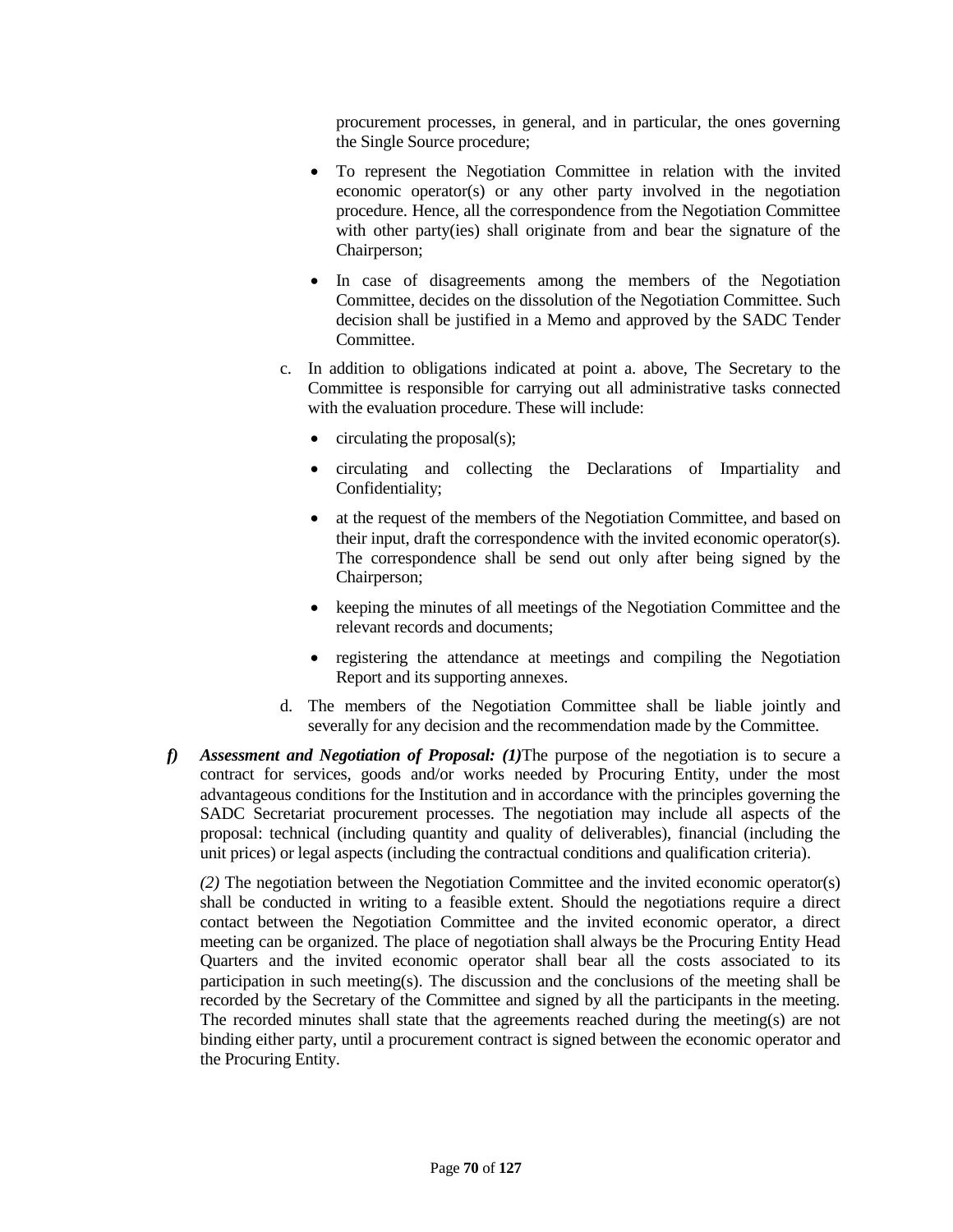procurement processes, in general, and in particular, the ones governing the Single Source procedure;

- To represent the Negotiation Committee in relation with the invited economic operator(s) or any other party involved in the negotiation procedure. Hence, all the correspondence from the Negotiation Committee with other party(ies) shall originate from and bear the signature of the Chairperson;
- In case of disagreements among the members of the Negotiation Committee, decides on the dissolution of the Negotiation Committee. Such decision shall be justified in a Memo and approved by the SADC Tender Committee.

c. In addition to obligations indicated at point a. above, The Secretary to the Committee is responsible for carrying out all administrative tasks connected with the evaluation procedure. These will include:

- circulating the proposal(s);
- circulating and collecting the Declarations of Impartiality and Confidentiality;
- at the request of the members of the Negotiation Committee, and based on their input, draft the correspondence with the invited economic operator(s). The correspondence shall be send out only after being signed by the Chairperson;
- keeping the minutes of all meetings of the Negotiation Committee and the relevant records and documents;
- registering the attendance at meetings and compiling the Negotiation Report and its supporting annexes.

d. The members of the Negotiation Committee shall be liable jointly and severally for any decision and the recommendation made by the Committee.

***f) Assessment and Negotiation of Proposal: (1)*** The purpose of the negotiation is to secure a contract for services, goods and/or works needed by Procuring Entity, under the most advantageous conditions for the Institution and in accordance with the principles governing the SADC Secretariat procurement processes. The negotiation may include all aspects of the proposal: technical (including quantity and quality of deliverables), financial (including the unit prices) or legal aspects (including the contractual conditions and qualification criteria).

*(2)* The negotiation between the Negotiation Committee and the invited economic operator(s) shall be conducted in writing to a feasible extent. Should the negotiations require a direct contact between the Negotiation Committee and the invited economic operator, a direct meeting can be organized. The place of negotiation shall always be the Procuring Entity Head Quarters and the invited economic operator shall bear all the costs associated to its participation in such meeting(s). The discussion and the conclusions of the meeting shall be recorded by the Secretary of the Committee and signed by all the participants in the meeting. The recorded minutes shall state that the agreements reached during the meeting(s) are not binding either party, until a procurement contract is signed between the economic operator and the Procuring Entity.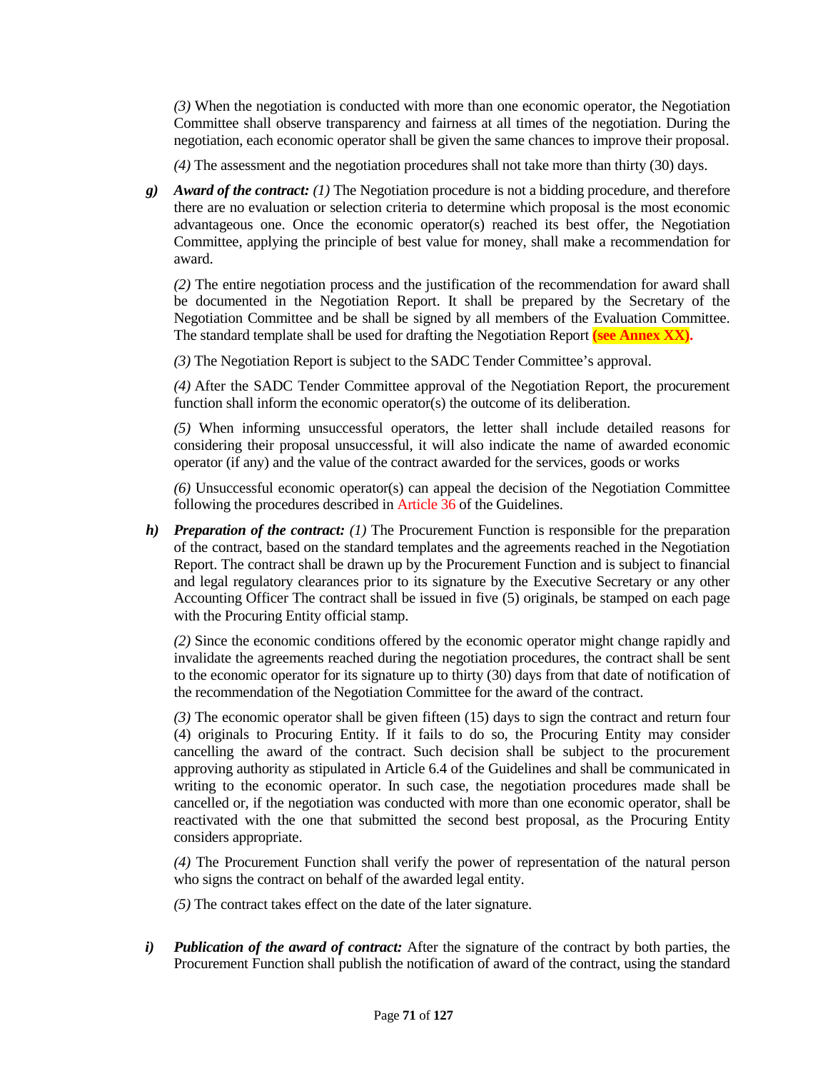*(3)* When the negotiation is conducted with more than one economic operator, the Negotiation Committee shall observe transparency and fairness at all times of the negotiation. During the negotiation, each economic operator shall be given the same chances to improve their proposal.

*(4)* The assessment and the negotiation procedures shall not take more than thirty (30) days.

***g) Award of the contract:*** *(1)* The Negotiation procedure is not a bidding procedure, and therefore there are no evaluation or selection criteria to determine which proposal is the most economic advantageous one. Once the economic operator(s) reached its best offer, the Negotiation Committee, applying the principle of best value for money, shall make a recommendation for award.

*(2)* The entire negotiation process and the justification of the recommendation for award shall be documented in the Negotiation Report. It shall be prepared by the Secretary of the Negotiation Committee and be shall be signed by all members of the Evaluation Committee. The standard template shall be used for drafting the Negotiation Report **(see Annex XX).**

*(3)* The Negotiation Report is subject to the SADC Tender Committee's approval.

*(4)* After the SADC Tender Committee approval of the Negotiation Report, the procurement function shall inform the economic operator(s) the outcome of its deliberation.

*(5)* When informing unsuccessful operators, the letter shall include detailed reasons for considering their proposal unsuccessful, it will also indicate the name of awarded economic operator (if any) and the value of the contract awarded for the services, goods or works

*(6)* Unsuccessful economic operator(s) can appeal the decision of the Negotiation Committee following the procedures described in Article 36 of the Guidelines.

***h) Preparation of the contract:*** *(1)* The Procurement Function is responsible for the preparation of the contract, based on the standard templates and the agreements reached in the Negotiation Report. The contract shall be drawn up by the Procurement Function and is subject to financial and legal regulatory clearances prior to its signature by the Executive Secretary or any other Accounting Officer The contract shall be issued in five (5) originals, be stamped on each page with the Procuring Entity official stamp.

*(2)* Since the economic conditions offered by the economic operator might change rapidly and invalidate the agreements reached during the negotiation procedures, the contract shall be sent to the economic operator for its signature up to thirty (30) days from that date of notification of the recommendation of the Negotiation Committee for the award of the contract.

*(3)* The economic operator shall be given fifteen (15) days to sign the contract and return four (4) originals to Procuring Entity. If it fails to do so, the Procuring Entity may consider cancelling the award of the contract. Such decision shall be subject to the procurement approving authority as stipulated in Article 6.4 of the Guidelines and shall be communicated in writing to the economic operator. In such case, the negotiation procedures made shall be cancelled or, if the negotiation was conducted with more than one economic operator, shall be reactivated with the one that submitted the second best proposal, as the Procuring Entity considers appropriate.

*(4)* The Procurement Function shall verify the power of representation of the natural person who signs the contract on behalf of the awarded legal entity.

*(5)* The contract takes effect on the date of the later signature.

***i) Publication of the award of contract:*** After the signature of the contract by both parties, the Procurement Function shall publish the notification of award of the contract, using the standard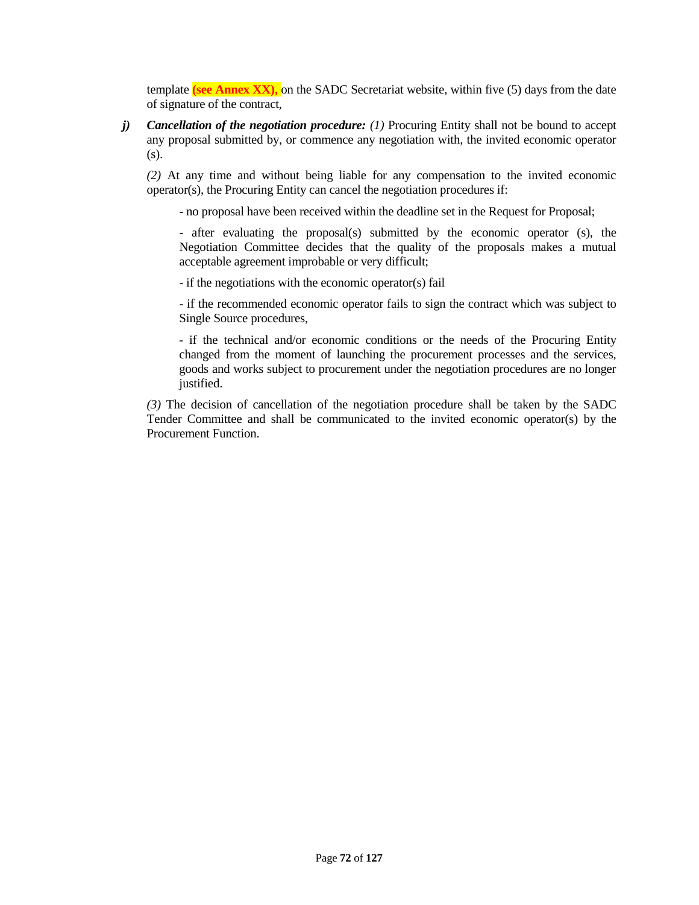template **(see Annex XX),** on the SADC Secretariat website, within five (5) days from the date of signature of the contract,

***j)*** ***Cancellation of the negotiation procedure:*** *(1)* Procuring Entity shall not be bound to accept any proposal submitted by, or commence any negotiation with, the invited economic operator (s).

*(2)* At any time and without being liable for any compensation to the invited economic operator(s), the Procuring Entity can cancel the negotiation procedures if:

- no proposal have been received within the deadline set in the Request for Proposal;

- after evaluating the proposal(s) submitted by the economic operator (s), the Negotiation Committee decides that the quality of the proposals makes a mutual acceptable agreement improbable or very difficult;

- if the negotiations with the economic operator(s) fail

- if the recommended economic operator fails to sign the contract which was subject to Single Source procedures,

- if the technical and/or economic conditions or the needs of the Procuring Entity changed from the moment of launching the procurement processes and the services, goods and works subject to procurement under the negotiation procedures are no longer justified.

*(3)* The decision of cancellation of the negotiation procedure shall be taken by the SADC Tender Committee and shall be communicated to the invited economic operator(s) by the Procurement Function.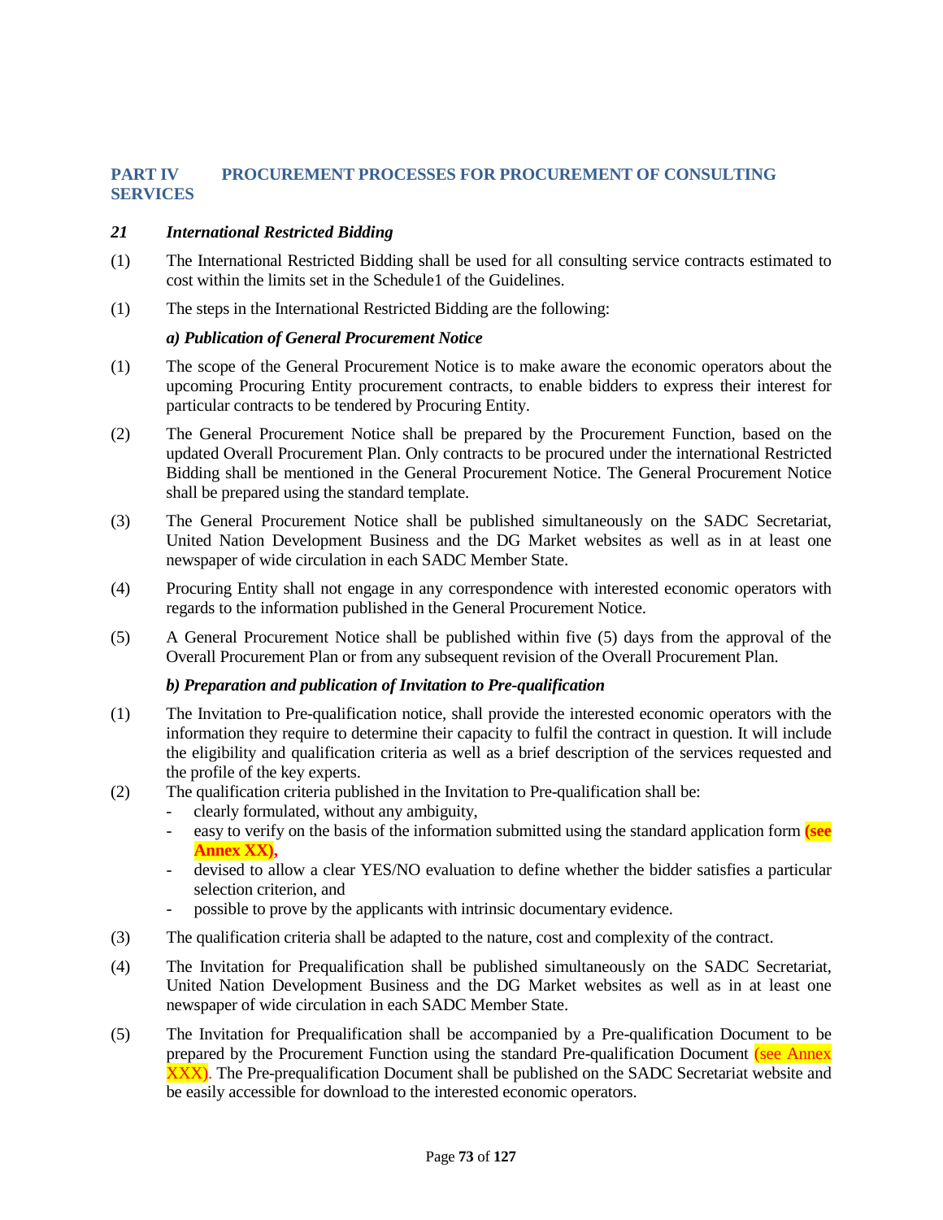## PART IV PROCUREMENT PROCESSES FOR PROCUREMENT OF CONSULTING SERVICES

### *21 International Restricted Bidding*

(1) The International Restricted Bidding shall be used for all consulting service contracts estimated to cost within the limits set in the Schedule1 of the Guidelines.

(1) The steps in the International Restricted Bidding are the following:

***a) Publication of General Procurement Notice***

(1) The scope of the General Procurement Notice is to make aware the economic operators about the upcoming Procuring Entity procurement contracts, to enable bidders to express their interest for particular contracts to be tendered by Procuring Entity.

(2) The General Procurement Notice shall be prepared by the Procurement Function, based on the updated Overall Procurement Plan. Only contracts to be procured under the international Restricted Bidding shall be mentioned in the General Procurement Notice. The General Procurement Notice shall be prepared using the standard template.

(3) The General Procurement Notice shall be published simultaneously on the SADC Secretariat, United Nation Development Business and the DG Market websites as well as in at least one newspaper of wide circulation in each SADC Member State.

(4) Procuring Entity shall not engage in any correspondence with interested economic operators with regards to the information published in the General Procurement Notice.

(5) A General Procurement Notice shall be published within five (5) days from the approval of the Overall Procurement Plan or from any subsequent revision of the Overall Procurement Plan.

***b) Preparation and publication of Invitation to Pre-qualification***

(1) The Invitation to Pre-qualification notice, shall provide the interested economic operators with the information they require to determine their capacity to fulfil the contract in question. It will include the eligibility and qualification criteria as well as a brief description of the services requested and the profile of the key experts.

(2) The qualification criteria published in the Invitation to Pre-qualification shall be:

- clearly formulated, without any ambiguity,
- easy to verify on the basis of the information submitted using the standard application form **(see Annex XX)**,
- devised to allow a clear YES/NO evaluation to define whether the bidder satisfies a particular selection criterion, and
- possible to prove by the applicants with intrinsic documentary evidence.

(3) The qualification criteria shall be adapted to the nature, cost and complexity of the contract.

(4) The Invitation for Prequalification shall be published simultaneously on the SADC Secretariat, United Nation Development Business and the DG Market websites as well as in at least one newspaper of wide circulation in each SADC Member State.

(5) The Invitation for Prequalification shall be accompanied by a Pre-qualification Document to be prepared by the Procurement Function using the standard Pre-qualification Document (see Annex XXX). The Pre-prequalification Document shall be published on the SADC Secretariat website and be easily accessible for download to the interested economic operators.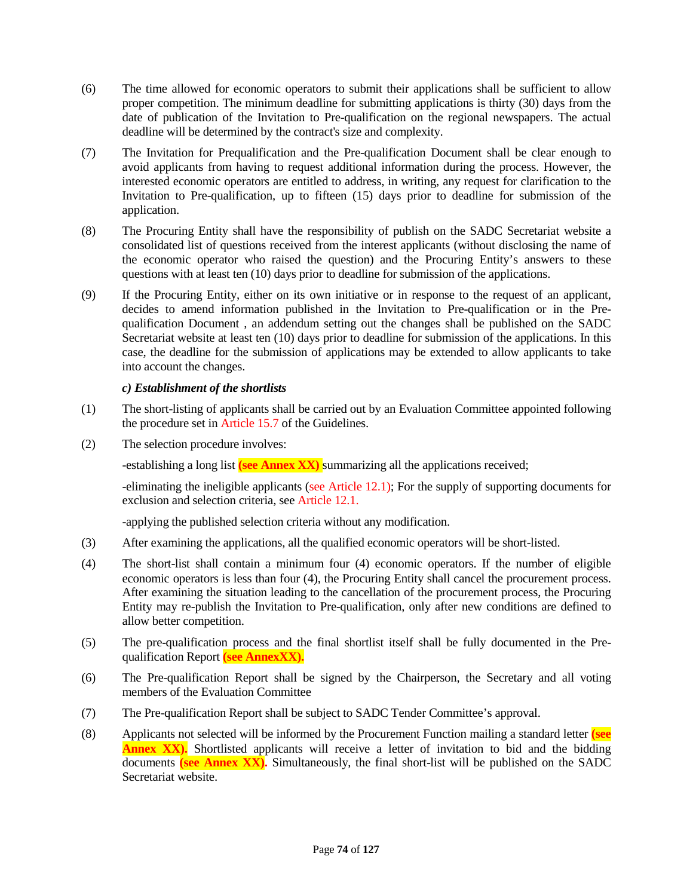(6) The time allowed for economic operators to submit their applications shall be sufficient to allow proper competition. The minimum deadline for submitting applications is thirty (30) days from the date of publication of the Invitation to Pre-qualification on the regional newspapers. The actual deadline will be determined by the contract's size and complexity.

(7) The Invitation for Prequalification and the Pre-qualification Document shall be clear enough to avoid applicants from having to request additional information during the process. However, the interested economic operators are entitled to address, in writing, any request for clarification to the Invitation to Pre-qualification, up to fifteen (15) days prior to deadline for submission of the application.

(8) The Procuring Entity shall have the responsibility of publish on the SADC Secretariat website a consolidated list of questions received from the interest applicants (without disclosing the name of the economic operator who raised the question) and the Procuring Entity's answers to these questions with at least ten (10) days prior to deadline for submission of the applications.

(9) If the Procuring Entity, either on its own initiative or in response to the request of an applicant, decides to amend information published in the Invitation to Pre-qualification or in the Pre-qualification Document , an addendum setting out the changes shall be published on the SADC Secretariat website at least ten (10) days prior to deadline for submission of the applications. In this case, the deadline for the submission of applications may be extended to allow applicants to take into account the changes.

***c) Establishment of the shortlists***

(1) The short-listing of applicants shall be carried out by an Evaluation Committee appointed following the procedure set in Article 15.7 of the Guidelines.

(2) The selection procedure involves:

-establishing a long list **(see Annex XX)** summarizing all the applications received;

-eliminating the ineligible applicants (see Article 12.1); For the supply of supporting documents for exclusion and selection criteria, see Article 12.1.

-applying the published selection criteria without any modification.

(3) After examining the applications, all the qualified economic operators will be short-listed.

(4) The short-list shall contain a minimum four (4) economic operators. If the number of eligible economic operators is less than four (4), the Procuring Entity shall cancel the procurement process. After examining the situation leading to the cancellation of the procurement process, the Procuring Entity may re-publish the Invitation to Pre-qualification, only after new conditions are defined to allow better competition.

(5) The pre-qualification process and the final shortlist itself shall be fully documented in the Pre-qualification Report **(see AnnexXX).**

(6) The Pre-qualification Report shall be signed by the Chairperson, the Secretary and all voting members of the Evaluation Committee

(7) The Pre-qualification Report shall be subject to SADC Tender Committee's approval.

(8) Applicants not selected will be informed by the Procurement Function mailing a standard letter **(see Annex XX).** Shortlisted applicants will receive a letter of invitation to bid and the bidding documents **(see Annex XX).** Simultaneously, the final short-list will be published on the SADC Secretariat website.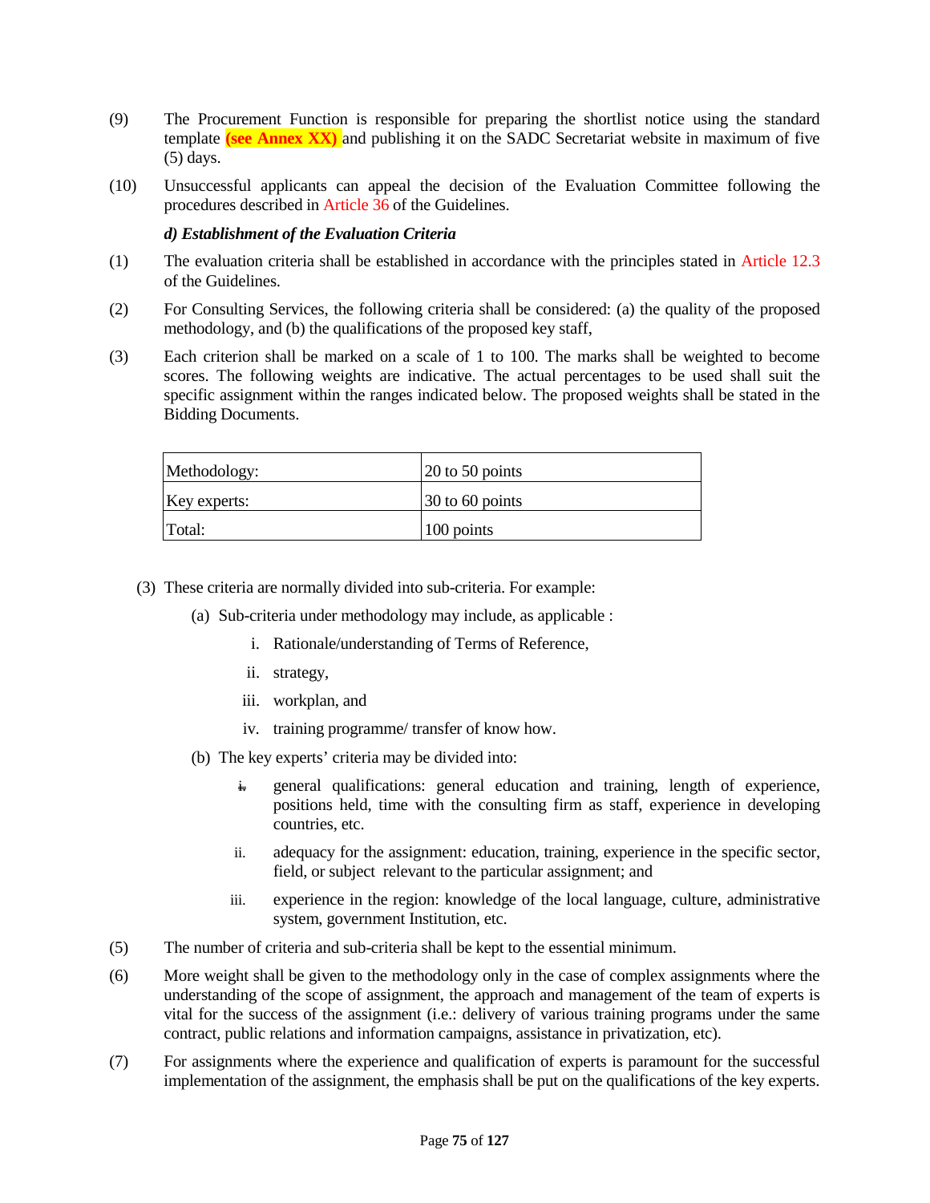(9) The Procurement Function is responsible for preparing the shortlist notice using the standard template **(see Annex XX)** and publishing it on the SADC Secretariat website in maximum of five (5) days.

(10) Unsuccessful applicants can appeal the decision of the Evaluation Committee following the procedures described in Article 36 of the Guidelines.

***d) Establishment of the Evaluation Criteria***

(1) The evaluation criteria shall be established in accordance with the principles stated in Article 12.3 of the Guidelines.

(2) For Consulting Services, the following criteria shall be considered: (a) the quality of the proposed methodology, and (b) the qualifications of the proposed key staff,

(3) Each criterion shall be marked on a scale of 1 to 100. The marks shall be weighted to become scores. The following weights are indicative. The actual percentages to be used shall suit the specific assignment within the ranges indicated below. The proposed weights shall be stated in the Bidding Documents.

| Methodology: | 20 to 50 points |
|---|---|
| Key experts: | 30 to 60 points |
| Total: | 100 points |

(3) These criteria are normally divided into sub-criteria. For example:

(a) Sub-criteria under methodology may include, as applicable :

i. Rationale/understanding of Terms of Reference,

ii. strategy,

iii. workplan, and

iv. training programme/ transfer of know how.

(b) The key experts' criteria may be divided into:

i. general qualifications: general education and training, length of experience, positions held, time with the consulting firm as staff, experience in developing countries, etc.

ii. adequacy for the assignment: education, training, experience in the specific sector, field, or subject relevant to the particular assignment; and

iii. experience in the region: knowledge of the local language, culture, administrative system, government Institution, etc.

(5) The number of criteria and sub-criteria shall be kept to the essential minimum.

(6) More weight shall be given to the methodology only in the case of complex assignments where the understanding of the scope of assignment, the approach and management of the team of experts is vital for the success of the assignment (i.e.: delivery of various training programs under the same contract, public relations and information campaigns, assistance in privatization, etc).

(7) For assignments where the experience and qualification of experts is paramount for the successful implementation of the assignment, the emphasis shall be put on the qualifications of the key experts.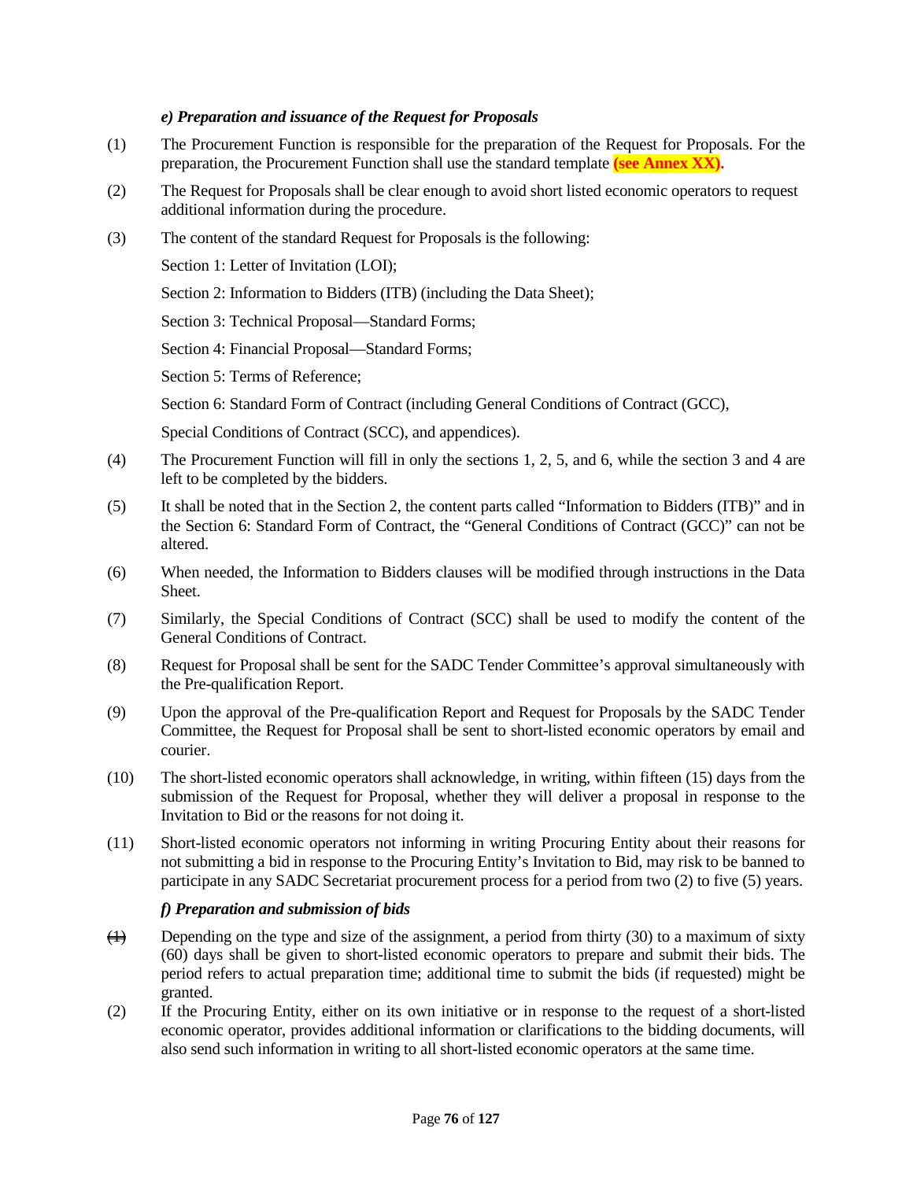### *e) Preparation and issuance of the Request for Proposals*

(1) The Procurement Function is responsible for the preparation of the Request for Proposals. For the preparation, the Procurement Function shall use the standard template **(see Annex XX).**

(2) The Request for Proposals shall be clear enough to avoid short listed economic operators to request additional information during the procedure.

(3) The content of the standard Request for Proposals is the following:

Section 1: Letter of Invitation (LOI);

Section 2: Information to Bidders (ITB) (including the Data Sheet);

Section 3: Technical Proposal—Standard Forms;

Section 4: Financial Proposal—Standard Forms;

Section 5: Terms of Reference;

Section 6: Standard Form of Contract (including General Conditions of Contract (GCC),

Special Conditions of Contract (SCC), and appendices).

(4) The Procurement Function will fill in only the sections 1, 2, 5, and 6, while the section 3 and 4 are left to be completed by the bidders.

(5) It shall be noted that in the Section 2, the content parts called "Information to Bidders (ITB)" and in the Section 6: Standard Form of Contract, the "General Conditions of Contract (GCC)" can not be altered.

(6) When needed, the Information to Bidders clauses will be modified through instructions in the Data Sheet.

(7) Similarly, the Special Conditions of Contract (SCC) shall be used to modify the content of the General Conditions of Contract.

(8) Request for Proposal shall be sent for the SADC Tender Committee's approval simultaneously with the Pre-qualification Report.

(9) Upon the approval of the Pre-qualification Report and Request for Proposals by the SADC Tender Committee, the Request for Proposal shall be sent to short-listed economic operators by email and courier.

(10) The short-listed economic operators shall acknowledge, in writing, within fifteen (15) days from the submission of the Request for Proposal, whether they will deliver a proposal in response to the Invitation to Bid or the reasons for not doing it.

(11) Short-listed economic operators not informing in writing Procuring Entity about their reasons for not submitting a bid in response to the Procuring Entity's Invitation to Bid, may risk to be banned to participate in any SADC Secretariat procurement process for a period from two (2) to five (5) years.

### *f) Preparation and submission of bids*

~~(1)~~ Depending on the type and size of the assignment, a period from thirty (30) to a maximum of sixty (60) days shall be given to short-listed economic operators to prepare and submit their bids. The period refers to actual preparation time; additional time to submit the bids (if requested) might be granted.

(2) If the Procuring Entity, either on its own initiative or in response to the request of a short-listed economic operator, provides additional information or clarifications to the bidding documents, will also send such information in writing to all short-listed economic operators at the same time.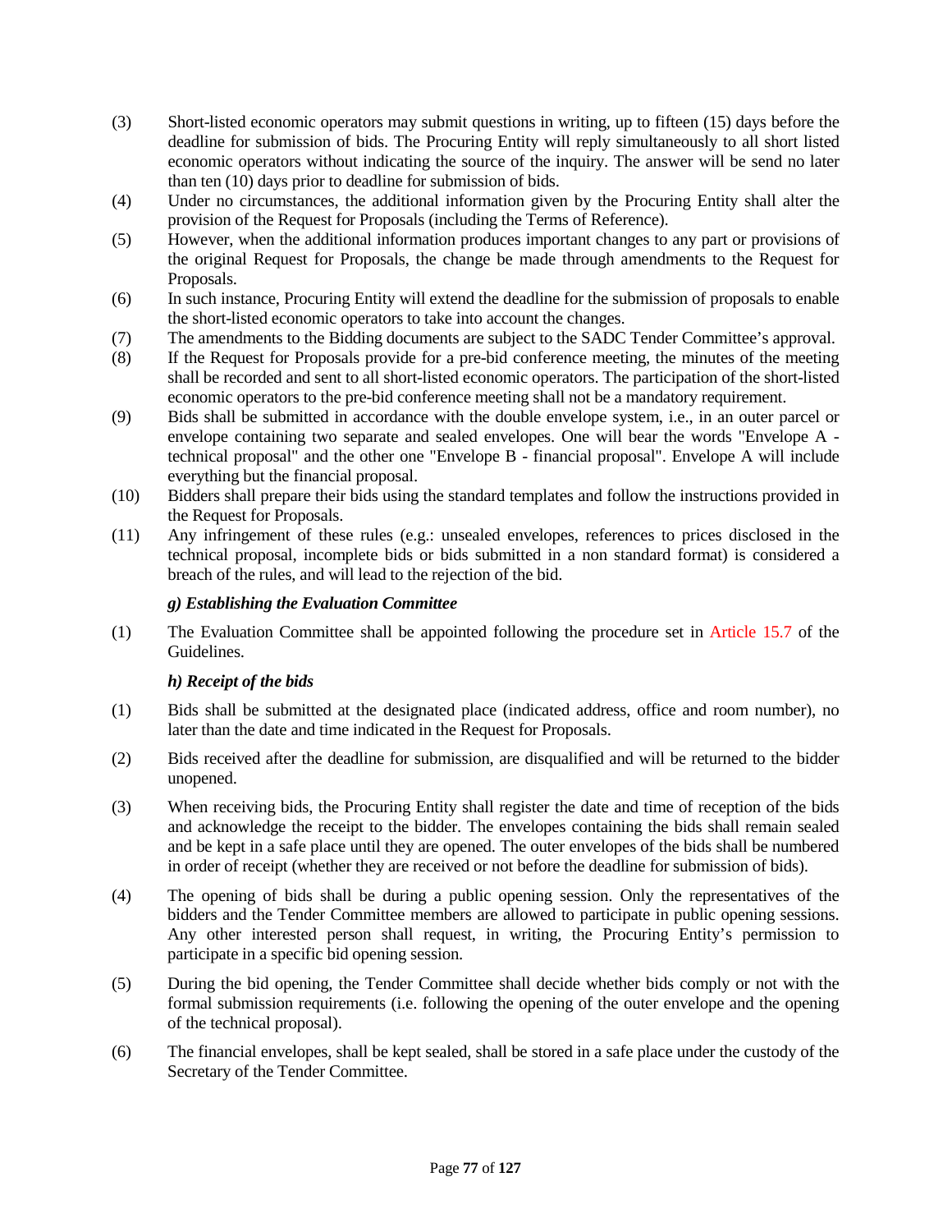(3) Short-listed economic operators may submit questions in writing, up to fifteen (15) days before the deadline for submission of bids. The Procuring Entity will reply simultaneously to all short listed economic operators without indicating the source of the inquiry. The answer will be send no later than ten (10) days prior to deadline for submission of bids.

(4) Under no circumstances, the additional information given by the Procuring Entity shall alter the provision of the Request for Proposals (including the Terms of Reference).

(5) However, when the additional information produces important changes to any part or provisions of the original Request for Proposals, the change be made through amendments to the Request for Proposals.

(6) In such instance, Procuring Entity will extend the deadline for the submission of proposals to enable the short-listed economic operators to take into account the changes.

(7) The amendments to the Bidding documents are subject to the SADC Tender Committee's approval.

(8) If the Request for Proposals provide for a pre-bid conference meeting, the minutes of the meeting shall be recorded and sent to all short-listed economic operators. The participation of the short-listed economic operators to the pre-bid conference meeting shall not be a mandatory requirement.

(9) Bids shall be submitted in accordance with the double envelope system, i.e., in an outer parcel or envelope containing two separate and sealed envelopes. One will bear the words "Envelope A - technical proposal" and the other one "Envelope B - financial proposal". Envelope A will include everything but the financial proposal.

(10) Bidders shall prepare their bids using the standard templates and follow the instructions provided in the Request for Proposals.

(11) Any infringement of these rules (e.g.: unsealed envelopes, references to prices disclosed in the technical proposal, incomplete bids or bids submitted in a non standard format) is considered a breach of the rules, and will lead to the rejection of the bid.

***g) Establishing the Evaluation Committee***

(1) The Evaluation Committee shall be appointed following the procedure set in Article 15.7 of the Guidelines.

***h) Receipt of the bids***

(1) Bids shall be submitted at the designated place (indicated address, office and room number), no later than the date and time indicated in the Request for Proposals.

(2) Bids received after the deadline for submission, are disqualified and will be returned to the bidder unopened.

(3) When receiving bids, the Procuring Entity shall register the date and time of reception of the bids and acknowledge the receipt to the bidder. The envelopes containing the bids shall remain sealed and be kept in a safe place until they are opened. The outer envelopes of the bids shall be numbered in order of receipt (whether they are received or not before the deadline for submission of bids).

(4) The opening of bids shall be during a public opening session. Only the representatives of the bidders and the Tender Committee members are allowed to participate in public opening sessions. Any other interested person shall request, in writing, the Procuring Entity's permission to participate in a specific bid opening session.

(5) During the bid opening, the Tender Committee shall decide whether bids comply or not with the formal submission requirements (i.e. following the opening of the outer envelope and the opening of the technical proposal).

(6) The financial envelopes, shall be kept sealed, shall be stored in a safe place under the custody of the Secretary of the Tender Committee.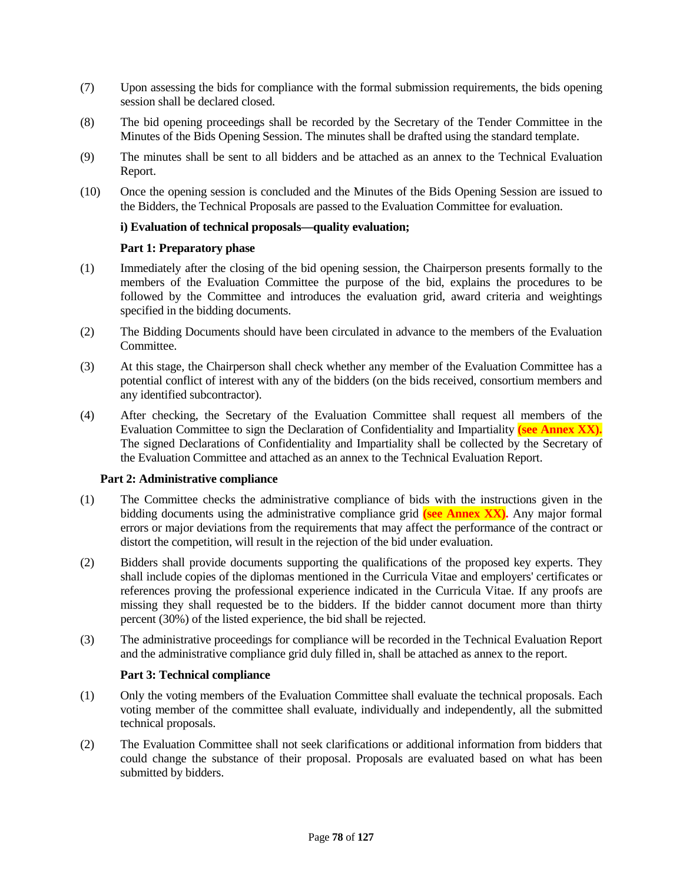(7) Upon assessing the bids for compliance with the formal submission requirements, the bids opening session shall be declared closed.

(8) The bid opening proceedings shall be recorded by the Secretary of the Tender Committee in the Minutes of the Bids Opening Session. The minutes shall be drafted using the standard template.

(9) The minutes shall be sent to all bidders and be attached as an annex to the Technical Evaluation Report.

(10) Once the opening session is concluded and the Minutes of the Bids Opening Session are issued to the Bidders, the Technical Proposals are passed to the Evaluation Committee for evaluation.

**i) Evaluation of technical proposals—quality evaluation;**

**Part 1: Preparatory phase**

(1) Immediately after the closing of the bid opening session, the Chairperson presents formally to the members of the Evaluation Committee the purpose of the bid, explains the procedures to be followed by the Committee and introduces the evaluation grid, award criteria and weightings specified in the bidding documents.

(2) The Bidding Documents should have been circulated in advance to the members of the Evaluation Committee.

(3) At this stage, the Chairperson shall check whether any member of the Evaluation Committee has a potential conflict of interest with any of the bidders (on the bids received, consortium members and any identified subcontractor).

(4) After checking, the Secretary of the Evaluation Committee shall request all members of the Evaluation Committee to sign the Declaration of Confidentiality and Impartiality **(see Annex XX).** The signed Declarations of Confidentiality and Impartiality shall be collected by the Secretary of the Evaluation Committee and attached as an annex to the Technical Evaluation Report.

**Part 2: Administrative compliance**

(1) The Committee checks the administrative compliance of bids with the instructions given in the bidding documents using the administrative compliance grid **(see Annex XX).** Any major formal errors or major deviations from the requirements that may affect the performance of the contract or distort the competition, will result in the rejection of the bid under evaluation.

(2) Bidders shall provide documents supporting the qualifications of the proposed key experts. They shall include copies of the diplomas mentioned in the Curricula Vitae and employers' certificates or references proving the professional experience indicated in the Curricula Vitae. If any proofs are missing they shall requested be to the bidders. If the bidder cannot document more than thirty percent (30%) of the listed experience, the bid shall be rejected.

(3) The administrative proceedings for compliance will be recorded in the Technical Evaluation Report and the administrative compliance grid duly filled in, shall be attached as annex to the report.

**Part 3: Technical compliance**

(1) Only the voting members of the Evaluation Committee shall evaluate the technical proposals. Each voting member of the committee shall evaluate, individually and independently, all the submitted technical proposals.

(2) The Evaluation Committee shall not seek clarifications or additional information from bidders that could change the substance of their proposal. Proposals are evaluated based on what has been submitted by bidders.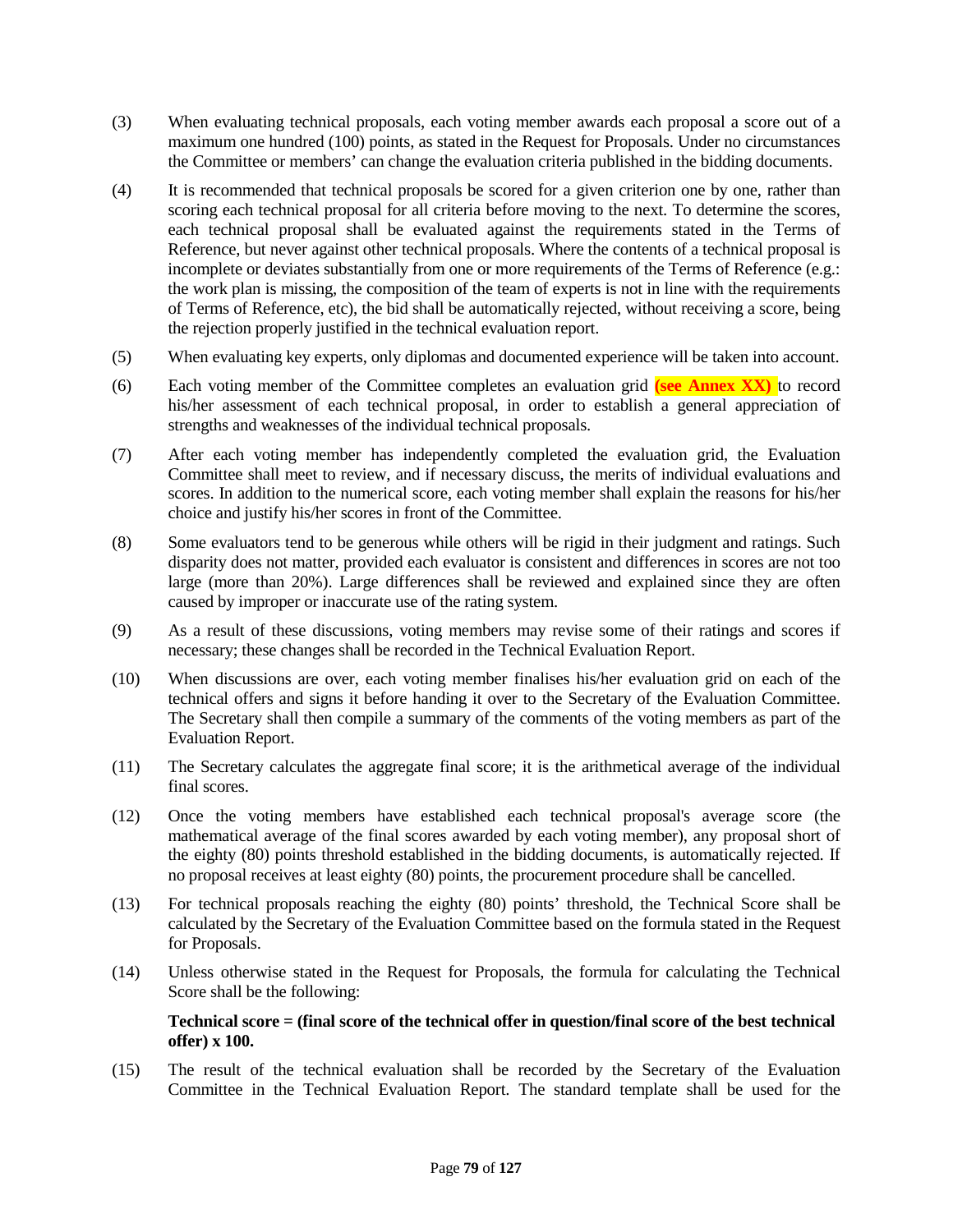(3) When evaluating technical proposals, each voting member awards each proposal a score out of a maximum one hundred (100) points, as stated in the Request for Proposals. Under no circumstances the Committee or members' can change the evaluation criteria published in the bidding documents.

(4) It is recommended that technical proposals be scored for a given criterion one by one, rather than scoring each technical proposal for all criteria before moving to the next. To determine the scores, each technical proposal shall be evaluated against the requirements stated in the Terms of Reference, but never against other technical proposals. Where the contents of a technical proposal is incomplete or deviates substantially from one or more requirements of the Terms of Reference (e.g.: the work plan is missing, the composition of the team of experts is not in line with the requirements of Terms of Reference, etc), the bid shall be automatically rejected, without receiving a score, being the rejection properly justified in the technical evaluation report.

(5) When evaluating key experts, only diplomas and documented experience will be taken into account.

(6) Each voting member of the Committee completes an evaluation grid **(see Annex XX)** to record his/her assessment of each technical proposal, in order to establish a general appreciation of strengths and weaknesses of the individual technical proposals.

(7) After each voting member has independently completed the evaluation grid, the Evaluation Committee shall meet to review, and if necessary discuss, the merits of individual evaluations and scores. In addition to the numerical score, each voting member shall explain the reasons for his/her choice and justify his/her scores in front of the Committee.

(8) Some evaluators tend to be generous while others will be rigid in their judgment and ratings. Such disparity does not matter, provided each evaluator is consistent and differences in scores are not too large (more than 20%). Large differences shall be reviewed and explained since they are often caused by improper or inaccurate use of the rating system.

(9) As a result of these discussions, voting members may revise some of their ratings and scores if necessary; these changes shall be recorded in the Technical Evaluation Report.

(10) When discussions are over, each voting member finalises his/her evaluation grid on each of the technical offers and signs it before handing it over to the Secretary of the Evaluation Committee. The Secretary shall then compile a summary of the comments of the voting members as part of the Evaluation Report.

(11) The Secretary calculates the aggregate final score; it is the arithmetical average of the individual final scores.

(12) Once the voting members have established each technical proposal's average score (the mathematical average of the final scores awarded by each voting member), any proposal short of the eighty (80) points threshold established in the bidding documents, is automatically rejected. If no proposal receives at least eighty (80) points, the procurement procedure shall be cancelled.

(13) For technical proposals reaching the eighty (80) points' threshold, the Technical Score shall be calculated by the Secretary of the Evaluation Committee based on the formula stated in the Request for Proposals.

(14) Unless otherwise stated in the Request for Proposals, the formula for calculating the Technical Score shall be the following:

**Technical score = (final score of the technical offer in question/final score of the best technical offer) x 100.**

(15) The result of the technical evaluation shall be recorded by the Secretary of the Evaluation Committee in the Technical Evaluation Report. The standard template shall be used for the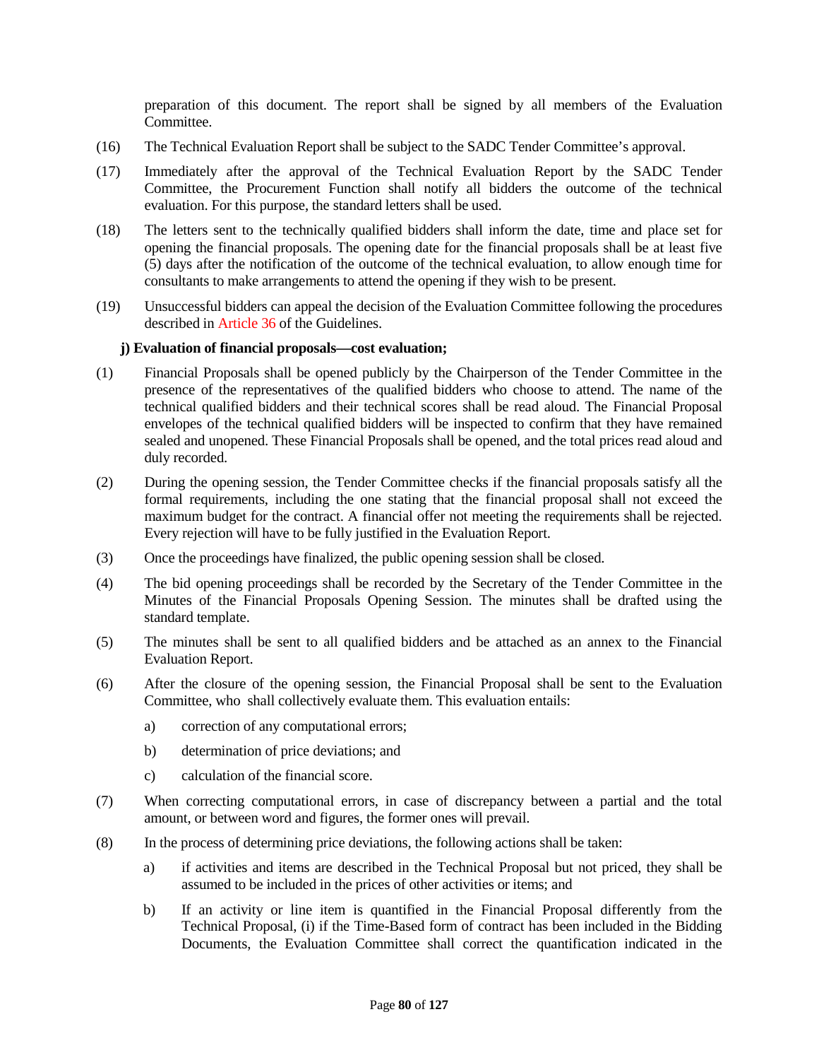preparation of this document. The report shall be signed by all members of the Evaluation Committee.

(16) The Technical Evaluation Report shall be subject to the SADC Tender Committee's approval.

(17) Immediately after the approval of the Technical Evaluation Report by the SADC Tender Committee, the Procurement Function shall notify all bidders the outcome of the technical evaluation. For this purpose, the standard letters shall be used.

(18) The letters sent to the technically qualified bidders shall inform the date, time and place set for opening the financial proposals. The opening date for the financial proposals shall be at least five (5) days after the notification of the outcome of the technical evaluation, to allow enough time for consultants to make arrangements to attend the opening if they wish to be present.

(19) Unsuccessful bidders can appeal the decision of the Evaluation Committee following the procedures described in Article 36 of the Guidelines.

**j) Evaluation of financial proposals—cost evaluation;**

(1) Financial Proposals shall be opened publicly by the Chairperson of the Tender Committee in the presence of the representatives of the qualified bidders who choose to attend. The name of the technical qualified bidders and their technical scores shall be read aloud. The Financial Proposal envelopes of the technical qualified bidders will be inspected to confirm that they have remained sealed and unopened. These Financial Proposals shall be opened, and the total prices read aloud and duly recorded.

(2) During the opening session, the Tender Committee checks if the financial proposals satisfy all the formal requirements, including the one stating that the financial proposal shall not exceed the maximum budget for the contract. A financial offer not meeting the requirements shall be rejected. Every rejection will have to be fully justified in the Evaluation Report.

(3) Once the proceedings have finalized, the public opening session shall be closed.

(4) The bid opening proceedings shall be recorded by the Secretary of the Tender Committee in the Minutes of the Financial Proposals Opening Session. The minutes shall be drafted using the standard template.

(5) The minutes shall be sent to all qualified bidders and be attached as an annex to the Financial Evaluation Report.

(6) After the closure of the opening session, the Financial Proposal shall be sent to the Evaluation Committee, who shall collectively evaluate them. This evaluation entails:

- a) correction of any computational errors;
- b) determination of price deviations; and
- c) calculation of the financial score.

(7) When correcting computational errors, in case of discrepancy between a partial and the total amount, or between word and figures, the former ones will prevail.

(8) In the process of determining price deviations, the following actions shall be taken:

- a) if activities and items are described in the Technical Proposal but not priced, they shall be assumed to be included in the prices of other activities or items; and
- b) If an activity or line item is quantified in the Financial Proposal differently from the Technical Proposal, (i) if the Time-Based form of contract has been included in the Bidding Documents, the Evaluation Committee shall correct the quantification indicated in the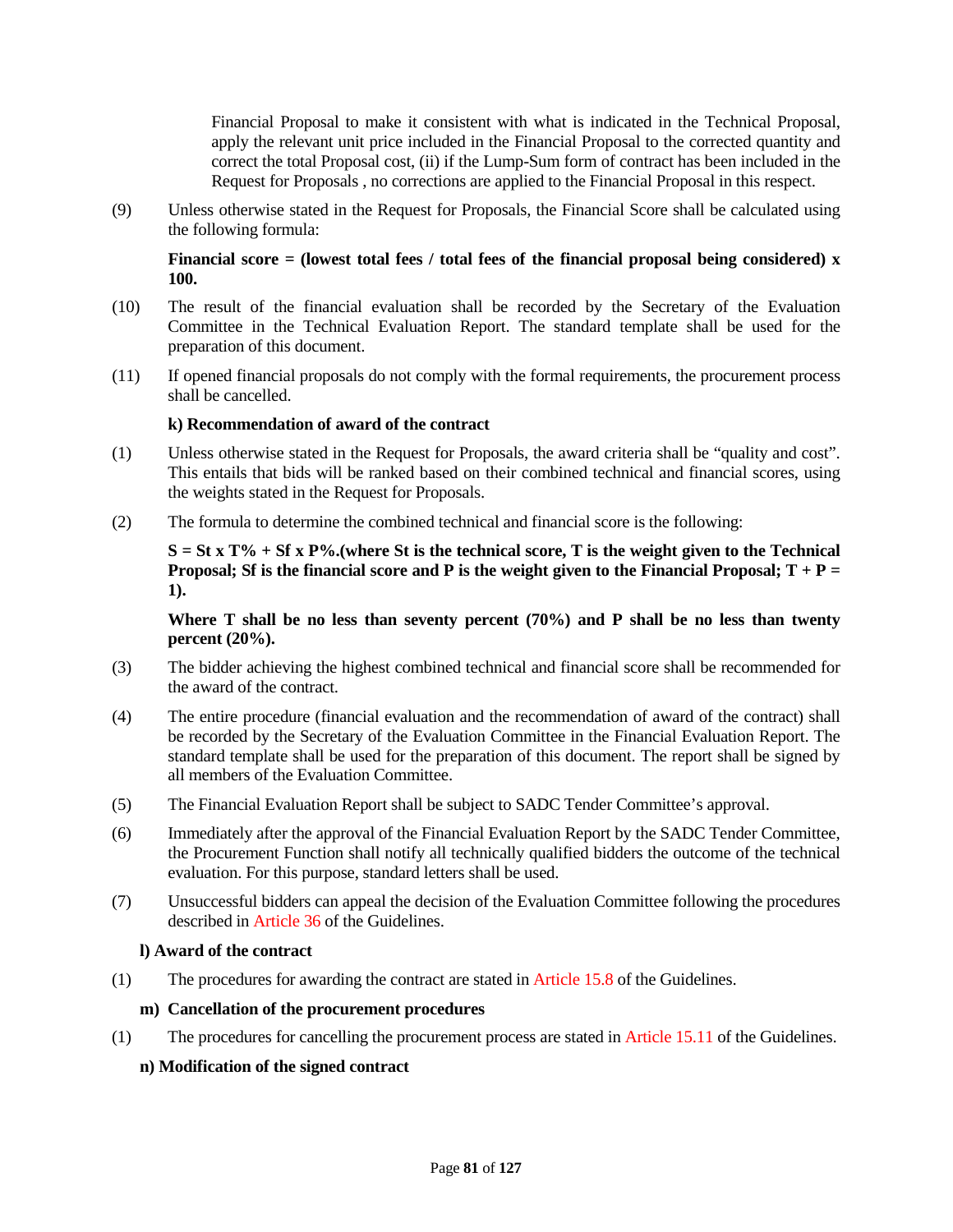Financial Proposal to make it consistent with what is indicated in the Technical Proposal, apply the relevant unit price included in the Financial Proposal to the corrected quantity and correct the total Proposal cost, (ii) if the Lump-Sum form of contract has been included in the Request for Proposals , no corrections are applied to the Financial Proposal in this respect.

(9) Unless otherwise stated in the Request for Proposals, the Financial Score shall be calculated using the following formula:

**Financial score = (lowest total fees / total fees of the financial proposal being considered) x 100.**

(10) The result of the financial evaluation shall be recorded by the Secretary of the Evaluation Committee in the Technical Evaluation Report. The standard template shall be used for the preparation of this document.

(11) If opened financial proposals do not comply with the formal requirements, the procurement process shall be cancelled.

**k) Recommendation of award of the contract**

(1) Unless otherwise stated in the Request for Proposals, the award criteria shall be "quality and cost". This entails that bids will be ranked based on their combined technical and financial scores, using the weights stated in the Request for Proposals.

(2) The formula to determine the combined technical and financial score is the following:

**S = St x T% + Sf x P%.(where St is the technical score, T is the weight given to the Technical Proposal; Sf is the financial score and P is the weight given to the Financial Proposal; T + P = 1).**

**Where T shall be no less than seventy percent (70%) and P shall be no less than twenty percent (20%).**

(3) The bidder achieving the highest combined technical and financial score shall be recommended for the award of the contract.

(4) The entire procedure (financial evaluation and the recommendation of award of the contract) shall be recorded by the Secretary of the Evaluation Committee in the Financial Evaluation Report. The standard template shall be used for the preparation of this document. The report shall be signed by all members of the Evaluation Committee.

(5) The Financial Evaluation Report shall be subject to SADC Tender Committee's approval.

(6) Immediately after the approval of the Financial Evaluation Report by the SADC Tender Committee, the Procurement Function shall notify all technically qualified bidders the outcome of the technical evaluation. For this purpose, standard letters shall be used.

(7) Unsuccessful bidders can appeal the decision of the Evaluation Committee following the procedures described in Article 36 of the Guidelines.

**l) Award of the contract**

(1) The procedures for awarding the contract are stated in Article 15.8 of the Guidelines.

**m) Cancellation of the procurement procedures**

(1) The procedures for cancelling the procurement process are stated in Article 15.11 of the Guidelines.

**n) Modification of the signed contract**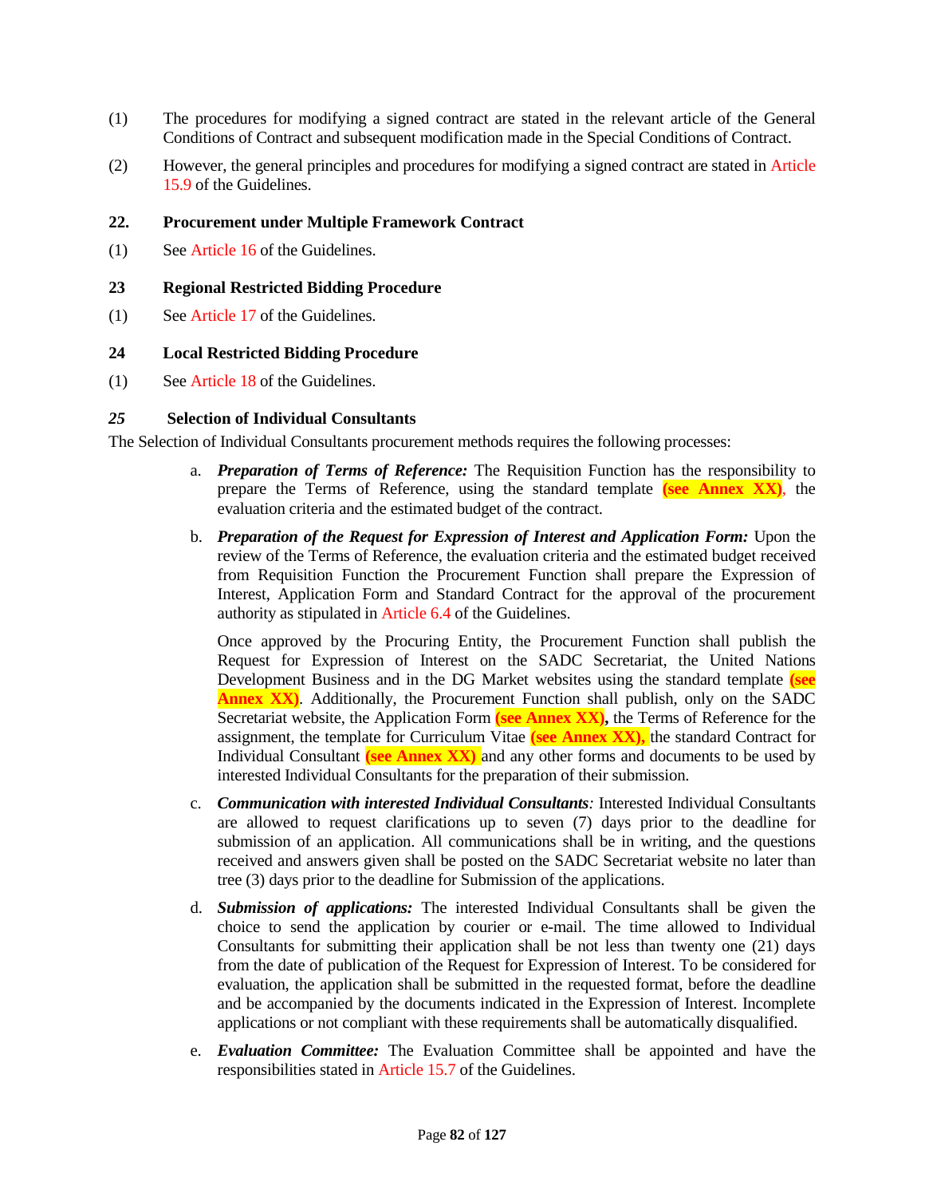(1) The procedures for modifying a signed contract are stated in the relevant article of the General Conditions of Contract and subsequent modification made in the Special Conditions of Contract.

(2) However, the general principles and procedures for modifying a signed contract are stated in Article 15.9 of the Guidelines.

## 22. Procurement under Multiple Framework Contract

(1) See Article 16 of the Guidelines.

## 23 Regional Restricted Bidding Procedure

(1) See Article 17 of the Guidelines.

## 24 Local Restricted Bidding Procedure

(1) See Article 18 of the Guidelines.

## *25* Selection of Individual Consultants

The Selection of Individual Consultants procurement methods requires the following processes:

a. ***Preparation of Terms of Reference:*** The Requisition Function has the responsibility to prepare the Terms of Reference, using the standard template **(see Annex XX)**, the evaluation criteria and the estimated budget of the contract.

b. ***Preparation of the Request for Expression of Interest and Application Form:*** Upon the review of the Terms of Reference, the evaluation criteria and the estimated budget received from Requisition Function the Procurement Function shall prepare the Expression of Interest, Application Form and Standard Contract for the approval of the procurement authority as stipulated in Article 6.4 of the Guidelines.

   Once approved by the Procuring Entity, the Procurement Function shall publish the Request for Expression of Interest on the SADC Secretariat, the United Nations Development Business and in the DG Market websites using the standard template **(see Annex XX)**. Additionally, the Procurement Function shall publish, only on the SADC Secretariat website, the Application Form **(see Annex XX),** the Terms of Reference for the assignment, the template for Curriculum Vitae **(see Annex XX),** the standard Contract for Individual Consultant **(see Annex XX)** and any other forms and documents to be used by interested Individual Consultants for the preparation of their submission.

c. ***Communication with interested Individual Consultants****:* Interested Individual Consultants are allowed to request clarifications up to seven (7) days prior to the deadline for submission of an application. All communications shall be in writing, and the questions received and answers given shall be posted on the SADC Secretariat website no later than tree (3) days prior to the deadline for Submission of the applications.

d. ***Submission of applications:*** The interested Individual Consultants shall be given the choice to send the application by courier or e-mail. The time allowed to Individual Consultants for submitting their application shall be not less than twenty one (21) days from the date of publication of the Request for Expression of Interest. To be considered for evaluation, the application shall be submitted in the requested format, before the deadline and be accompanied by the documents indicated in the Expression of Interest. Incomplete applications or not compliant with these requirements shall be automatically disqualified.

e. ***Evaluation Committee:*** The Evaluation Committee shall be appointed and have the responsibilities stated in Article 15.7 of the Guidelines.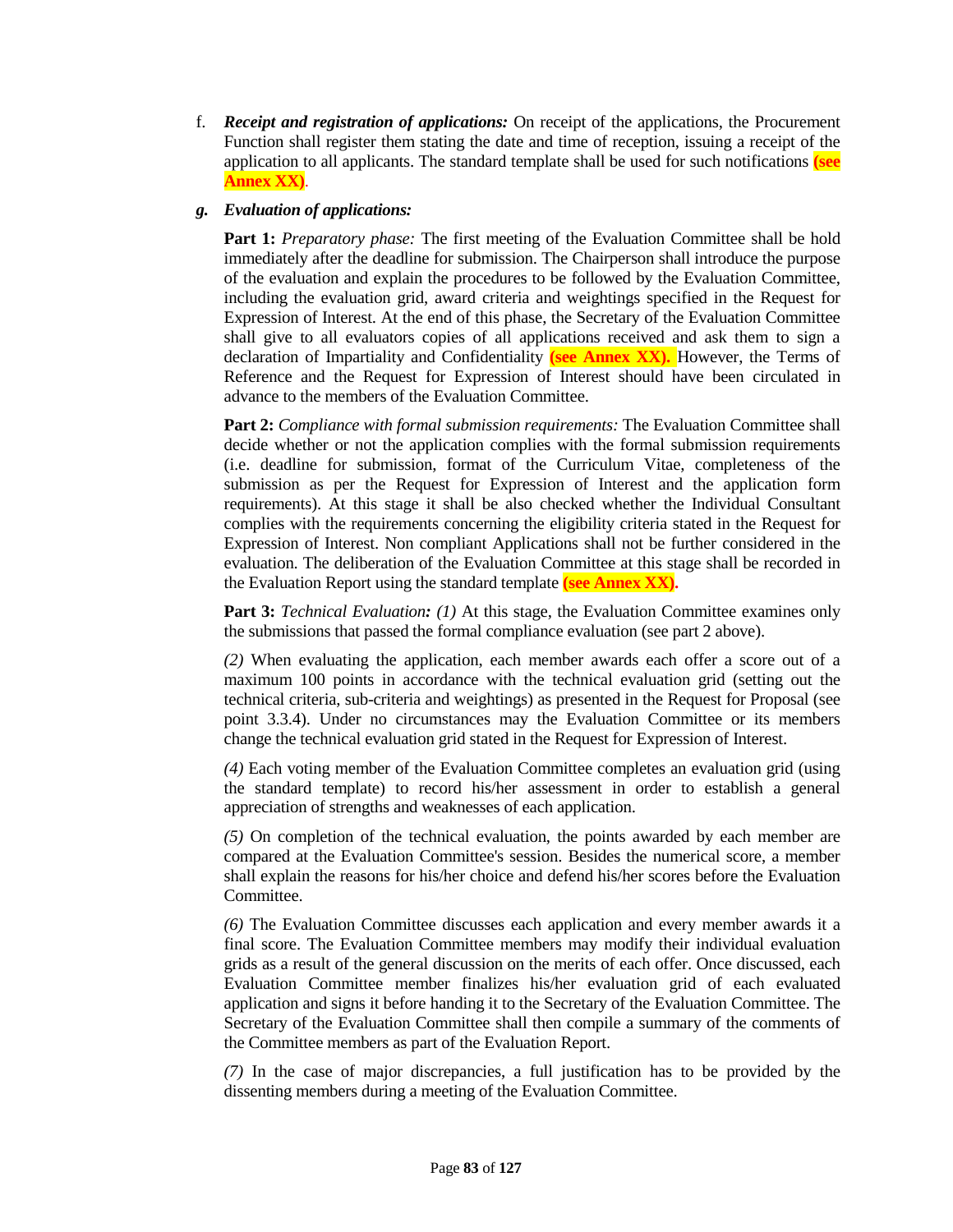f. ***Receipt and registration of applications:*** On receipt of the applications, the Procurement Function shall register them stating the date and time of reception, issuing a receipt of the application to all applicants. The standard template shall be used for such notifications **(see Annex XX)**.

g. ***Evaluation of applications:***

**Part 1:** *Preparatory phase:* The first meeting of the Evaluation Committee shall be hold immediately after the deadline for submission. The Chairperson shall introduce the purpose of the evaluation and explain the procedures to be followed by the Evaluation Committee, including the evaluation grid, award criteria and weightings specified in the Request for Expression of Interest. At the end of this phase, the Secretary of the Evaluation Committee shall give to all evaluators copies of all applications received and ask them to sign a declaration of Impartiality and Confidentiality **(see Annex XX).** However, the Terms of Reference and the Request for Expression of Interest should have been circulated in advance to the members of the Evaluation Committee.

**Part 2:** *Compliance with formal submission requirements:* The Evaluation Committee shall decide whether or not the application complies with the formal submission requirements (i.e. deadline for submission, format of the Curriculum Vitae, completeness of the submission as per the Request for Expression of Interest and the application form requirements). At this stage it shall be also checked whether the Individual Consultant complies with the requirements concerning the eligibility criteria stated in the Request for Expression of Interest. Non compliant Applications shall not be further considered in the evaluation. The deliberation of the Evaluation Committee at this stage shall be recorded in the Evaluation Report using the standard template **(see Annex XX).**

**Part 3:** *Technical Evaluation**:** (1)* At this stage, the Evaluation Committee examines only the submissions that passed the formal compliance evaluation (see part 2 above).

*(2)* When evaluating the application, each member awards each offer a score out of a maximum 100 points in accordance with the technical evaluation grid (setting out the technical criteria, sub-criteria and weightings) as presented in the Request for Proposal (see point 3.3.4). Under no circumstances may the Evaluation Committee or its members change the technical evaluation grid stated in the Request for Expression of Interest.

*(4)* Each voting member of the Evaluation Committee completes an evaluation grid (using the standard template) to record his/her assessment in order to establish a general appreciation of strengths and weaknesses of each application.

*(5)* On completion of the technical evaluation, the points awarded by each member are compared at the Evaluation Committee's session. Besides the numerical score, a member shall explain the reasons for his/her choice and defend his/her scores before the Evaluation Committee.

*(6)* The Evaluation Committee discusses each application and every member awards it a final score. The Evaluation Committee members may modify their individual evaluation grids as a result of the general discussion on the merits of each offer. Once discussed, each Evaluation Committee member finalizes his/her evaluation grid of each evaluated application and signs it before handing it to the Secretary of the Evaluation Committee. The Secretary of the Evaluation Committee shall then compile a summary of the comments of the Committee members as part of the Evaluation Report.

*(7)* In the case of major discrepancies, a full justification has to be provided by the dissenting members during a meeting of the Evaluation Committee.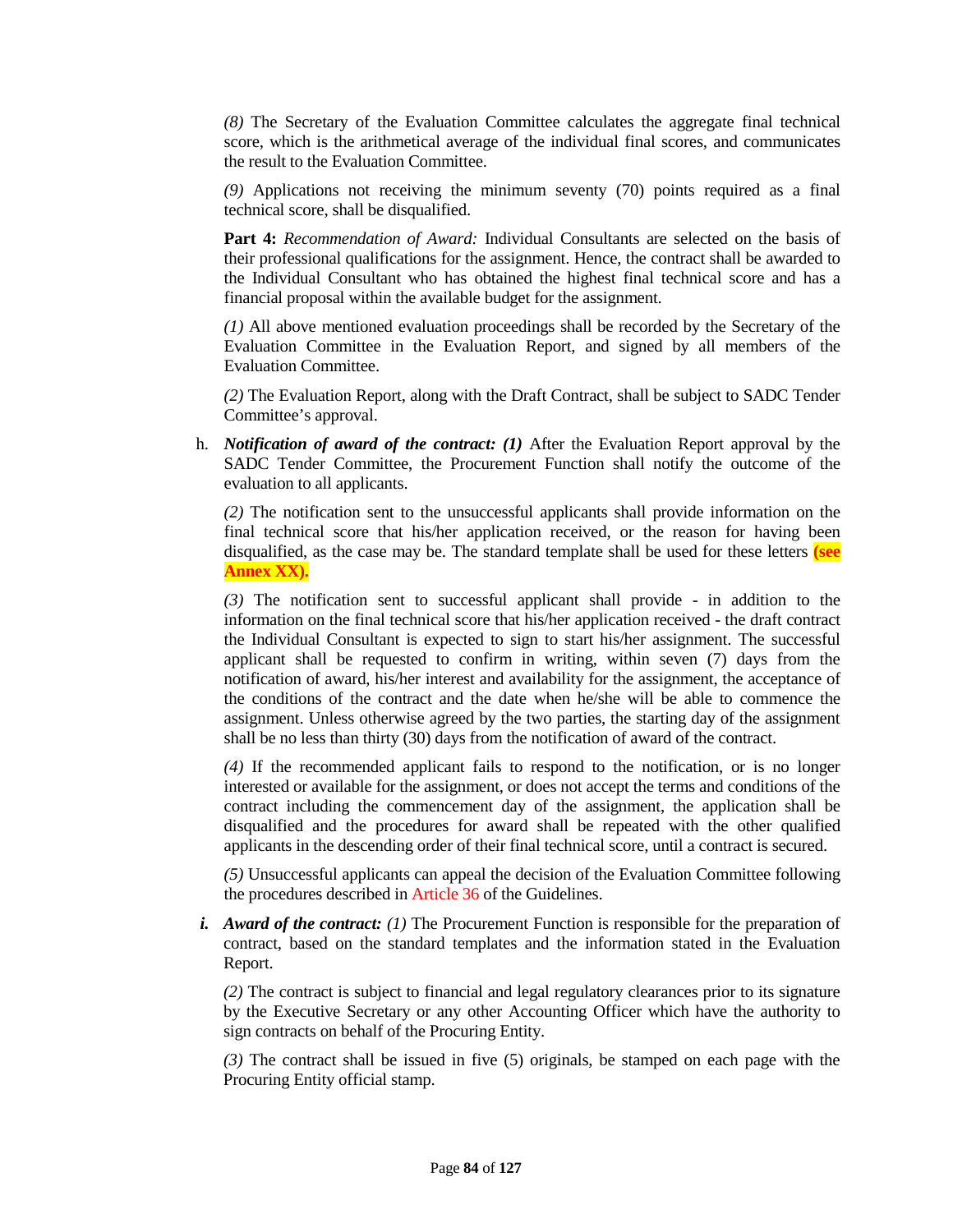*(8)* The Secretary of the Evaluation Committee calculates the aggregate final technical score, which is the arithmetical average of the individual final scores, and communicates the result to the Evaluation Committee.

*(9)* Applications not receiving the minimum seventy (70) points required as a final technical score, shall be disqualified.

**Part 4:** *Recommendation of Award:* Individual Consultants are selected on the basis of their professional qualifications for the assignment. Hence, the contract shall be awarded to the Individual Consultant who has obtained the highest final technical score and has a financial proposal within the available budget for the assignment.

*(1)* All above mentioned evaluation proceedings shall be recorded by the Secretary of the Evaluation Committee in the Evaluation Report, and signed by all members of the Evaluation Committee.

*(2)* The Evaluation Report, along with the Draft Contract, shall be subject to SADC Tender Committee's approval.

h. ***Notification of award of the contract: (1)*** After the Evaluation Report approval by the SADC Tender Committee, the Procurement Function shall notify the outcome of the evaluation to all applicants.

   *(2)* The notification sent to the unsuccessful applicants shall provide information on the final technical score that his/her application received, or the reason for having been disqualified, as the case may be. The standard template shall be used for these letters **(see Annex XX).**

   *(3)* The notification sent to successful applicant shall provide - in addition to the information on the final technical score that his/her application received - the draft contract the Individual Consultant is expected to sign to start his/her assignment. The successful applicant shall be requested to confirm in writing, within seven (7) days from the notification of award, his/her interest and availability for the assignment, the acceptance of the conditions of the contract and the date when he/she will be able to commence the assignment. Unless otherwise agreed by the two parties, the starting day of the assignment shall be no less than thirty (30) days from the notification of award of the contract.

   *(4)* If the recommended applicant fails to respond to the notification, or is no longer interested or available for the assignment, or does not accept the terms and conditions of the contract including the commencement day of the assignment, the application shall be disqualified and the procedures for award shall be repeated with the other qualified applicants in the descending order of their final technical score, until a contract is secured.

   *(5)* Unsuccessful applicants can appeal the decision of the Evaluation Committee following the procedures described in Article 36 of the Guidelines.

***i.*** ***Award of the contract:*** *(1)* The Procurement Function is responsible for the preparation of contract, based on the standard templates and the information stated in the Evaluation Report.

   *(2)* The contract is subject to financial and legal regulatory clearances prior to its signature by the Executive Secretary or any other Accounting Officer which have the authority to sign contracts on behalf of the Procuring Entity.

   *(3)* The contract shall be issued in five (5) originals, be stamped on each page with the Procuring Entity official stamp.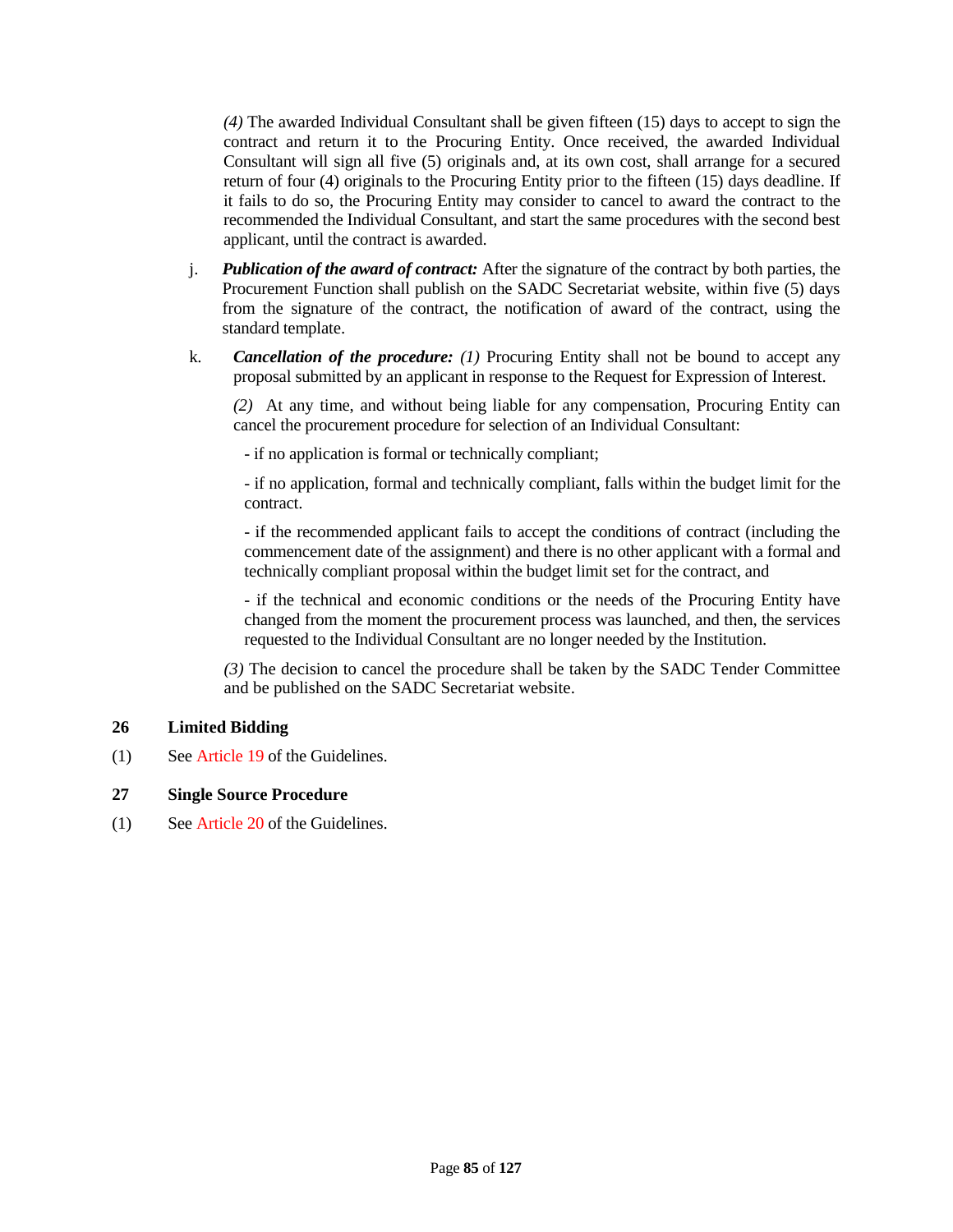*(4)* The awarded Individual Consultant shall be given fifteen (15) days to accept to sign the contract and return it to the Procuring Entity. Once received, the awarded Individual Consultant will sign all five (5) originals and, at its own cost, shall arrange for a secured return of four (4) originals to the Procuring Entity prior to the fifteen (15) days deadline. If it fails to do so, the Procuring Entity may consider to cancel to award the contract to the recommended the Individual Consultant, and start the same procedures with the second best applicant, until the contract is awarded.

j. ***Publication of the award of contract:*** After the signature of the contract by both parties, the Procurement Function shall publish on the SADC Secretariat website, within five (5) days from the signature of the contract, the notification of award of the contract, using the standard template.

k. ***Cancellation of the procedure:*** *(1)* Procuring Entity shall not be bound to accept any proposal submitted by an applicant in response to the Request for Expression of Interest.

*(2)* At any time, and without being liable for any compensation, Procuring Entity can cancel the procurement procedure for selection of an Individual Consultant:

- if no application is formal or technically compliant;

- if no application, formal and technically compliant, falls within the budget limit for the contract.

- if the recommended applicant fails to accept the conditions of contract (including the commencement date of the assignment) and there is no other applicant with a formal and technically compliant proposal within the budget limit set for the contract, and

- if the technical and economic conditions or the needs of the Procuring Entity have changed from the moment the procurement process was launched, and then, the services requested to the Individual Consultant are no longer needed by the Institution.

*(3)* The decision to cancel the procedure shall be taken by the SADC Tender Committee and be published on the SADC Secretariat website.

## 26 Limited Bidding

(1) See Article 19 of the Guidelines.

## 27 Single Source Procedure

(1) See Article 20 of the Guidelines.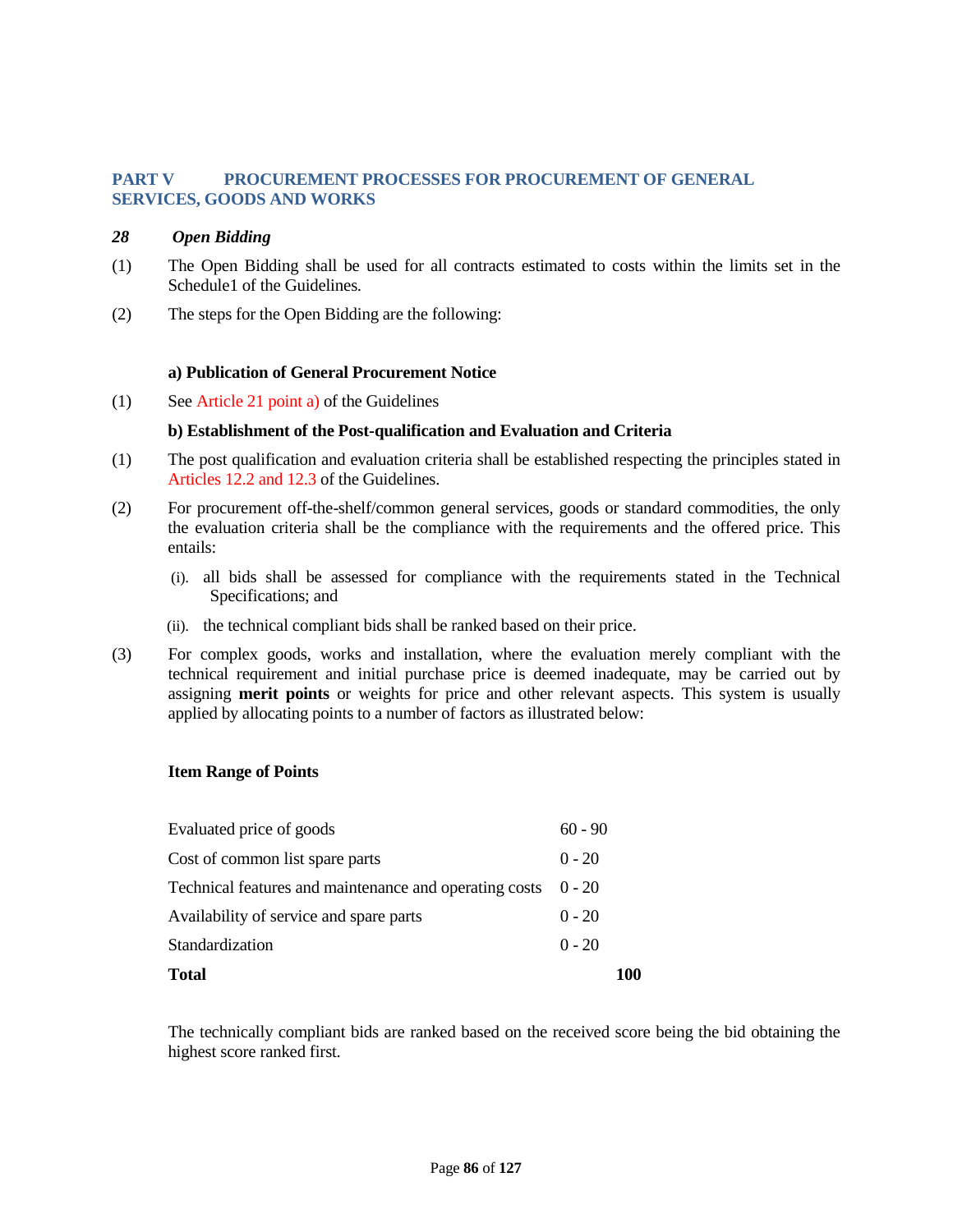## PART V PROCUREMENT PROCESSES FOR PROCUREMENT OF GENERAL SERVICES, GOODS AND WORKS

### *28 Open Bidding*

(1) The Open Bidding shall be used for all contracts estimated to costs within the limits set in the Schedule1 of the Guidelines.

(2) The steps for the Open Bidding are the following:

**a) Publication of General Procurement Notice**

(1) See Article 21 point a) of the Guidelines

**b) Establishment of the Post-qualification and Evaluation and Criteria**

(1) The post qualification and evaluation criteria shall be established respecting the principles stated in Articles 12.2 and 12.3 of the Guidelines.

(2) For procurement off-the-shelf/common general services, goods or standard commodities, the only the evaluation criteria shall be the compliance with the requirements and the offered price. This entails:

(i). all bids shall be assessed for compliance with the requirements stated in the Technical Specifications; and

(ii). the technical compliant bids shall be ranked based on their price.

(3) For complex goods, works and installation, where the evaluation merely compliant with the technical requirement and initial purchase price is deemed inadequate, may be carried out by assigning **merit points** or weights for price and other relevant aspects. This system is usually applied by allocating points to a number of factors as illustrated below:

| Item | Range of Points |
|---|---|
| Evaluated price of goods | 60 - 90 |
| Cost of common list spare parts | 0 - 20 |
| Technical features and maintenance and operating costs | 0 - 20 |
| Availability of service and spare parts | 0 - 20 |
| Standardization | 0 - 20 |
| **Total** | **100** |

The technically compliant bids are ranked based on the received score being the bid obtaining the highest score ranked first.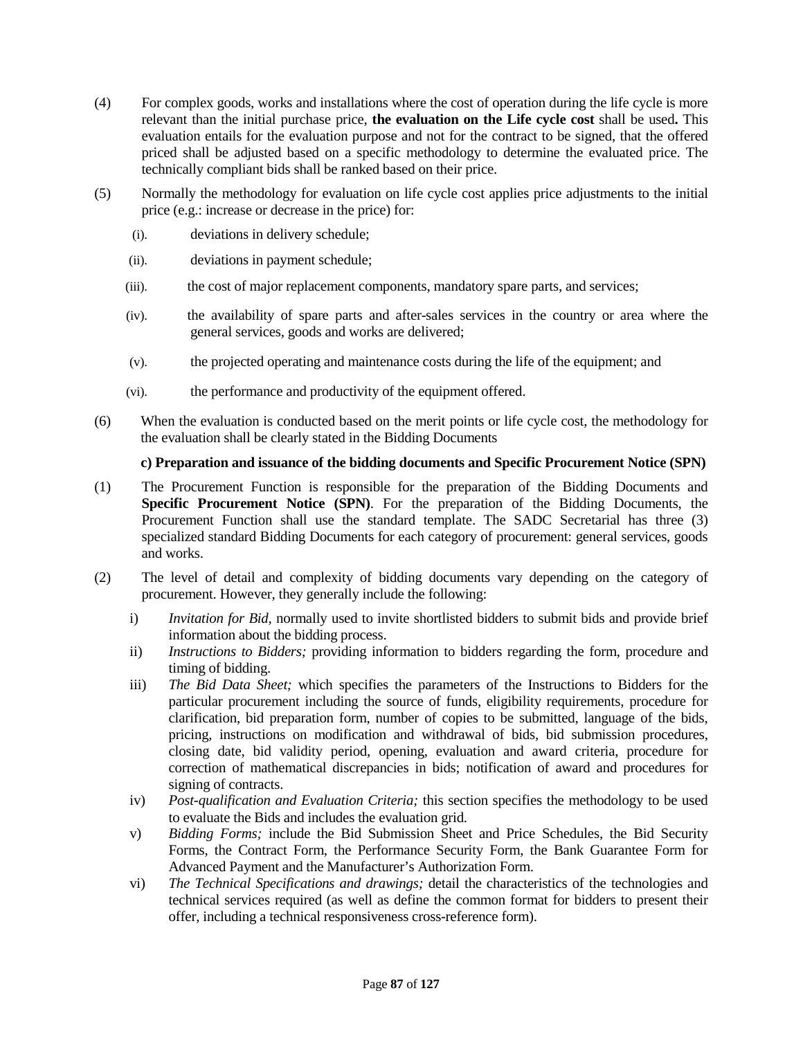(4) For complex goods, works and installations where the cost of operation during the life cycle is more relevant than the initial purchase price, **the evaluation on the Life cycle cost** shall be used**.** This evaluation entails for the evaluation purpose and not for the contract to be signed, that the offered priced shall be adjusted based on a specific methodology to determine the evaluated price. The technically compliant bids shall be ranked based on their price.

(5) Normally the methodology for evaluation on life cycle cost applies price adjustments to the initial price (e.g.: increase or decrease in the price) for:

(i). deviations in delivery schedule;

(ii). deviations in payment schedule;

(iii). the cost of major replacement components, mandatory spare parts, and services;

(iv). the availability of spare parts and after-sales services in the country or area where the general services, goods and works are delivered;

(v). the projected operating and maintenance costs during the life of the equipment; and

(vi). the performance and productivity of the equipment offered.

(6) When the evaluation is conducted based on the merit points or life cycle cost, the methodology for the evaluation shall be clearly stated in the Bidding Documents

**c) Preparation and issuance of the bidding documents and Specific Procurement Notice (SPN)**

(1) The Procurement Function is responsible for the preparation of the Bidding Documents and **Specific Procurement Notice (SPN)**. For the preparation of the Bidding Documents, the Procurement Function shall use the standard template. The SADC Secretarial has three (3) specialized standard Bidding Documents for each category of procurement: general services, goods and works.

(2) The level of detail and complexity of bidding documents vary depending on the category of procurement. However, they generally include the following:

i) *Invitation for Bid*, normally used to invite shortlisted bidders to submit bids and provide brief information about the bidding process.

ii) *Instructions to Bidders;* providing information to bidders regarding the form, procedure and timing of bidding.

iii) *The Bid Data Sheet;* which specifies the parameters of the Instructions to Bidders for the particular procurement including the source of funds, eligibility requirements, procedure for clarification, bid preparation form, number of copies to be submitted, language of the bids, pricing, instructions on modification and withdrawal of bids, bid submission procedures, closing date, bid validity period, opening, evaluation and award criteria, procedure for correction of mathematical discrepancies in bids; notification of award and procedures for signing of contracts.

iv) *Post-qualification and Evaluation Criteria;* this section specifies the methodology to be used to evaluate the Bids and includes the evaluation grid.

v) *Bidding Forms;* include the Bid Submission Sheet and Price Schedules, the Bid Security Forms, the Contract Form, the Performance Security Form, the Bank Guarantee Form for Advanced Payment and the Manufacturer's Authorization Form.

vi) *The Technical Specifications and drawings;* detail the characteristics of the technologies and technical services required (as well as define the common format for bidders to present their offer, including a technical responsiveness cross-reference form).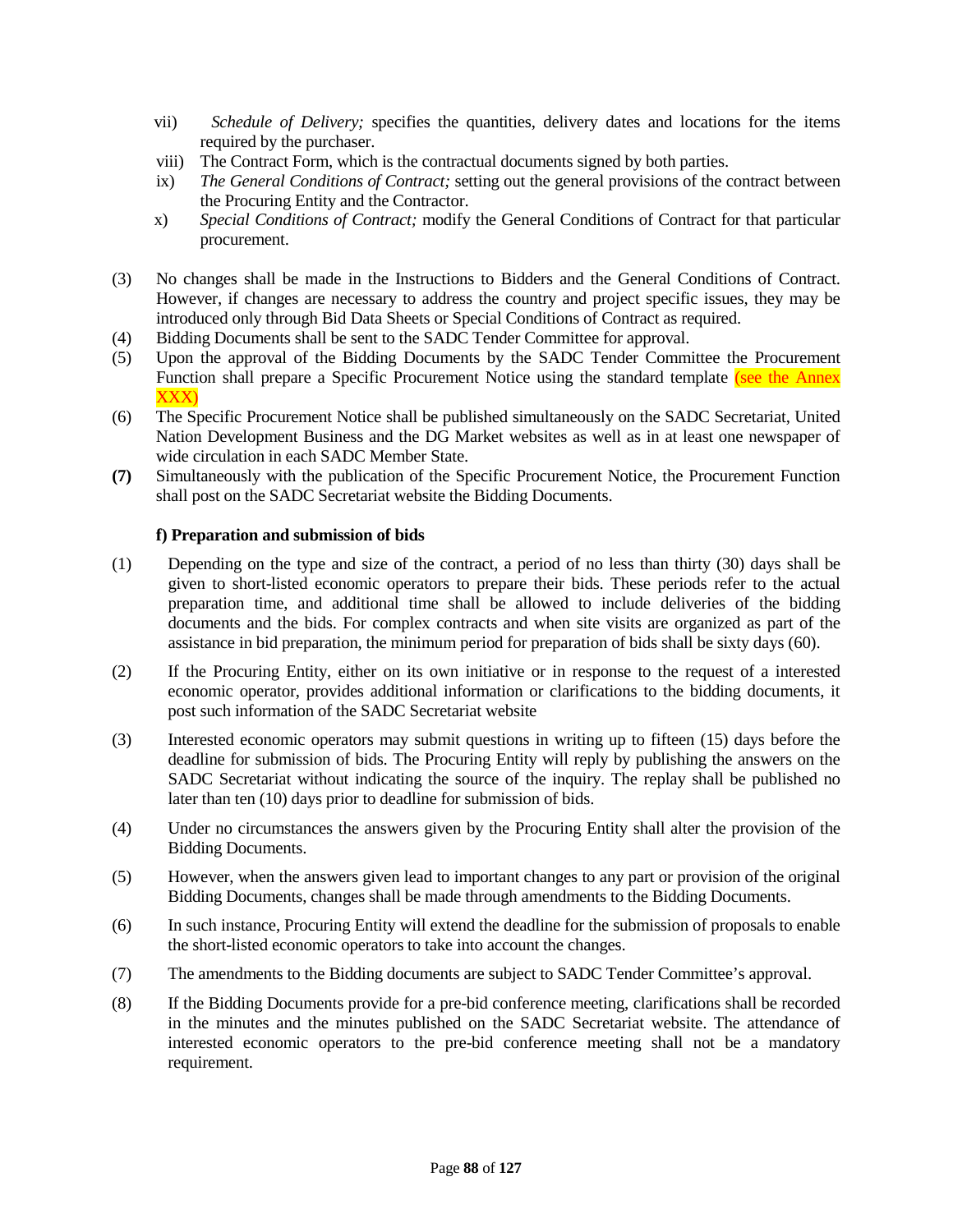vii) *Schedule of Delivery;* specifies the quantities, delivery dates and locations for the items required by the purchaser.

viii) The Contract Form, which is the contractual documents signed by both parties.

ix) *The General Conditions of Contract;* setting out the general provisions of the contract between the Procuring Entity and the Contractor.

x) *Special Conditions of Contract;* modify the General Conditions of Contract for that particular procurement.

(3) No changes shall be made in the Instructions to Bidders and the General Conditions of Contract. However, if changes are necessary to address the country and project specific issues, they may be introduced only through Bid Data Sheets or Special Conditions of Contract as required.

(4) Bidding Documents shall be sent to the SADC Tender Committee for approval.

(5) Upon the approval of the Bidding Documents by the SADC Tender Committee the Procurement Function shall prepare a Specific Procurement Notice using the standard template (see the Annex XXX)

(6) The Specific Procurement Notice shall be published simultaneously on the SADC Secretariat, United Nation Development Business and the DG Market websites as well as in at least one newspaper of wide circulation in each SADC Member State.

**(7)** Simultaneously with the publication of the Specific Procurement Notice, the Procurement Function shall post on the SADC Secretariat website the Bidding Documents.

**f) Preparation and submission of bids**

(1) Depending on the type and size of the contract, a period of no less than thirty (30) days shall be given to short-listed economic operators to prepare their bids. These periods refer to the actual preparation time, and additional time shall be allowed to include deliveries of the bidding documents and the bids. For complex contracts and when site visits are organized as part of the assistance in bid preparation, the minimum period for preparation of bids shall be sixty days (60).

(2) If the Procuring Entity, either on its own initiative or in response to the request of a interested economic operator, provides additional information or clarifications to the bidding documents, it post such information of the SADC Secretariat website

(3) Interested economic operators may submit questions in writing up to fifteen (15) days before the deadline for submission of bids. The Procuring Entity will reply by publishing the answers on the SADC Secretariat without indicating the source of the inquiry. The replay shall be published no later than ten (10) days prior to deadline for submission of bids.

(4) Under no circumstances the answers given by the Procuring Entity shall alter the provision of the Bidding Documents.

(5) However, when the answers given lead to important changes to any part or provision of the original Bidding Documents, changes shall be made through amendments to the Bidding Documents.

(6) In such instance, Procuring Entity will extend the deadline for the submission of proposals to enable the short-listed economic operators to take into account the changes.

(7) The amendments to the Bidding documents are subject to SADC Tender Committee's approval.

(8) If the Bidding Documents provide for a pre-bid conference meeting, clarifications shall be recorded in the minutes and the minutes published on the SADC Secretariat website. The attendance of interested economic operators to the pre-bid conference meeting shall not be a mandatory requirement.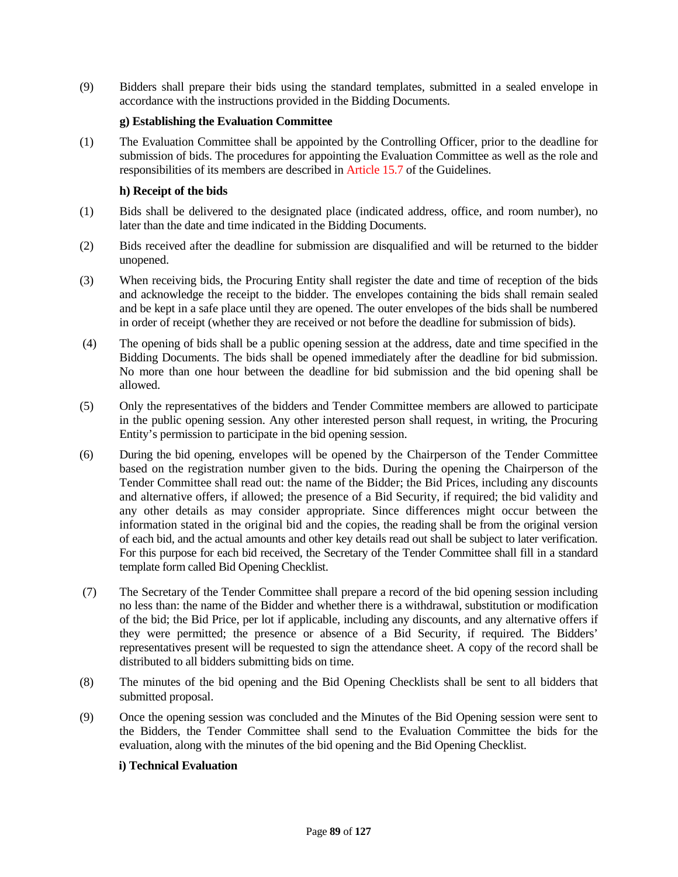(9) Bidders shall prepare their bids using the standard templates, submitted in a sealed envelope in accordance with the instructions provided in the Bidding Documents.

**g) Establishing the Evaluation Committee**

(1) The Evaluation Committee shall be appointed by the Controlling Officer, prior to the deadline for submission of bids. The procedures for appointing the Evaluation Committee as well as the role and responsibilities of its members are described in Article 15.7 of the Guidelines.

**h) Receipt of the bids**

(1) Bids shall be delivered to the designated place (indicated address, office, and room number), no later than the date and time indicated in the Bidding Documents.

(2) Bids received after the deadline for submission are disqualified and will be returned to the bidder unopened.

(3) When receiving bids, the Procuring Entity shall register the date and time of reception of the bids and acknowledge the receipt to the bidder. The envelopes containing the bids shall remain sealed and be kept in a safe place until they are opened. The outer envelopes of the bids shall be numbered in order of receipt (whether they are received or not before the deadline for submission of bids).

(4) The opening of bids shall be a public opening session at the address, date and time specified in the Bidding Documents. The bids shall be opened immediately after the deadline for bid submission. No more than one hour between the deadline for bid submission and the bid opening shall be allowed.

(5) Only the representatives of the bidders and Tender Committee members are allowed to participate in the public opening session. Any other interested person shall request, in writing, the Procuring Entity's permission to participate in the bid opening session.

(6) During the bid opening, envelopes will be opened by the Chairperson of the Tender Committee based on the registration number given to the bids. During the opening the Chairperson of the Tender Committee shall read out: the name of the Bidder; the Bid Prices, including any discounts and alternative offers, if allowed; the presence of a Bid Security, if required; the bid validity and any other details as may consider appropriate. Since differences might occur between the information stated in the original bid and the copies, the reading shall be from the original version of each bid, and the actual amounts and other key details read out shall be subject to later verification. For this purpose for each bid received, the Secretary of the Tender Committee shall fill in a standard template form called Bid Opening Checklist.

(7) The Secretary of the Tender Committee shall prepare a record of the bid opening session including no less than: the name of the Bidder and whether there is a withdrawal, substitution or modification of the bid; the Bid Price, per lot if applicable, including any discounts, and any alternative offers if they were permitted; the presence or absence of a Bid Security, if required. The Bidders' representatives present will be requested to sign the attendance sheet. A copy of the record shall be distributed to all bidders submitting bids on time.

(8) The minutes of the bid opening and the Bid Opening Checklists shall be sent to all bidders that submitted proposal.

(9) Once the opening session was concluded and the Minutes of the Bid Opening session were sent to the Bidders, the Tender Committee shall send to the Evaluation Committee the bids for the evaluation, along with the minutes of the bid opening and the Bid Opening Checklist.

**i) Technical Evaluation**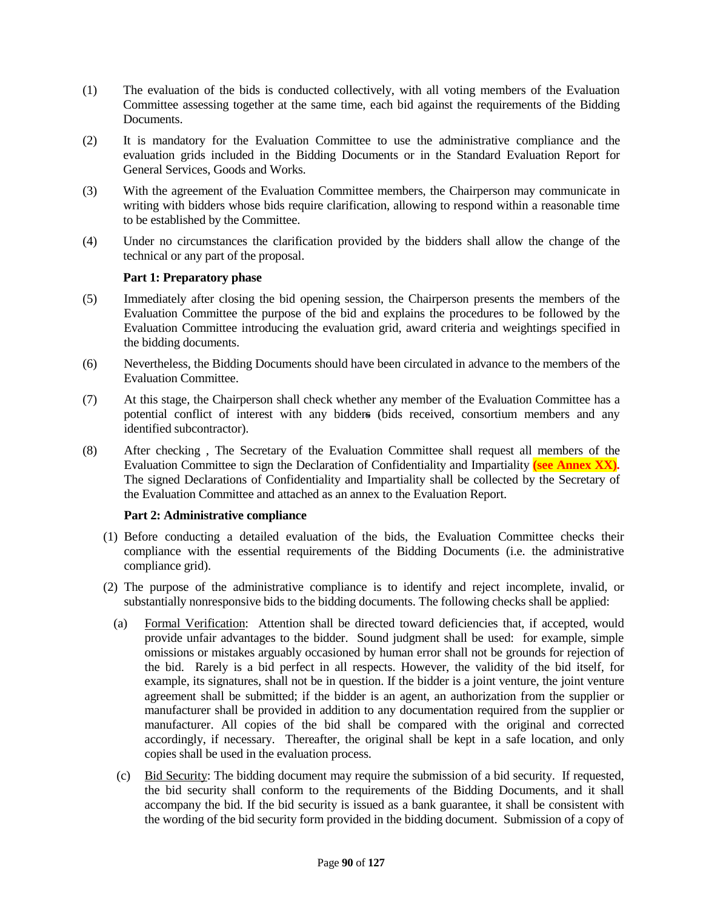(1) The evaluation of the bids is conducted collectively, with all voting members of the Evaluation Committee assessing together at the same time, each bid against the requirements of the Bidding Documents.

(2) It is mandatory for the Evaluation Committee to use the administrative compliance and the evaluation grids included in the Bidding Documents or in the Standard Evaluation Report for General Services, Goods and Works.

(3) With the agreement of the Evaluation Committee members, the Chairperson may communicate in writing with bidders whose bids require clarification, allowing to respond within a reasonable time to be established by the Committee.

(4) Under no circumstances the clarification provided by the bidders shall allow the change of the technical or any part of the proposal.

**Part 1: Preparatory phase**

(5) Immediately after closing the bid opening session, the Chairperson presents the members of the Evaluation Committee the purpose of the bid and explains the procedures to be followed by the Evaluation Committee introducing the evaluation grid, award criteria and weightings specified in the bidding documents.

(6) Nevertheless, the Bidding Documents should have been circulated in advance to the members of the Evaluation Committee.

(7) At this stage, the Chairperson shall check whether any member of the Evaluation Committee has a potential conflict of interest with any bidder~~s~~ (bids received, consortium members and any identified subcontractor).

(8) After checking , The Secretary of the Evaluation Committee shall request all members of the Evaluation Committee to sign the Declaration of Confidentiality and Impartiality **(see Annex XX).** The signed Declarations of Confidentiality and Impartiality shall be collected by the Secretary of the Evaluation Committee and attached as an annex to the Evaluation Report.

**Part 2: Administrative compliance**

(1) Before conducting a detailed evaluation of the bids, the Evaluation Committee checks their compliance with the essential requirements of the Bidding Documents (i.e. the administrative compliance grid).

(2) The purpose of the administrative compliance is to identify and reject incomplete, invalid, or substantially nonresponsive bids to the bidding documents. The following checks shall be applied:

(a) Formal Verification: Attention shall be directed toward deficiencies that, if accepted, would provide unfair advantages to the bidder. Sound judgment shall be used: for example, simple omissions or mistakes arguably occasioned by human error shall not be grounds for rejection of the bid. Rarely is a bid perfect in all respects. However, the validity of the bid itself, for example, its signatures, shall not be in question. If the bidder is a joint venture, the joint venture agreement shall be submitted; if the bidder is an agent, an authorization from the supplier or manufacturer shall be provided in addition to any documentation required from the supplier or manufacturer. All copies of the bid shall be compared with the original and corrected accordingly, if necessary. Thereafter, the original shall be kept in a safe location, and only copies shall be used in the evaluation process.

(c) Bid Security: The bidding document may require the submission of a bid security. If requested, the bid security shall conform to the requirements of the Bidding Documents, and it shall accompany the bid. If the bid security is issued as a bank guarantee, it shall be consistent with the wording of the bid security form provided in the bidding document. Submission of a copy of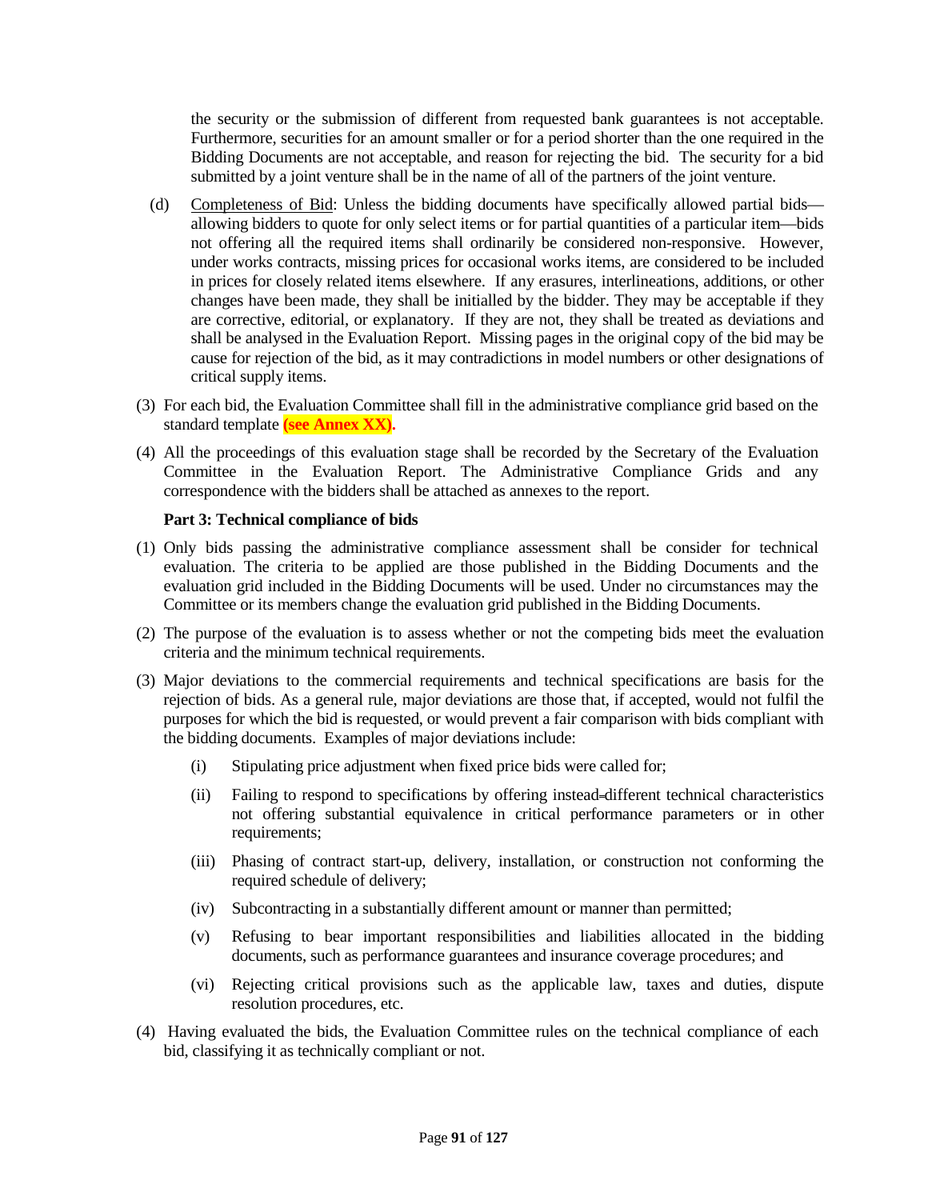the security or the submission of different from requested bank guarantees is not acceptable. Furthermore, securities for an amount smaller or for a period shorter than the one required in the Bidding Documents are not acceptable, and reason for rejecting the bid. The security for a bid submitted by a joint venture shall be in the name of all of the partners of the joint venture.

(d) Completeness of Bid: Unless the bidding documents have specifically allowed partial bids—allowing bidders to quote for only select items or for partial quantities of a particular item—bids not offering all the required items shall ordinarily be considered non-responsive. However, under works contracts, missing prices for occasional works items, are considered to be included in prices for closely related items elsewhere. If any erasures, interlineations, additions, or other changes have been made, they shall be initialled by the bidder. They may be acceptable if they are corrective, editorial, or explanatory. If they are not, they shall be treated as deviations and shall be analysed in the Evaluation Report. Missing pages in the original copy of the bid may be cause for rejection of the bid, as it may contradictions in model numbers or other designations of critical supply items.

(3) For each bid, the Evaluation Committee shall fill in the administrative compliance grid based on the standard template **(see Annex XX).**

(4) All the proceedings of this evaluation stage shall be recorded by the Secretary of the Evaluation Committee in the Evaluation Report. The Administrative Compliance Grids and any correspondence with the bidders shall be attached as annexes to the report.

**Part 3: Technical compliance of bids**

(1) Only bids passing the administrative compliance assessment shall be consider for technical evaluation. The criteria to be applied are those published in the Bidding Documents and the evaluation grid included in the Bidding Documents will be used. Under no circumstances may the Committee or its members change the evaluation grid published in the Bidding Documents.

(2) The purpose of the evaluation is to assess whether or not the competing bids meet the evaluation criteria and the minimum technical requirements.

(3) Major deviations to the commercial requirements and technical specifications are basis for the rejection of bids. As a general rule, major deviations are those that, if accepted, would not fulfil the purposes for which the bid is requested, or would prevent a fair comparison with bids compliant with the bidding documents. Examples of major deviations include:

(i) Stipulating price adjustment when fixed price bids were called for;

(ii) Failing to respond to specifications by offering instead different technical characteristics not offering substantial equivalence in critical performance parameters or in other requirements;

(iii) Phasing of contract start-up, delivery, installation, or construction not conforming the required schedule of delivery;

(iv) Subcontracting in a substantially different amount or manner than permitted;

(v) Refusing to bear important responsibilities and liabilities allocated in the bidding documents, such as performance guarantees and insurance coverage procedures; and

(vi) Rejecting critical provisions such as the applicable law, taxes and duties, dispute resolution procedures, etc.

(4) Having evaluated the bids, the Evaluation Committee rules on the technical compliance of each bid, classifying it as technically compliant or not.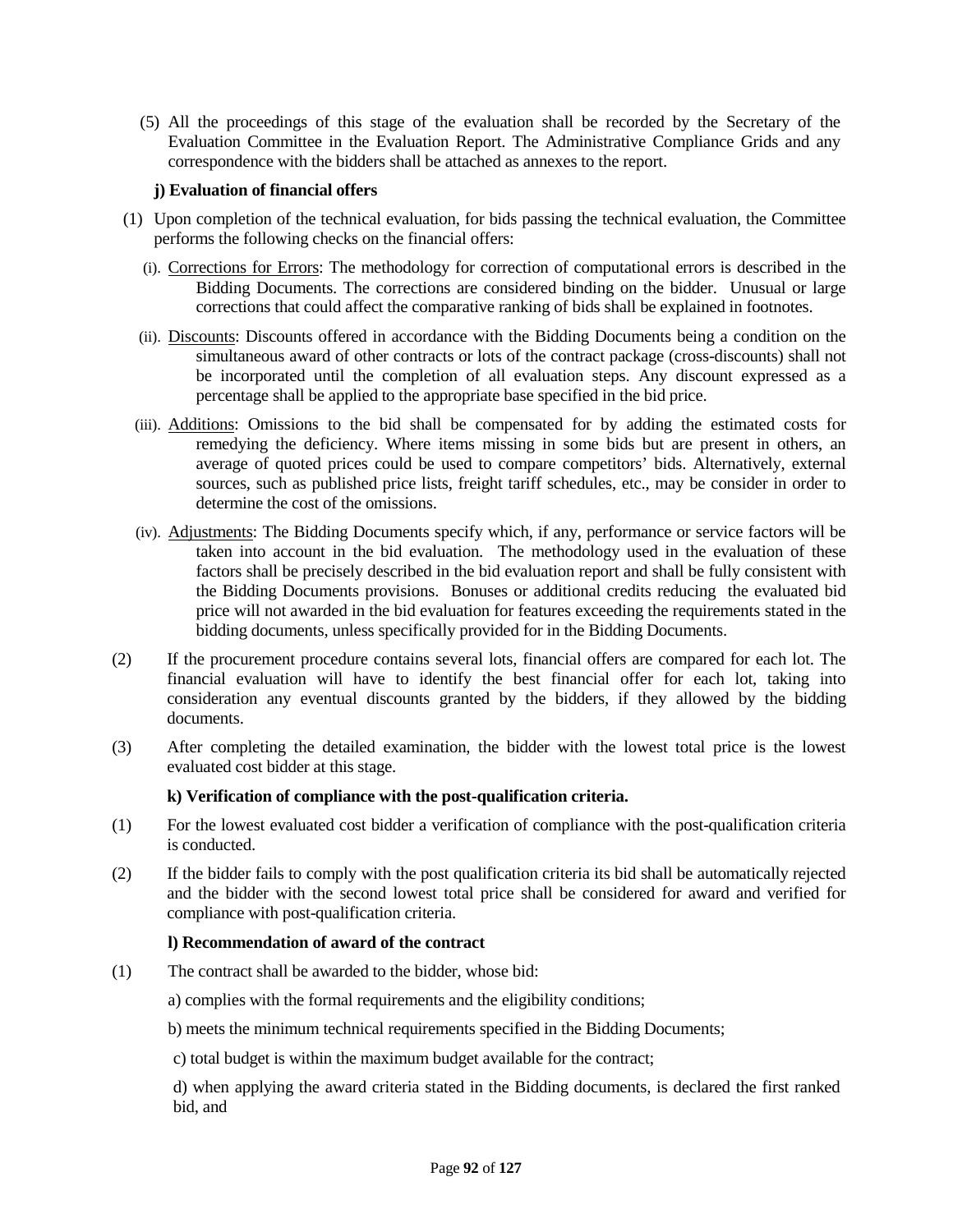(5) All the proceedings of this stage of the evaluation shall be recorded by the Secretary of the Evaluation Committee in the Evaluation Report. The Administrative Compliance Grids and any correspondence with the bidders shall be attached as annexes to the report.

**j) Evaluation of financial offers**

(1) Upon completion of the technical evaluation, for bids passing the technical evaluation, the Committee performs the following checks on the financial offers:

(i). Corrections for Errors: The methodology for correction of computational errors is described in the Bidding Documents. The corrections are considered binding on the bidder. Unusual or large corrections that could affect the comparative ranking of bids shall be explained in footnotes.

(ii). Discounts: Discounts offered in accordance with the Bidding Documents being a condition on the simultaneous award of other contracts or lots of the contract package (cross-discounts) shall not be incorporated until the completion of all evaluation steps. Any discount expressed as a percentage shall be applied to the appropriate base specified in the bid price.

(iii). Additions: Omissions to the bid shall be compensated for by adding the estimated costs for remedying the deficiency. Where items missing in some bids but are present in others, an average of quoted prices could be used to compare competitors' bids. Alternatively, external sources, such as published price lists, freight tariff schedules, etc., may be consider in order to determine the cost of the omissions.

(iv). Adjustments: The Bidding Documents specify which, if any, performance or service factors will be taken into account in the bid evaluation. The methodology used in the evaluation of these factors shall be precisely described in the bid evaluation report and shall be fully consistent with the Bidding Documents provisions. Bonuses or additional credits reducing the evaluated bid price will not awarded in the bid evaluation for features exceeding the requirements stated in the bidding documents, unless specifically provided for in the Bidding Documents.

(2) If the procurement procedure contains several lots, financial offers are compared for each lot. The financial evaluation will have to identify the best financial offer for each lot, taking into consideration any eventual discounts granted by the bidders, if they allowed by the bidding documents.

(3) After completing the detailed examination, the bidder with the lowest total price is the lowest evaluated cost bidder at this stage.

**k) Verification of compliance with the post-qualification criteria.**

(1) For the lowest evaluated cost bidder a verification of compliance with the post-qualification criteria is conducted.

(2) If the bidder fails to comply with the post qualification criteria its bid shall be automatically rejected and the bidder with the second lowest total price shall be considered for award and verified for compliance with post-qualification criteria.

**l) Recommendation of award of the contract**

(1) The contract shall be awarded to the bidder, whose bid:

a) complies with the formal requirements and the eligibility conditions;

b) meets the minimum technical requirements specified in the Bidding Documents;

c) total budget is within the maximum budget available for the contract;

d) when applying the award criteria stated in the Bidding documents, is declared the first ranked bid, and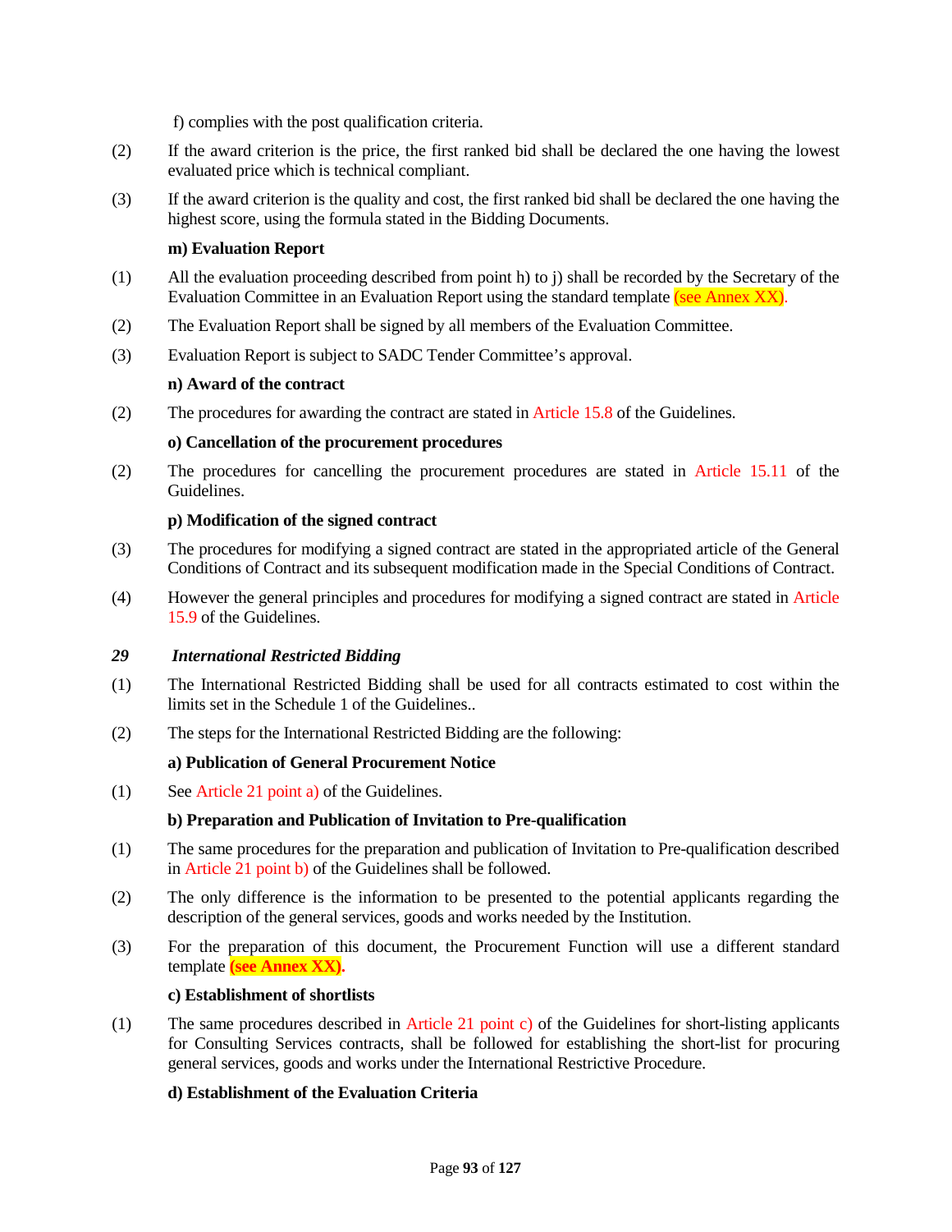f) complies with the post qualification criteria.

(2) If the award criterion is the price, the first ranked bid shall be declared the one having the lowest evaluated price which is technical compliant.

(3) If the award criterion is the quality and cost, the first ranked bid shall be declared the one having the highest score, using the formula stated in the Bidding Documents.

**m) Evaluation Report**

(1) All the evaluation proceeding described from point h) to j) shall be recorded by the Secretary of the Evaluation Committee in an Evaluation Report using the standard template (see Annex XX).

(2) The Evaluation Report shall be signed by all members of the Evaluation Committee.

(3) Evaluation Report is subject to SADC Tender Committee's approval.

**n) Award of the contract**

(2) The procedures for awarding the contract are stated in Article 15.8 of the Guidelines.

**o) Cancellation of the procurement procedures**

(2) The procedures for cancelling the procurement procedures are stated in Article 15.11 of the Guidelines.

**p) Modification of the signed contract**

(3) The procedures for modifying a signed contract are stated in the appropriated article of the General Conditions of Contract and its subsequent modification made in the Special Conditions of Contract.

(4) However the general principles and procedures for modifying a signed contract are stated in Article 15.9 of the Guidelines.

### *29 International Restricted Bidding*

(1) The International Restricted Bidding shall be used for all contracts estimated to cost within the limits set in the Schedule 1 of the Guidelines..

(2) The steps for the International Restricted Bidding are the following:

**a) Publication of General Procurement Notice**

(1) See Article 21 point a) of the Guidelines.

**b) Preparation and Publication of Invitation to Pre-qualification**

(1) The same procedures for the preparation and publication of Invitation to Pre-qualification described in Article 21 point b) of the Guidelines shall be followed.

(2) The only difference is the information to be presented to the potential applicants regarding the description of the general services, goods and works needed by the Institution.

(3) For the preparation of this document, the Procurement Function will use a different standard template **(see Annex XX).**

**c) Establishment of shortlists**

(1) The same procedures described in Article 21 point c) of the Guidelines for short-listing applicants for Consulting Services contracts, shall be followed for establishing the short-list for procuring general services, goods and works under the International Restrictive Procedure.

**d) Establishment of the Evaluation Criteria**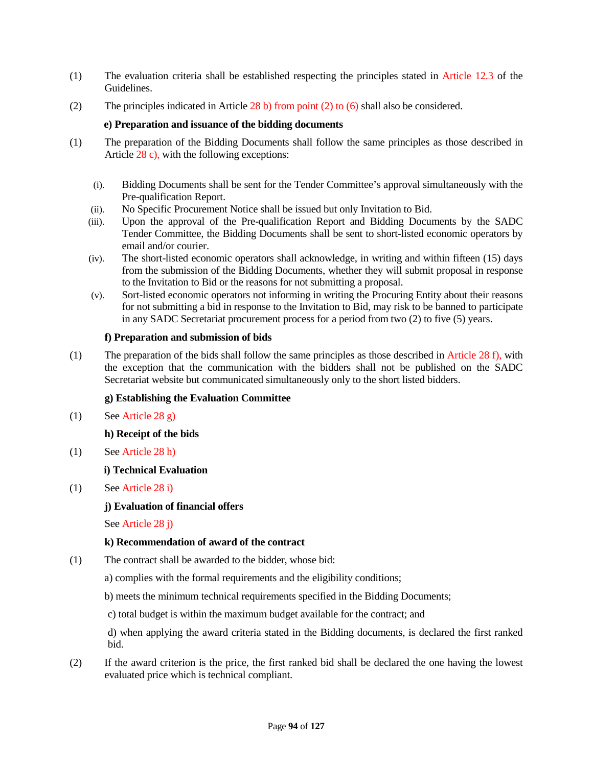(1) The evaluation criteria shall be established respecting the principles stated in Article 12.3 of the Guidelines.

(2) The principles indicated in Article 28 b) from point (2) to (6) shall also be considered.

**e) Preparation and issuance of the bidding documents**

(1) The preparation of the Bidding Documents shall follow the same principles as those described in Article 28 c), with the following exceptions:

(i). Bidding Documents shall be sent for the Tender Committee's approval simultaneously with the Pre-qualification Report.

(ii). No Specific Procurement Notice shall be issued but only Invitation to Bid.

(iii). Upon the approval of the Pre-qualification Report and Bidding Documents by the SADC Tender Committee, the Bidding Documents shall be sent to short-listed economic operators by email and/or courier.

(iv). The short-listed economic operators shall acknowledge, in writing and within fifteen (15) days from the submission of the Bidding Documents, whether they will submit proposal in response to the Invitation to Bid or the reasons for not submitting a proposal.

(v). Sort-listed economic operators not informing in writing the Procuring Entity about their reasons for not submitting a bid in response to the Invitation to Bid, may risk to be banned to participate in any SADC Secretariat procurement process for a period from two (2) to five (5) years.

**f) Preparation and submission of bids**

(1) The preparation of the bids shall follow the same principles as those described in Article 28 f), with the exception that the communication with the bidders shall not be published on the SADC Secretariat website but communicated simultaneously only to the short listed bidders.

**g) Establishing the Evaluation Committee**

(1) See Article 28 g)

**h) Receipt of the bids**

(1) See Article 28 h)

**i) Technical Evaluation**

(1) See Article 28 i)

**j) Evaluation of financial offers**

See Article 28 j)

**k) Recommendation of award of the contract**

(1) The contract shall be awarded to the bidder, whose bid:

a) complies with the formal requirements and the eligibility conditions;

b) meets the minimum technical requirements specified in the Bidding Documents;

c) total budget is within the maximum budget available for the contract; and

d) when applying the award criteria stated in the Bidding documents, is declared the first ranked bid.

(2) If the award criterion is the price, the first ranked bid shall be declared the one having the lowest evaluated price which is technical compliant.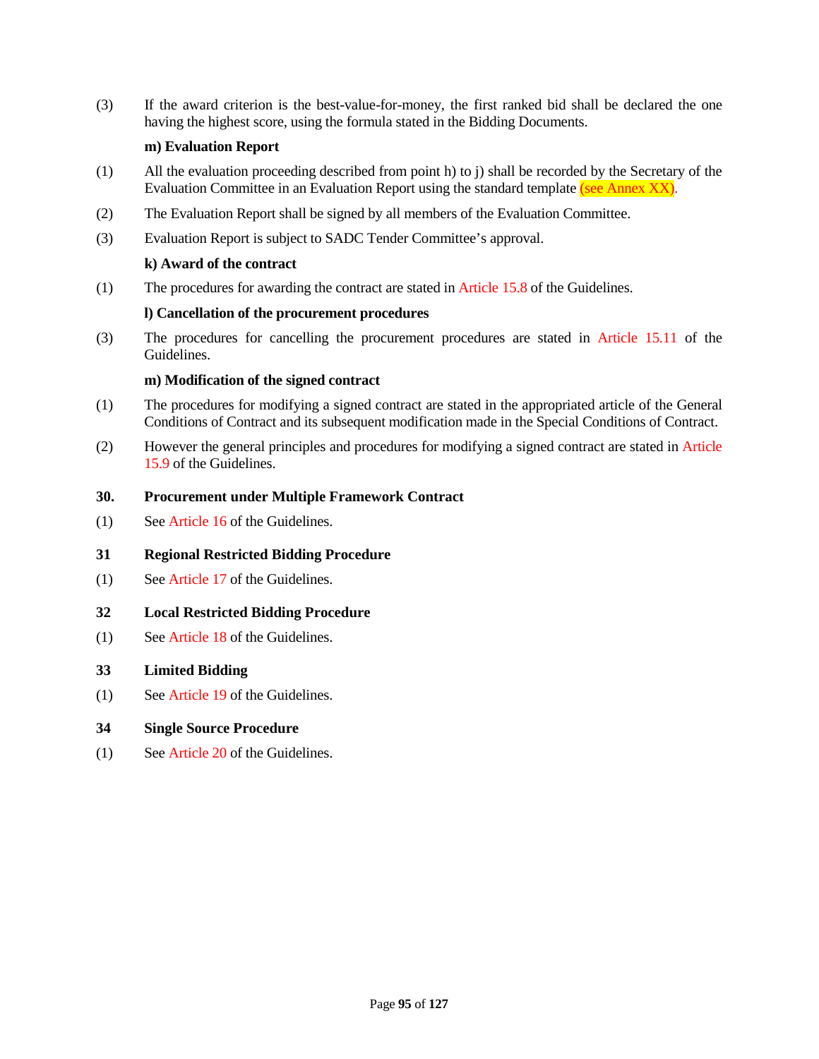(3) If the award criterion is the best-value-for-money, the first ranked bid shall be declared the one having the highest score, using the formula stated in the Bidding Documents.

**m) Evaluation Report**

(1) All the evaluation proceeding described from point h) to j) shall be recorded by the Secretary of the Evaluation Committee in an Evaluation Report using the standard template (see Annex XX).

(2) The Evaluation Report shall be signed by all members of the Evaluation Committee.

(3) Evaluation Report is subject to SADC Tender Committee's approval.

**k) Award of the contract**

(1) The procedures for awarding the contract are stated in Article 15.8 of the Guidelines.

**l) Cancellation of the procurement procedures**

(3) The procedures for cancelling the procurement procedures are stated in Article 15.11 of the Guidelines.

**m) Modification of the signed contract**

(1) The procedures for modifying a signed contract are stated in the appropriated article of the General Conditions of Contract and its subsequent modification made in the Special Conditions of Contract.

(2) However the general principles and procedures for modifying a signed contract are stated in Article 15.9 of the Guidelines.

## 30. Procurement under Multiple Framework Contract

(1) See Article 16 of the Guidelines.

## 31 Regional Restricted Bidding Procedure

(1) See Article 17 of the Guidelines.

## 32 Local Restricted Bidding Procedure

(1) See Article 18 of the Guidelines.

## 33 Limited Bidding

(1) See Article 19 of the Guidelines.

## 34 Single Source Procedure

(1) See Article 20 of the Guidelines.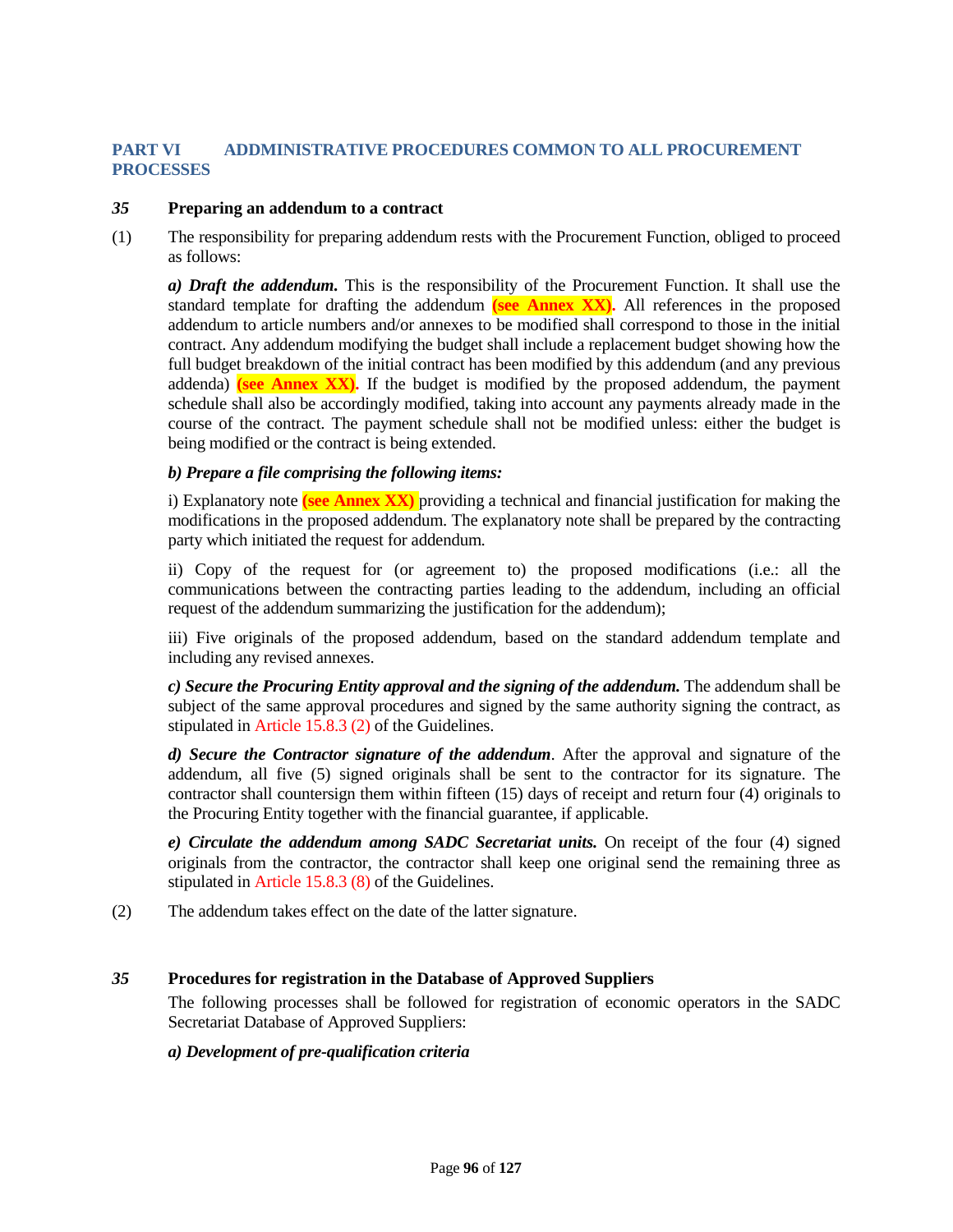## PART VI ADDMINISTRATIVE PROCEDURES COMMON TO ALL PROCUREMENT PROCESSES

### *35* Preparing an addendum to a contract

(1) The responsibility for preparing addendum rests with the Procurement Function, obliged to proceed as follows:

***a) Draft the addendum.*** This is the responsibility of the Procurement Function. It shall use the standard template for drafting the addendum **(see Annex XX).** All references in the proposed addendum to article numbers and/or annexes to be modified shall correspond to those in the initial contract. Any addendum modifying the budget shall include a replacement budget showing how the full budget breakdown of the initial contract has been modified by this addendum (and any previous addenda) **(see Annex XX).** If the budget is modified by the proposed addendum, the payment schedule shall also be accordingly modified, taking into account any payments already made in the course of the contract. The payment schedule shall not be modified unless: either the budget is being modified or the contract is being extended.

***b) Prepare a file comprising the following items:***

i) Explanatory note **(see Annex XX)** providing a technical and financial justification for making the modifications in the proposed addendum. The explanatory note shall be prepared by the contracting party which initiated the request for addendum.

ii) Copy of the request for (or agreement to) the proposed modifications (i.e.: all the communications between the contracting parties leading to the addendum, including an official request of the addendum summarizing the justification for the addendum);

iii) Five originals of the proposed addendum, based on the standard addendum template and including any revised annexes.

***c) Secure the Procuring Entity approval and the signing of the addendum.*** The addendum shall be subject of the same approval procedures and signed by the same authority signing the contract, as stipulated in Article 15.8.3 (2) of the Guidelines.

***d) Secure the Contractor signature of the addendum***. After the approval and signature of the addendum, all five (5) signed originals shall be sent to the contractor for its signature. The contractor shall countersign them within fifteen (15) days of receipt and return four (4) originals to the Procuring Entity together with the financial guarantee, if applicable.

***e) Circulate the addendum among SADC Secretariat units.*** On receipt of the four (4) signed originals from the contractor, the contractor shall keep one original send the remaining three as stipulated in Article 15.8.3 (8) of the Guidelines.

(2) The addendum takes effect on the date of the latter signature.

### *35* Procedures for registration in the Database of Approved Suppliers

The following processes shall be followed for registration of economic operators in the SADC Secretariat Database of Approved Suppliers:

***a) Development of pre-qualification criteria***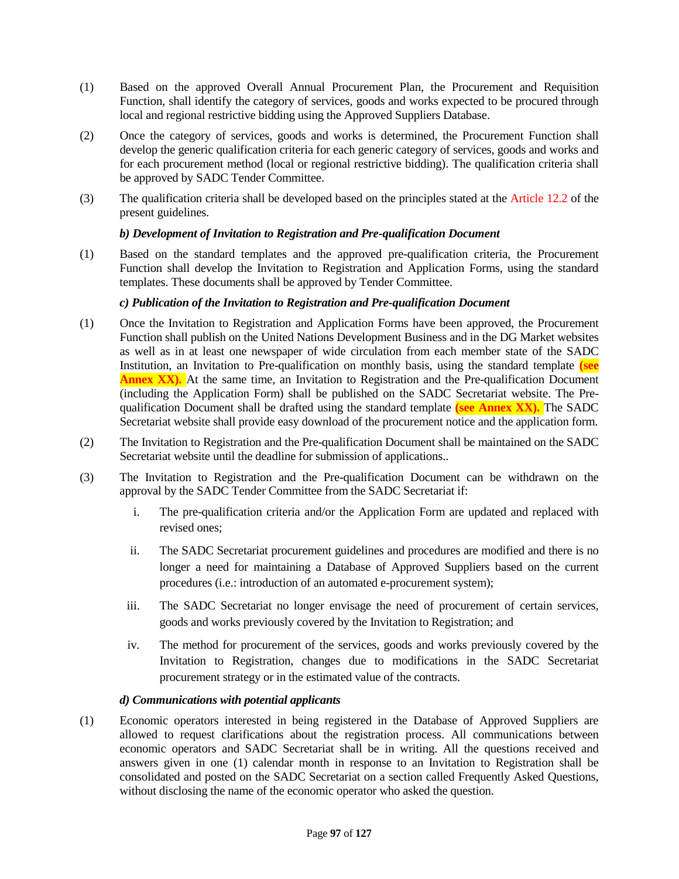(1) Based on the approved Overall Annual Procurement Plan, the Procurement and Requisition Function, shall identify the category of services, goods and works expected to be procured through local and regional restrictive bidding using the Approved Suppliers Database.

(2) Once the category of services, goods and works is determined, the Procurement Function shall develop the generic qualification criteria for each generic category of services, goods and works and for each procurement method (local or regional restrictive bidding). The qualification criteria shall be approved by SADC Tender Committee.

(3) The qualification criteria shall be developed based on the principles stated at the Article 12.2 of the present guidelines.

***b) Development of Invitation to Registration and Pre-qualification Document***

(1) Based on the standard templates and the approved pre-qualification criteria, the Procurement Function shall develop the Invitation to Registration and Application Forms, using the standard templates. These documents shall be approved by Tender Committee.

***c) Publication of the Invitation to Registration and Pre-qualification Document***

(1) Once the Invitation to Registration and Application Forms have been approved, the Procurement Function shall publish on the United Nations Development Business and in the DG Market websites as well as in at least one newspaper of wide circulation from each member state of the SADC Institution, an Invitation to Pre-qualification on monthly basis, using the standard template **(see Annex XX).** At the same time, an Invitation to Registration and the Pre-qualification Document (including the Application Form) shall be published on the SADC Secretariat website. The Pre-qualification Document shall be drafted using the standard template **(see Annex XX).** The SADC Secretariat website shall provide easy download of the procurement notice and the application form.

(2) The Invitation to Registration and the Pre-qualification Document shall be maintained on the SADC Secretariat website until the deadline for submission of applications..

(3) The Invitation to Registration and the Pre-qualification Document can be withdrawn on the approval by the SADC Tender Committee from the SADC Secretariat if:

   i. The pre-qualification criteria and/or the Application Form are updated and replaced with revised ones;

   ii. The SADC Secretariat procurement guidelines and procedures are modified and there is no longer a need for maintaining a Database of Approved Suppliers based on the current procedures (i.e.: introduction of an automated e-procurement system);

   iii. The SADC Secretariat no longer envisage the need of procurement of certain services, goods and works previously covered by the Invitation to Registration; and

   iv. The method for procurement of the services, goods and works previously covered by the Invitation to Registration, changes due to modifications in the SADC Secretariat procurement strategy or in the estimated value of the contracts.

***d) Communications with potential applicants***

(1) Economic operators interested in being registered in the Database of Approved Suppliers are allowed to request clarifications about the registration process. All communications between economic operators and SADC Secretariat shall be in writing. All the questions received and answers given in one (1) calendar month in response to an Invitation to Registration shall be consolidated and posted on the SADC Secretariat on a section called Frequently Asked Questions, without disclosing the name of the economic operator who asked the question.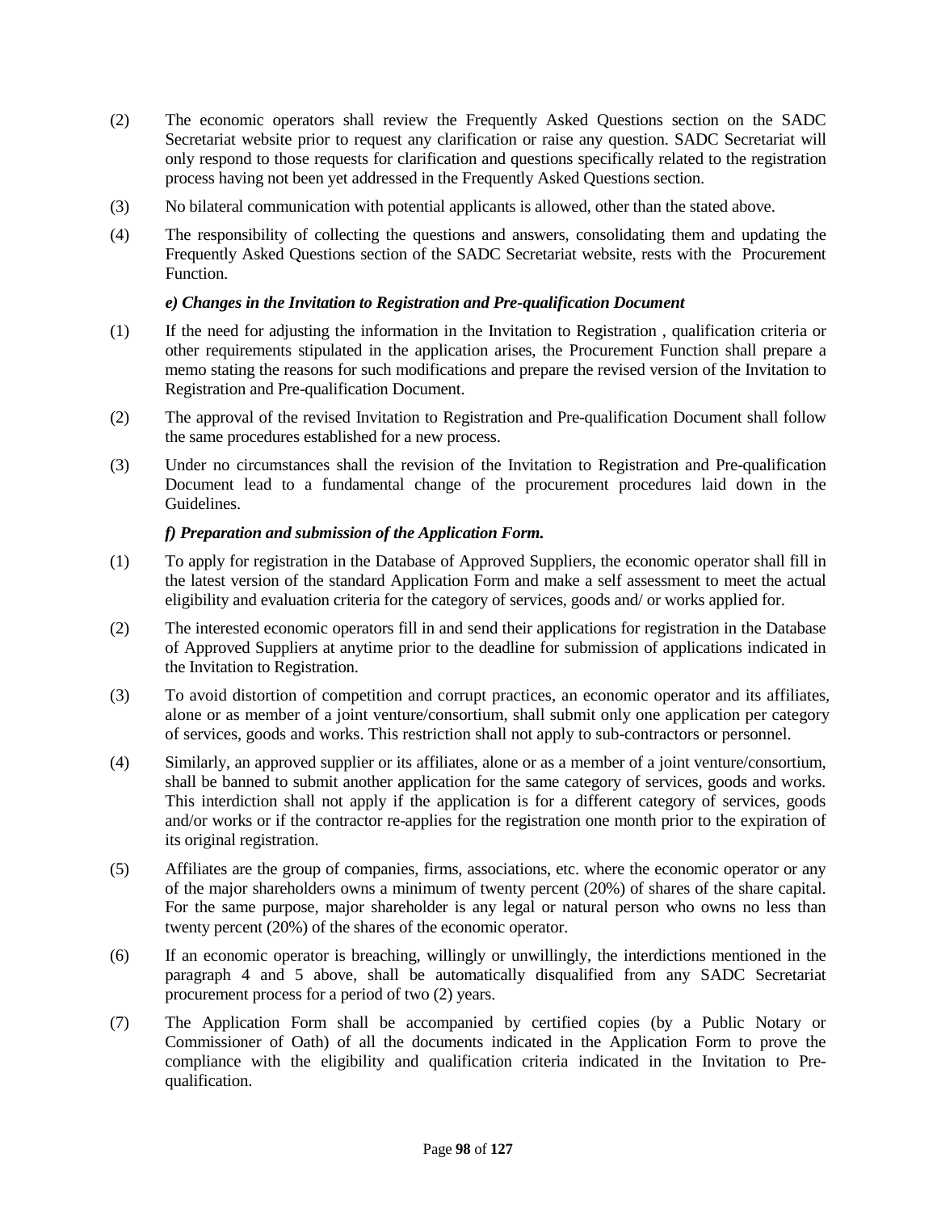(2) The economic operators shall review the Frequently Asked Questions section on the SADC Secretariat website prior to request any clarification or raise any question. SADC Secretariat will only respond to those requests for clarification and questions specifically related to the registration process having not been yet addressed in the Frequently Asked Questions section.

(3) No bilateral communication with potential applicants is allowed, other than the stated above.

(4) The responsibility of collecting the questions and answers, consolidating them and updating the Frequently Asked Questions section of the SADC Secretariat website, rests with the Procurement Function.

***e) Changes in the Invitation to Registration and Pre-qualification Document***

(1) If the need for adjusting the information in the Invitation to Registration , qualification criteria or other requirements stipulated in the application arises, the Procurement Function shall prepare a memo stating the reasons for such modifications and prepare the revised version of the Invitation to Registration and Pre-qualification Document.

(2) The approval of the revised Invitation to Registration and Pre-qualification Document shall follow the same procedures established for a new process.

(3) Under no circumstances shall the revision of the Invitation to Registration and Pre-qualification Document lead to a fundamental change of the procurement procedures laid down in the Guidelines.

***f) Preparation and submission of the Application Form.***

(1) To apply for registration in the Database of Approved Suppliers, the economic operator shall fill in the latest version of the standard Application Form and make a self assessment to meet the actual eligibility and evaluation criteria for the category of services, goods and/ or works applied for.

(2) The interested economic operators fill in and send their applications for registration in the Database of Approved Suppliers at anytime prior to the deadline for submission of applications indicated in the Invitation to Registration.

(3) To avoid distortion of competition and corrupt practices, an economic operator and its affiliates, alone or as member of a joint venture/consortium, shall submit only one application per category of services, goods and works. This restriction shall not apply to sub-contractors or personnel.

(4) Similarly, an approved supplier or its affiliates, alone or as a member of a joint venture/consortium, shall be banned to submit another application for the same category of services, goods and works. This interdiction shall not apply if the application is for a different category of services, goods and/or works or if the contractor re-applies for the registration one month prior to the expiration of its original registration.

(5) Affiliates are the group of companies, firms, associations, etc. where the economic operator or any of the major shareholders owns a minimum of twenty percent (20%) of shares of the share capital. For the same purpose, major shareholder is any legal or natural person who owns no less than twenty percent (20%) of the shares of the economic operator.

(6) If an economic operator is breaching, willingly or unwillingly, the interdictions mentioned in the paragraph 4 and 5 above, shall be automatically disqualified from any SADC Secretariat procurement process for a period of two (2) years.

(7) The Application Form shall be accompanied by certified copies (by a Public Notary or Commissioner of Oath) of all the documents indicated in the Application Form to prove the compliance with the eligibility and qualification criteria indicated in the Invitation to Pre-qualification.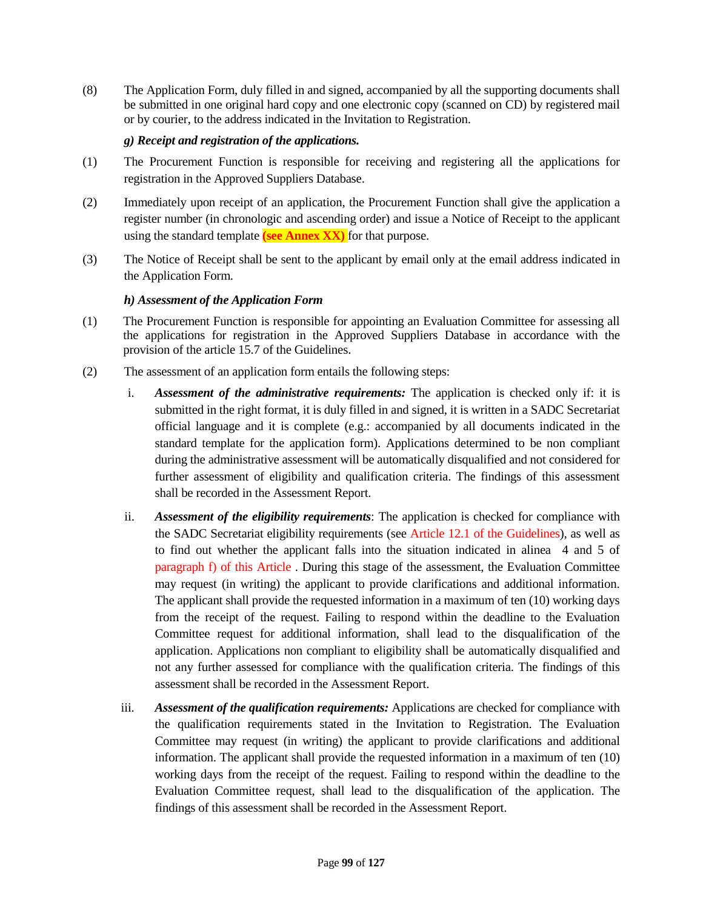(8) The Application Form, duly filled in and signed, accompanied by all the supporting documents shall be submitted in one original hard copy and one electronic copy (scanned on CD) by registered mail or by courier, to the address indicated in the Invitation to Registration.

***g) Receipt and registration of the applications.***

(1) The Procurement Function is responsible for receiving and registering all the applications for registration in the Approved Suppliers Database.

(2) Immediately upon receipt of an application, the Procurement Function shall give the application a register number (in chronologic and ascending order) and issue a Notice of Receipt to the applicant using the standard template **(see Annex XX)** for that purpose.

(3) The Notice of Receipt shall be sent to the applicant by email only at the email address indicated in the Application Form.

***h) Assessment of the Application Form***

(1) The Procurement Function is responsible for appointing an Evaluation Committee for assessing all the applications for registration in the Approved Suppliers Database in accordance with the provision of the article 15.7 of the Guidelines.

(2) The assessment of an application form entails the following steps:

i. ***Assessment of the administrative requirements:*** The application is checked only if: it is submitted in the right format, it is duly filled in and signed, it is written in a SADC Secretariat official language and it is complete (e.g.: accompanied by all documents indicated in the standard template for the application form). Applications determined to be non compliant during the administrative assessment will be automatically disqualified and not considered for further assessment of eligibility and qualification criteria. The findings of this assessment shall be recorded in the Assessment Report.

ii. ***Assessment of the eligibility requirements***: The application is checked for compliance with the SADC Secretariat eligibility requirements (see Article 12.1 of the Guidelines), as well as to find out whether the applicant falls into the situation indicated in alinea 4 and 5 of paragraph f) of this Article . During this stage of the assessment, the Evaluation Committee may request (in writing) the applicant to provide clarifications and additional information. The applicant shall provide the requested information in a maximum of ten (10) working days from the receipt of the request. Failing to respond within the deadline to the Evaluation Committee request for additional information, shall lead to the disqualification of the application. Applications non compliant to eligibility shall be automatically disqualified and not any further assessed for compliance with the qualification criteria. The findings of this assessment shall be recorded in the Assessment Report.

iii. ***Assessment of the qualification requirements:*** Applications are checked for compliance with the qualification requirements stated in the Invitation to Registration. The Evaluation Committee may request (in writing) the applicant to provide clarifications and additional information. The applicant shall provide the requested information in a maximum of ten (10) working days from the receipt of the request. Failing to respond within the deadline to the Evaluation Committee request, shall lead to the disqualification of the application. The findings of this assessment shall be recorded in the Assessment Report.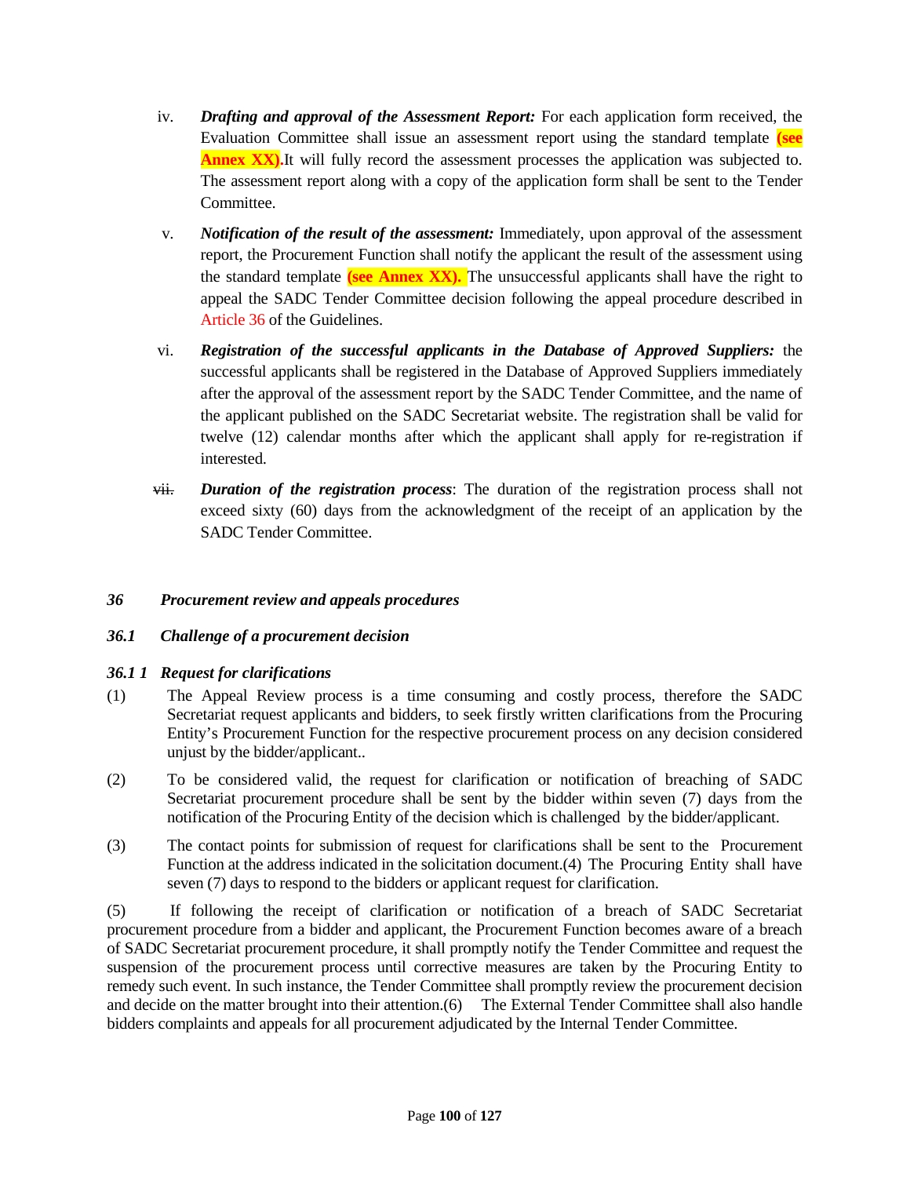iv. ***Drafting and approval of the Assessment Report:*** For each application form received, the Evaluation Committee shall issue an assessment report using the standard template **(see Annex XX).**It will fully record the assessment processes the application was subjected to. The assessment report along with a copy of the application form shall be sent to the Tender Committee.

v. ***Notification of the result of the assessment:*** Immediately, upon approval of the assessment report, the Procurement Function shall notify the applicant the result of the assessment using the standard template **(see Annex XX).** The unsuccessful applicants shall have the right to appeal the SADC Tender Committee decision following the appeal procedure described in Article 36 of the Guidelines.

vi. ***Registration of the successful applicants in the Database of Approved Suppliers:*** the successful applicants shall be registered in the Database of Approved Suppliers immediately after the approval of the assessment report by the SADC Tender Committee, and the name of the applicant published on the SADC Secretariat website. The registration shall be valid for twelve (12) calendar months after which the applicant shall apply for re-registration if interested.

~~vii.~~ ***Duration of the registration process***: The duration of the registration process shall not exceed sixty (60) days from the acknowledgment of the receipt of an application by the SADC Tender Committee.

## *36 Procurement review and appeals procedures*

### *36.1 Challenge of a procurement decision*

#### *36.1 1 Request for clarifications*

(1) The Appeal Review process is a time consuming and costly process, therefore the SADC Secretariat request applicants and bidders, to seek firstly written clarifications from the Procuring Entity's Procurement Function for the respective procurement process on any decision considered unjust by the bidder/applicant..

(2) To be considered valid, the request for clarification or notification of breaching of SADC Secretariat procurement procedure shall be sent by the bidder within seven (7) days from the notification of the Procuring Entity of the decision which is challenged by the bidder/applicant.

(3) The contact points for submission of request for clarifications shall be sent to the Procurement Function at the address indicated in the solicitation document.(4) The Procuring Entity shall have seven (7) days to respond to the bidders or applicant request for clarification.

(5) If following the receipt of clarification or notification of a breach of SADC Secretariat procurement procedure from a bidder and applicant, the Procurement Function becomes aware of a breach of SADC Secretariat procurement procedure, it shall promptly notify the Tender Committee and request the suspension of the procurement process until corrective measures are taken by the Procuring Entity to remedy such event. In such instance, the Tender Committee shall promptly review the procurement decision and decide on the matter brought into their attention.(6) The External Tender Committee shall also handle bidders complaints and appeals for all procurement adjudicated by the Internal Tender Committee.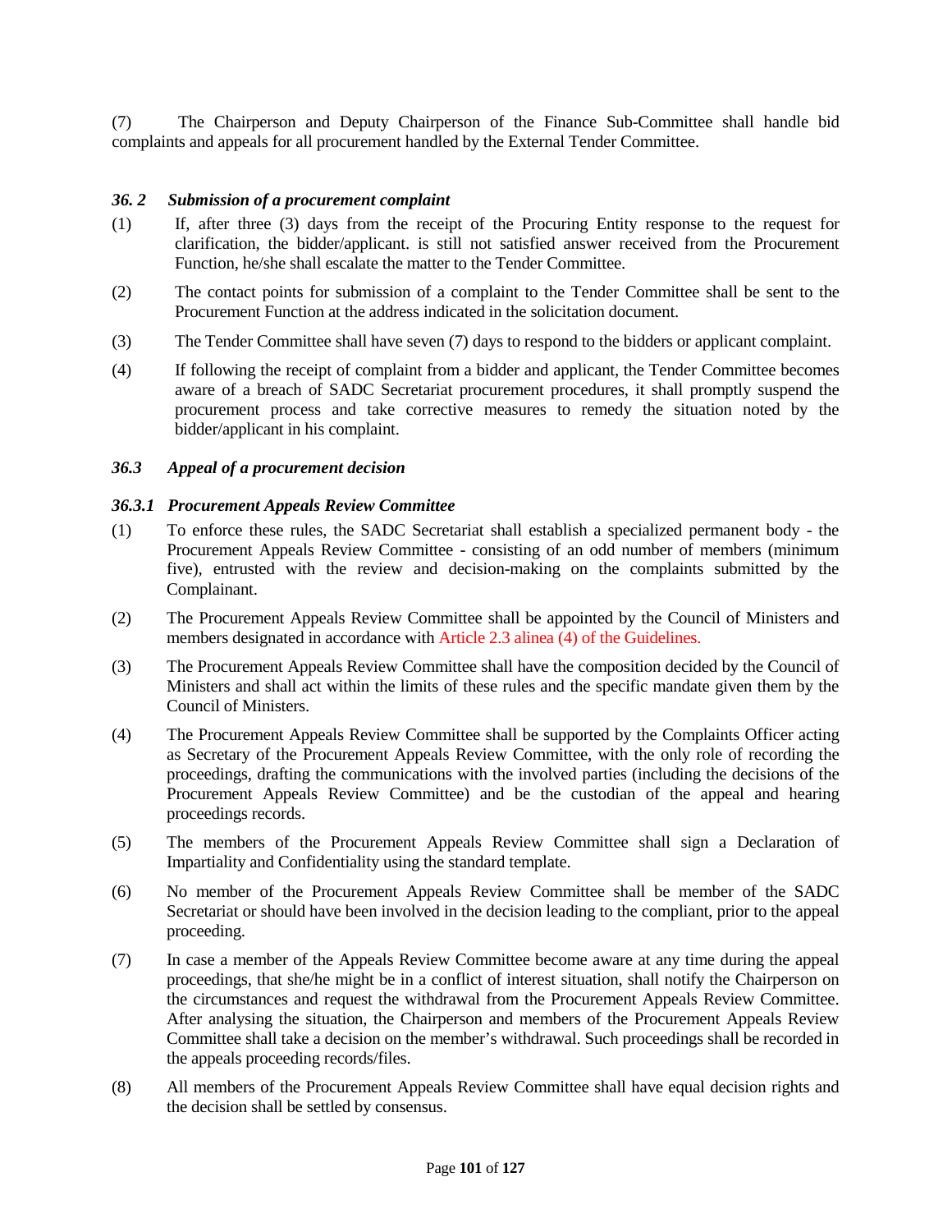(7) The Chairperson and Deputy Chairperson of the Finance Sub-Committee shall handle bid complaints and appeals for all procurement handled by the External Tender Committee.

### *36. 2 Submission of a procurement complaint*

(1) If, after three (3) days from the receipt of the Procuring Entity response to the request for clarification, the bidder/applicant. is still not satisfied answer received from the Procurement Function, he/she shall escalate the matter to the Tender Committee.

(2) The contact points for submission of a complaint to the Tender Committee shall be sent to the Procurement Function at the address indicated in the solicitation document.

(3) The Tender Committee shall have seven (7) days to respond to the bidders or applicant complaint.

(4) If following the receipt of complaint from a bidder and applicant, the Tender Committee becomes aware of a breach of SADC Secretariat procurement procedures, it shall promptly suspend the procurement process and take corrective measures to remedy the situation noted by the bidder/applicant in his complaint.

### *36.3 Appeal of a procurement decision*

#### *36.3.1 Procurement Appeals Review Committee*

(1) To enforce these rules, the SADC Secretariat shall establish a specialized permanent body - the Procurement Appeals Review Committee - consisting of an odd number of members (minimum five), entrusted with the review and decision-making on the complaints submitted by the Complainant.

(2) The Procurement Appeals Review Committee shall be appointed by the Council of Ministers and members designated in accordance with Article 2.3 alinea (4) of the Guidelines.

(3) The Procurement Appeals Review Committee shall have the composition decided by the Council of Ministers and shall act within the limits of these rules and the specific mandate given them by the Council of Ministers.

(4) The Procurement Appeals Review Committee shall be supported by the Complaints Officer acting as Secretary of the Procurement Appeals Review Committee, with the only role of recording the proceedings, drafting the communications with the involved parties (including the decisions of the Procurement Appeals Review Committee) and be the custodian of the appeal and hearing proceedings records.

(5) The members of the Procurement Appeals Review Committee shall sign a Declaration of Impartiality and Confidentiality using the standard template.

(6) No member of the Procurement Appeals Review Committee shall be member of the SADC Secretariat or should have been involved in the decision leading to the compliant, prior to the appeal proceeding.

(7) In case a member of the Appeals Review Committee become aware at any time during the appeal proceedings, that she/he might be in a conflict of interest situation, shall notify the Chairperson on the circumstances and request the withdrawal from the Procurement Appeals Review Committee. After analysing the situation, the Chairperson and members of the Procurement Appeals Review Committee shall take a decision on the member's withdrawal. Such proceedings shall be recorded in the appeals proceeding records/files.

(8) All members of the Procurement Appeals Review Committee shall have equal decision rights and the decision shall be settled by consensus.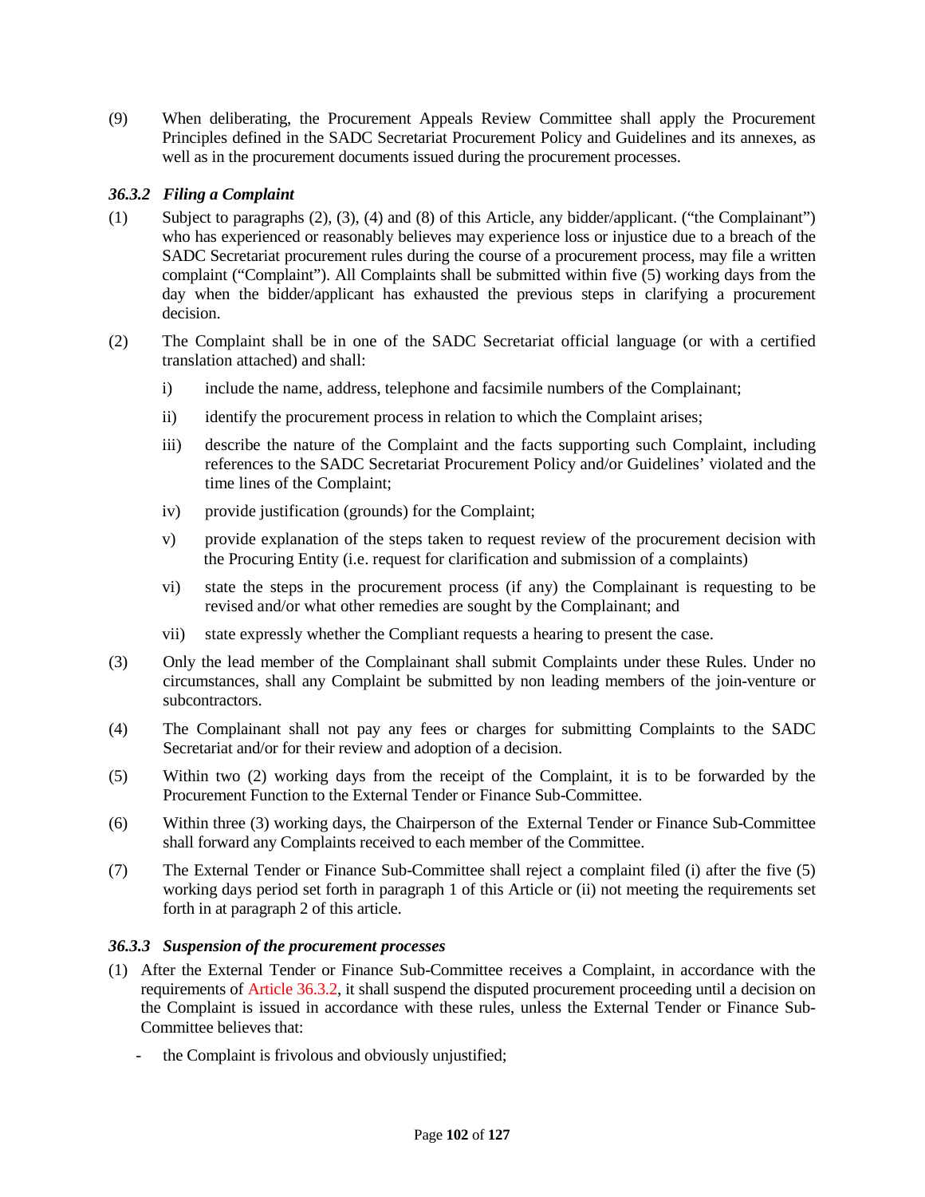(9) When deliberating, the Procurement Appeals Review Committee shall apply the Procurement Principles defined in the SADC Secretariat Procurement Policy and Guidelines and its annexes, as well as in the procurement documents issued during the procurement processes.

### *36.3.2 Filing a Complaint*

(1) Subject to paragraphs (2), (3), (4) and (8) of this Article, any bidder/applicant. ("the Complainant") who has experienced or reasonably believes may experience loss or injustice due to a breach of the SADC Secretariat procurement rules during the course of a procurement process, may file a written complaint ("Complaint"). All Complaints shall be submitted within five (5) working days from the day when the bidder/applicant has exhausted the previous steps in clarifying a procurement decision.

(2) The Complaint shall be in one of the SADC Secretariat official language (or with a certified translation attached) and shall:

- i) include the name, address, telephone and facsimile numbers of the Complainant;
- ii) identify the procurement process in relation to which the Complaint arises;
- iii) describe the nature of the Complaint and the facts supporting such Complaint, including references to the SADC Secretariat Procurement Policy and/or Guidelines' violated and the time lines of the Complaint;
- iv) provide justification (grounds) for the Complaint;
- v) provide explanation of the steps taken to request review of the procurement decision with the Procuring Entity (i.e. request for clarification and submission of a complaints)
- vi) state the steps in the procurement process (if any) the Complainant is requesting to be revised and/or what other remedies are sought by the Complainant; and
- vii) state expressly whether the Compliant requests a hearing to present the case.

(3) Only the lead member of the Complainant shall submit Complaints under these Rules. Under no circumstances, shall any Complaint be submitted by non leading members of the join-venture or subcontractors.

(4) The Complainant shall not pay any fees or charges for submitting Complaints to the SADC Secretariat and/or for their review and adoption of a decision.

(5) Within two (2) working days from the receipt of the Complaint, it is to be forwarded by the Procurement Function to the External Tender or Finance Sub-Committee.

(6) Within three (3) working days, the Chairperson of the External Tender or Finance Sub-Committee shall forward any Complaints received to each member of the Committee.

(7) The External Tender or Finance Sub-Committee shall reject a complaint filed (i) after the five (5) working days period set forth in paragraph 1 of this Article or (ii) not meeting the requirements set forth in at paragraph 2 of this article.

### *36.3.3 Suspension of the procurement processes*

(1) After the External Tender or Finance Sub-Committee receives a Complaint, in accordance with the requirements of Article 36.3.2, it shall suspend the disputed procurement proceeding until a decision on the Complaint is issued in accordance with these rules, unless the External Tender or Finance Sub-Committee believes that:

- the Complaint is frivolous and obviously unjustified;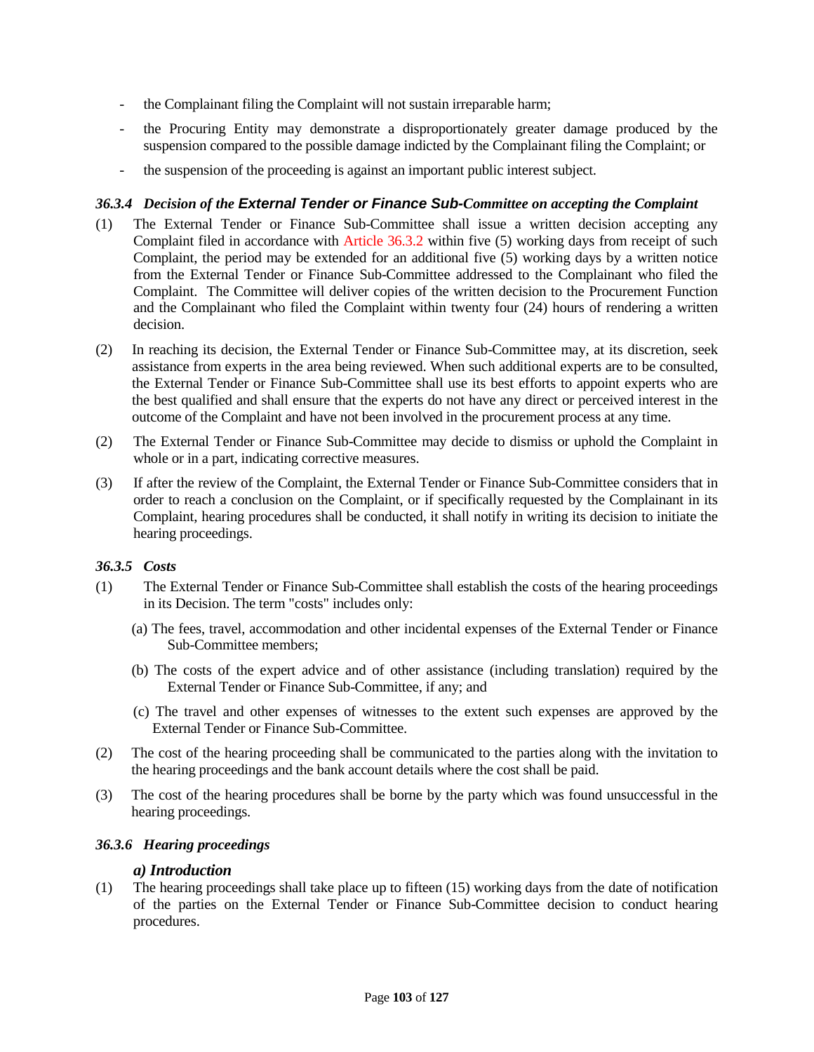- the Complainant filing the Complaint will not sustain irreparable harm;
- the Procuring Entity may demonstrate a disproportionately greater damage produced by the suspension compared to the possible damage indicted by the Complainant filing the Complaint; or
- the suspension of the proceeding is against an important public interest subject.

#### *36.3.4 Decision of the External Tender or Finance Sub-Committee on accepting the Complaint*

(1) The External Tender or Finance Sub-Committee shall issue a written decision accepting any Complaint filed in accordance with Article 36.3.2 within five (5) working days from receipt of such Complaint, the period may be extended for an additional five (5) working days by a written notice from the External Tender or Finance Sub-Committee addressed to the Complainant who filed the Complaint. The Committee will deliver copies of the written decision to the Procurement Function and the Complainant who filed the Complaint within twenty four (24) hours of rendering a written decision.

(2) In reaching its decision, the External Tender or Finance Sub-Committee may, at its discretion, seek assistance from experts in the area being reviewed. When such additional experts are to be consulted, the External Tender or Finance Sub-Committee shall use its best efforts to appoint experts who are the best qualified and shall ensure that the experts do not have any direct or perceived interest in the outcome of the Complaint and have not been involved in the procurement process at any time.

(2) The External Tender or Finance Sub-Committee may decide to dismiss or uphold the Complaint in whole or in a part, indicating corrective measures.

(3) If after the review of the Complaint, the External Tender or Finance Sub-Committee considers that in order to reach a conclusion on the Complaint, or if specifically requested by the Complainant in its Complaint, hearing procedures shall be conducted, it shall notify in writing its decision to initiate the hearing proceedings.

#### *36.3.5 Costs*

(1) The External Tender or Finance Sub-Committee shall establish the costs of the hearing proceedings in its Decision. The term "costs" includes only:

(a) The fees, travel, accommodation and other incidental expenses of the External Tender or Finance Sub-Committee members;

(b) The costs of the expert advice and of other assistance (including translation) required by the External Tender or Finance Sub-Committee, if any; and

(c) The travel and other expenses of witnesses to the extent such expenses are approved by the External Tender or Finance Sub-Committee.

(2) The cost of the hearing proceeding shall be communicated to the parties along with the invitation to the hearing proceedings and the bank account details where the cost shall be paid.

(3) The cost of the hearing procedures shall be borne by the party which was found unsuccessful in the hearing proceedings.

#### *36.3.6 Hearing proceedings*

##### *a) Introduction*

(1) The hearing proceedings shall take place up to fifteen (15) working days from the date of notification of the parties on the External Tender or Finance Sub-Committee decision to conduct hearing procedures.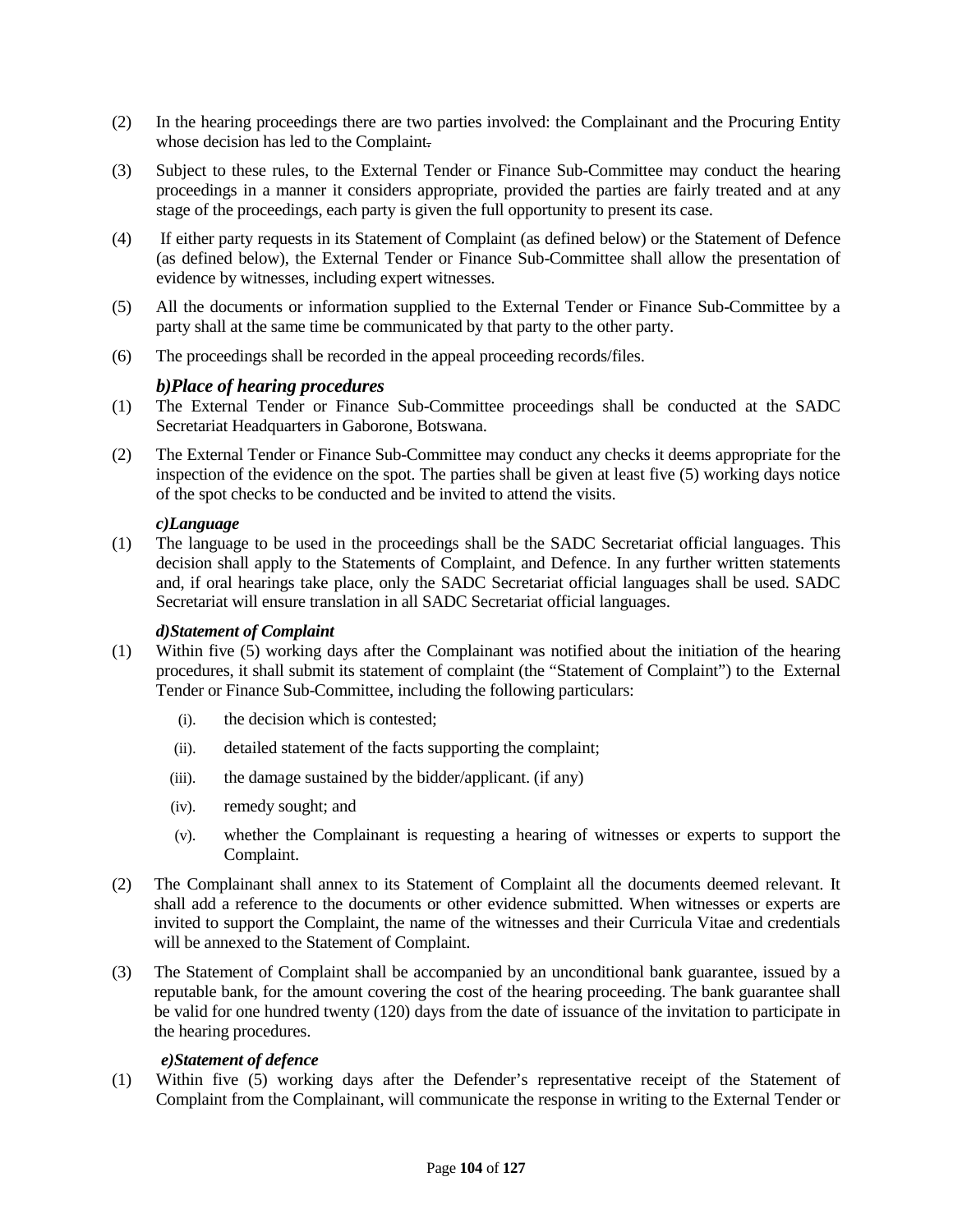(2) In the hearing proceedings there are two parties involved: the Complainant and the Procuring Entity whose decision has led to the Complaint.

(3) Subject to these rules, to the External Tender or Finance Sub-Committee may conduct the hearing proceedings in a manner it considers appropriate, provided the parties are fairly treated and at any stage of the proceedings, each party is given the full opportunity to present its case.

(4) If either party requests in its Statement of Complaint (as defined below) or the Statement of Defence (as defined below), the External Tender or Finance Sub-Committee shall allow the presentation of evidence by witnesses, including expert witnesses.

(5) All the documents or information supplied to the External Tender or Finance Sub-Committee by a party shall at the same time be communicated by that party to the other party.

(6) The proceedings shall be recorded in the appeal proceeding records/files.

### *b)Place of hearing procedures*

(1) The External Tender or Finance Sub-Committee proceedings shall be conducted at the SADC Secretariat Headquarters in Gaborone, Botswana.

(2) The External Tender or Finance Sub-Committee may conduct any checks it deems appropriate for the inspection of the evidence on the spot. The parties shall be given at least five (5) working days notice of the spot checks to be conducted and be invited to attend the visits.

### *c)Language*

(1) The language to be used in the proceedings shall be the SADC Secretariat official languages. This decision shall apply to the Statements of Complaint, and Defence. In any further written statements and, if oral hearings take place, only the SADC Secretariat official languages shall be used. SADC Secretariat will ensure translation in all SADC Secretariat official languages.

### *d)Statement of Complaint*

(1) Within five (5) working days after the Complainant was notified about the initiation of the hearing procedures, it shall submit its statement of complaint (the "Statement of Complaint") to the External Tender or Finance Sub-Committee, including the following particulars:

   (i). the decision which is contested;

   (ii). detailed statement of the facts supporting the complaint;

   (iii). the damage sustained by the bidder/applicant. (if any)

   (iv). remedy sought; and

   (v). whether the Complainant is requesting a hearing of witnesses or experts to support the Complaint.

(2) The Complainant shall annex to its Statement of Complaint all the documents deemed relevant. It shall add a reference to the documents or other evidence submitted. When witnesses or experts are invited to support the Complaint, the name of the witnesses and their Curricula Vitae and credentials will be annexed to the Statement of Complaint.

(3) The Statement of Complaint shall be accompanied by an unconditional bank guarantee, issued by a reputable bank, for the amount covering the cost of the hearing proceeding. The bank guarantee shall be valid for one hundred twenty (120) days from the date of issuance of the invitation to participate in the hearing procedures.

### *e)Statement of defence*

(1) Within five (5) working days after the Defender's representative receipt of the Statement of Complaint from the Complainant, will communicate the response in writing to the External Tender or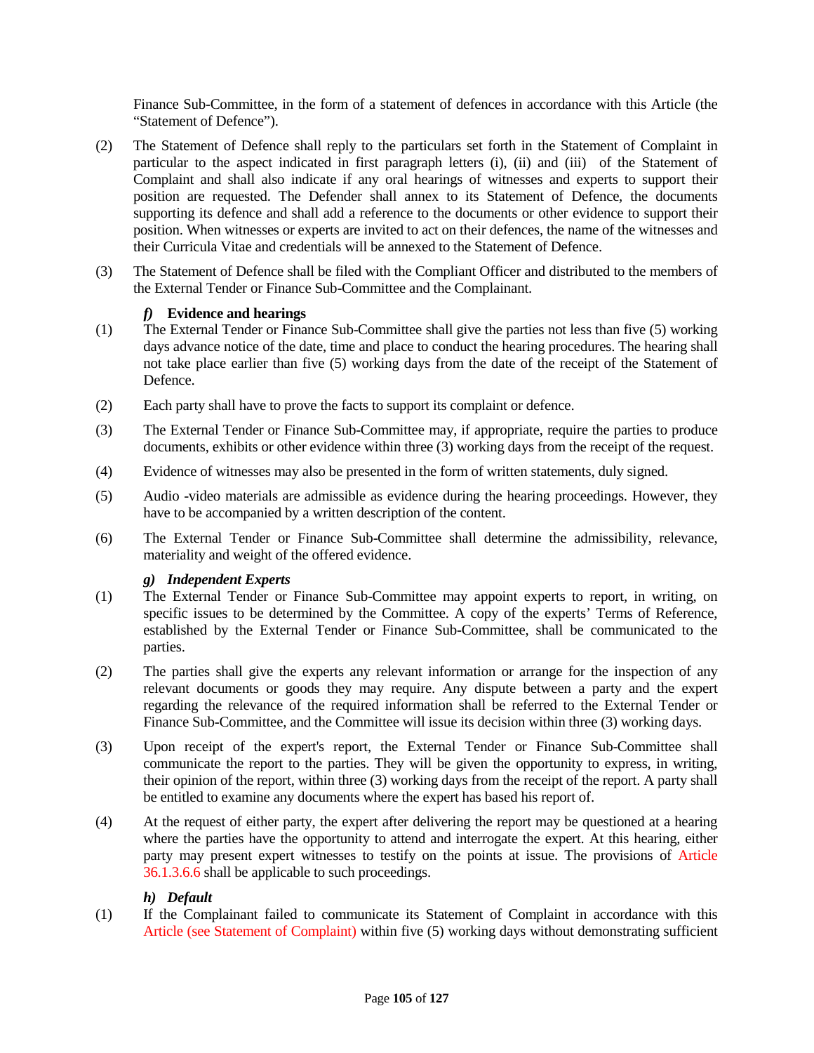Finance Sub-Committee, in the form of a statement of defences in accordance with this Article (the "Statement of Defence").

(2) The Statement of Defence shall reply to the particulars set forth in the Statement of Complaint in particular to the aspect indicated in first paragraph letters (i), (ii) and (iii) of the Statement of Complaint and shall also indicate if any oral hearings of witnesses and experts to support their position are requested. The Defender shall annex to its Statement of Defence, the documents supporting its defence and shall add a reference to the documents or other evidence to support their position. When witnesses or experts are invited to act on their defences, the name of the witnesses and their Curricula Vitae and credentials will be annexed to the Statement of Defence.

(3) The Statement of Defence shall be filed with the Compliant Officer and distributed to the members of the External Tender or Finance Sub-Committee and the Complainant.

***f) Evidence and hearings***

(1) The External Tender or Finance Sub-Committee shall give the parties not less than five (5) working days advance notice of the date, time and place to conduct the hearing procedures. The hearing shall not take place earlier than five (5) working days from the date of the receipt of the Statement of Defence.

(2) Each party shall have to prove the facts to support its complaint or defence.

(3) The External Tender or Finance Sub-Committee may, if appropriate, require the parties to produce documents, exhibits or other evidence within three (3) working days from the receipt of the request.

(4) Evidence of witnesses may also be presented in the form of written statements, duly signed.

(5) Audio -video materials are admissible as evidence during the hearing proceedings. However, they have to be accompanied by a written description of the content.

(6) The External Tender or Finance Sub-Committee shall determine the admissibility, relevance, materiality and weight of the offered evidence.

***g) Independent Experts***

(1) The External Tender or Finance Sub-Committee may appoint experts to report, in writing, on specific issues to be determined by the Committee. A copy of the experts' Terms of Reference, established by the External Tender or Finance Sub-Committee, shall be communicated to the parties.

(2) The parties shall give the experts any relevant information or arrange for the inspection of any relevant documents or goods they may require. Any dispute between a party and the expert regarding the relevance of the required information shall be referred to the External Tender or Finance Sub-Committee, and the Committee will issue its decision within three (3) working days.

(3) Upon receipt of the expert's report, the External Tender or Finance Sub-Committee shall communicate the report to the parties. They will be given the opportunity to express, in writing, their opinion of the report, within three (3) working days from the receipt of the report. A party shall be entitled to examine any documents where the expert has based his report of.

(4) At the request of either party, the expert after delivering the report may be questioned at a hearing where the parties have the opportunity to attend and interrogate the expert. At this hearing, either party may present expert witnesses to testify on the points at issue. The provisions of Article 36.1.3.6.6 shall be applicable to such proceedings.

***h) Default***

(1) If the Complainant failed to communicate its Statement of Complaint in accordance with this Article (see Statement of Complaint) within five (5) working days without demonstrating sufficient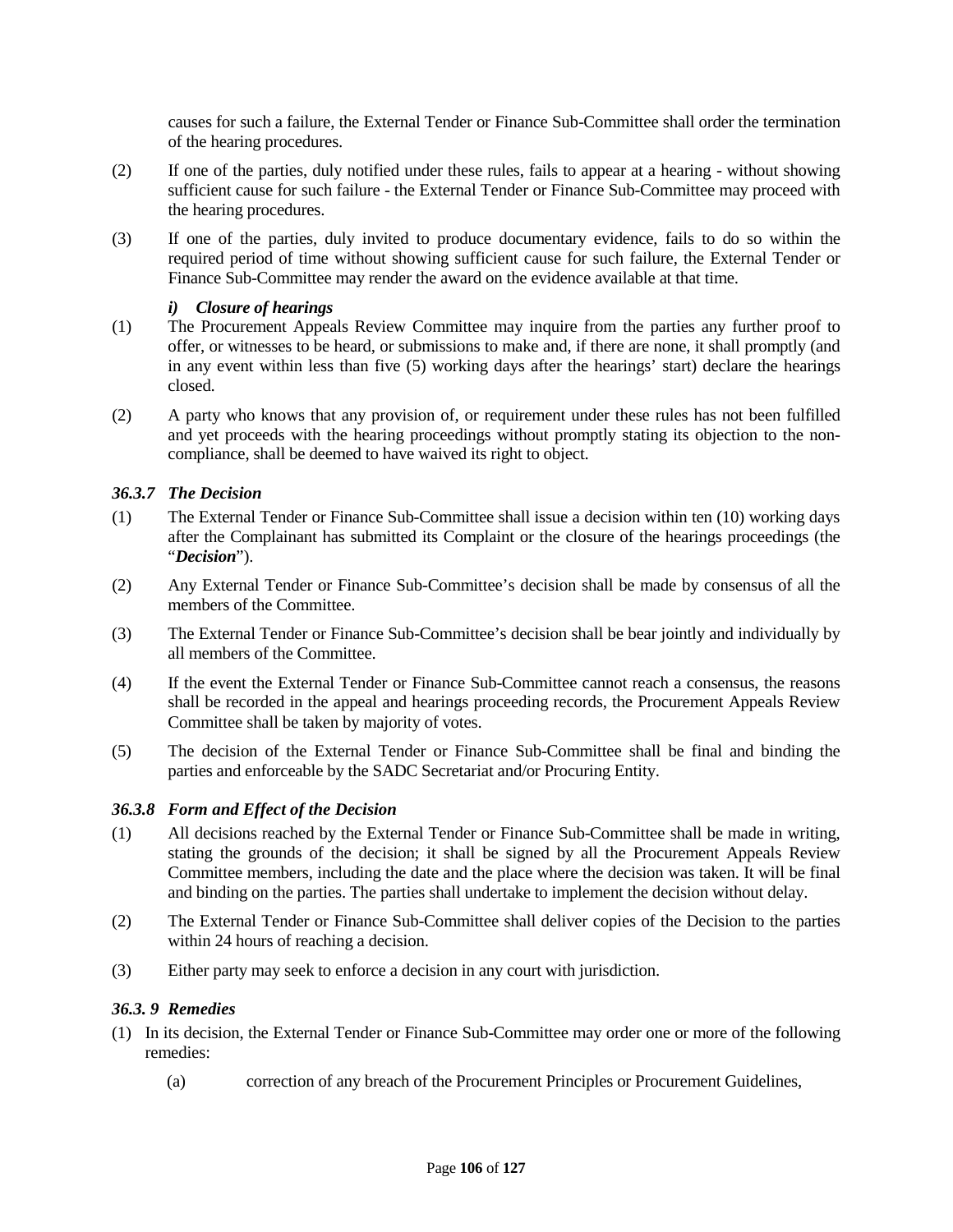causes for such a failure, the External Tender or Finance Sub-Committee shall order the termination of the hearing procedures.

(2) If one of the parties, duly notified under these rules, fails to appear at a hearing - without showing sufficient cause for such failure - the External Tender or Finance Sub-Committee may proceed with the hearing procedures.

(3) If one of the parties, duly invited to produce documentary evidence, fails to do so within the required period of time without showing sufficient cause for such failure, the External Tender or Finance Sub-Committee may render the award on the evidence available at that time.

***i) Closure of hearings***

(1) The Procurement Appeals Review Committee may inquire from the parties any further proof to offer, or witnesses to be heard, or submissions to make and, if there are none, it shall promptly (and in any event within less than five (5) working days after the hearings' start) declare the hearings closed.

(2) A party who knows that any provision of, or requirement under these rules has not been fulfilled and yet proceeds with the hearing proceedings without promptly stating its objection to the non-compliance, shall be deemed to have waived its right to object.

### *36.3.7 The Decision*

(1) The External Tender or Finance Sub-Committee shall issue a decision within ten (10) working days after the Complainant has submitted its Complaint or the closure of the hearings proceedings (the "***Decision***").

(2) Any External Tender or Finance Sub-Committee's decision shall be made by consensus of all the members of the Committee.

(3) The External Tender or Finance Sub-Committee's decision shall be bear jointly and individually by all members of the Committee.

(4) If the event the External Tender or Finance Sub-Committee cannot reach a consensus, the reasons shall be recorded in the appeal and hearings proceeding records, the Procurement Appeals Review Committee shall be taken by majority of votes.

(5) The decision of the External Tender or Finance Sub-Committee shall be final and binding the parties and enforceable by the SADC Secretariat and/or Procuring Entity.

### *36.3.8 Form and Effect of the Decision*

(1) All decisions reached by the External Tender or Finance Sub-Committee shall be made in writing, stating the grounds of the decision; it shall be signed by all the Procurement Appeals Review Committee members, including the date and the place where the decision was taken. It will be final and binding on the parties. The parties shall undertake to implement the decision without delay.

(2) The External Tender or Finance Sub-Committee shall deliver copies of the Decision to the parties within 24 hours of reaching a decision.

(3) Either party may seek to enforce a decision in any court with jurisdiction.

### *36.3. 9 Remedies*

(1) In its decision, the External Tender or Finance Sub-Committee may order one or more of the following remedies:

   (a) correction of any breach of the Procurement Principles or Procurement Guidelines,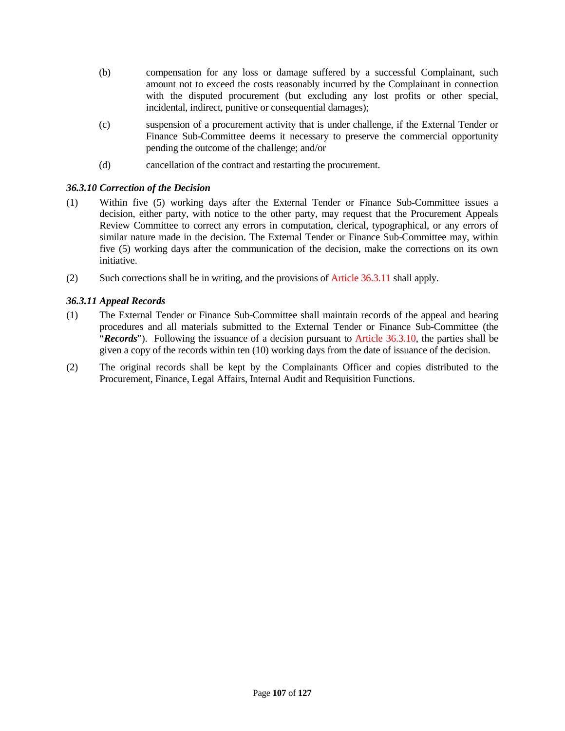(b) compensation for any loss or damage suffered by a successful Complainant, such amount not to exceed the costs reasonably incurred by the Complainant in connection with the disputed procurement (but excluding any lost profits or other special, incidental, indirect, punitive or consequential damages);

(c) suspension of a procurement activity that is under challenge, if the External Tender or Finance Sub-Committee deems it necessary to preserve the commercial opportunity pending the outcome of the challenge; and/or

(d) cancellation of the contract and restarting the procurement.

### *36.3.10 Correction of the Decision*

(1) Within five (5) working days after the External Tender or Finance Sub-Committee issues a decision, either party, with notice to the other party, may request that the Procurement Appeals Review Committee to correct any errors in computation, clerical, typographical, or any errors of similar nature made in the decision. The External Tender or Finance Sub-Committee may, within five (5) working days after the communication of the decision, make the corrections on its own initiative.

(2) Such corrections shall be in writing, and the provisions of Article 36.3.11 shall apply.

### *36.3.11 Appeal Records*

(1) The External Tender or Finance Sub-Committee shall maintain records of the appeal and hearing procedures and all materials submitted to the External Tender or Finance Sub-Committee (the "***Records***"). Following the issuance of a decision pursuant to Article 36.3.10, the parties shall be given a copy of the records within ten (10) working days from the date of issuance of the decision.

(2) The original records shall be kept by the Complainants Officer and copies distributed to the Procurement, Finance, Legal Affairs, Internal Audit and Requisition Functions.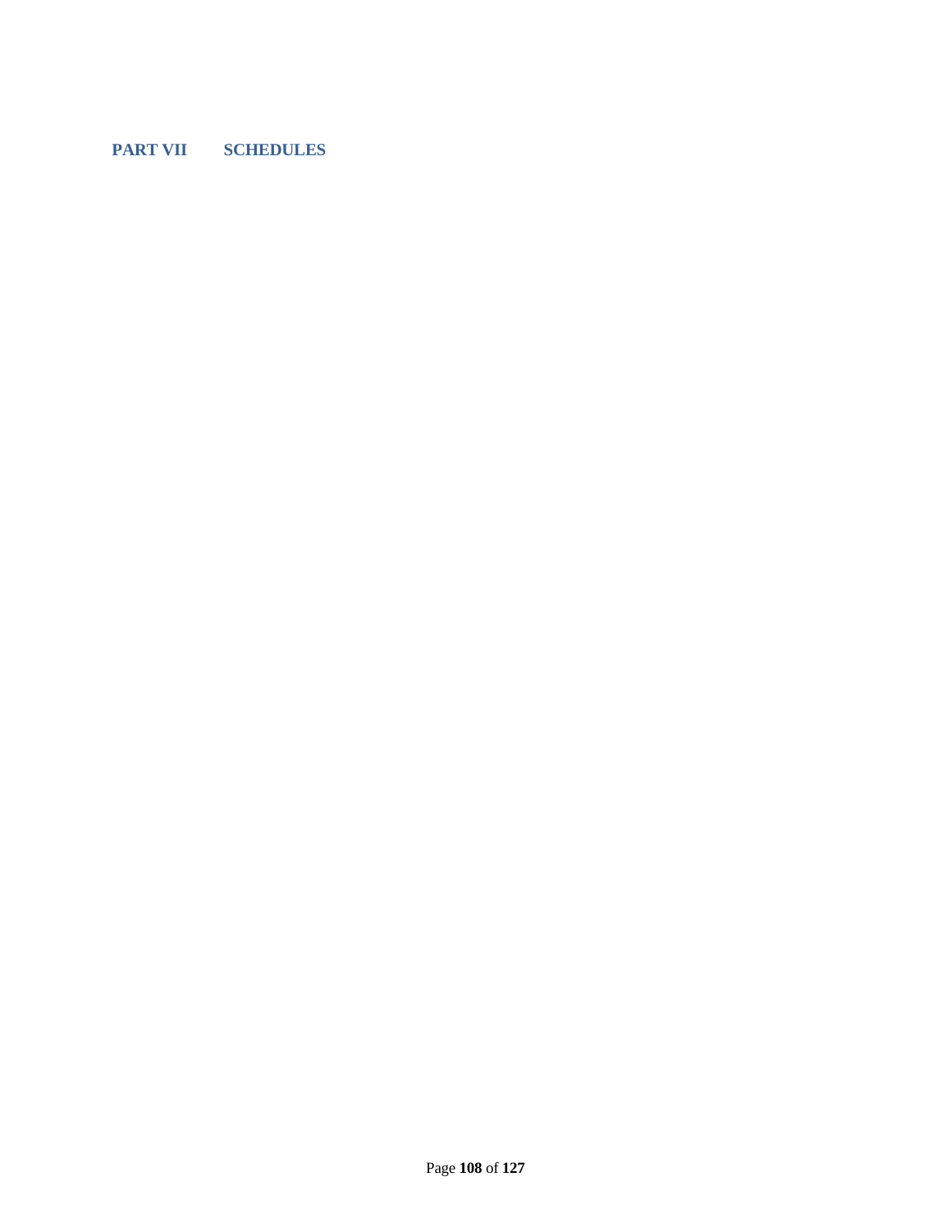# PART VII SCHEDULES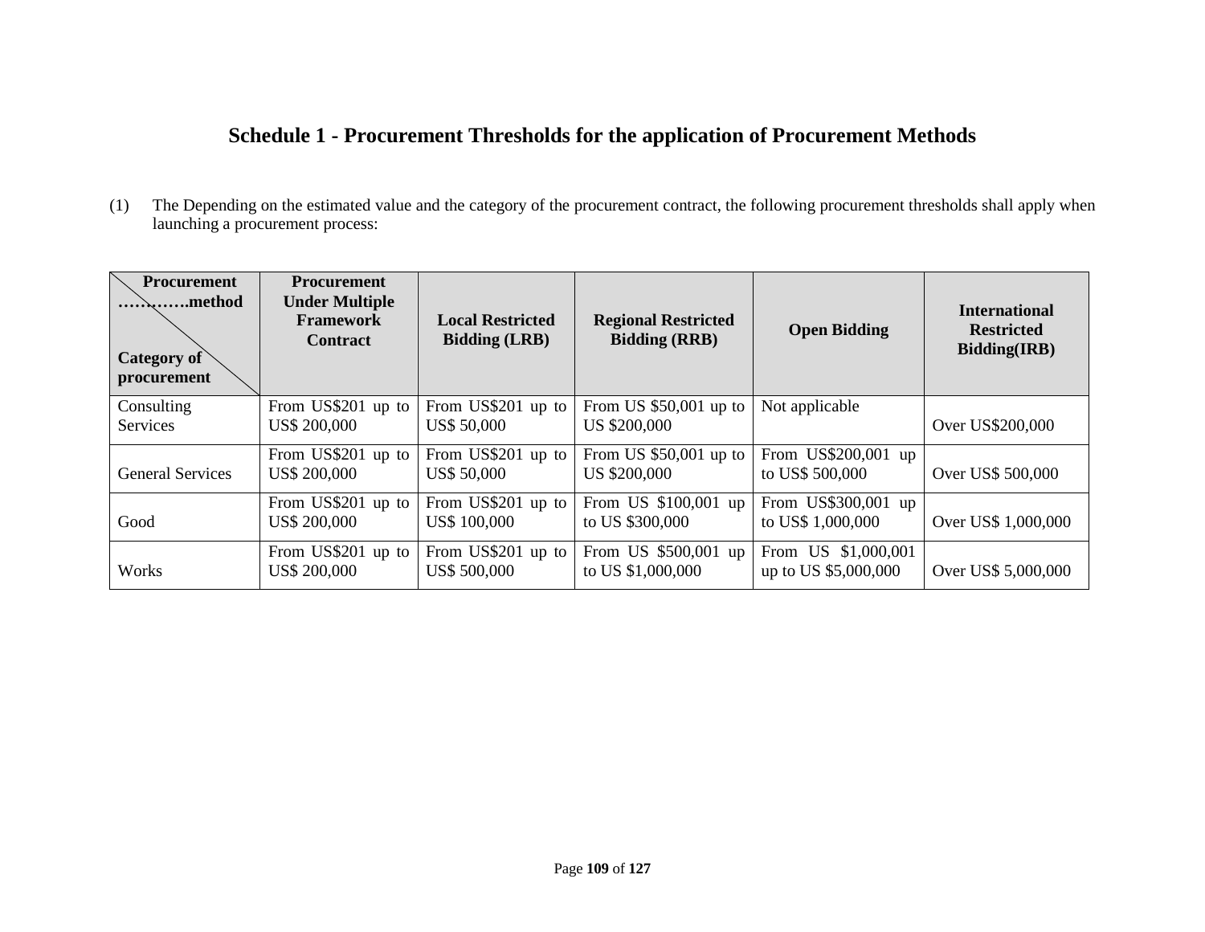## Schedule 1 - Procurement Thresholds for the application of Procurement Methods

(1) The Depending on the estimated value and the category of the procurement contract, the following procurement thresholds shall apply when launching a procurement process:

| Procurement ………….method / Category of procurement | Procurement Under Multiple Framework Contract | Local Restricted Bidding (LRB) | Regional Restricted Bidding (RRB) | Open Bidding | International Restricted Bidding(IRB) |
|---|---|---|---|---|---|
| Consulting Services | From US$201 up to US$ 200,000 | From US$201 up to US$ 50,000 | From US $50,001 up to US $200,000 | Not applicable | Over US$200,000 |
| General Services | From US$201 up to US$ 200,000 | From US$201 up to US$ 50,000 | From US $50,001 up to US $200,000 | From US$200,001 up to US$ 500,000 | Over US$ 500,000 |
| Good | From US$201 up to US$ 200,000 | From US$201 up to US$ 100,000 | From US $100,001 up to US $300,000 | From US$300,001 up to US$ 1,000,000 | Over US$ 1,000,000 |
| Works | From US$201 up to US$ 200,000 | From US$201 up to US$ 500,000 | From US $500,001 up to US $1,000,000 | From US $1,000,001 up to US $5,000,000 | Over US$ 5,000,000 |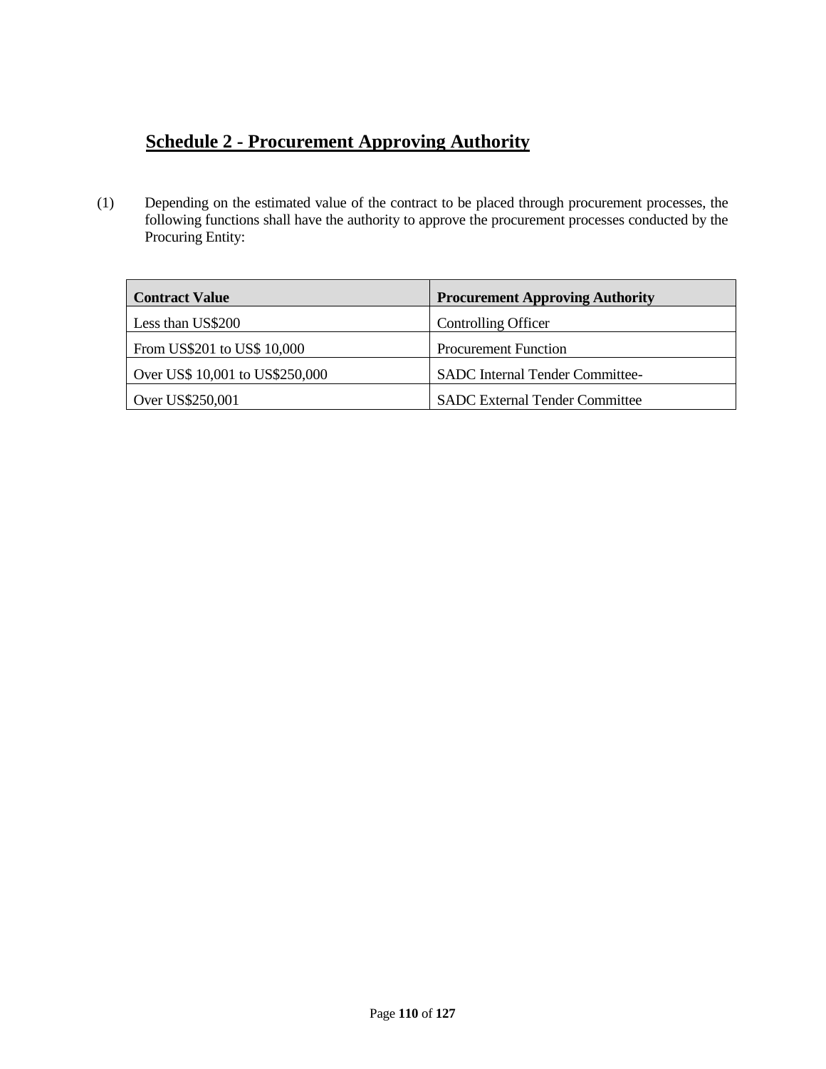## Schedule 2 - Procurement Approving Authority

(1) Depending on the estimated value of the contract to be placed through procurement processes, the following functions shall have the authority to approve the procurement processes conducted by the Procuring Entity:

| Contract Value | Procurement Approving Authority |
|---|---|
| Less than US$200 | Controlling Officer |
| From US$201 to US$ 10,000 | Procurement Function |
| Over US$ 10,001 to US$250,000 | SADC Internal Tender Committee- |
| Over US$250,001 | SADC External Tender Committee |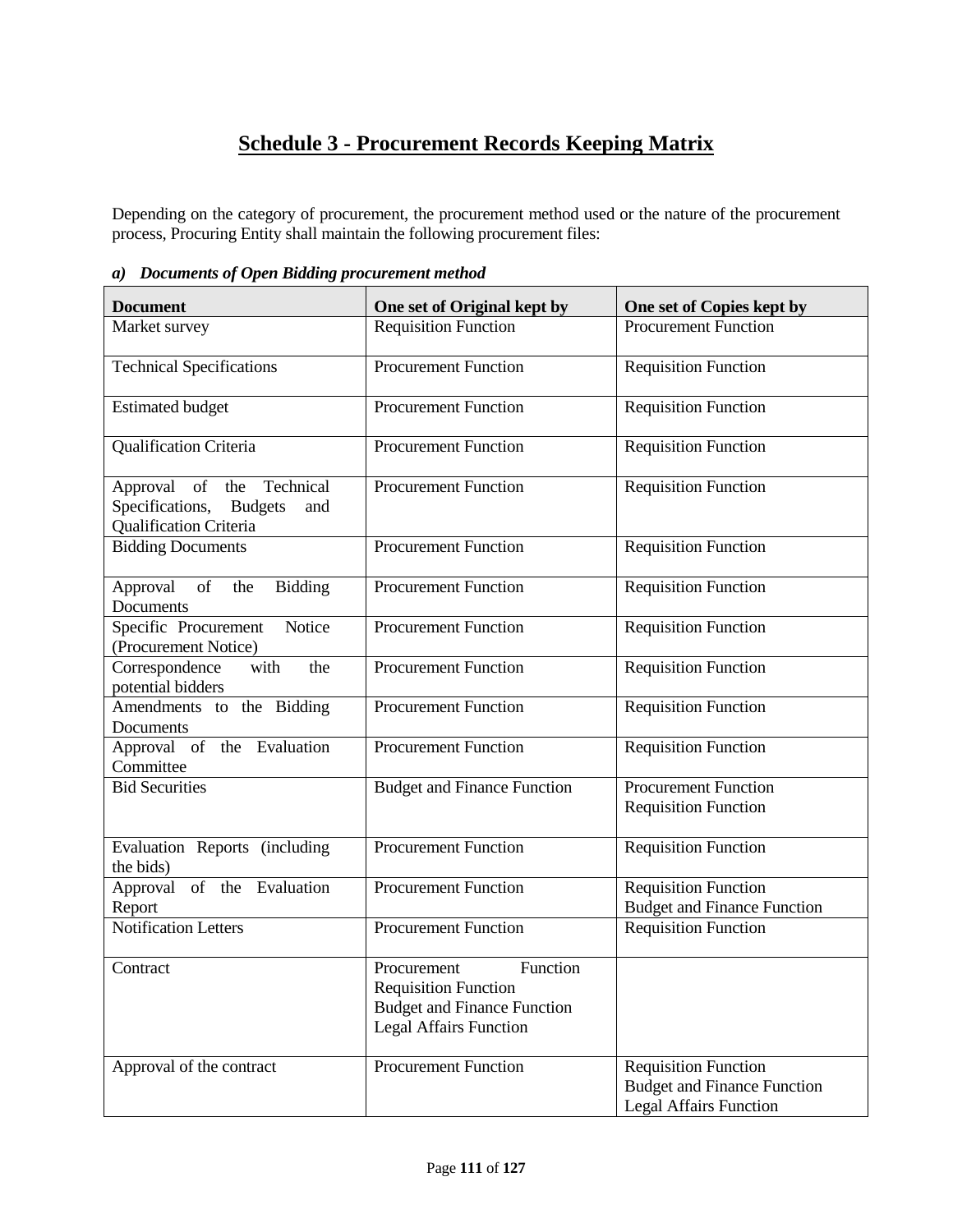# Schedule 3 - Procurement Records Keeping Matrix

Depending on the category of procurement, the procurement method used or the nature of the procurement process, Procuring Entity shall maintain the following procurement files:

***a) Documents of Open Bidding procurement method***

| Document | One set of Original kept by | One set of Copies kept by |
|---|---|---|
| Market survey | Requisition Function | Procurement Function |
| Technical Specifications | Procurement Function | Requisition Function |
| Estimated budget | Procurement Function | Requisition Function |
| Qualification Criteria | Procurement Function | Requisition Function |
| Approval of the Technical Specifications, Budgets and Qualification Criteria | Procurement Function | Requisition Function |
| Bidding Documents | Procurement Function | Requisition Function |
| Approval of the Bidding Documents | Procurement Function | Requisition Function |
| Specific Procurement Notice (Procurement Notice) | Procurement Function | Requisition Function |
| Correspondence with the potential bidders | Procurement Function | Requisition Function |
| Amendments to the Bidding Documents | Procurement Function | Requisition Function |
| Approval of the Evaluation Committee | Procurement Function | Requisition Function |
| Bid Securities | Budget and Finance Function | Procurement Function<br>Requisition Function |
| Evaluation Reports (including the bids) | Procurement Function | Requisition Function |
| Approval of the Evaluation Report | Procurement Function | Requisition Function<br>Budget and Finance Function |
| Notification Letters | Procurement Function | Requisition Function |
| Contract | Procurement Function<br>Requisition Function<br>Budget and Finance Function<br>Legal Affairs Function | |
| Approval of the contract | Procurement Function | Requisition Function<br>Budget and Finance Function<br>Legal Affairs Function |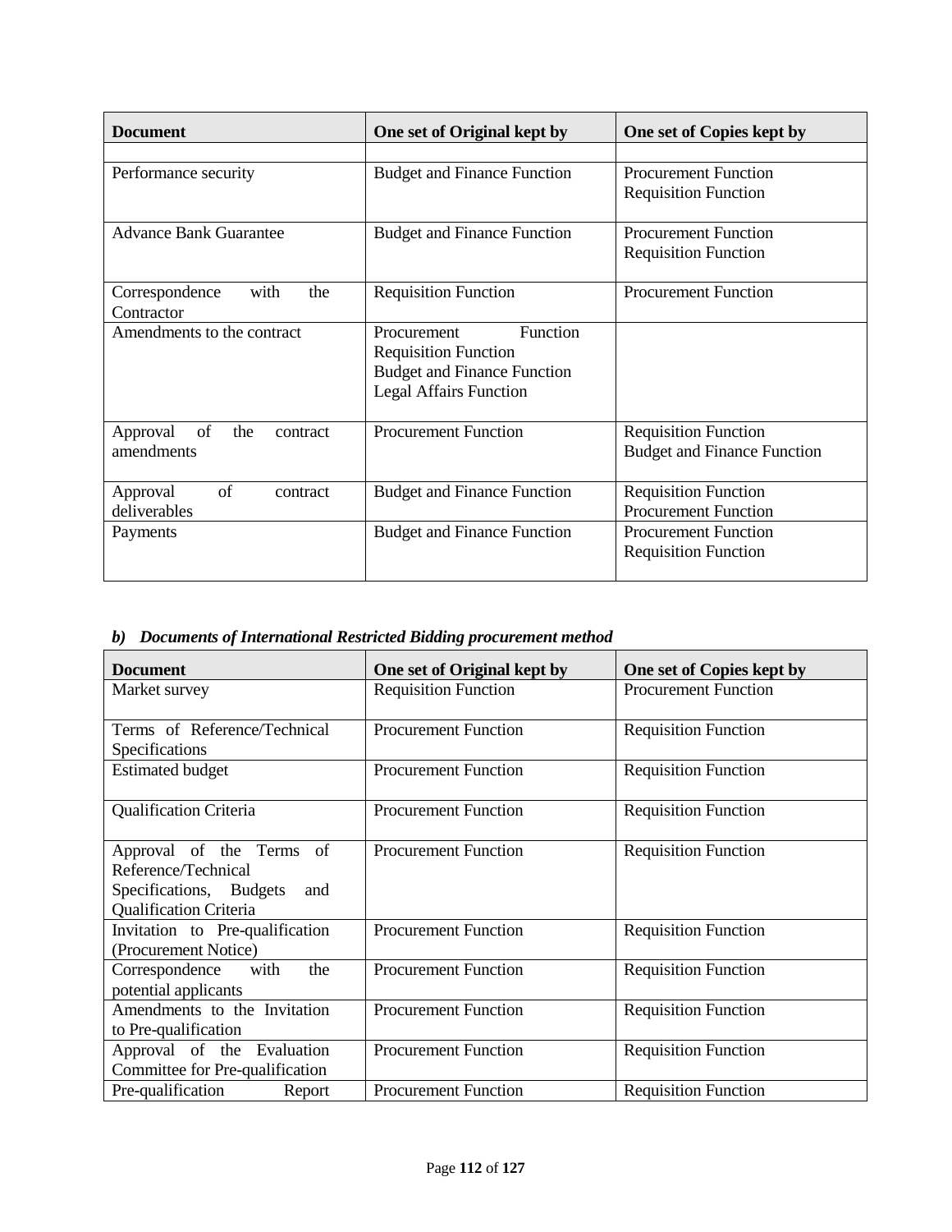| Document | One set of Original kept by | One set of Copies kept by |
|---|---|---|
| | | |
| Performance security | Budget and Finance Function | Procurement Function<br>Requisition Function |
| Advance Bank Guarantee | Budget and Finance Function | Procurement Function<br>Requisition Function |
| Correspondence with the Contractor | Requisition Function | Procurement Function |
| Amendments to the contract | Procurement Function<br>Requisition Function<br>Budget and Finance Function<br>Legal Affairs Function | |
| Approval of the contract amendments | Procurement Function | Requisition Function<br>Budget and Finance Function |
| Approval of contract deliverables | Budget and Finance Function | Requisition Function<br>Procurement Function |
| Payments | Budget and Finance Function | Procurement Function<br>Requisition Function |

***b) Documents of International Restricted Bidding procurement method***

| Document | One set of Original kept by | One set of Copies kept by |
|---|---|---|
| Market survey | Requisition Function | Procurement Function |
| Terms of Reference/Technical Specifications | Procurement Function | Requisition Function |
| Estimated budget | Procurement Function | Requisition Function |
| Qualification Criteria | Procurement Function | Requisition Function |
| Approval of the Terms of Reference/Technical Specifications, Budgets and Qualification Criteria | Procurement Function | Requisition Function |
| Invitation to Pre-qualification (Procurement Notice) | Procurement Function | Requisition Function |
| Correspondence with the potential applicants | Procurement Function | Requisition Function |
| Amendments to the Invitation to Pre-qualification | Procurement Function | Requisition Function |
| Approval of the Evaluation Committee for Pre-qualification | Procurement Function | Requisition Function |
| Pre-qualification Report | Procurement Function | Requisition Function |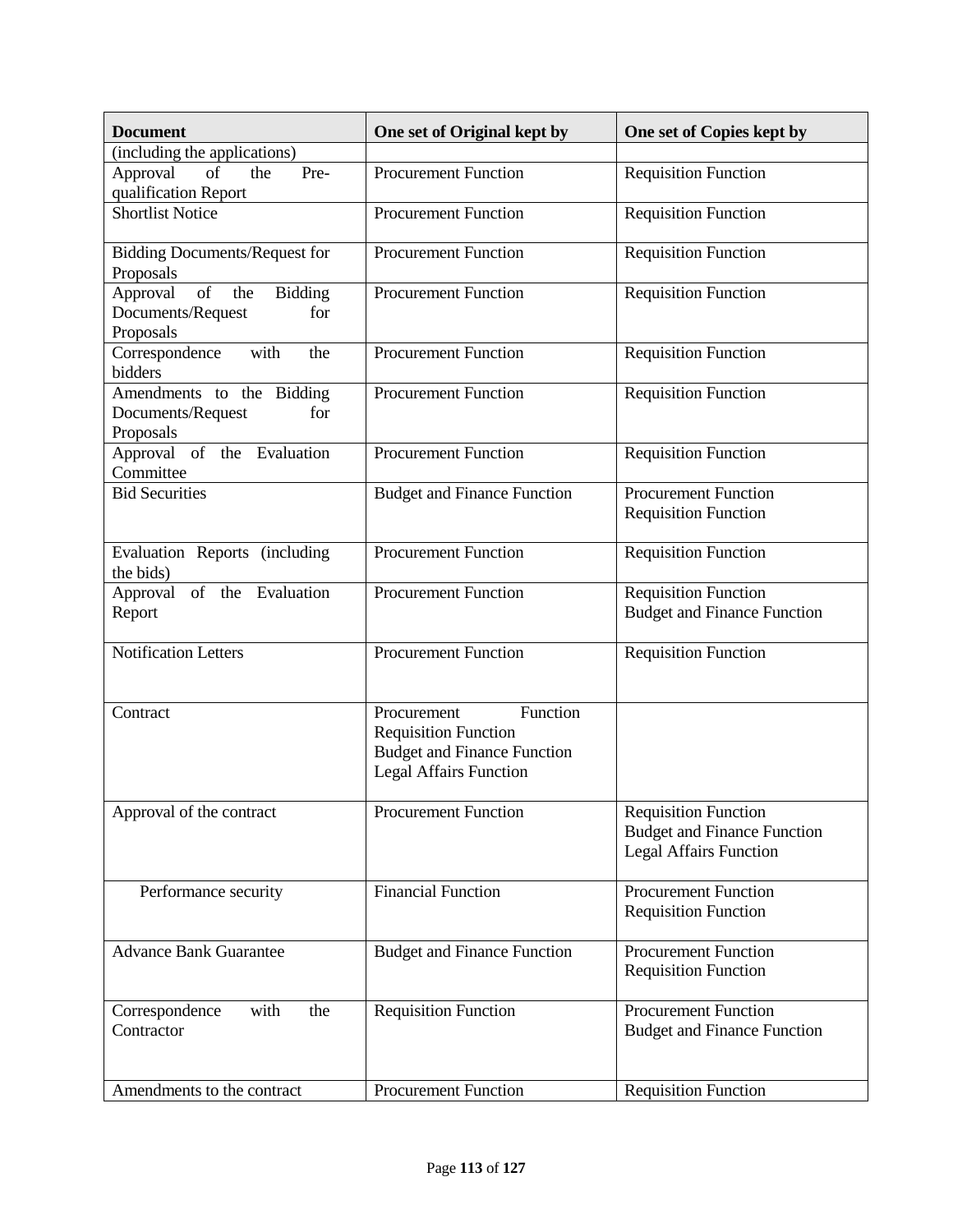| Document | One set of Original kept by | One set of Copies kept by |
|---|---|---|
| (including the applications) | | |
| Approval of the Pre-qualification Report | Procurement Function | Requisition Function |
| Shortlist Notice | Procurement Function | Requisition Function |
| Bidding Documents/Request for Proposals | Procurement Function | Requisition Function |
| Approval of the Bidding Documents/Request for Proposals | Procurement Function | Requisition Function |
| Correspondence with the bidders | Procurement Function | Requisition Function |
| Amendments to the Bidding Documents/Request for Proposals | Procurement Function | Requisition Function |
| Approval of the Evaluation Committee | Procurement Function | Requisition Function |
| Bid Securities | Budget and Finance Function | Procurement Function<br>Requisition Function |
| Evaluation Reports (including the bids) | Procurement Function | Requisition Function |
| Approval of the Evaluation Report | Procurement Function | Requisition Function<br>Budget and Finance Function |
| Notification Letters | Procurement Function | Requisition Function |
| Contract | Procurement Function<br>Requisition Function<br>Budget and Finance Function<br>Legal Affairs Function | |
| Approval of the contract | Procurement Function | Requisition Function<br>Budget and Finance Function<br>Legal Affairs Function |
| Performance security | Financial Function | Procurement Function<br>Requisition Function |
| Advance Bank Guarantee | Budget and Finance Function | Procurement Function<br>Requisition Function |
| Correspondence with the Contractor | Requisition Function | Procurement Function<br>Budget and Finance Function |
| Amendments to the contract | Procurement Function | Requisition Function |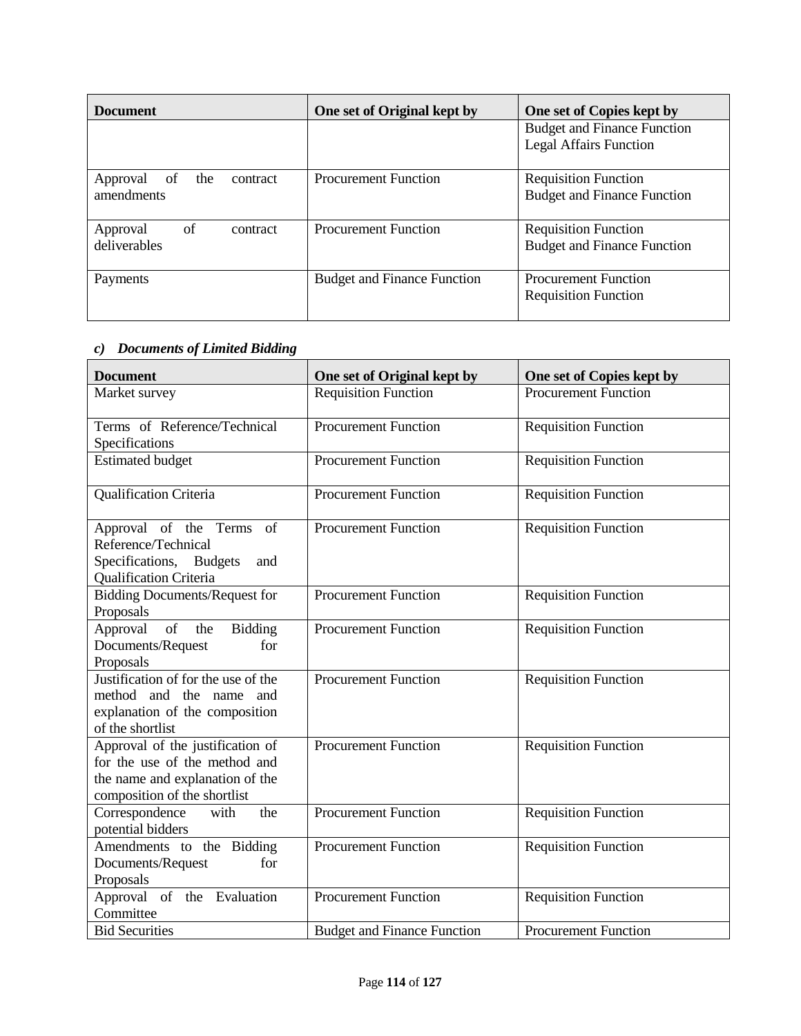| Document | One set of Original kept by | One set of Copies kept by |
|---|---|---|
| | | Budget and Finance Function<br>Legal Affairs Function |
| Approval of the contract amendments | Procurement Function | Requisition Function<br>Budget and Finance Function |
| Approval of contract deliverables | Procurement Function | Requisition Function<br>Budget and Finance Function |
| Payments | Budget and Finance Function | Procurement Function<br>Requisition Function |

### *c) Documents of Limited Bidding*

| Document | One set of Original kept by | One set of Copies kept by |
|---|---|---|
| Market survey | Requisition Function | Procurement Function |
| Terms of Reference/Technical Specifications | Procurement Function | Requisition Function |
| Estimated budget | Procurement Function | Requisition Function |
| Qualification Criteria | Procurement Function | Requisition Function |
| Approval of the Terms of Reference/Technical Specifications, Budgets and Qualification Criteria | Procurement Function | Requisition Function |
| Bidding Documents/Request for Proposals | Procurement Function | Requisition Function |
| Approval of the Bidding Documents/Request for Proposals | Procurement Function | Requisition Function |
| Justification of for the use of the method and the name and explanation of the composition of the shortlist | Procurement Function | Requisition Function |
| Approval of the justification of for the use of the method and the name and explanation of the composition of the shortlist | Procurement Function | Requisition Function |
| Correspondence with the potential bidders | Procurement Function | Requisition Function |
| Amendments to the Bidding Documents/Request for Proposals | Procurement Function | Requisition Function |
| Approval of the Evaluation Committee | Procurement Function | Requisition Function |
| Bid Securities | Budget and Finance Function | Procurement Function |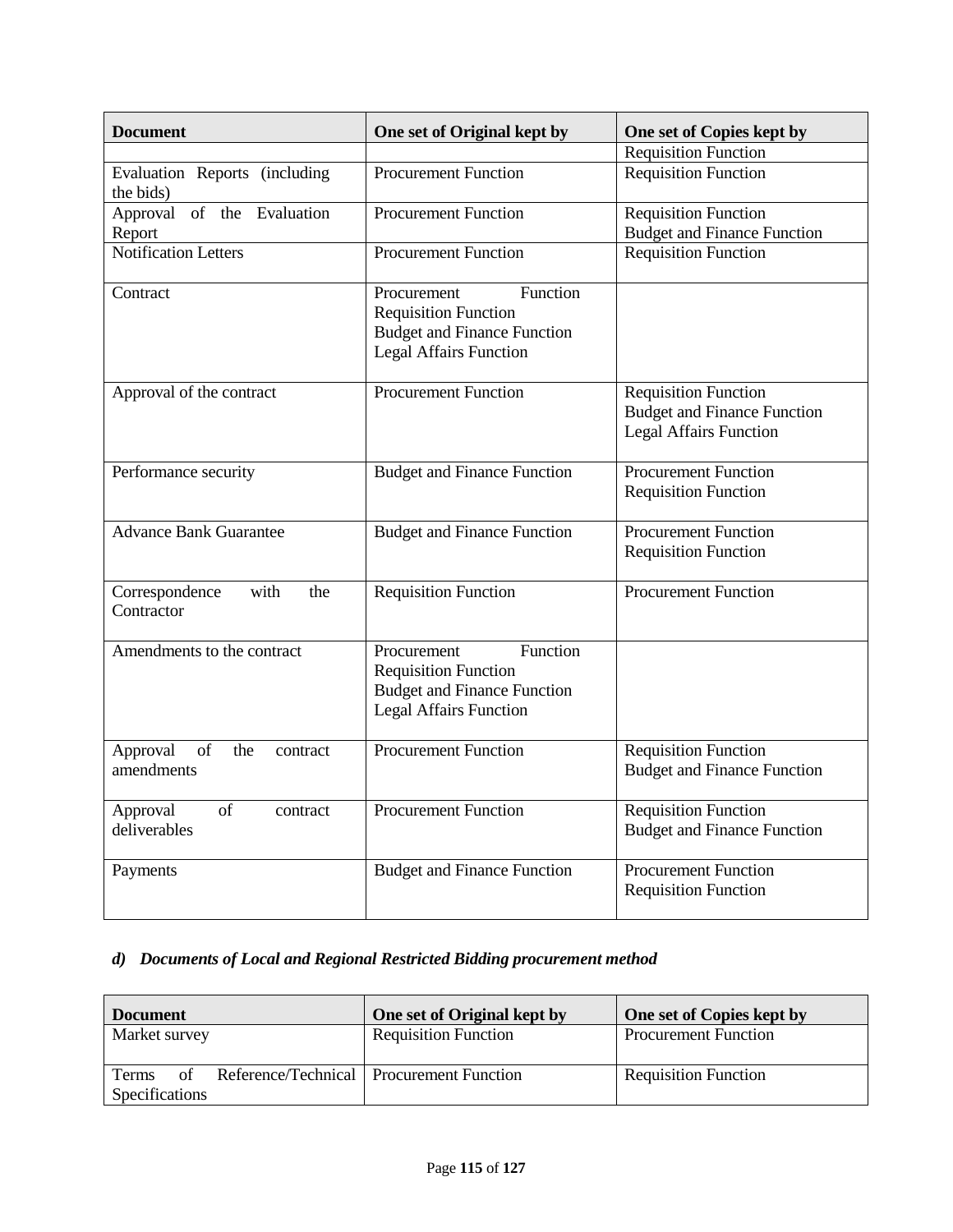| Document | One set of Original kept by | One set of Copies kept by |
|---|---|---|
| | | Requisition Function |
| Evaluation Reports (including the bids) | Procurement Function | Requisition Function |
| Approval of the Evaluation Report | Procurement Function | Requisition Function<br>Budget and Finance Function |
| Notification Letters | Procurement Function | Requisition Function |
| Contract | Procurement Function<br>Requisition Function<br>Budget and Finance Function<br>Legal Affairs Function | |
| Approval of the contract | Procurement Function | Requisition Function<br>Budget and Finance Function<br>Legal Affairs Function |
| Performance security | Budget and Finance Function | Procurement Function<br>Requisition Function |
| Advance Bank Guarantee | Budget and Finance Function | Procurement Function<br>Requisition Function |
| Correspondence with the Contractor | Requisition Function | Procurement Function |
| Amendments to the contract | Procurement Function<br>Requisition Function<br>Budget and Finance Function<br>Legal Affairs Function | |
| Approval of the contract amendments | Procurement Function | Requisition Function<br>Budget and Finance Function |
| Approval of contract deliverables | Procurement Function | Requisition Function<br>Budget and Finance Function |
| Payments | Budget and Finance Function | Procurement Function<br>Requisition Function |

***d) Documents of Local and Regional Restricted Bidding procurement method***

| Document | One set of Original kept by | One set of Copies kept by |
|---|---|---|
| Market survey | Requisition Function | Procurement Function |
| Terms of Reference/Technical Specifications | Procurement Function | Requisition Function |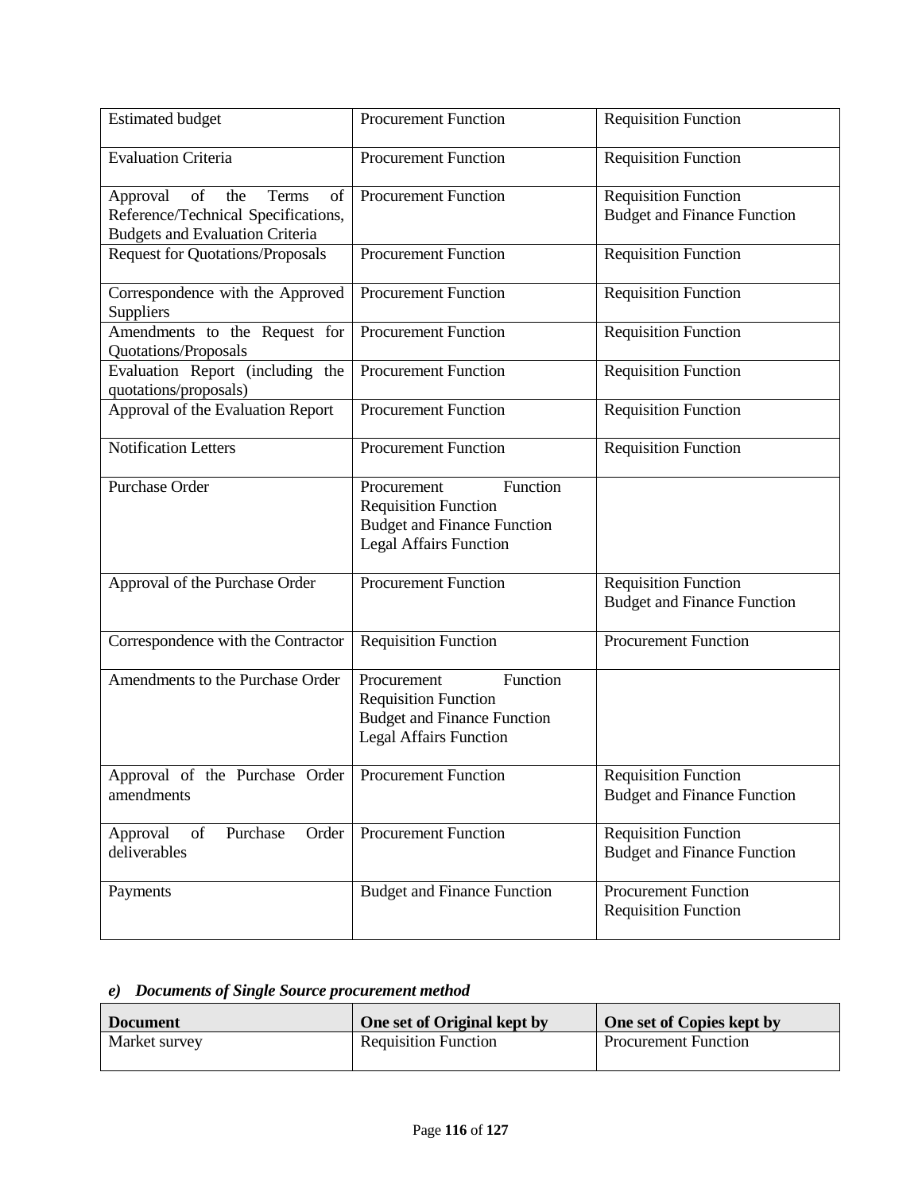| | | |
|---|---|---|
| Estimated budget | Procurement Function | Requisition Function |
| Evaluation Criteria | Procurement Function | Requisition Function |
| Approval of the Terms of Reference/Technical Specifications, Budgets and Evaluation Criteria | Procurement Function | Requisition Function<br>Budget and Finance Function |
| Request for Quotations/Proposals | Procurement Function | Requisition Function |
| Correspondence with the Approved Suppliers | Procurement Function | Requisition Function |
| Amendments to the Request for Quotations/Proposals | Procurement Function | Requisition Function |
| Evaluation Report (including the quotations/proposals) | Procurement Function | Requisition Function |
| Approval of the Evaluation Report | Procurement Function | Requisition Function |
| Notification Letters | Procurement Function | Requisition Function |
| Purchase Order | Procurement Function<br>Requisition Function<br>Budget and Finance Function<br>Legal Affairs Function | |
| Approval of the Purchase Order | Procurement Function | Requisition Function<br>Budget and Finance Function |
| Correspondence with the Contractor | Requisition Function | Procurement Function |
| Amendments to the Purchase Order | Procurement Function<br>Requisition Function<br>Budget and Finance Function<br>Legal Affairs Function | |
| Approval of the Purchase Order amendments | Procurement Function | Requisition Function<br>Budget and Finance Function |
| Approval of Purchase Order deliverables | Procurement Function | Requisition Function<br>Budget and Finance Function |
| Payments | Budget and Finance Function | Procurement Function<br>Requisition Function |

### *e) Documents of Single Source procurement method*

| Document | One set of Original kept by | One set of Copies kept by |
|---|---|---|
| Market survey | Requisition Function | Procurement Function |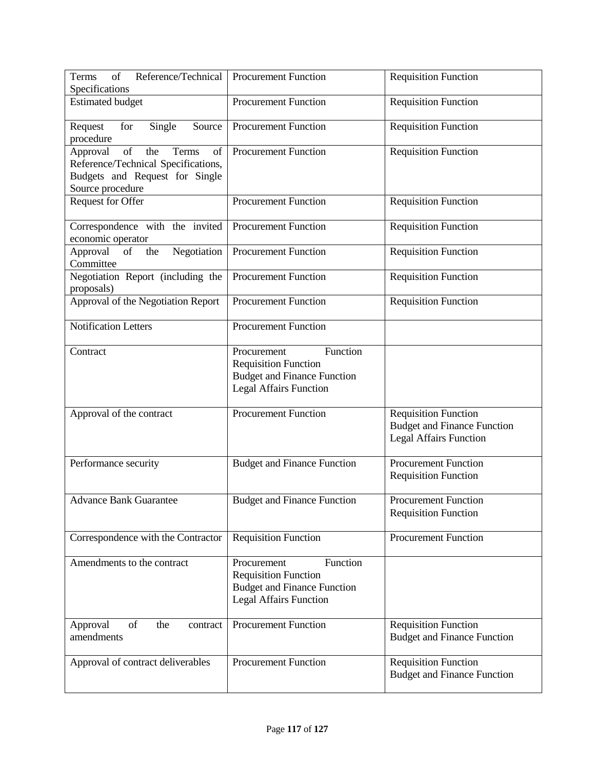| Terms of Reference/Technical Specifications | Procurement Function | Requisition Function |
|---|---|---|
| Estimated budget | Procurement Function | Requisition Function |
| Request for Single Source procedure | Procurement Function | Requisition Function |
| Approval of the Terms of Reference/Technical Specifications, Budgets and Request for Single Source procedure | Procurement Function | Requisition Function |
| Request for Offer | Procurement Function | Requisition Function |
| Correspondence with the invited economic operator | Procurement Function | Requisition Function |
| Approval of the Negotiation Committee | Procurement Function | Requisition Function |
| Negotiation Report (including the proposals) | Procurement Function | Requisition Function |
| Approval of the Negotiation Report | Procurement Function | Requisition Function |
| Notification Letters | Procurement Function | |
| Contract | Procurement Function<br>Requisition Function<br>Budget and Finance Function<br>Legal Affairs Function | |
| Approval of the contract | Procurement Function | Requisition Function<br>Budget and Finance Function<br>Legal Affairs Function |
| Performance security | Budget and Finance Function | Procurement Function<br>Requisition Function |
| Advance Bank Guarantee | Budget and Finance Function | Procurement Function<br>Requisition Function |
| Correspondence with the Contractor | Requisition Function | Procurement Function |
| Amendments to the contract | Procurement Function<br>Requisition Function<br>Budget and Finance Function<br>Legal Affairs Function | |
| Approval of the contract amendments | Procurement Function | Requisition Function<br>Budget and Finance Function |
| Approval of contract deliverables | Procurement Function | Requisition Function<br>Budget and Finance Function |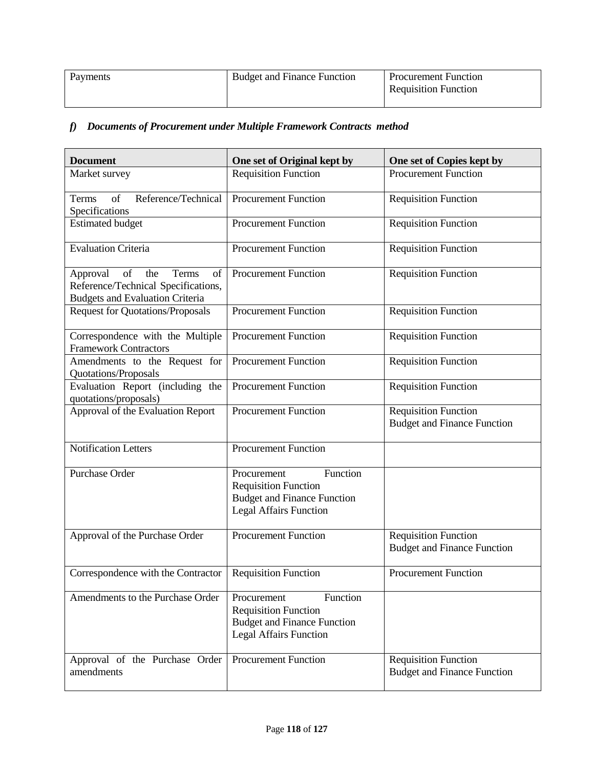| Payments | Budget and Finance Function | Procurement Function<br>Requisition Function |
|---|---|---|

### *f) Documents of Procurement under Multiple Framework Contracts method*

| Document | One set of Original kept by | One set of Copies kept by |
|---|---|---|
| Market survey | Requisition Function | Procurement Function |
| Terms of Reference/Technical Specifications | Procurement Function | Requisition Function |
| Estimated budget | Procurement Function | Requisition Function |
| Evaluation Criteria | Procurement Function | Requisition Function |
| Approval of the Terms of Reference/Technical Specifications, Budgets and Evaluation Criteria | Procurement Function | Requisition Function |
| Request for Quotations/Proposals | Procurement Function | Requisition Function |
| Correspondence with the Multiple Framework Contractors | Procurement Function | Requisition Function |
| Amendments to the Request for Quotations/Proposals | Procurement Function | Requisition Function |
| Evaluation Report (including the quotations/proposals) | Procurement Function | Requisition Function |
| Approval of the Evaluation Report | Procurement Function | Requisition Function<br>Budget and Finance Function |
| Notification Letters | Procurement Function | |
| Purchase Order | Procurement Function<br>Requisition Function<br>Budget and Finance Function<br>Legal Affairs Function | |
| Approval of the Purchase Order | Procurement Function | Requisition Function<br>Budget and Finance Function |
| Correspondence with the Contractor | Requisition Function | Procurement Function |
| Amendments to the Purchase Order | Procurement Function<br>Requisition Function<br>Budget and Finance Function<br>Legal Affairs Function | |
| Approval of the Purchase Order amendments | Procurement Function | Requisition Function<br>Budget and Finance Function |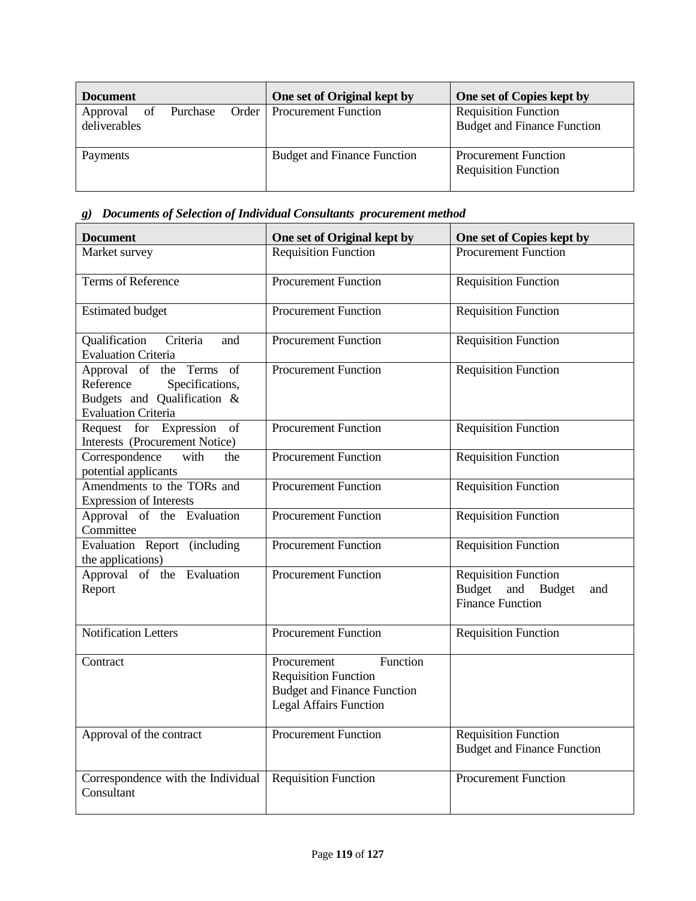| Document | One set of Original kept by | One set of Copies kept by |
|---|---|---|
| Approval of Purchase Order deliverables | Procurement Function | Requisition Function<br>Budget and Finance Function |
| Payments | Budget and Finance Function | Procurement Function<br>Requisition Function |

***g) Documents of Selection of Individual Consultants procurement method***

| Document | One set of Original kept by | One set of Copies kept by |
|---|---|---|
| Market survey | Requisition Function | Procurement Function |
| Terms of Reference | Procurement Function | Requisition Function |
| Estimated budget | Procurement Function | Requisition Function |
| Qualification Criteria and Evaluation Criteria | Procurement Function | Requisition Function |
| Approval of the Terms of Reference Specifications, Budgets and Qualification & Evaluation Criteria | Procurement Function | Requisition Function |
| Request for Expression of Interests (Procurement Notice) | Procurement Function | Requisition Function |
| Correspondence with the potential applicants | Procurement Function | Requisition Function |
| Amendments to the TORs and Expression of Interests | Procurement Function | Requisition Function |
| Approval of the Evaluation Committee | Procurement Function | Requisition Function |
| Evaluation Report (including the applications) | Procurement Function | Requisition Function |
| Approval of the Evaluation Report | Procurement Function | Requisition Function<br>Budget and Budget and Finance Function |
| Notification Letters | Procurement Function | Requisition Function |
| Contract | Procurement Function<br>Requisition Function<br>Budget and Finance Function<br>Legal Affairs Function | |
| Approval of the contract | Procurement Function | Requisition Function<br>Budget and Finance Function |
| Correspondence with the Individual Consultant | Requisition Function | Procurement Function |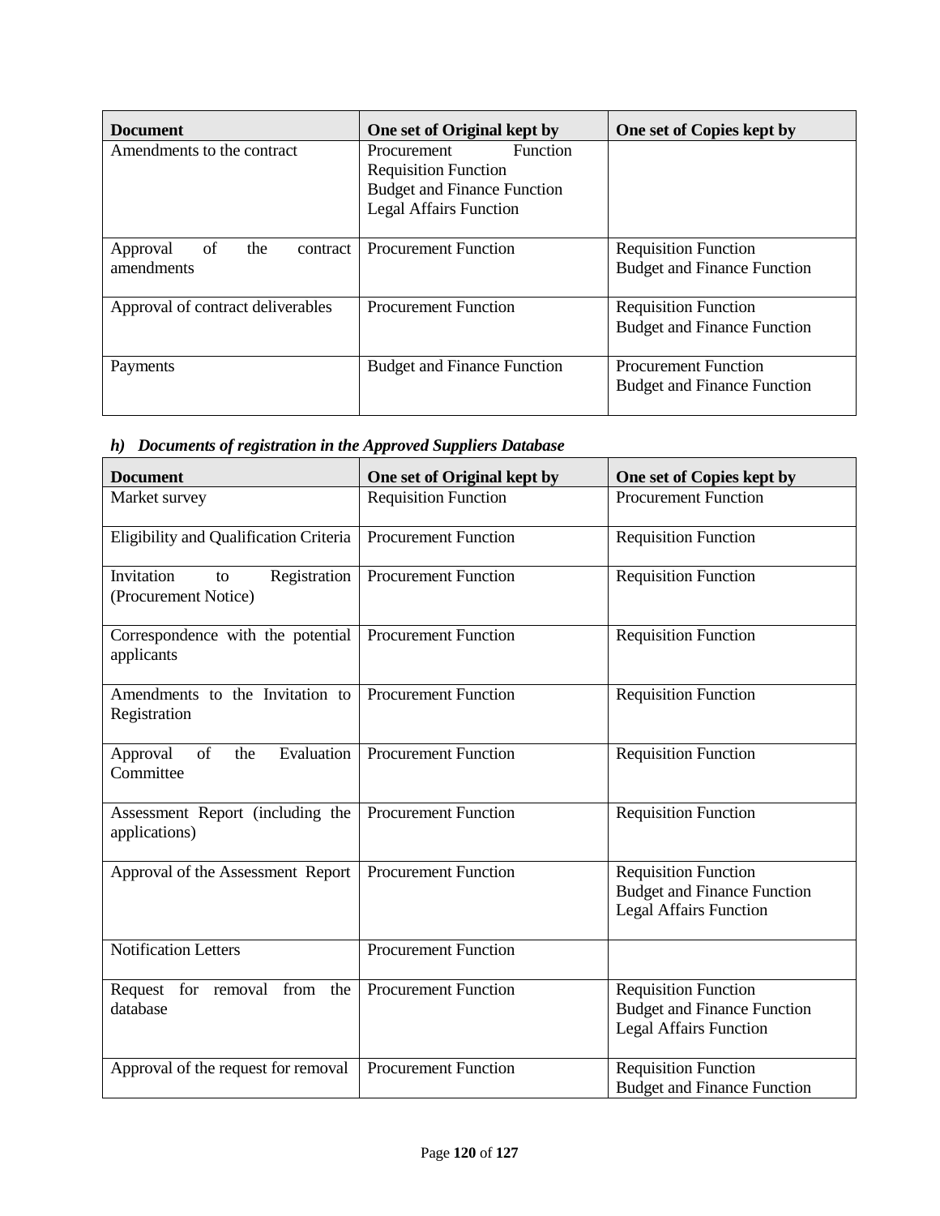| Document | One set of Original kept by | One set of Copies kept by |
|---|---|---|
| Amendments to the contract | Procurement Function<br>Requisition Function<br>Budget and Finance Function<br>Legal Affairs Function | |
| Approval of the contract amendments | Procurement Function | Requisition Function<br>Budget and Finance Function |
| Approval of contract deliverables | Procurement Function | Requisition Function<br>Budget and Finance Function |
| Payments | Budget and Finance Function | Procurement Function<br>Budget and Finance Function |

### *h) Documents of registration in the Approved Suppliers Database*

| Document | One set of Original kept by | One set of Copies kept by |
|---|---|---|
| Market survey | Requisition Function | Procurement Function |
| Eligibility and Qualification Criteria | Procurement Function | Requisition Function |
| Invitation to Registration (Procurement Notice) | Procurement Function | Requisition Function |
| Correspondence with the potential applicants | Procurement Function | Requisition Function |
| Amendments to the Invitation to Registration | Procurement Function | Requisition Function |
| Approval of the Evaluation Committee | Procurement Function | Requisition Function |
| Assessment Report (including the applications) | Procurement Function | Requisition Function |
| Approval of the Assessment Report | Procurement Function | Requisition Function<br>Budget and Finance Function<br>Legal Affairs Function |
| Notification Letters | Procurement Function | |
| Request for removal from the database | Procurement Function | Requisition Function<br>Budget and Finance Function<br>Legal Affairs Function |
| Approval of the request for removal | Procurement Function | Requisition Function<br>Budget and Finance Function |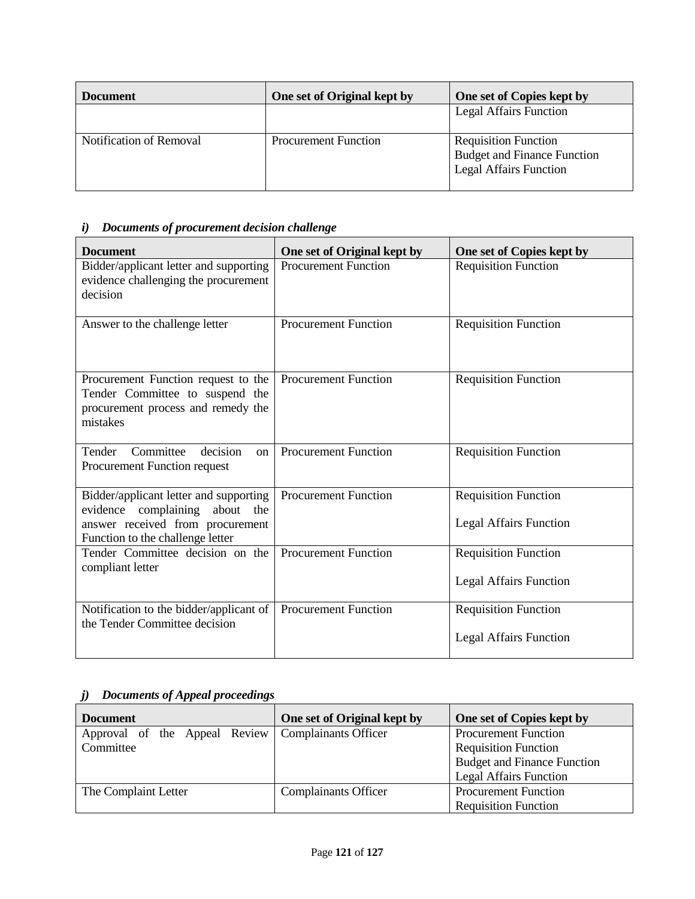| Document | One set of Original kept by | One set of Copies kept by |
| --- | --- | --- |
| | | Legal Affairs Function |
| Notification of Removal | Procurement Function | Requisition Function<br>Budget and Finance Function<br>Legal Affairs Function |

### *i) Documents of procurement decision challenge*

| Document | One set of Original kept by | One set of Copies kept by |
| --- | --- | --- |
| Bidder/applicant letter and supporting evidence challenging the procurement decision | Procurement Function | Requisition Function |
| Answer to the challenge letter | Procurement Function | Requisition Function |
| Procurement Function request to the Tender Committee to suspend the procurement process and remedy the mistakes | Procurement Function | Requisition Function |
| Tender Committee decision on Procurement Function request | Procurement Function | Requisition Function |
| Bidder/applicant letter and supporting evidence complaining about the answer received from procurement Function to the challenge letter | Procurement Function | Requisition Function<br>Legal Affairs Function |
| Tender Committee decision on the compliant letter | Procurement Function | Requisition Function<br>Legal Affairs Function |
| Notification to the bidder/applicant of the Tender Committee decision | Procurement Function | Requisition Function<br>Legal Affairs Function |

### *j) Documents of Appeal proceedings*

| Document | One set of Original kept by | One set of Copies kept by |
| --- | --- | --- |
| Approval of the Appeal Review Committee | Complainants Officer | Procurement Function<br>Requisition Function<br>Budget and Finance Function<br>Legal Affairs Function |
| The Complaint Letter | Complainants Officer | Procurement Function<br>Requisition Function |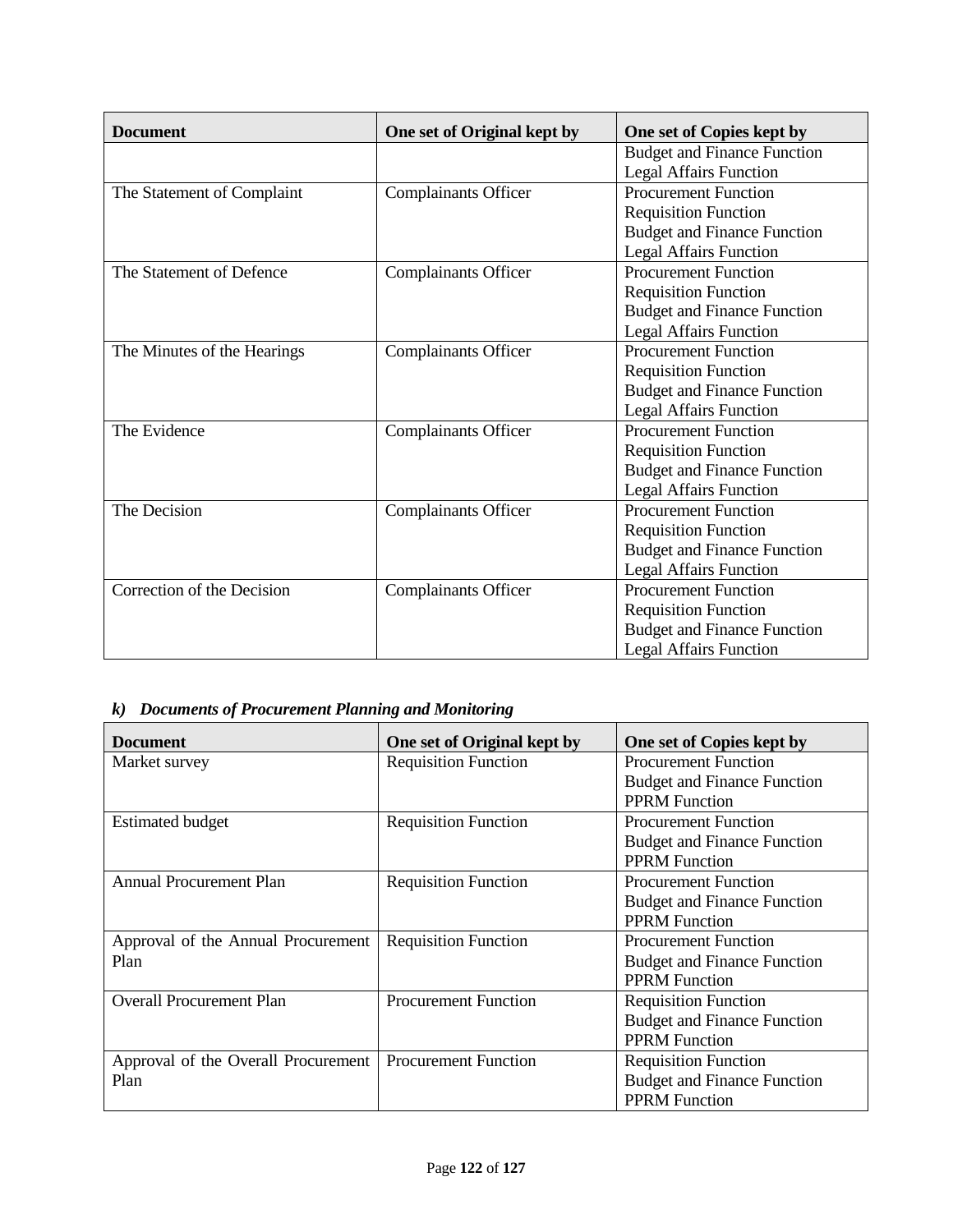| Document | One set of Original kept by | One set of Copies kept by |
|---|---|---|
| | | Budget and Finance Function<br>Legal Affairs Function |
| The Statement of Complaint | Complainants Officer | Procurement Function<br>Requisition Function<br>Budget and Finance Function<br>Legal Affairs Function |
| The Statement of Defence | Complainants Officer | Procurement Function<br>Requisition Function<br>Budget and Finance Function<br>Legal Affairs Function |
| The Minutes of the Hearings | Complainants Officer | Procurement Function<br>Requisition Function<br>Budget and Finance Function<br>Legal Affairs Function |
| The Evidence | Complainants Officer | Procurement Function<br>Requisition Function<br>Budget and Finance Function<br>Legal Affairs Function |
| The Decision | Complainants Officer | Procurement Function<br>Requisition Function<br>Budget and Finance Function<br>Legal Affairs Function |
| Correction of the Decision | Complainants Officer | Procurement Function<br>Requisition Function<br>Budget and Finance Function<br>Legal Affairs Function |

### *k) Documents of Procurement Planning and Monitoring*

| Document | One set of Original kept by | One set of Copies kept by |
|---|---|---|
| Market survey | Requisition Function | Procurement Function<br>Budget and Finance Function<br>PPRM Function |
| Estimated budget | Requisition Function | Procurement Function<br>Budget and Finance Function<br>PPRM Function |
| Annual Procurement Plan | Requisition Function | Procurement Function<br>Budget and Finance Function<br>PPRM Function |
| Approval of the Annual Procurement Plan | Requisition Function | Procurement Function<br>Budget and Finance Function<br>PPRM Function |
| Overall Procurement Plan | Procurement Function | Requisition Function<br>Budget and Finance Function<br>PPRM Function |
| Approval of the Overall Procurement Plan | Procurement Function | Requisition Function<br>Budget and Finance Function<br>PPRM Function |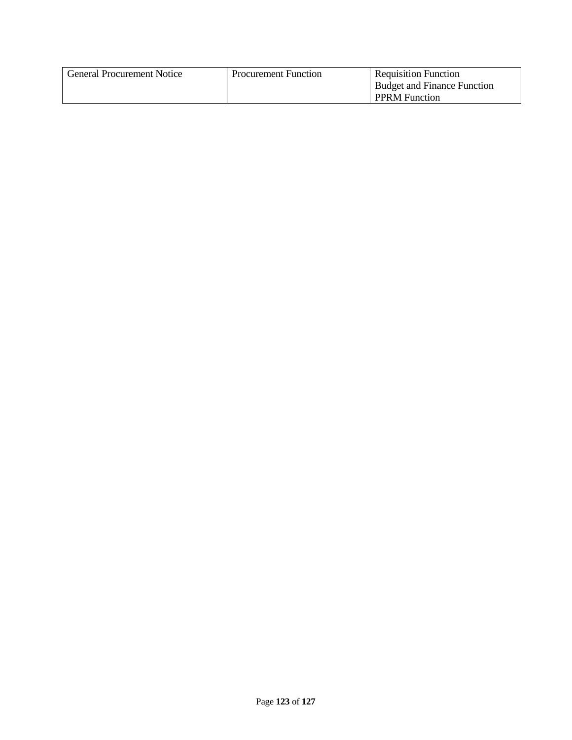| General Procurement Notice | Procurement Function | Requisition Function<br>Budget and Finance Function<br>PPRM Function |
| --- | --- | --- |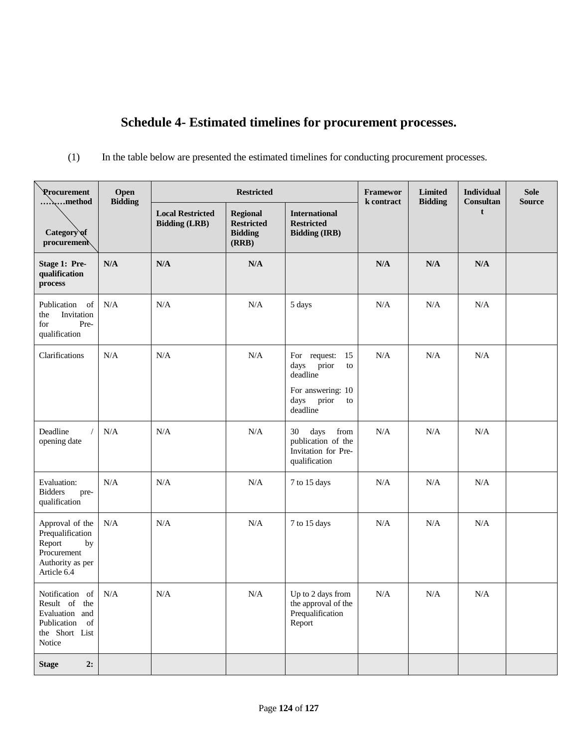# Schedule 4- Estimated timelines for procurement processes.

(1) In the table below are presented the estimated timelines for conducting procurement processes.

| Procurement ………method / Category of procurement | Open Bidding | Restricted | | | Framework contract | Limited Bidding | Individual Consultant | Sole Source |
|---|---|---|---|---|---|---|---|---|
| | | Local Restricted Bidding (LRB) | Regional Restricted Bidding (RRB) | International Restricted Bidding (IRB) | | | | |
| **Stage 1: Pre-qualification process** | **N/A** | **N/A** | **N/A** | | **N/A** | **N/A** | **N/A** | |
| Publication of the Invitation for Pre-qualification | N/A | N/A | N/A | 5 days | N/A | N/A | N/A | |
| Clarifications | N/A | N/A | N/A | For request: 15 days prior to deadline<br>For answering: 10 days prior to deadline | N/A | N/A | N/A | |
| Deadline / opening date | N/A | N/A | N/A | 30 days from publication of the Invitation for Pre-qualification | N/A | N/A | N/A | |
| Evaluation: Bidders pre-qualification | N/A | N/A | N/A | 7 to 15 days | N/A | N/A | N/A | |
| Approval of the Prequalification Report by Procurement Authority as per Article 6.4 | N/A | N/A | N/A | 7 to 15 days | N/A | N/A | N/A | |
| Notification of Result of the Evaluation and Publication of the Short List Notice | N/A | N/A | N/A | Up to 2 days from the approval of the Prequalification Report | N/A | N/A | N/A | |
| **Stage 2:** | | | | | | | | |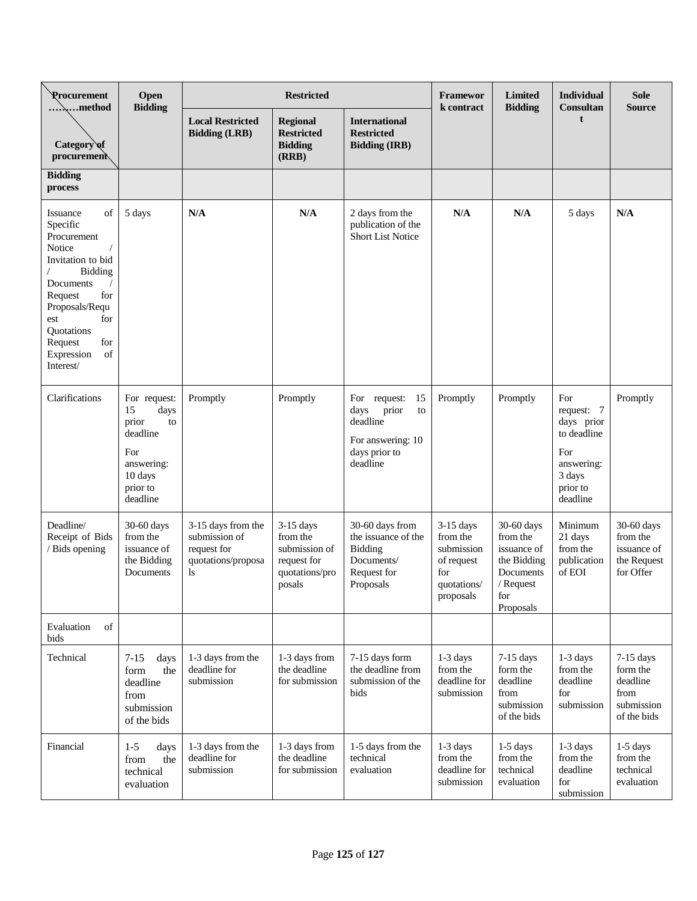| Procurement ………method / Category of procurement | Open Bidding | Restricted | | | Framework contract | Limited Bidding | Individual Consultant | Sole Source |
|---|---|---|---|---|---|---|---|---|
| | | **Local Restricted Bidding (LRB)** | **Regional Restricted Bidding (RRB)** | **International Restricted Bidding (IRB)** | | | | |
| **Bidding process** | | | | | | | | |
| Issuance of Specific Procurement Notice / Invitation to bid / Bidding Documents / Request for Proposals/Request for Quotations Request for Expression of Interest/ | 5 days | **N/A** | **N/A** | 2 days from the publication of the Short List Notice | **N/A** | **N/A** | 5 days | **N/A** |
| Clarifications | For request: 15 days prior to deadline<br>For answering: 10 days prior to deadline | Promptly | Promptly | For request: 15 days prior to deadline<br>For answering: 10 days prior to deadline | Promptly | Promptly | For request: 7 days prior to deadline<br>For answering: 3 days prior to deadline | Promptly |
| Deadline/ Receipt of Bids / Bids opening | 30-60 days from the issuance of the Bidding Documents | 3-15 days from the submission of request for quotations/proposals | 3-15 days from the submission of request for quotations/proposals | 30-60 days from the issuance of the Bidding Documents/ Request for Proposals | 3-15 days from the submission of request for quotations/ proposals | 30-60 days from the issuance of the Bidding Documents / Request for Proposals | Minimum 21 days from the publication of EOI | 30-60 days from the issuance of the Request for Offer |
| Evaluation of bids | | | | | | | | |
| Technical | 7-15 days form the deadline from submission of the bids | 1-3 days from the deadline for submission | 1-3 days from the deadline for submission | 7-15 days form the deadline from submission of the bids | 1-3 days from the deadline for submission | 7-15 days form the deadline from submission of the bids | 1-3 days from the deadline for submission | 7-15 days form the deadline from submission of the bids |
| Financial | 1-5 days from the technical evaluation | 1-3 days from the deadline for submission | 1-3 days from the deadline for submission | 1-5 days from the technical evaluation | 1-3 days from the deadline for submission | 1-5 days from the technical evaluation | 1-3 days from the deadline for submission | 1-5 days from the technical evaluation |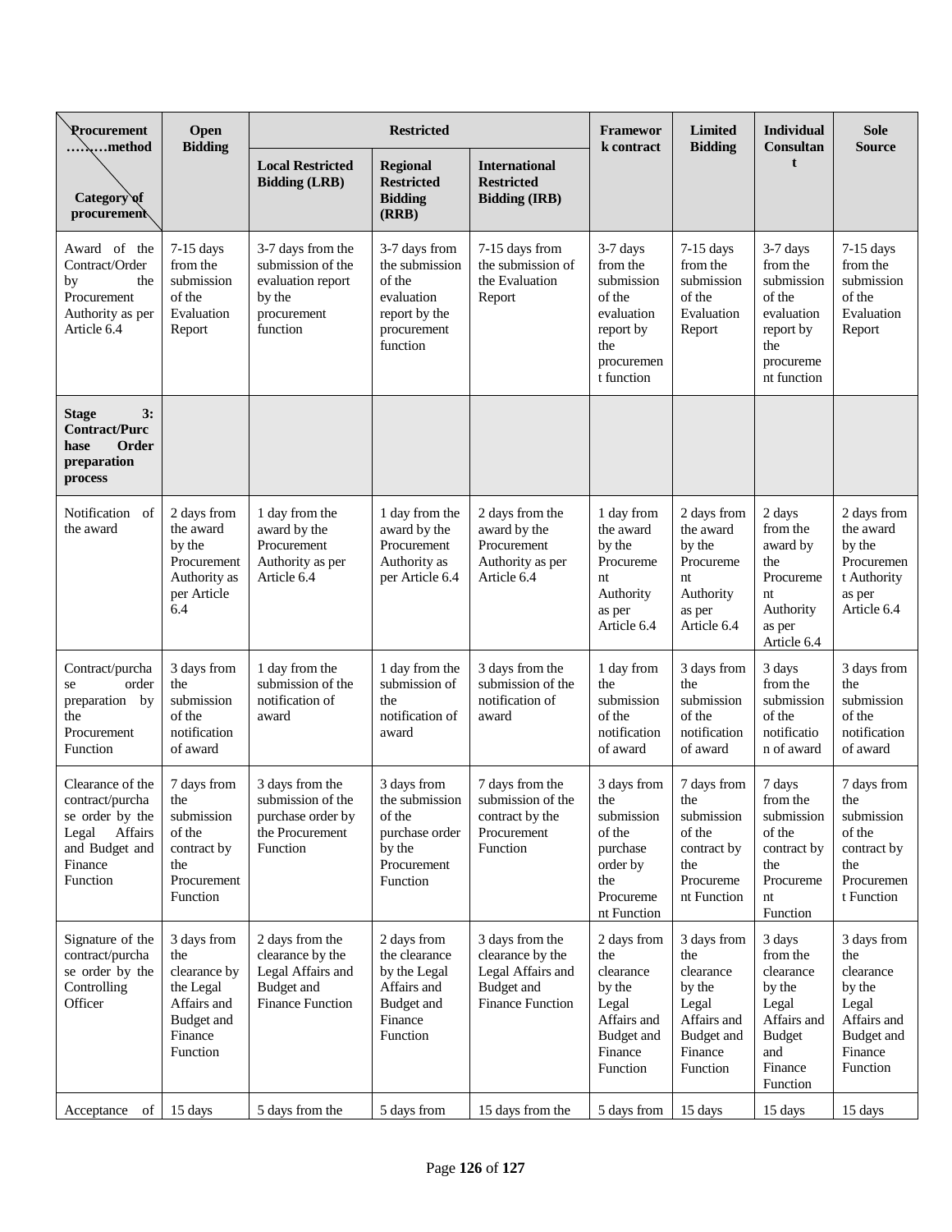| Procurement ……..method / Category of procurement | Open Bidding | Restricted | | | Framework contract | Limited Bidding | Individual Consultant | Sole Source |
|---|---|---|---|---|---|---|---|---|
| | | Local Restricted Bidding (LRB) | Regional Restricted Bidding (RRB) | International Restricted Bidding (IRB) | | | | |
| Award of the Contract/Order by the Procurement Authority as per Article 6.4 | 7-15 days from the submission of the Evaluation Report | 3-7 days from the submission of the evaluation report by the procurement function | 3-7 days from the submission of the evaluation report by the procurement function | 7-15 days from the submission of the Evaluation Report | 3-7 days from the submission of the evaluation report by the procurement function | 7-15 days from the submission of the Evaluation Report | 3-7 days from the submission of the evaluation report by the procurement function | 7-15 days from the submission of the Evaluation Report |
| **Stage 3: Contract/Purchase Order preparation process** | | | | | | | | |
| Notification of the award | 2 days from the award by the Procurement Authority as per Article 6.4 | 1 day from the award by the Procurement Authority as per Article 6.4 | 1 day from the award by the Procurement Authority as per Article 6.4 | 2 days from the award by the Procurement Authority as per Article 6.4 | 1 day from the award by the Procurement Authority as per Article 6.4 | 2 days from the award by the Procurement Authority as per Article 6.4 | 2 days from the award by the Procurement Authority as per Article 6.4 | 2 days from the award by the Procurement Authority as per Article 6.4 |
| Contract/purchase order preparation by the Procurement Function | 3 days from the submission of the notification of award | 1 day from the submission of the notification of award | 1 day from the submission of the notification of award | 3 days from the submission of the notification of award | 1 day from the submission of the notification of award | 3 days from the submission of the notification of award | 3 days from the submission of the notification of award | 3 days from the submission of the notification of award |
| Clearance of the contract/purchase order by the Legal Affairs and Budget and Finance Function | 7 days from the submission of the contract by the Procurement Function | 3 days from the submission of the purchase order by the Procurement Function | 3 days from the submission of the purchase order by the Procurement Function | 7 days from the submission of the contract by the Procurement Function | 3 days from the submission of the purchase order by the Procurement Function | 7 days from the submission of the contract by the Procurement Function | 7 days from the submission of the contract by the Procurement Function | 7 days from the submission of the contract by the Procurement Function |
| Signature of the contract/purchase order by the Controlling Officer | 3 days from the clearance by the Legal Affairs and Budget and Finance Function | 2 days from the clearance by the Legal Affairs and Budget and Finance Function | 2 days from the clearance by the Legal Affairs and Budget and Finance Function | 3 days from the clearance by the Legal Affairs and Budget and Finance Function | 2 days from the clearance by the Legal Affairs and Budget and Finance Function | 3 days from the clearance by the Legal Affairs and Budget and Finance Function | 3 days from the clearance by the Legal Affairs and Budget and Finance Function | 3 days from the clearance by the Legal Affairs and Budget and Finance Function |
| Acceptance of | 15 days | 5 days from the | 5 days from | 15 days from the | 5 days from | 15 days | 15 days | 15 days |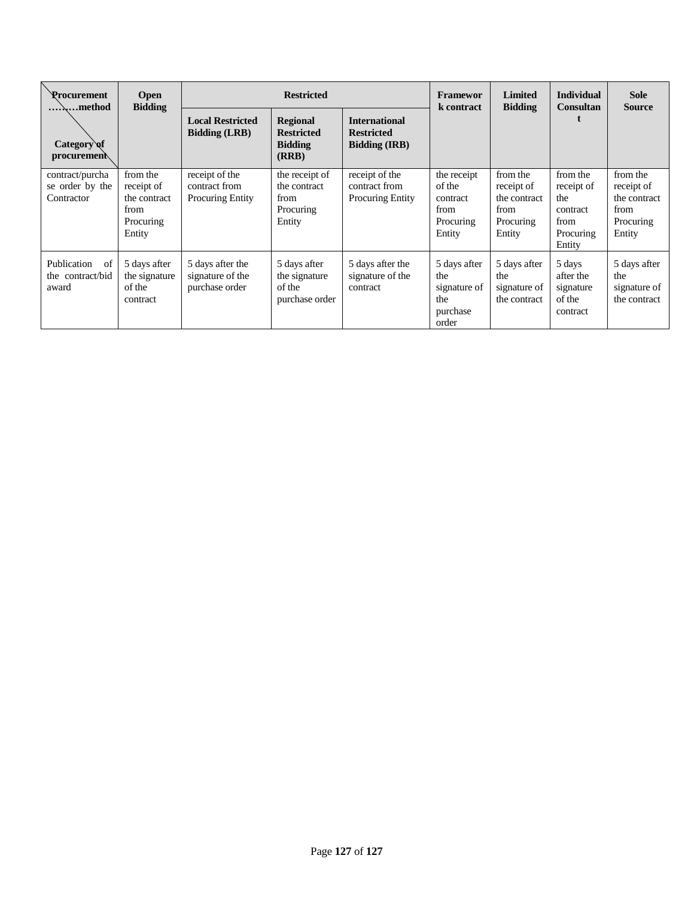| Procurement ………method / Category of procurement | Open Bidding | Restricted | | | Framework contract | Limited Bidding | Individual Consultant | Sole Source |
|---|---|---|---|---|---|---|---|---|
| | | Local Restricted Bidding (LRB) | Regional Restricted Bidding (RRB) | International Restricted Bidding (IRB) | | | | |
| contract/purchase order by the Contractor | from the receipt of the contract from Procuring Entity | receipt of the contract from Procuring Entity | the receipt of the contract from Procuring Entity | receipt of the contract from Procuring Entity | the receipt of the contract from Procuring Entity | from the receipt of the contract from Procuring Entity | from the receipt of the contract from Procuring Entity | from the receipt of the contract from Procuring Entity |
| Publication of the contract/bid award | 5 days after the signature of the contract | 5 days after the signature of the purchase order | 5 days after the signature of the purchase order | 5 days after the signature of the contract | 5 days after the signature of the purchase order | 5 days after the signature of the contract | 5 days after the signature of the contract | 5 days after the signature of the contract |